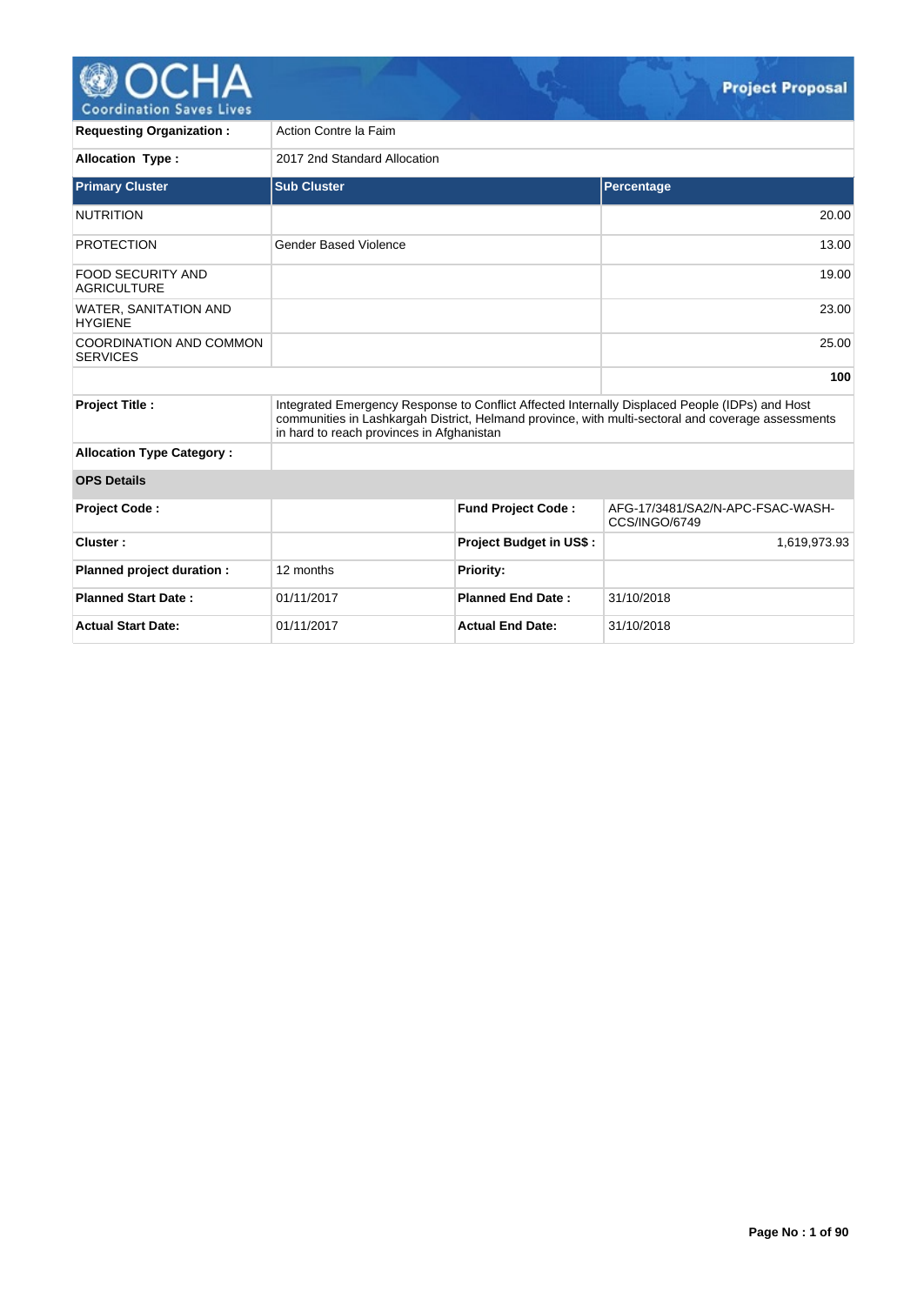# Project Proposal

| | |
|---|---|
| **Requesting Organization :** | Action Contre la Faim |
| **Allocation Type :** | 2017 2nd Standard Allocation |

| Primary Cluster | Sub Cluster | Percentage |
|---|---|---|
| NUTRITION | | 20.00 |
| PROTECTION | Gender Based Violence | 13.00 |
| FOOD SECURITY AND AGRICULTURE | | 19.00 |
| WATER, SANITATION AND HYGIENE | | 23.00 |
| COORDINATION AND COMMON SERVICES | | 25.00 |
| | | **100** |

| | |
|---|---|
| **Project Title :** | Integrated Emergency Response to Conflict Affected Internally Displaced People (IDPs) and Host communities in Lashkargah District, Helmand province, with multi-sectoral and coverage assessments in hard to reach provinces in Afghanistan |
| **Allocation Type Category :** | |

**OPS Details**

| | | | |
|---|---|---|---|
| **Project Code :** | | **Fund Project Code :** | AFG-17/3481/SA2/N-APC-FSAC-WASH-CCS/INGO/6749 |
| **Cluster :** | | **Project Budget in US$ :** | 1,619,973.93 |
| **Planned project duration :** | 12 months | **Priority:** | |
| **Planned Start Date :** | 01/11/2017 | **Planned End Date :** | 31/10/2018 |
| **Actual Start Date:** | 01/11/2017 | **Actual End Date:** | 31/10/2018 |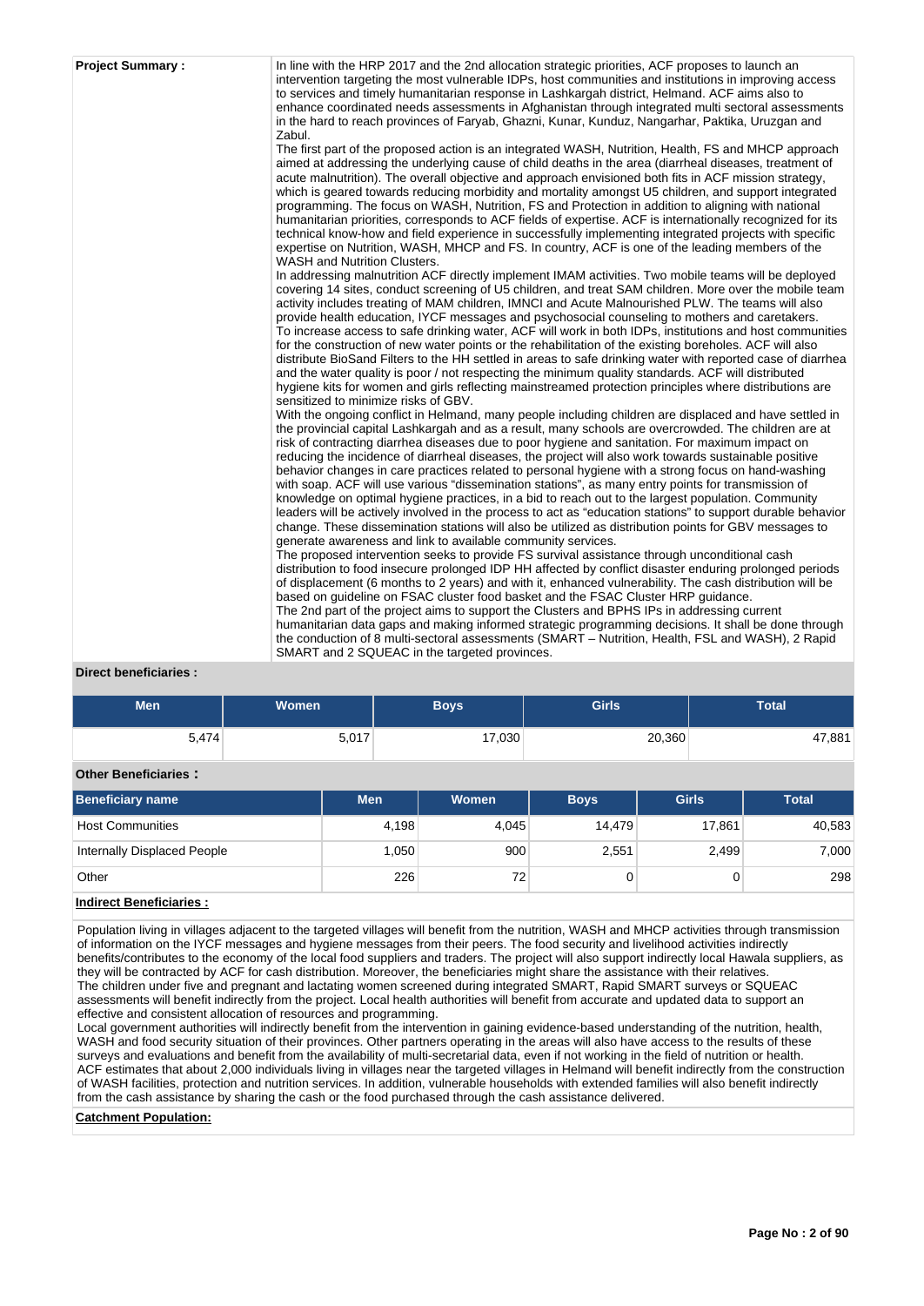**Project Summary :**

In line with the HRP 2017 and the 2nd allocation strategic priorities, ACF proposes to launch an intervention targeting the most vulnerable IDPs, host communities and institutions in improving access to services and timely humanitarian response in Lashkargah district, Helmand. ACF aims also to enhance coordinated needs assessments in Afghanistan through integrated multi sectoral assessments in the hard to reach provinces of Faryab, Ghazni, Kunar, Kunduz, Nangarhar, Paktika, Uruzgan and Zabul.
The first part of the proposed action is an integrated WASH, Nutrition, Health, FS and MHCP approach aimed at addressing the underlying cause of child deaths in the area (diarrheal diseases, treatment of acute malnutrition). The overall objective and approach envisioned both fits in ACF mission strategy, which is geared towards reducing morbidity and mortality amongst U5 children, and support integrated programming. The focus on WASH, Nutrition, FS and Protection in addition to aligning with national humanitarian priorities, corresponds to ACF fields of expertise. ACF is internationally recognized for its technical know-how and field experience in successfully implementing integrated projects with specific expertise on Nutrition, WASH, MHCP and FS. In country, ACF is one of the leading members of the WASH and Nutrition Clusters.
In addressing malnutrition ACF directly implement IMAM activities. Two mobile teams will be deployed covering 14 sites, conduct screening of U5 children, and treat SAM children. More over the mobile team activity includes treating of MAM children, IMNCI and Acute Malnourished PLW. The teams will also provide health education, IYCF messages and psychosocial counseling to mothers and caretakers.
To increase access to safe drinking water, ACF will work in both IDPs, institutions and host communities for the construction of new water points or the rehabilitation of the existing boreholes. ACF will also distribute BioSand Filters to the HH settled in areas to safe drinking water with reported case of diarrhea and the water quality is poor / not respecting the minimum quality standards. ACF will distributed hygiene kits for women and girls reflecting mainstreamed protection principles where distributions are sensitized to minimize risks of GBV.
With the ongoing conflict in Helmand, many people including children are displaced and have settled in the provincial capital Lashkargah and as a result, many schools are overcrowded. The children are at risk of contracting diarrhea diseases due to poor hygiene and sanitation. For maximum impact on reducing the incidence of diarrheal diseases, the project will also work towards sustainable positive behavior changes in care practices related to personal hygiene with a strong focus on hand-washing with soap. ACF will use various “dissemination stations”, as many entry points for transmission of knowledge on optimal hygiene practices, in a bid to reach out to the largest population. Community leaders will be actively involved in the process to act as “education stations” to support durable behavior change. These dissemination stations will also be utilized as distribution points for GBV messages to generate awareness and link to available community services.
The proposed intervention seeks to provide FS survival assistance through unconditional cash distribution to food insecure prolonged IDP HH affected by conflict disaster enduring prolonged periods of displacement (6 months to 2 years) and with it, enhanced vulnerability. The cash distribution will be based on guideline on FSAC cluster food basket and the FSAC Cluster HRP guidance.
The 2nd part of the project aims to support the Clusters and BPHS IPs in addressing current humanitarian data gaps and making informed strategic programming decisions. It shall be done through the conduction of 8 multi-sectoral assessments (SMART – Nutrition, Health, FSL and WASH), 2 Rapid SMART and 2 SQUEAC in the targeted provinces.

**Direct beneficiaries :**

| Men | Women | Boys | Girls | Total |
|---|---|---|---|---|
| 5,474 | 5,017 | 17,030 | 20,360 | 47,881 |

**Other Beneficiaries :**

| Beneficiary name | Men | Women | Boys | Girls | Total |
|---|---|---|---|---|---|
| Host Communities | 4,198 | 4,045 | 14,479 | 17,861 | 40,583 |
| Internally Displaced People | 1,050 | 900 | 2,551 | 2,499 | 7,000 |
| Other | 226 | 72 | 0 | 0 | 298 |

**Indirect Beneficiaries :**

Population living in villages adjacent to the targeted villages will benefit from the nutrition, WASH and MHCP activities through transmission of information on the IYCF messages and hygiene messages from their peers. The food security and livelihood activities indirectly benefits/contributes to the economy of the local food suppliers and traders. The project will also support indirectly local Hawala suppliers, as they will be contracted by ACF for cash distribution. Moreover, the beneficiaries might share the assistance with their relatives.
The children under five and pregnant and lactating women screened during integrated SMART, Rapid SMART surveys or SQUEAC assessments will benefit indirectly from the project. Local health authorities will benefit from accurate and updated data to support an effective and consistent allocation of resources and programming.
Local government authorities will indirectly benefit from the intervention in gaining evidence-based understanding of the nutrition, health, WASH and food security situation of their provinces. Other partners operating in the areas will also have access to the results of these surveys and evaluations and benefit from the availability of multi-secretarial data, even if not working in the field of nutrition or health.
ACF estimates that about 2,000 individuals living in villages near the targeted villages in Helmand will benefit indirectly from the construction of WASH facilities, protection and nutrition services. In addition, vulnerable households with extended families will also benefit indirectly from the cash assistance by sharing the cash or the food purchased through the cash assistance delivered.

**Catchment Population:**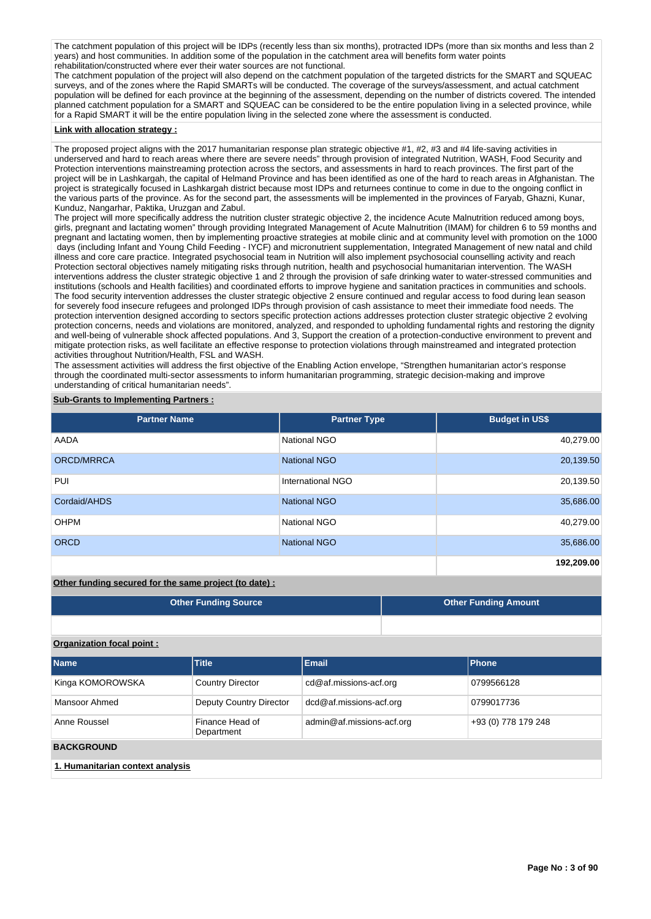The catchment population of this project will be IDPs (recently less than six months), protracted IDPs (more than six months and less than 2 years) and host communities. In addition some of the population in the catchment area will benefits form water points rehabilitation/constructed where ever their water sources are not functional.
The catchment population of the project will also depend on the catchment population of the targeted districts for the SMART and SQUEAC surveys, and of the zones where the Rapid SMARTs will be conducted. The coverage of the surveys/assessment, and actual catchment population will be defined for each province at the beginning of the assessment, depending on the number of districts covered. The intended planned catchment population for a SMART and SQUEAC can be considered to be the entire population living in a selected province, while for a Rapid SMART it will be the entire population living in the selected zone where the assessment is conducted.

**Link with allocation strategy :**

The proposed project aligns with the 2017 humanitarian response plan strategic objective #1, #2, #3 and #4 life-saving activities in underserved and hard to reach areas where there are severe needs" through provision of integrated Nutrition, WASH, Food Security and Protection interventions mainstreaming protection across the sectors, and assessments in hard to reach provinces. The first part of the project will be in Lashkargah, the capital of Helmand Province and has been identified as one of the hard to reach areas in Afghanistan. The project is strategically focused in Lashkargah district because most IDPs and returnees continue to come in due to the ongoing conflict in the various parts of the province. As for the second part, the assessments will be implemented in the provinces of Faryab, Ghazni, Kunar, Kunduz, Nangarhar, Paktika, Uruzgan and Zabul.
The project will more specifically address the nutrition cluster strategic objective 2, the incidence Acute Malnutrition reduced among boys, girls, pregnant and lactating women" through providing Integrated Management of Acute Malnutrition (IMAM) for children 6 to 59 months and pregnant and lactating women, then by implementing proactive strategies at mobile clinic and at community level with promotion on the 1000 days (including Infant and Young Child Feeding - IYCF) and micronutrient supplementation, Integrated Management of new natal and child illness and core care practice. Integrated psychosocial team in Nutrition will also implement psychosocial counselling activity and reach Protection sectoral objectives namely mitigating risks through nutrition, health and psychosocial humanitarian intervention. The WASH interventions address the cluster strategic objective 1 and 2 through the provision of safe drinking water to water-stressed communities and institutions (schools and Health facilities) and coordinated efforts to improve hygiene and sanitation practices in communities and schools. The food security intervention addresses the cluster strategic objective 2 ensure continued and regular access to food during lean season for severely food insecure refugees and prolonged IDPs through provision of cash assistance to meet their immediate food needs. The protection intervention designed according to sectors specific protection actions addresses protection cluster strategic objective 2 evolving protection concerns, needs and violations are monitored, analyzed, and responded to upholding fundamental rights and restoring the dignity and well-being of vulnerable shock affected populations. And 3, Support the creation of a protection-conductive environment to prevent and mitigate protection risks, as well facilitate an effective response to protection violations through mainstreamed and integrated protection activities throughout Nutrition/Health, FSL and WASH.
The assessment activities will address the first objective of the Enabling Action envelope, "Strengthen humanitarian actor's response through the coordinated multi-sector assessments to inform humanitarian programming, strategic decision-making and improve understanding of critical humanitarian needs".

**Sub-Grants to Implementing Partners :**

| Partner Name | Partner Type | Budget in US$ |
|---|---|---|
| AADA | National NGO | 40,279.00 |
| ORCD/MRRCA | National NGO | 20,139.50 |
| PUI | International NGO | 20,139.50 |
| Cordaid/AHDS | National NGO | 35,686.00 |
| OHPM | National NGO | 40,279.00 |
| ORCD | National NGO | 35,686.00 |
| | | **192,209.00** |

**Other funding secured for the same project (to date) :**

| Other Funding Source | Other Funding Amount |
|---|---|
| | |

**Organization focal point :**

| Name | Title | Email | Phone |
|---|---|---|---|
| Kinga KOMOROWSKA | Country Director | cd@af.missions-acf.org | 0799566128 |
| Mansoor Ahmed | Deputy Country Director | dcd@af.missions-acf.org | 0799017736 |
| Anne Roussel | Finance Head of Department | admin@af.missions-acf.org | +93 (0) 778 179 248 |

## BACKGROUND

**1. Humanitarian context analysis**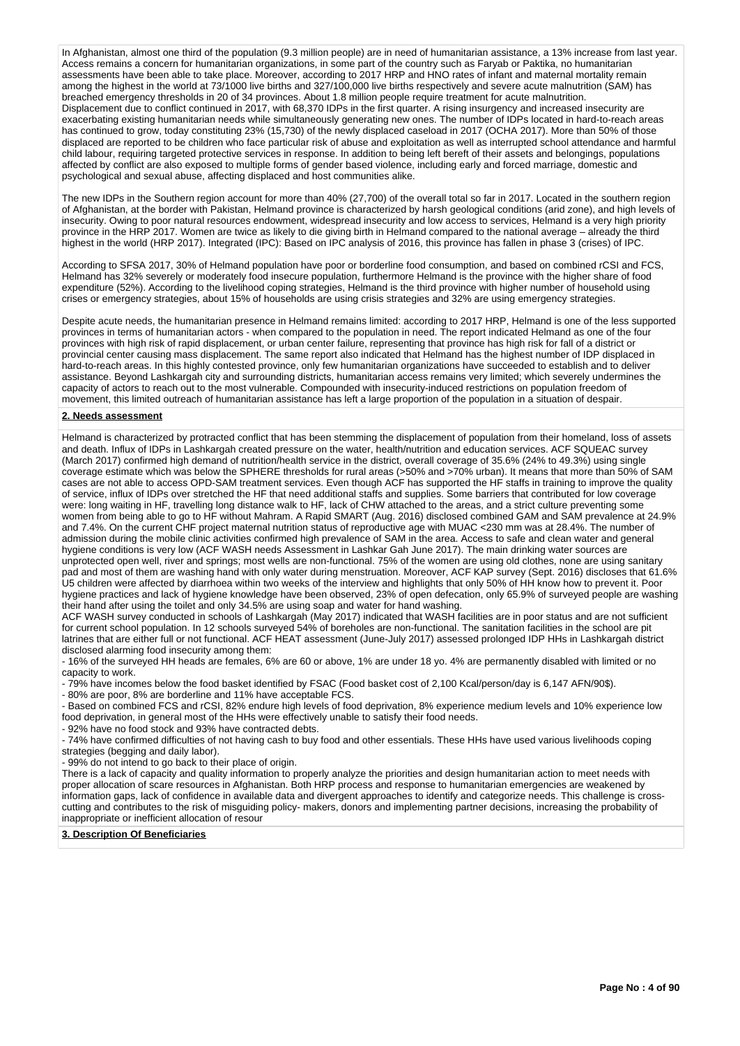In Afghanistan, almost one third of the population (9.3 million people) are in need of humanitarian assistance, a 13% increase from last year. Access remains a concern for humanitarian organizations, in some part of the country such as Faryab or Paktika, no humanitarian assessments have been able to take place. Moreover, according to 2017 HRP and HNO rates of infant and maternal mortality remain among the highest in the world at 73/1000 live births and 327/100,000 live births respectively and severe acute malnutrition (SAM) has breached emergency thresholds in 20 of 34 provinces. About 1.8 million people require treatment for acute malnutrition.
Displacement due to conflict continued in 2017, with 68,370 IDPs in the first quarter. A rising insurgency and increased insecurity are exacerbating existing humanitarian needs while simultaneously generating new ones. The number of IDPs located in hard-to-reach areas has continued to grow, today constituting 23% (15,730) of the newly displaced caseload in 2017 (OCHA 2017). More than 50% of those displaced are reported to be children who face particular risk of abuse and exploitation as well as interrupted school attendance and harmful child labour, requiring targeted protective services in response. In addition to being left bereft of their assets and belongings, populations affected by conflict are also exposed to multiple forms of gender based violence, including early and forced marriage, domestic and psychological and sexual abuse, affecting displaced and host communities alike.

The new IDPs in the Southern region account for more than 40% (27,700) of the overall total so far in 2017. Located in the southern region of Afghanistan, at the border with Pakistan, Helmand province is characterized by harsh geological conditions (arid zone), and high levels of insecurity. Owing to poor natural resources endowment, widespread insecurity and low access to services, Helmand is a very high priority province in the HRP 2017. Women are twice as likely to die giving birth in Helmand compared to the national average – already the third highest in the world (HRP 2017). Integrated (IPC): Based on IPC analysis of 2016, this province has fallen in phase 3 (crises) of IPC.

According to SFSA 2017, 30% of Helmand population have poor or borderline food consumption, and based on combined rCSI and FCS, Helmand has 32% severely or moderately food insecure population, furthermore Helmand is the province with the higher share of food expenditure (52%). According to the livelihood coping strategies, Helmand is the third province with higher number of household using crises or emergency strategies, about 15% of households are using crisis strategies and 32% are using emergency strategies.

Despite acute needs, the humanitarian presence in Helmand remains limited: according to 2017 HRP, Helmand is one of the less supported provinces in terms of humanitarian actors - when compared to the population in need. The report indicated Helmand as one of the four provinces with high risk of rapid displacement, or urban center failure, representing that province has high risk for fall of a district or provincial center causing mass displacement. The same report also indicated that Helmand has the highest number of IDP displaced in hard-to-reach areas. In this highly contested province, only few humanitarian organizations have succeeded to establish and to deliver assistance. Beyond Lashkargah city and surrounding districts, humanitarian access remains very limited; which severely undermines the capacity of actors to reach out to the most vulnerable. Compounded with insecurity-induced restrictions on population freedom of movement, this limited outreach of humanitarian assistance has left a large proportion of the population in a situation of despair.

**2. Needs assessment**

Helmand is characterized by protracted conflict that has been stemming the displacement of population from their homeland, loss of assets and death. Influx of IDPs in Lashkargah created pressure on the water, health/nutrition and education services. ACF SQUEAC survey (March 2017) confirmed high demand of nutrition/health service in the district, overall coverage of 35.6% (24% to 49.3%) using single coverage estimate which was below the SPHERE thresholds for rural areas (>50% and >70% urban). It means that more than 50% of SAM cases are not able to access OPD-SAM treatment services. Even though ACF has supported the HF staffs in training to improve the quality of service, influx of IDPs over stretched the HF that need additional staffs and supplies. Some barriers that contributed for low coverage were: long waiting in HF, travelling long distance walk to HF, lack of CHW attached to the areas, and a strict culture preventing some women from being able to go to HF without Mahram. A Rapid SMART (Aug. 2016) disclosed combined GAM and SAM prevalence at 24.9% and 7.4%. On the current CHF project maternal nutrition status of reproductive age with MUAC <230 mm was at 28.4%. The number of admission during the mobile clinic activities confirmed high prevalence of SAM in the area. Access to safe and clean water and general hygiene conditions is very low (ACF WASH needs Assessment in Lashkar Gah June 2017). The main drinking water sources are unprotected open well, river and springs; most wells are non-functional. 75% of the women are using old clothes, none are using sanitary pad and most of them are washing hand with only water during menstruation. Moreover, ACF KAP survey (Sept. 2016) discloses that 61.6% U5 children were affected by diarrhoea within two weeks of the interview and highlights that only 50% of HH know how to prevent it. Poor hygiene practices and lack of hygiene knowledge have been observed, 23% of open defecation, only 65.9% of surveyed people are washing their hand after using the toilet and only 34.5% are using soap and water for hand washing.
ACF WASH survey conducted in schools of Lashkargah (May 2017) indicated that WASH facilities are in poor status and are not sufficient for current school population. In 12 schools surveyed 54% of boreholes are non-functional. The sanitation facilities in the school are pit latrines that are either full or not functional. ACF HEAT assessment (June-July 2017) assessed prolonged IDP HHs in Lashkargah district disclosed alarming food insecurity among them:
- 16% of the surveyed HH heads are females, 6% are 60 or above, 1% are under 18 yo. 4% are permanently disabled with limited or no capacity to work.
- 79% have incomes below the food basket identified by FSAC (Food basket cost of 2,100 Kcal/person/day is 6,147 AFN/90$).
- 80% are poor, 8% are borderline and 11% have acceptable FCS.
- Based on combined FCS and rCSI, 82% endure high levels of food deprivation, 8% experience medium levels and 10% experience low food deprivation, in general most of the HHs were effectively unable to satisfy their food needs.
- 92% have no food stock and 93% have contracted debts.
- 74% have confirmed difficulties of not having cash to buy food and other essentials. These HHs have used various livelihoods coping strategies (begging and daily labor).
- 99% do not intend to go back to their place of origin.
There is a lack of capacity and quality information to properly analyze the priorities and design humanitarian action to meet needs with proper allocation of scare resources in Afghanistan. Both HRP process and response to humanitarian emergencies are weakened by information gaps, lack of confidence in available data and divergent approaches to identify and categorize needs. This challenge is cross-cutting and contributes to the risk of misguiding policy- makers, donors and implementing partner decisions, increasing the probability of inappropriate or inefficient allocation of resour

**3. Description Of Beneficiaries**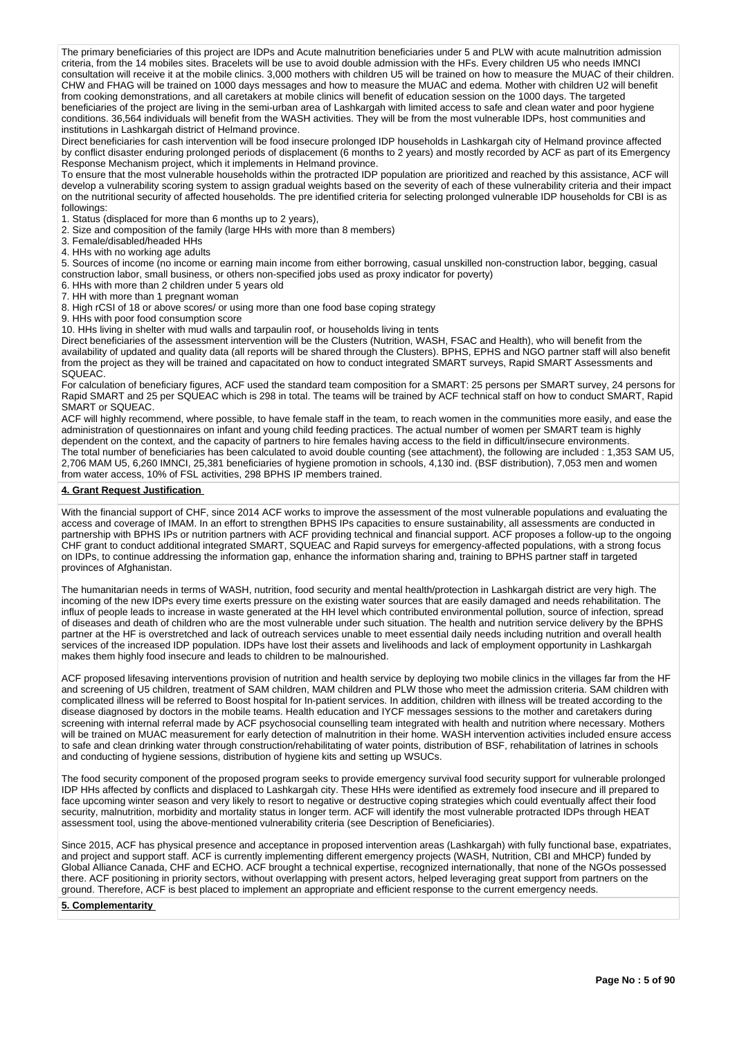The primary beneficiaries of this project are IDPs and Acute malnutrition beneficiaries under 5 and PLW with acute malnutrition admission criteria, from the 14 mobiles sites. Bracelets will be use to avoid double admission with the HFs. Every children U5 who needs IMNCI consultation will receive it at the mobile clinics. 3,000 mothers with children U5 will be trained on how to measure the MUAC of their children. CHW and FHAG will be trained on 1000 days messages and how to measure the MUAC and edema. Mother with children U2 will benefit from cooking demonstrations, and all caretakers at mobile clinics will benefit of education session on the 1000 days. The targeted beneficiaries of the project are living in the semi-urban area of Lashkargah with limited access to safe and clean water and poor hygiene conditions. 36,564 individuals will benefit from the WASH activities. They will be from the most vulnerable IDPs, host communities and institutions in Lashkargah district of Helmand province.

Direct beneficiaries for cash intervention will be food insecure prolonged IDP households in Lashkargah city of Helmand province affected by conflict disaster enduring prolonged periods of displacement (6 months to 2 years) and mostly recorded by ACF as part of its Emergency Response Mechanism project, which it implements in Helmand province.

To ensure that the most vulnerable households within the protracted IDP population are prioritized and reached by this assistance, ACF will develop a vulnerability scoring system to assign gradual weights based on the severity of each of these vulnerability criteria and their impact on the nutritional security of affected households. The pre identified criteria for selecting prolonged vulnerable IDP households for CBI is as followings:

1. Status (displaced for more than 6 months up to 2 years),
2. Size and composition of the family (large HHs with more than 8 members)
3. Female/disabled/headed HHs
4. HHs with no working age adults
5. Sources of income (no income or earning main income from either borrowing, casual unskilled non-construction labor, begging, casual construction labor, small business, or others non-specified jobs used as proxy indicator for poverty)
6. HHs with more than 2 children under 5 years old
7. HH with more than 1 pregnant woman
8. High rCSI of 18 or above scores/ or using more than one food base coping strategy
9. HHs with poor food consumption score
10. HHs living in shelter with mud walls and tarpaulin roof, or households living in tents

Direct beneficiaries of the assessment intervention will be the Clusters (Nutrition, WASH, FSAC and Health), who will benefit from the availability of updated and quality data (all reports will be shared through the Clusters). BPHS, EPHS and NGO partner staff will also benefit from the project as they will be trained and capacitated on how to conduct integrated SMART surveys, Rapid SMART Assessments and SQUEAC.

For calculation of beneficiary figures, ACF used the standard team composition for a SMART: 25 persons per SMART survey, 24 persons for Rapid SMART and 25 per SQUEAC which is 298 in total. The teams will be trained by ACF technical staff on how to conduct SMART, Rapid SMART or SQUEAC.

ACF will highly recommend, where possible, to have female staff in the team, to reach women in the communities more easily, and ease the administration of questionnaires on infant and young child feeding practices. The actual number of women per SMART team is highly dependent on the context, and the capacity of partners to hire females having access to the field in difficult/insecure environments.

The total number of beneficiaries has been calculated to avoid double counting (see attachment), the following are included : 1,353 SAM U5, 2,706 MAM U5, 6,260 IMNCI, 25,381 beneficiaries of hygiene promotion in schools, 4,130 ind. (BSF distribution), 7,053 men and women from water access, 10% of FSL activities, 298 BPHS IP members trained.

**4. Grant Request Justification**

With the financial support of CHF, since 2014 ACF works to improve the assessment of the most vulnerable populations and evaluating the access and coverage of IMAM. In an effort to strengthen BPHS IPs capacities to ensure sustainability, all assessments are conducted in partnership with BPHS IPs or nutrition partners with ACF providing technical and financial support. ACF proposes a follow-up to the ongoing CHF grant to conduct additional integrated SMART, SQUEAC and Rapid surveys for emergency-affected populations, with a strong focus on IDPs, to continue addressing the information gap, enhance the information sharing and, training to BPHS partner staff in targeted provinces of Afghanistan.

The humanitarian needs in terms of WASH, nutrition, food security and mental health/protection in Lashkargah district are very high. The incoming of the new IDPs every time exerts pressure on the existing water sources that are easily damaged and needs rehabilitation. The influx of people leads to increase in waste generated at the HH level which contributed environmental pollution, source of infection, spread of diseases and death of children who are the most vulnerable under such situation. The health and nutrition service delivery by the BPHS partner at the HF is overstretched and lack of outreach services unable to meet essential daily needs including nutrition and overall health services of the increased IDP population. IDPs have lost their assets and livelihoods and lack of employment opportunity in Lashkargah makes them highly food insecure and leads to children to be malnourished.

ACF proposed lifesaving interventions provision of nutrition and health service by deploying two mobile clinics in the villages far from the HF and screening of U5 children, treatment of SAM children, MAM children and PLW those who meet the admission criteria. SAM children with complicated illness will be referred to Boost hospital for In-patient services. In addition, children with illness will be treated according to the disease diagnosed by doctors in the mobile teams. Health education and IYCF messages sessions to the mother and caretakers during screening with internal referral made by ACF psychosocial counselling team integrated with health and nutrition where necessary. Mothers will be trained on MUAC measurement for early detection of malnutrition in their home. WASH intervention activities included ensure access to safe and clean drinking water through construction/rehabilitating of water points, distribution of BSF, rehabilitation of latrines in schools and conducting of hygiene sessions, distribution of hygiene kits and setting up WSUCs.

The food security component of the proposed program seeks to provide emergency survival food security support for vulnerable prolonged IDP HHs affected by conflicts and displaced to Lashkargah city. These HHs were identified as extremely food insecure and ill prepared to face upcoming winter season and very likely to resort to negative or destructive coping strategies which could eventually affect their food security, malnutrition, morbidity and mortality status in longer term. ACF will identify the most vulnerable protracted IDPs through HEAT assessment tool, using the above-mentioned vulnerability criteria (see Description of Beneficiaries).

Since 2015, ACF has physical presence and acceptance in proposed intervention areas (Lashkargah) with fully functional base, expatriates, and project and support staff. ACF is currently implementing different emergency projects (WASH, Nutrition, CBI and MHCP) funded by Global Alliance Canada, CHF and ECHO. ACF brought a technical expertise, recognized internationally, that none of the NGOs possessed there. ACF positioning in priority sectors, without overlapping with present actors, helped leveraging great support from partners on the ground. Therefore, ACF is best placed to implement an appropriate and efficient response to the current emergency needs.

**5. Complementarity**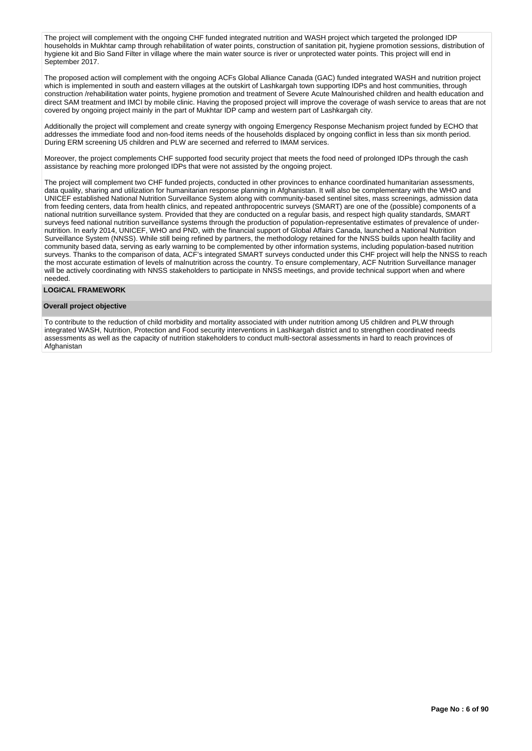The project will complement with the ongoing CHF funded integrated nutrition and WASH project which targeted the prolonged IDP households in Mukhtar camp through rehabilitation of water points, construction of sanitation pit, hygiene promotion sessions, distribution of hygiene kit and Bio Sand Filter in village where the main water source is river or unprotected water points. This project will end in September 2017.

The proposed action will complement with the ongoing ACFs Global Alliance Canada (GAC) funded integrated WASH and nutrition project which is implemented in south and eastern villages at the outskirt of Lashkargah town supporting IDPs and host communities, through construction /rehabilitation water points, hygiene promotion and treatment of Severe Acute Malnourished children and health education and direct SAM treatment and IMCI by mobile clinic. Having the proposed project will improve the coverage of wash service to areas that are not covered by ongoing project mainly in the part of Mukhtar IDP camp and western part of Lashkargah city.

Additionally the project will complement and create synergy with ongoing Emergency Response Mechanism project funded by ECHO that addresses the immediate food and non-food items needs of the households displaced by ongoing conflict in less than six month period. During ERM screening U5 children and PLW are secerned and referred to IMAM services.

Moreover, the project complements CHF supported food security project that meets the food need of prolonged IDPs through the cash assistance by reaching more prolonged IDPs that were not assisted by the ongoing project.

The project will complement two CHF funded projects, conducted in other provinces to enhance coordinated humanitarian assessments, data quality, sharing and utilization for humanitarian response planning in Afghanistan. It will also be complementary with the WHO and UNICEF established National Nutrition Surveillance System along with community-based sentinel sites, mass screenings, admission data from feeding centers, data from health clinics, and repeated anthropocentric surveys (SMART) are one of the (possible) components of a national nutrition surveillance system. Provided that they are conducted on a regular basis, and respect high quality standards, SMART surveys feed national nutrition surveillance systems through the production of population-representative estimates of prevalence of under-nutrition. In early 2014, UNICEF, WHO and PND, with the financial support of Global Affairs Canada, launched a National Nutrition Surveillance System (NNSS). While still being refined by partners, the methodology retained for the NNSS builds upon health facility and community based data, serving as early warning to be complemented by other information systems, including population-based nutrition surveys. Thanks to the comparison of data, ACF's integrated SMART surveys conducted under this CHF project will help the NNSS to reach the most accurate estimation of levels of malnutrition across the country. To ensure complementary, ACF Nutrition Surveillance manager will be actively coordinating with NNSS stakeholders to participate in NNSS meetings, and provide technical support when and where needed.

**LOGICAL FRAMEWORK**

**Overall project objective**

To contribute to the reduction of child morbidity and mortality associated with under nutrition among U5 children and PLW through integrated WASH, Nutrition, Protection and Food security interventions in Lashkargah district and to strengthen coordinated needs assessments as well as the capacity of nutrition stakeholders to conduct multi-sectoral assessments in hard to reach provinces of Afghanistan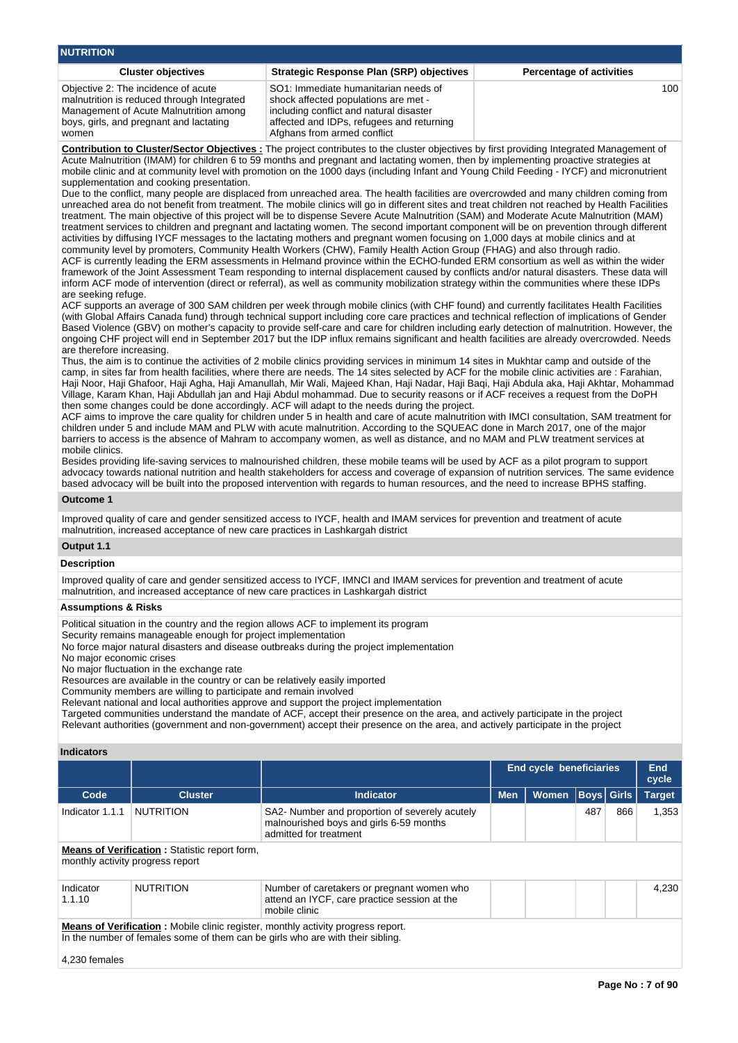## NUTRITION

| Cluster objectives | Strategic Response Plan (SRP) objectives | Percentage of activities |
|---|---|---|
| Objective 2: The incidence of acute malnutrition is reduced through Integrated Management of Acute Malnutrition among boys, girls, and pregnant and lactating women | SO1: Immediate humanitarian needs of shock affected populations are met - including conflict and natural disaster affected and IDPs, refugees and returning Afghans from armed conflict | 100 |

**Contribution to Cluster/Sector Objectives :** The project contributes to the cluster objectives by first providing Integrated Management of Acute Malnutrition (IMAM) for children 6 to 59 months and pregnant and lactating women, then by implementing proactive strategies at mobile clinic and at community level with promotion on the 1000 days (including Infant and Young Child Feeding - IYCF) and micronutrient supplementation and cooking presentation.
Due to the conflict, many people are displaced from unreached area. The health facilities are overcrowded and many children coming from unreached area do not benefit from treatment. The mobile clinics will go in different sites and treat children not reached by Health Facilities treatment. The main objective of this project will be to dispense Severe Acute Malnutrition (SAM) and Moderate Acute Malnutrition (MAM) treatment services to children and pregnant and lactating women. The second important component will be on prevention through different activities by diffusing IYCF messages to the lactating mothers and pregnant women focusing on 1,000 days at mobile clinics and at community level by promoters, Community Health Workers (CHW), Family Health Action Group (FHAG) and also through radio.
ACF is currently leading the ERM assessments in Helmand province within the ECHO-funded ERM consortium as well as within the wider framework of the Joint Assessment Team responding to internal displacement caused by conflicts and/or natural disasters. These data will inform ACF mode of intervention (direct or referral), as well as community mobilization strategy within the communities where these IDPs are seeking refuge.
ACF supports an average of 300 SAM children per week through mobile clinics (with CHF found) and currently facilitates Health Facilities (with Global Affairs Canada fund) through technical support including core care practices and technical reflection of implications of Gender Based Violence (GBV) on mother's capacity to provide self-care and care for children including early detection of malnutrition. However, the ongoing CHF project will end in September 2017 but the IDP influx remains significant and health facilities are already overcrowded. Needs are therefore increasing.
Thus, the aim is to continue the activities of 2 mobile clinics providing services in minimum 14 sites in Mukhtar camp and outside of the camp, in sites far from health facilities, where there are needs. The 14 sites selected by ACF for the mobile clinic activities are : Farahian, Haji Noor, Haji Ghafoor, Haji Agha, Haji Amanullah, Mir Wali, Majeed Khan, Haji Nadar, Haji Baqi, Haji Abdula aka, Haji Akhtar, Mohammad Village, Karam Khan, Haji Abdullah jan and Haji Abdul mohammad. Due to security reasons or if ACF receives a request from the DoPH then some changes could be done accordingly. ACF will adapt to the needs during the project.
ACF aims to improve the care quality for children under 5 in health and care of acute malnutrition with IMCI consultation, SAM treatment for children under 5 and include MAM and PLW with acute malnutrition. According to the SQUEAC done in March 2017, one of the major barriers to access is the absence of Mahram to accompany women, as well as distance, and no MAM and PLW treatment services at mobile clinics.
Besides providing life-saving services to malnourished children, these mobile teams will be used by ACF as a pilot program to support advocacy towards national nutrition and health stakeholders for access and coverage of expansion of nutrition services. The same evidence based advocacy will be built into the proposed intervention with regards to human resources, and the need to increase BPHS staffing.

### Outcome 1

Improved quality of care and gender sensitized access to IYCF, health and IMAM services for prevention and treatment of acute malnutrition, increased acceptance of new care practices in Lashkargah district

### Output 1.1

#### Description

Improved quality of care and gender sensitized access to IYCF, IMNCI and IMAM services for prevention and treatment of acute malnutrition, and increased acceptance of new care practices in Lashkargah district

#### Assumptions & Risks

Political situation in the country and the region allows ACF to implement its program
Security remains manageable enough for project implementation
No force major natural disasters and disease outbreaks during the project implementation
No major economic crises
No major fluctuation in the exchange rate
Resources are available in the country or can be relatively easily imported
Community members are willing to participate and remain involved
Relevant national and local authorities approve and support the project implementation
Targeted communities understand the mandate of ACF, accept their presence on the area, and actively participate in the project
Relevant authorities (government and non-government) accept their presence on the area, and actively participate in the project

#### Indicators

| | | | End cycle beneficiaries | | | | End cycle |
|---|---|---|---|---|---|---|---|
| **Code** | **Cluster** | **Indicator** | **Men** | **Women** | **Boys** | **Girls** | **Target** |
| Indicator 1.1.1 | NUTRITION | SA2- Number and proportion of severely acutely malnourished boys and girls 6-59 months admitted for treatment | | | 487 | 866 | 1,353 |

**Means of Verification :** Statistic report form, monthly activity progress report

| Code | Cluster | Indicator | Men | Women | Boys | Girls | Target |
|---|---|---|---|---|---|---|---|
| Indicator 1.1.10 | NUTRITION | Number of caretakers or pregnant women who attend an IYCF, care practice session at the mobile clinic | | | | | 4,230 |

**Means of Verification :** Mobile clinic register, monthly activity progress report.
In the number of females some of them can be girls who are with their sibling.

4,230 females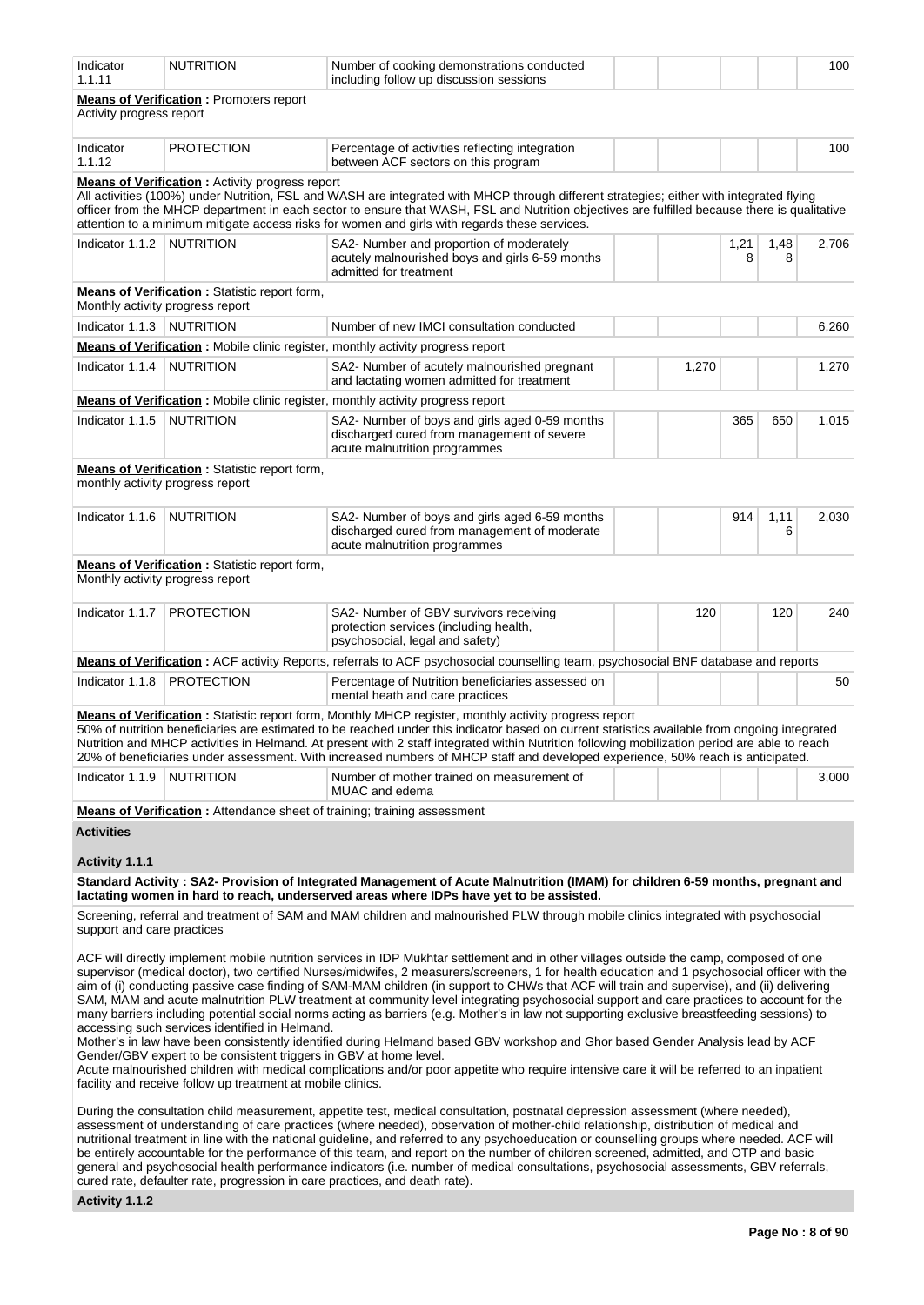| Indicator | Cluster | Description | Men | Women | Boys | Girls | Total |
|---|---|---|---|---|---|---|---|
| Indicator 1.1.11 | NUTRITION | Number of cooking demonstrations conducted including follow up discussion sessions | | | | | 100 |

**Means of Verification :** Promoters report
Activity progress report

| Indicator | Cluster | Description | Men | Women | Boys | Girls | Total |
|---|---|---|---|---|---|---|---|
| Indicator 1.1.12 | PROTECTION | Percentage of activities reflecting integration between ACF sectors on this program | | | | | 100 |

**Means of Verification :** Activity progress report
All activities (100%) under Nutrition, FSL and WASH are integrated with MHCP through different strategies; either with integrated flying officer from the MHCP department in each sector to ensure that WASH, FSL and Nutrition objectives are fulfilled because there is qualitative attention to a minimum mitigate access risks for women and girls with regards these services.

| Indicator | Cluster | Description | Men | Women | Boys | Girls | Total |
|---|---|---|---|---|---|---|---|
| Indicator 1.1.2 | NUTRITION | SA2- Number and proportion of moderately acutely malnourished boys and girls 6-59 months admitted for treatment | | | 1,218 | 1,488 | 2,706 |

**Means of Verification :** Statistic report form,
Monthly activity progress report

| Indicator | Cluster | Description | Men | Women | Boys | Girls | Total |
|---|---|---|---|---|---|---|---|
| Indicator 1.1.3 | NUTRITION | Number of new IMCI consultation conducted | | | | | 6,260 |

**Means of Verification :** Mobile clinic register, monthly activity progress report

| Indicator | Cluster | Description | Men | Women | Boys | Girls | Total |
|---|---|---|---|---|---|---|---|
| Indicator 1.1.4 | NUTRITION | SA2- Number of acutely malnourished pregnant and lactating women admitted for treatment | | 1,270 | | | 1,270 |

**Means of Verification :** Mobile clinic register, monthly activity progress report

| Indicator | Cluster | Description | Men | Women | Boys | Girls | Total |
|---|---|---|---|---|---|---|---|
| Indicator 1.1.5 | NUTRITION | SA2- Number of boys and girls aged 0-59 months discharged cured from management of severe acute malnutrition programmes | | | 365 | 650 | 1,015 |

**Means of Verification :** Statistic report form,
monthly activity progress report

| Indicator | Cluster | Description | Men | Women | Boys | Girls | Total |
|---|---|---|---|---|---|---|---|
| Indicator 1.1.6 | NUTRITION | SA2- Number of boys and girls aged 6-59 months discharged cured from management of moderate acute malnutrition programmes | | | 914 | 1,116 | 2,030 |

**Means of Verification :** Statistic report form,
Monthly activity progress report

| Indicator | Cluster | Description | Men | Women | Boys | Girls | Total |
|---|---|---|---|---|---|---|---|
| Indicator 1.1.7 | PROTECTION | SA2- Number of GBV survivors receiving protection services (including health, psychosocial, legal and safety) | | 120 | | 120 | 240 |

**Means of Verification :** ACF activity Reports, referrals to ACF psychosocial counselling team, psychosocial BNF database and reports

| Indicator | Cluster | Description | Men | Women | Boys | Girls | Total |
|---|---|---|---|---|---|---|---|
| Indicator 1.1.8 | PROTECTION | Percentage of Nutrition beneficiaries assessed on mental heath and care practices | | | | | 50 |

**Means of Verification :** Statistic report form, Monthly MHCP register, monthly activity progress report
50% of nutrition beneficiaries are estimated to be reached under this indicator based on current statistics available from ongoing integrated Nutrition and MHCP activities in Helmand. At present with 2 staff integrated within Nutrition following mobilization period are able to reach 20% of beneficiaries under assessment. With increased numbers of MHCP staff and developed experience, 50% reach is anticipated.

| Indicator | Cluster | Description | Men | Women | Boys | Girls | Total |
|---|---|---|---|---|---|---|---|
| Indicator 1.1.9 | NUTRITION | Number of mother trained on measurement of MUAC and edema | | | | | 3,000 |

**Means of Verification :** Attendance sheet of training; training assessment

## Activities

### Activity 1.1.1

**Standard Activity : SA2- Provision of Integrated Management of Acute Malnutrition (IMAM) for children 6-59 months, pregnant and lactating women in hard to reach, underserved areas where IDPs have yet to be assisted.**

Screening, referral and treatment of SAM and MAM children and malnourished PLW through mobile clinics integrated with psychosocial support and care practices

ACF will directly implement mobile nutrition services in IDP Mukhtar settlement and in other villages outside the camp, composed of one supervisor (medical doctor), two certified Nurses/midwifes, 2 measurers/screeners, 1 for health education and 1 psychosocial officer with the aim of (i) conducting passive case finding of SAM-MAM children (in support to CHWs that ACF will train and supervise), and (ii) delivering SAM, MAM and acute malnutrition PLW treatment at community level integrating psychosocial support and care practices to account for the many barriers including potential social norms acting as barriers (e.g. Mother's in law not supporting exclusive breastfeeding sessions) to accessing such services identified in Helmand.
Mother's in law have been consistently identified during Helmand based GBV workshop and Ghor based Gender Analysis lead by ACF Gender/GBV expert to be consistent triggers in GBV at home level.
Acute malnourished children with medical complications and/or poor appetite who require intensive care it will be referred to an inpatient facility and receive follow up treatment at mobile clinics.

During the consultation child measurement, appetite test, medical consultation, postnatal depression assessment (where needed), assessment of understanding of care practices (where needed), observation of mother-child relationship, distribution of medical and nutritional treatment in line with the national guideline, and referred to any psychoeducation or counselling groups where needed. ACF will be entirely accountable for the performance of this team, and report on the number of children screened, admitted, and OTP and basic general and psychosocial health performance indicators (i.e. number of medical consultations, psychosocial assessments, GBV referrals, cured rate, defaulter rate, progression in care practices, and death rate).

### Activity 1.1.2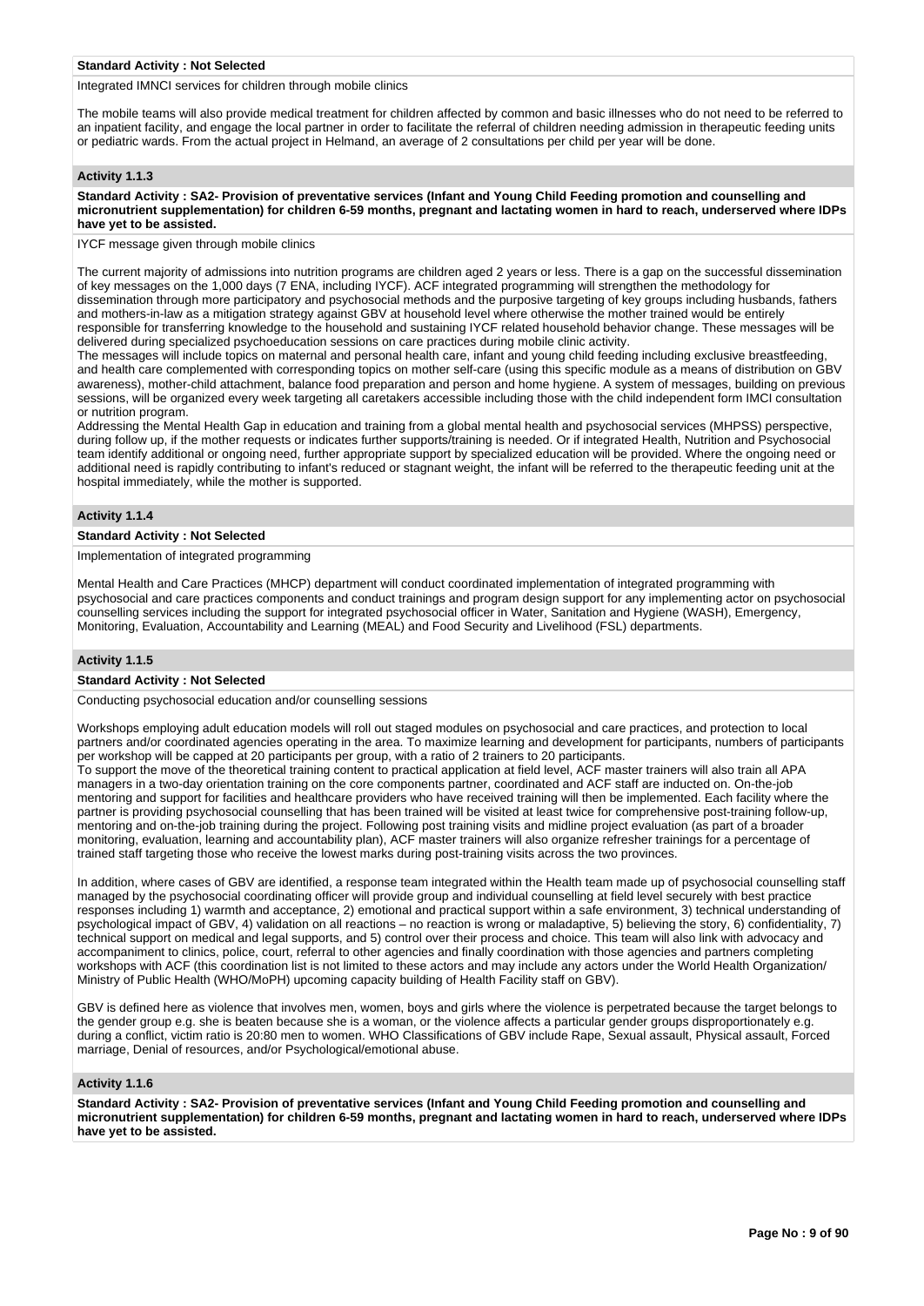**Standard Activity : Not Selected**

Integrated IMNCI services for children through mobile clinics

The mobile teams will also provide medical treatment for children affected by common and basic illnesses who do not need to be referred to an inpatient facility, and engage the local partner in order to facilitate the referral of children needing admission in therapeutic feeding units or pediatric wards. From the actual project in Helmand, an average of 2 consultations per child per year will be done.

### Activity 1.1.3

**Standard Activity : SA2- Provision of preventative services (Infant and Young Child Feeding promotion and counselling and micronutrient supplementation) for children 6-59 months, pregnant and lactating women in hard to reach, underserved where IDPs have yet to be assisted.**

IYCF message given through mobile clinics

The current majority of admissions into nutrition programs are children aged 2 years or less. There is a gap on the successful dissemination of key messages on the 1,000 days (7 ENA, including IYCF). ACF integrated programming will strengthen the methodology for dissemination through more participatory and psychosocial methods and the purposive targeting of key groups including husbands, fathers and mothers-in-law as a mitigation strategy against GBV at household level where otherwise the mother trained would be entirely responsible for transferring knowledge to the household and sustaining IYCF related household behavior change. These messages will be delivered during specialized psychoeducation sessions on care practices during mobile clinic activity.
The messages will include topics on maternal and personal health care, infant and young child feeding including exclusive breastfeeding, and health care complemented with corresponding topics on mother self-care (using this specific module as a means of distribution on GBV awareness), mother-child attachment, balance food preparation and person and home hygiene. A system of messages, building on previous sessions, will be organized every week targeting all caretakers accessible including those with the child independent form IMCI consultation or nutrition program.
Addressing the Mental Health Gap in education and training from a global mental health and psychosocial services (MHPSS) perspective, during follow up, if the mother requests or indicates further supports/training is needed. Or if integrated Health, Nutrition and Psychosocial team identify additional or ongoing need, further appropriate support by specialized education will be provided. Where the ongoing need or additional need is rapidly contributing to infant's reduced or stagnant weight, the infant will be referred to the therapeutic feeding unit at the hospital immediately, while the mother is supported.

### Activity 1.1.4

**Standard Activity : Not Selected**

Implementation of integrated programming

Mental Health and Care Practices (MHCP) department will conduct coordinated implementation of integrated programming with psychosocial and care practices components and conduct trainings and program design support for any implementing actor on psychosocial counselling services including the support for integrated psychosocial officer in Water, Sanitation and Hygiene (WASH), Emergency, Monitoring, Evaluation, Accountability and Learning (MEAL) and Food Security and Livelihood (FSL) departments.

### Activity 1.1.5

**Standard Activity : Not Selected**

Conducting psychosocial education and/or counselling sessions

Workshops employing adult education models will roll out staged modules on psychosocial and care practices, and protection to local partners and/or coordinated agencies operating in the area. To maximize learning and development for participants, numbers of participants per workshop will be capped at 20 participants per group, with a ratio of 2 trainers to 20 participants.
To support the move of the theoretical training content to practical application at field level, ACF master trainers will also train all APA managers in a two-day orientation training on the core components partner, coordinated and ACF staff are inducted on. On-the-job mentoring and support for facilities and healthcare providers who have received training will then be implemented. Each facility where the partner is providing psychosocial counselling that has been trained will be visited at least twice for comprehensive post-training follow-up, mentoring and on-the-job training during the project. Following post training visits and midline project evaluation (as part of a broader monitoring, evaluation, learning and accountability plan), ACF master trainers will also organize refresher trainings for a percentage of trained staff targeting those who receive the lowest marks during post-training visits across the two provinces.

In addition, where cases of GBV are identified, a response team integrated within the Health team made up of psychosocial counselling staff managed by the psychosocial coordinating officer will provide group and individual counselling at field level securely with best practice responses including 1) warmth and acceptance, 2) emotional and practical support within a safe environment, 3) technical understanding of psychological impact of GBV, 4) validation on all reactions – no reaction is wrong or maladaptive, 5) believing the story, 6) confidentiality, 7) technical support on medical and legal supports, and 5) control over their process and choice. This team will also link with advocacy and accompaniment to clinics, police, court, referral to other agencies and finally coordination with those agencies and partners completing workshops with ACF (this coordination list is not limited to these actors and may include any actors under the World Health Organization/ Ministry of Public Health (WHO/MoPH) upcoming capacity building of Health Facility staff on GBV).

GBV is defined here as violence that involves men, women, boys and girls where the violence is perpetrated because the target belongs to the gender group e.g. she is beaten because she is a woman, or the violence affects a particular gender groups disproportionately e.g. during a conflict, victim ratio is 20:80 men to women. WHO Classifications of GBV include Rape, Sexual assault, Physical assault, Forced marriage, Denial of resources, and/or Psychological/emotional abuse.

### Activity 1.1.6

**Standard Activity : SA2- Provision of preventative services (Infant and Young Child Feeding promotion and counselling and micronutrient supplementation) for children 6-59 months, pregnant and lactating women in hard to reach, underserved where IDPs have yet to be assisted.**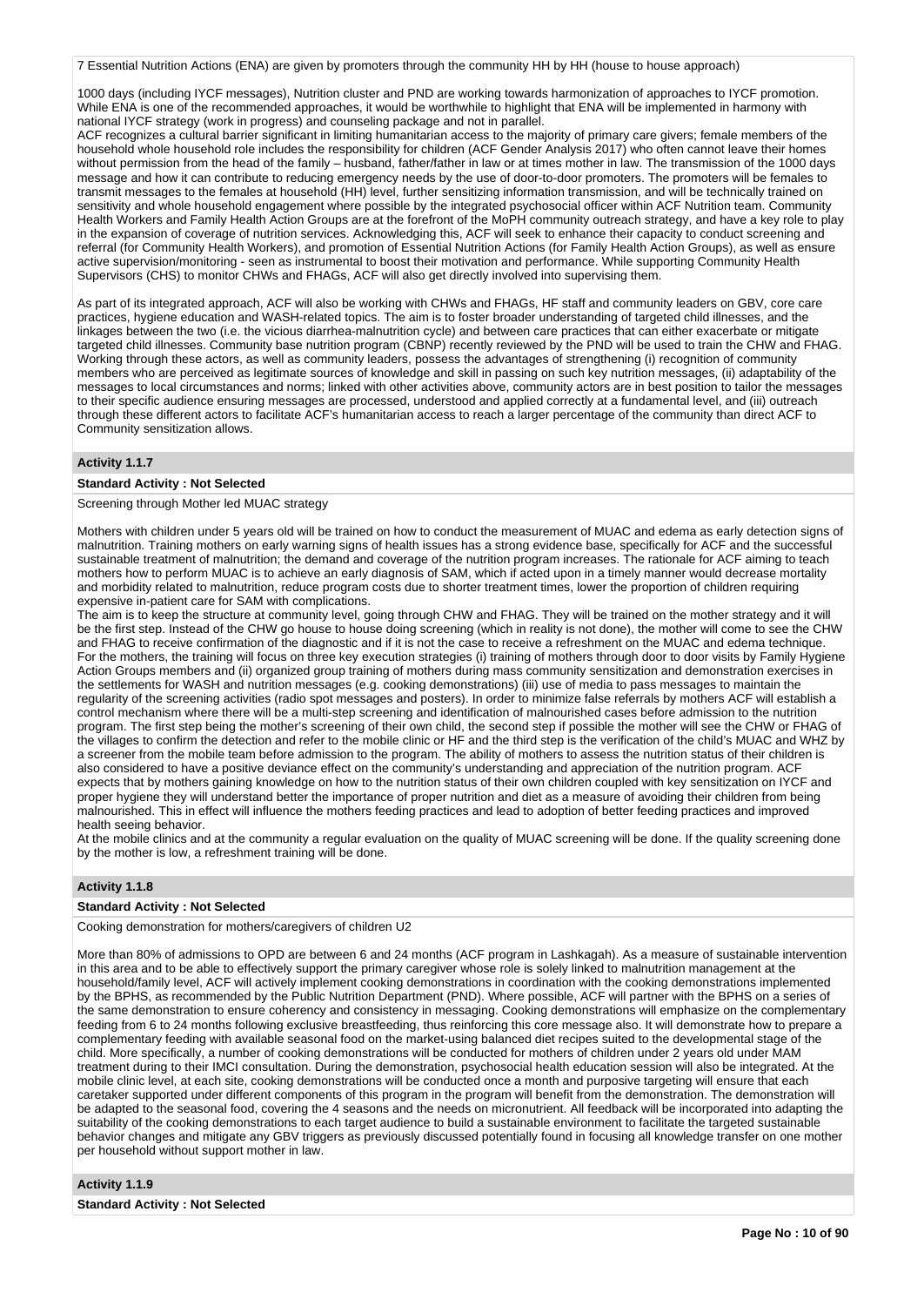7 Essential Nutrition Actions (ENA) are given by promoters through the community HH by HH (house to house approach)

1000 days (including IYCF messages), Nutrition cluster and PND are working towards harmonization of approaches to IYCF promotion. While ENA is one of the recommended approaches, it would be worthwhile to highlight that ENA will be implemented in harmony with national IYCF strategy (work in progress) and counseling package and not in parallel.
ACF recognizes a cultural barrier significant in limiting humanitarian access to the majority of primary care givers; female members of the household whole household role includes the responsibility for children (ACF Gender Analysis 2017) who often cannot leave their homes without permission from the head of the family – husband, father/father in law or at times mother in law. The transmission of the 1000 days message and how it can contribute to reducing emergency needs by the use of door-to-door promoters. The promoters will be females to transmit messages to the females at household (HH) level, further sensitizing information transmission, and will be technically trained on sensitivity and whole household engagement where possible by the integrated psychosocial officer within ACF Nutrition team. Community Health Workers and Family Health Action Groups are at the forefront of the MoPH community outreach strategy, and have a key role to play in the expansion of coverage of nutrition services. Acknowledging this, ACF will seek to enhance their capacity to conduct screening and referral (for Community Health Workers), and promotion of Essential Nutrition Actions (for Family Health Action Groups), as well as ensure active supervision/monitoring - seen as instrumental to boost their motivation and performance. While supporting Community Health Supervisors (CHS) to monitor CHWs and FHAGs, ACF will also get directly involved into supervising them.

As part of its integrated approach, ACF will also be working with CHWs and FHAGs, HF staff and community leaders on GBV, core care practices, hygiene education and WASH-related topics. The aim is to foster broader understanding of targeted child illnesses, and the linkages between the two (i.e. the vicious diarrhea-malnutrition cycle) and between care practices that can either exacerbate or mitigate targeted child illnesses. Community base nutrition program (CBNP) recently reviewed by the PND will be used to train the CHW and FHAG. Working through these actors, as well as community leaders, possess the advantages of strengthening (i) recognition of community members who are perceived as legitimate sources of knowledge and skill in passing on such key nutrition messages, (ii) adaptability of the messages to local circumstances and norms; linked with other activities above, community actors are in best position to tailor the messages to their specific audience ensuring messages are processed, understood and applied correctly at a fundamental level, and (iii) outreach through these different actors to facilitate ACF's humanitarian access to reach a larger percentage of the community than direct ACF to Community sensitization allows.

### Activity 1.1.7

**Standard Activity : Not Selected**

Screening through Mother led MUAC strategy

Mothers with children under 5 years old will be trained on how to conduct the measurement of MUAC and edema as early detection signs of malnutrition. Training mothers on early warning signs of health issues has a strong evidence base, specifically for ACF and the successful sustainable treatment of malnutrition; the demand and coverage of the nutrition program increases. The rationale for ACF aiming to teach mothers how to perform MUAC is to achieve an early diagnosis of SAM, which if acted upon in a timely manner would decrease mortality and morbidity related to malnutrition, reduce program costs due to shorter treatment times, lower the proportion of children requiring expensive in-patient care for SAM with complications.
The aim is to keep the structure at community level, going through CHW and FHAG. They will be trained on the mother strategy and it will be the first step. Instead of the CHW go house to house doing screening (which in reality is not done), the mother will come to see the CHW and FHAG to receive confirmation of the diagnostic and if it is not the case to receive a refreshment on the MUAC and edema technique. For the mothers, the training will focus on three key execution strategies (i) training of mothers through door to door visits by Family Hygiene Action Groups members and (ii) organized group training of mothers during mass community sensitization and demonstration exercises in the settlements for WASH and nutrition messages (e.g. cooking demonstrations) (iii) use of media to pass messages to maintain the regularity of the screening activities (radio spot messages and posters). In order to minimize false referrals by mothers ACF will establish a control mechanism where there will be a multi-step screening and identification of malnourished cases before admission to the nutrition program. The first step being the mother's screening of their own child, the second step if possible the mother will see the CHW or FHAG of the villages to confirm the detection and refer to the mobile clinic or HF and the third step is the verification of the child's MUAC and WHZ by a screener from the mobile team before admission to the program. The ability of mothers to assess the nutrition status of their children is also considered to have a positive deviance effect on the community's understanding and appreciation of the nutrition program. ACF expects that by mothers gaining knowledge on how to the nutrition status of their own children coupled with key sensitization on IYCF and proper hygiene they will understand better the importance of proper nutrition and diet as a measure of avoiding their children from being malnourished. This in effect will influence the mothers feeding practices and lead to adoption of better feeding practices and improved health seeing behavior.
At the mobile clinics and at the community a regular evaluation on the quality of MUAC screening will be done. If the quality screening done by the mother is low, a refreshment training will be done.

### Activity 1.1.8

**Standard Activity : Not Selected**

Cooking demonstration for mothers/caregivers of children U2

More than 80% of admissions to OPD are between 6 and 24 months (ACF program in Lashkagah). As a measure of sustainable intervention in this area and to be able to effectively support the primary caregiver whose role is solely linked to malnutrition management at the household/family level, ACF will actively implement cooking demonstrations in coordination with the cooking demonstrations implemented by the BPHS, as recommended by the Public Nutrition Department (PND). Where possible, ACF will partner with the BPHS on a series of the same demonstration to ensure coherency and consistency in messaging. Cooking demonstrations will emphasize on the complementary feeding from 6 to 24 months following exclusive breastfeeding, thus reinforcing this core message also. It will demonstrate how to prepare a complementary feeding with available seasonal food on the market-using balanced diet recipes suited to the developmental stage of the child. More specifically, a number of cooking demonstrations will be conducted for mothers of children under 2 years old under MAM treatment during to their IMCI consultation. During the demonstration, psychosocial health education session will also be integrated. At the mobile clinic level, at each site, cooking demonstrations will be conducted once a month and purposive targeting will ensure that each caretaker supported under different components of this program in the program will benefit from the demonstration. The demonstration will be adapted to the seasonal food, covering the 4 seasons and the needs on micronutrient. All feedback will be incorporated into adapting the suitability of the cooking demonstrations to each target audience to build a sustainable environment to facilitate the targeted sustainable behavior changes and mitigate any GBV triggers as previously discussed potentially found in focusing all knowledge transfer on one mother per household without support mother in law.

### Activity 1.1.9

**Standard Activity : Not Selected**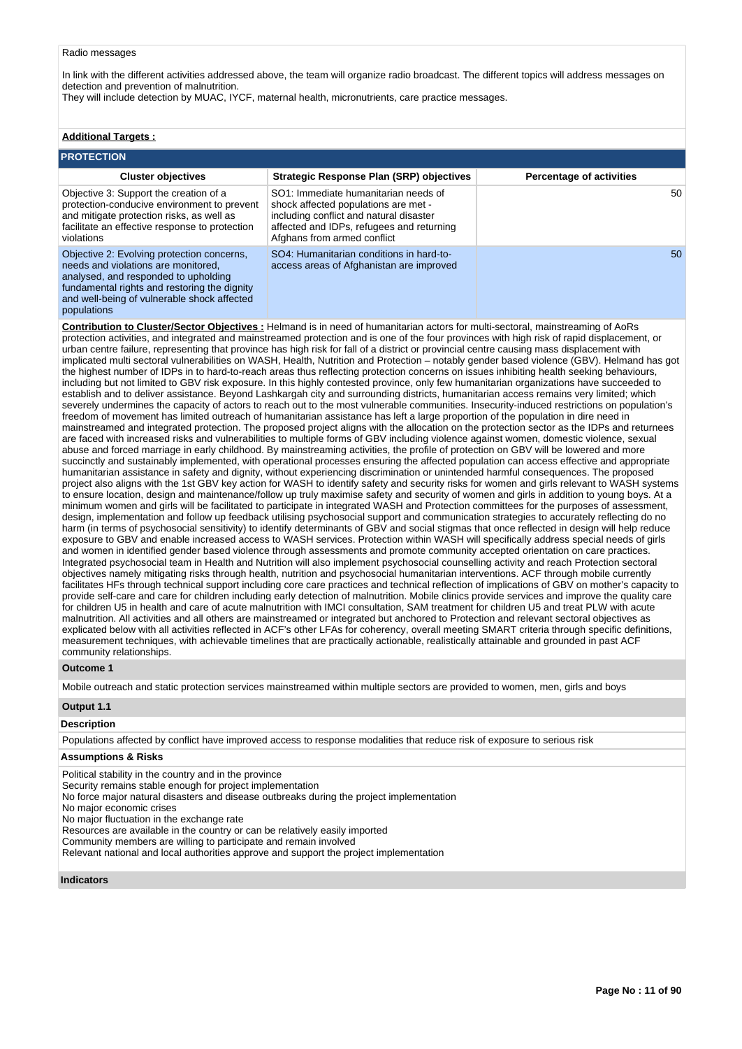Radio messages

In link with the different activities addressed above, the team will organize radio broadcast. The different topics will address messages on detection and prevention of malnutrition.
They will include detection by MUAC, IYCF, maternal health, micronutrients, care practice messages.

**Additional Targets :**

## PROTECTION

| Cluster objectives | Strategic Response Plan (SRP) objectives | Percentage of activities |
|---|---|---|
| Objective 3: Support the creation of a protection-conducive environment to prevent and mitigate protection risks, as well as facilitate an effective response to protection violations | SO1: Immediate humanitarian needs of shock affected populations are met - including conflict and natural disaster affected and IDPs, refugees and returning Afghans from armed conflict | 50 |
| Objective 2: Evolving protection concerns, needs and violations are monitored, analysed, and responded to upholding fundamental rights and restoring the dignity and well-being of vulnerable shock affected populations | SO4: Humanitarian conditions in hard-to-access areas of Afghanistan are improved | 50 |

**Contribution to Cluster/Sector Objectives :** Helmand is in need of humanitarian actors for multi-sectoral, mainstreaming of AoRs protection activities, and integrated and mainstreamed protection and is one of the four provinces with high risk of rapid displacement, or urban centre failure, representing that province has high risk for fall of a district or provincial centre causing mass displacement with implicated multi sectoral vulnerabilities on WASH, Health, Nutrition and Protection – notably gender based violence (GBV). Helmand has got the highest number of IDPs in to hard-to-reach areas thus reflecting protection concerns on issues inhibiting health seeking behaviours, including but not limited to GBV risk exposure. In this highly contested province, only few humanitarian organizations have succeeded to establish and to deliver assistance. Beyond Lashkargah city and surrounding districts, humanitarian access remains very limited; which severely undermines the capacity of actors to reach out to the most vulnerable communities. Insecurity-induced restrictions on population's freedom of movement has limited outreach of humanitarian assistance has left a large proportion of the population in dire need in mainstreamed and integrated protection. The proposed project aligns with the allocation on the protection sector as the IDPs and returnees are faced with increased risks and vulnerabilities to multiple forms of GBV including violence against women, domestic violence, sexual abuse and forced marriage in early childhood. By mainstreaming activities, the profile of protection on GBV will be lowered and more succinctly and sustainably implemented, with operational processes ensuring the affected population can access effective and appropriate humanitarian assistance in safety and dignity, without experiencing discrimination or unintended harmful consequences. The proposed project also aligns with the 1st GBV key action for WASH to identify safety and security risks for women and girls relevant to WASH systems to ensure location, design and maintenance/follow up truly maximise safety and security of women and girls in addition to young boys. At a minimum women and girls will be facilitated to participate in integrated WASH and Protection committees for the purposes of assessment, design, implementation and follow up feedback utilising psychosocial support and communication strategies to accurately reflecting do no harm (in terms of psychosocial sensitivity) to identify determinants of GBV and social stigmas that once reflected in design will help reduce exposure to GBV and enable increased access to WASH services. Protection within WASH will specifically address special needs of girls and women in identified gender based violence through assessments and promote community accepted orientation on care practices. Integrated psychosocial team in Health and Nutrition will also implement psychosocial counselling activity and reach Protection sectoral objectives namely mitigating risks through health, nutrition and psychosocial humanitarian interventions. ACF through mobile currently facilitates HFs through technical support including core care practices and technical reflection of implications of GBV on mother's capacity to provide self-care and care for children including early detection of malnutrition. Mobile clinics provide services and improve the quality care for children U5 in health and care of acute malnutrition with IMCI consultation, SAM treatment for children U5 and treat PLW with acute malnutrition. All activities and all others are mainstreamed or integrated but anchored to Protection and relevant sectoral objectives as explicated below with all activities reflected in ACF's other LFAs for coherency, overall meeting SMART criteria through specific definitions, measurement techniques, with achievable timelines that are practically actionable, realistically attainable and grounded in past ACF community relationships.

**Outcome 1**

Mobile outreach and static protection services mainstreamed within multiple sectors are provided to women, men, girls and boys

**Output 1.1**

**Description**

Populations affected by conflict have improved access to response modalities that reduce risk of exposure to serious risk

**Assumptions & Risks**

Political stability in the country and in the province
Security remains stable enough for project implementation
No force major natural disasters and disease outbreaks during the project implementation
No major economic crises
No major fluctuation in the exchange rate
Resources are available in the country or can be relatively easily imported
Community members are willing to participate and remain involved
Relevant national and local authorities approve and support the project implementation

**Indicators**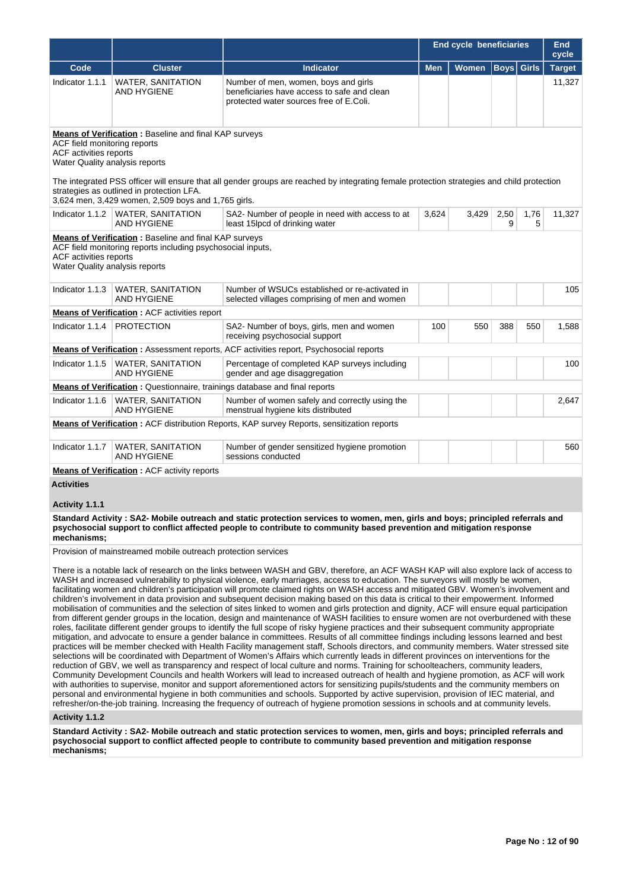| | | | End cycle beneficiaries | | | | End cycle |
|---|---|---|---|---|---|---|---|
| Code | Cluster | Indicator | Men | Women | Boys | Girls | Target |
| Indicator 1.1.1 | WATER, SANITATION AND HYGIENE | Number of men, women, boys and girls beneficiaries have access to safe and clean protected water sources free of E.Coli. | | | | | 11,327 |

**Means of Verification :** Baseline and final KAP surveys
ACF field monitoring reports
ACF activities reports
Water Quality analysis reports

The integrated PSS officer will ensure that all gender groups are reached by integrating female protection strategies and child protection strategies as outlined in protection LFA.
3,624 men, 3,429 women, 2,509 boys and 1,765 girls.

| Code | Cluster | Indicator | Men | Women | Boys | Girls | Target |
|---|---|---|---|---|---|---|---|
| Indicator 1.1.2 | WATER, SANITATION AND HYGIENE | SA2- Number of people in need with access to at least 15lpcd of drinking water | 3,624 | 3,429 | 2,509 | 1,765 | 11,327 |

**Means of Verification :** Baseline and final KAP surveys
ACF field monitoring reports including psychosocial inputs,
ACF activities reports
Water Quality analysis reports

| Code | Cluster | Indicator | Men | Women | Boys | Girls | Target |
|---|---|---|---|---|---|---|---|
| Indicator 1.1.3 | WATER, SANITATION AND HYGIENE | Number of WSUCs established or re-activated in selected villages comprising of men and women | | | | | 105 |

**Means of Verification :** ACF activities report

| Code | Cluster | Indicator | Men | Women | Boys | Girls | Target |
|---|---|---|---|---|---|---|---|
| Indicator 1.1.4 | PROTECTION | SA2- Number of boys, girls, men and women receiving psychosocial support | 100 | 550 | 388 | 550 | 1,588 |

**Means of Verification :** Assessment reports, ACF activities report, Psychosocial reports

| Code | Cluster | Indicator | Men | Women | Boys | Girls | Target |
|---|---|---|---|---|---|---|---|
| Indicator 1.1.5 | WATER, SANITATION AND HYGIENE | Percentage of completed KAP surveys including gender and age disaggregation | | | | | 100 |

**Means of Verification :** Questionnaire, trainings database and final reports

| Code | Cluster | Indicator | Men | Women | Boys | Girls | Target |
|---|---|---|---|---|---|---|---|
| Indicator 1.1.6 | WATER, SANITATION AND HYGIENE | Number of women safely and correctly using the menstrual hygiene kits distributed | | | | | 2,647 |

**Means of Verification :** ACF distribution Reports, KAP survey Reports, sensitization reports

| Code | Cluster | Indicator | Men | Women | Boys | Girls | Target |
|---|---|---|---|---|---|---|---|
| Indicator 1.1.7 | WATER, SANITATION AND HYGIENE | Number of gender sensitized hygiene promotion sessions conducted | | | | | 560 |

**Means of Verification :** ACF activity reports

**Activities**

**Activity 1.1.1**

**Standard Activity : SA2- Mobile outreach and static protection services to women, men, girls and boys; principled referrals and psychosocial support to conflict affected people to contribute to community based prevention and mitigation response mechanisms;**

Provision of mainstreamed mobile outreach protection services

There is a notable lack of research on the links between WASH and GBV, therefore, an ACF WASH KAP will also explore lack of access to WASH and increased vulnerability to physical violence, early marriages, access to education. The surveyors will mostly be women, facilitating women and children's participation will promote claimed rights on WASH access and mitigated GBV. Women's involvement and children's involvement in data provision and subsequent decision making based on this data is critical to their empowerment. Informed mobilisation of communities and the selection of sites linked to women and girls protection and dignity, ACF will ensure equal participation from different gender groups in the location, design and maintenance of WASH facilities to ensure women are not overburdened with these roles, facilitate different gender groups to identify the full scope of risky hygiene practices and their subsequent community appropriate mitigation, and advocate to ensure a gender balance in committees. Results of all committee findings including lessons learned and best practices will be member checked with Health Facility management staff, Schools directors, and community members. Water stressed site selections will be coordinated with Department of Women's Affairs which currently leads in different provinces on interventions for the reduction of GBV, we well as transparency and respect of local culture and norms. Training for schoolteachers, community leaders, Community Development Councils and health Workers will lead to increased outreach of health and hygiene promotion, as ACF will work with authorities to supervise, monitor and support aforementioned actors for sensitizing pupils/students and the community members on personal and environmental hygiene in both communities and schools. Supported by active supervision, provision of IEC material, and refresher/on-the-job training. Increasing the frequency of outreach of hygiene promotion sessions in schools and at community levels.

**Activity 1.1.2**

**Standard Activity : SA2- Mobile outreach and static protection services to women, men, girls and boys; principled referrals and psychosocial support to conflict affected people to contribute to community based prevention and mitigation response mechanisms;**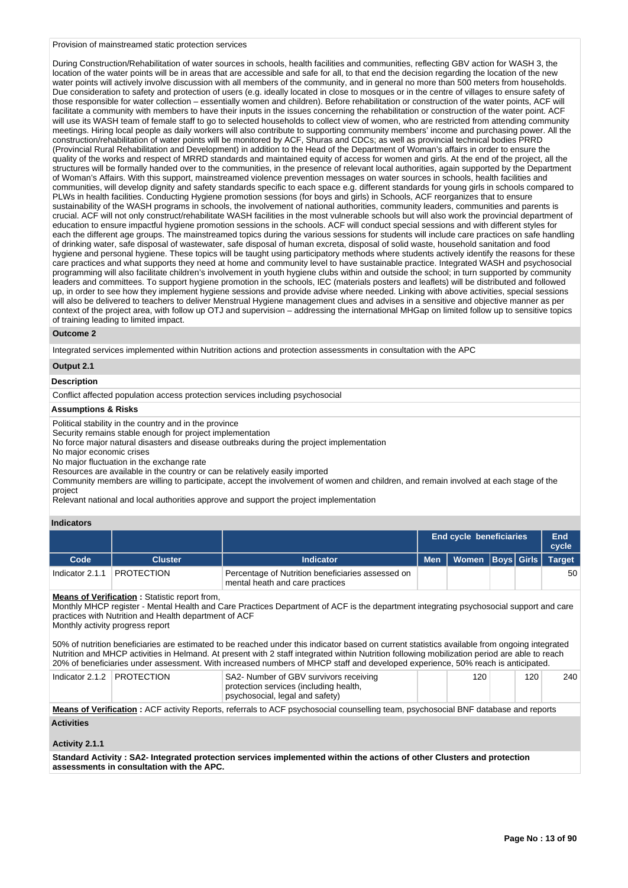Provision of mainstreamed static protection services

During Construction/Rehabilitation of water sources in schools, health facilities and communities, reflecting GBV action for WASH 3, the location of the water points will be in areas that are accessible and safe for all, to that end the decision regarding the location of the new water points will actively involve discussion with all members of the community, and in general no more than 500 meters from households. Due consideration to safety and protection of users (e.g. ideally located in close to mosques or in the centre of villages to ensure safety of those responsible for water collection – essentially women and children). Before rehabilitation or construction of the water points, ACF will facilitate a community with members to have their inputs in the issues concerning the rehabilitation or construction of the water point. ACF will use its WASH team of female staff to go to selected households to collect view of women, who are restricted from attending community meetings. Hiring local people as daily workers will also contribute to supporting community members' income and purchasing power. All the construction/rehabilitation of water points will be monitored by ACF, Shuras and CDCs; as well as provincial technical bodies PRRD (Provincial Rural Rehabilitation and Development) in addition to the Head of the Department of Woman's affairs in order to ensure the quality of the works and respect of MRRD standards and maintained equity of access for women and girls. At the end of the project, all the structures will be formally handed over to the communities, in the presence of relevant local authorities, again supported by the Department of Woman's Affairs. With this support, mainstreamed violence prevention messages on water sources in schools, health facilities and communities, will develop dignity and safety standards specific to each space e.g. different standards for young girls in schools compared to PLWs in health facilities. Conducting Hygiene promotion sessions (for boys and girls) in Schools, ACF reorganizes that to ensure sustainability of the WASH programs in schools, the involvement of national authorities, community leaders, communities and parents is crucial. ACF will not only construct/rehabilitate WASH facilities in the most vulnerable schools but will also work the provincial department of education to ensure impactful hygiene promotion sessions in the schools. ACF will conduct special sessions and with different styles for each the different age groups. The mainstreamed topics during the various sessions for students will include care practices on safe handling of drinking water, safe disposal of wastewater, safe disposal of human excreta, disposal of solid waste, household sanitation and food hygiene and personal hygiene. These topics will be taught using participatory methods where students actively identify the reasons for these care practices and what supports they need at home and community level to have sustainable practice. Integrated WASH and psychosocial programming will also facilitate children's involvement in youth hygiene clubs within and outside the school; in turn supported by community leaders and committees. To support hygiene promotion in the schools, IEC (materials posters and leaflets) will be distributed and followed up, in order to see how they implement hygiene sessions and provide advise where needed. Linking with above activities, special sessions will also be delivered to teachers to deliver Menstrual Hygiene management clues and advises in a sensitive and objective manner as per context of the project area, with follow up OTJ and supervision – addressing the international MHGap on limited follow up to sensitive topics of training leading to limited impact.

**Outcome 2**

Integrated services implemented within Nutrition actions and protection assessments in consultation with the APC

**Output 2.1**

**Description**

Conflict affected population access protection services including psychosocial

**Assumptions & Risks**

Political stability in the country and in the province
Security remains stable enough for project implementation
No force major natural disasters and disease outbreaks during the project implementation
No major economic crises
No major fluctuation in the exchange rate
Resources are available in the country or can be relatively easily imported
Community members are willing to participate, accept the involvement of women and children, and remain involved at each stage of the project
Relevant national and local authorities approve and support the project implementation

**Indicators**

| | | | End cycle beneficiaries | | | | End cycle |
|---|---|---|---|---|---|---|---|
| Code | Cluster | Indicator | Men | Women | Boys | Girls | Target |
| Indicator 2.1.1 | PROTECTION | Percentage of Nutrition beneficiaries assessed on mental heath and care practices | | | | | 50 |

**Means of Verification :** Statistic report from,
Monthly MHCP register - Mental Health and Care Practices Department of ACF is the department integrating psychosocial support and care practices with Nutrition and Health department of ACF
Monthly activity progress report

50% of nutrition beneficiaries are estimated to be reached under this indicator based on current statistics available from ongoing integrated Nutrition and MHCP activities in Helmand. At present with 2 staff integrated within Nutrition following mobilization period are able to reach 20% of beneficiaries under assessment. With increased numbers of MHCP staff and developed experience, 50% reach is anticipated.

| | | | | | | | |
|---|---|---|---|---|---|---|---|
| Indicator 2.1.2 | PROTECTION | SA2- Number of GBV survivors receiving protection services (including health, psychosocial, legal and safety) | | 120 | | 120 | 240 |

**Means of Verification :** ACF activity Reports, referrals to ACF psychosocial counselling team, psychosocial BNF database and reports

**Activities**

**Activity 2.1.1**

**Standard Activity : SA2- Integrated protection services implemented within the actions of other Clusters and protection assessments in consultation with the APC.**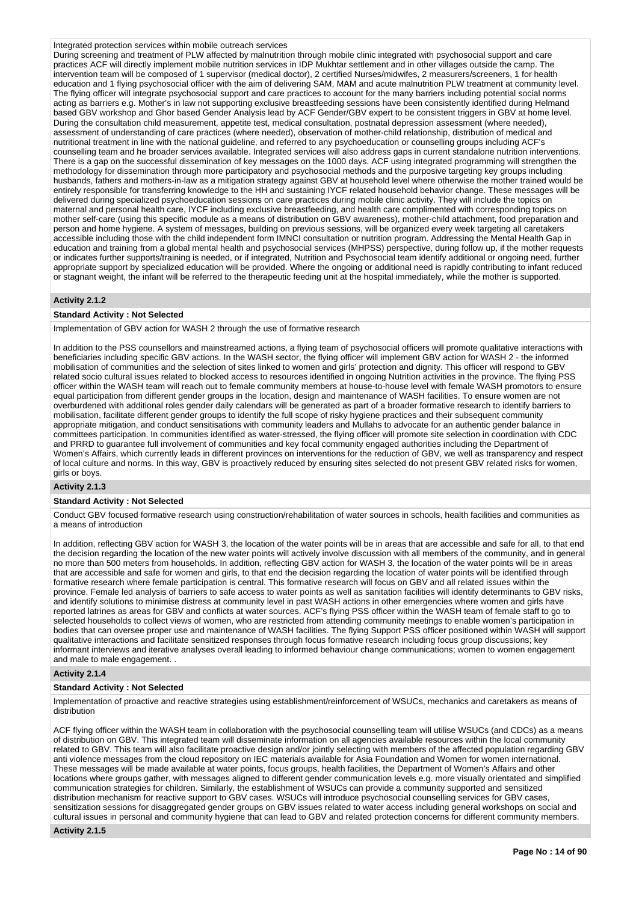Integrated protection services within mobile outreach services

During screening and treatment of PLW affected by malnutrition through mobile clinic integrated with psychosocial support and care practices ACF will directly implement mobile nutrition services in IDP Mukhtar settlement and in other villages outside the camp. The intervention team will be composed of 1 supervisor (medical doctor), 2 certified Nurses/midwifes, 2 measurers/screeners, 1 for health education and 1 flying psychosocial officer with the aim of delivering SAM, MAM and acute malnutrition PLW treatment at community level. The flying officer will integrate psychosocial support and care practices to account for the many barriers including potential social norms acting as barriers e.g. Mother's in law not supporting exclusive breastfeeding sessions have been consistently identified during Helmand based GBV workshop and Ghor based Gender Analysis lead by ACF Gender/GBV expert to be consistent triggers in GBV at home level. During the consultation child measurement, appetite test, medical consultation, postnatal depression assessment (where needed), assessment of understanding of care practices (where needed), observation of mother-child relationship, distribution of medical and nutritional treatment in line with the national guideline, and referred to any psychoeducation or counselling groups including ACF's counselling team and he broader services available. Integrated services will also address gaps in current standalone nutrition interventions. There is a gap on the successful dissemination of key messages on the 1000 days. ACF using integrated programming will strengthen the methodology for dissemination through more participatory and psychosocial methods and the purposive targeting key groups including husbands, fathers and mothers-in-law as a mitigation strategy against GBV at household level where otherwise the mother trained would be entirely responsible for transferring knowledge to the HH and sustaining IYCF related household behavior change. These messages will be delivered during specialized psychoeducation sessions on care practices during mobile clinic activity. They will include the topics on maternal and personal health care, IYCF including exclusive breastfeeding, and health care complimented with corresponding topics on mother self-care (using this specific module as a means of distribution on GBV awareness), mother-child attachment, food preparation and person and home hygiene. A system of messages, building on previous sessions, will be organized every week targeting all caretakers accessible including those with the child independent form IMNCI consultation or nutrition program. Addressing the Mental Health Gap in education and training from a global mental health and psychosocial services (MHPSS) perspective, during follow up, if the mother requests or indicates further supports/training is needed, or if integrated, Nutrition and Psychosocial team identify additional or ongoing need, further appropriate support by specialized education will be provided. Where the ongoing or additional need is rapidly contributing to infant reduced or stagnant weight, the infant will be referred to the therapeutic feeding unit at the hospital immediately, while the mother is supported.

### Activity 2.1.2

**Standard Activity : Not Selected**

Implementation of GBV action for WASH 2 through the use of formative research

In addition to the PSS counsellors and mainstreamed actions, a flying team of psychosocial officers will promote qualitative interactions with beneficiaries including specific GBV actions. In the WASH sector, the flying officer will implement GBV action for WASH 2 - the informed mobilisation of communities and the selection of sites linked to women and girls' protection and dignity. This officer will respond to GBV related socio cultural issues related to blocked access to resources identified in ongoing Nutrition activities in the province. The flying PSS officer within the WASH team will reach out to female community members at house-to-house level with female WASH promotors to ensure equal participation from different gender groups in the location, design and maintenance of WASH facilities. To ensure women are not overburdened with additional roles gender daily calendars will be generated as part of a broader formative research to identify barriers to mobilisation, facilitate different gender groups to identify the full scope of risky hygiene practices and their subsequent community appropriate mitigation, and conduct sensitisations with community leaders and Mullahs to advocate for an authentic gender balance in committees participation. In communities identified as water-stressed, the flying officer will promote site selection in coordination with CDC and PRRD to guarantee full involvement of communities and key focal community engaged authorities including the Department of Women's Affairs, which currently leads in different provinces on interventions for the reduction of GBV, we well as transparency and respect of local culture and norms. In this way, GBV is proactively reduced by ensuring sites selected do not present GBV related risks for women, girls or boys.

### Activity 2.1.3

**Standard Activity : Not Selected**

Conduct GBV focused formative research using construction/rehabilitation of water sources in schools, health facilities and communities as a means of introduction

In addition, reflecting GBV action for WASH 3, the location of the water points will be in areas that are accessible and safe for all, to that end the decision regarding the location of the new water points will actively involve discussion with all members of the community, and in general no more than 500 meters from households. In addition, reflecting GBV action for WASH 3, the location of the water points will be in areas that are accessible and safe for women and girls, to that end the decision regarding the location of water points will be identified through formative research where female participation is central. This formative research will focus on GBV and all related issues within the province. Female led analysis of barriers to safe access to water points as well as sanitation facilities will identify determinants to GBV risks, and identify solutions to minimise distress at community level in past WASH actions in other emergencies where women and girls have reported latrines as areas for GBV and conflicts at water sources. ACF's flying PSS officer within the WASH team of female staff to go to selected households to collect views of women, who are restricted from attending community meetings to enable women's participation in bodies that can oversee proper use and maintenance of WASH facilities. The flying Support PSS officer positioned within WASH will support qualitative interactions and facilitate sensitized responses through focus formative research including focus group discussions; key informant interviews and iterative analyses overall leading to informed behaviour change communications; women to women engagement and male to male engagement. .

### Activity 2.1.4

**Standard Activity : Not Selected**

Implementation of proactive and reactive strategies using establishment/reinforcement of WSUCs, mechanics and caretakers as means of distribution

ACF flying officer within the WASH team in collaboration with the psychosocial counselling team will utilise WSUCs (and CDCs) as a means of distribution on GBV. This integrated team will disseminate information on all agencies available resources within the local community related to GBV. This team will also facilitate proactive design and/or jointly selecting with members of the affected population regarding GBV anti violence messages from the cloud repository on IEC materials available for Asia Foundation and Women for women international. These messages will be made available at water points, focus groups, health facilities, the Department of Women's Affairs and other locations where groups gather, with messages aligned to different gender communication levels e.g. more visually orientated and simplified communication strategies for children. Similarly, the establishment of WSUCs can provide a community supported and sensitized distribution mechanism for reactive support to GBV cases. WSUCs will introduce psychosocial counselling services for GBV cases, sensitization sessions for disaggregated gender groups on GBV issues related to water access including general workshops on social and cultural issues in personal and community hygiene that can lead to GBV and related protection concerns for different community members.

### Activity 2.1.5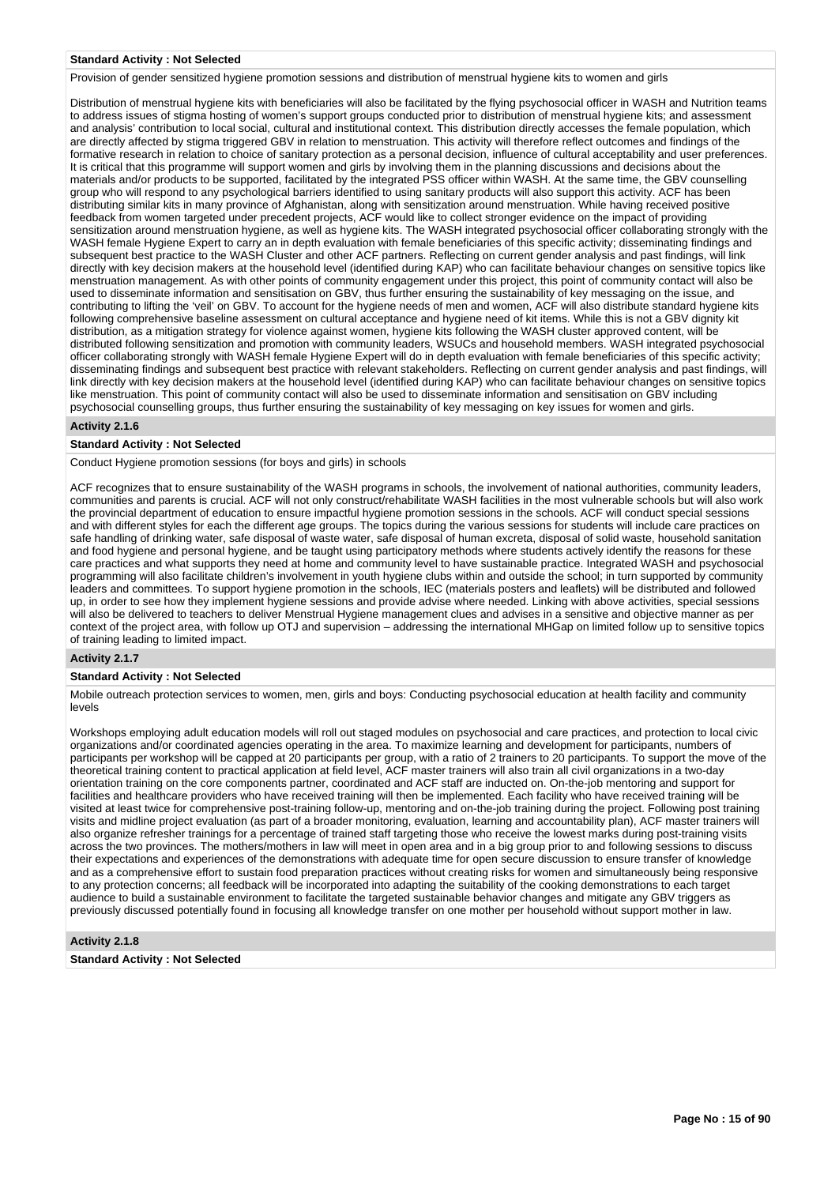**Standard Activity : Not Selected**

Provision of gender sensitized hygiene promotion sessions and distribution of menstrual hygiene kits to women and girls

Distribution of menstrual hygiene kits with beneficiaries will also be facilitated by the flying psychosocial officer in WASH and Nutrition teams to address issues of stigma hosting of women's support groups conducted prior to distribution of menstrual hygiene kits; and assessment and analysis' contribution to local social, cultural and institutional context. This distribution directly accesses the female population, which are directly affected by stigma triggered GBV in relation to menstruation. This activity will therefore reflect outcomes and findings of the formative research in relation to choice of sanitary protection as a personal decision, influence of cultural acceptability and user preferences. It is critical that this programme will support women and girls by involving them in the planning discussions and decisions about the materials and/or products to be supported, facilitated by the integrated PSS officer within WASH. At the same time, the GBV counselling group who will respond to any psychological barriers identified to using sanitary products will also support this activity. ACF has been distributing similar kits in many province of Afghanistan, along with sensitization around menstruation. While having received positive feedback from women targeted under precedent projects, ACF would like to collect stronger evidence on the impact of providing sensitization around menstruation hygiene, as well as hygiene kits. The WASH integrated psychosocial officer collaborating strongly with the WASH female Hygiene Expert to carry an in depth evaluation with female beneficiaries of this specific activity; disseminating findings and subsequent best practice to the WASH Cluster and other ACF partners. Reflecting on current gender analysis and past findings, will link directly with key decision makers at the household level (identified during KAP) who can facilitate behaviour changes on sensitive topics like menstruation management. As with other points of community engagement under this project, this point of community contact will also be used to disseminate information and sensitisation on GBV, thus further ensuring the sustainability of key messaging on the issue, and contributing to lifting the 'veil' on GBV. To account for the hygiene needs of men and women, ACF will also distribute standard hygiene kits following comprehensive baseline assessment on cultural acceptance and hygiene need of kit items. While this is not a GBV dignity kit distribution, as a mitigation strategy for violence against women, hygiene kits following the WASH cluster approved content, will be distributed following sensitization and promotion with community leaders, WSUCs and household members. WASH integrated psychosocial officer collaborating strongly with WASH female Hygiene Expert will do in depth evaluation with female beneficiaries of this specific activity; disseminating findings and subsequent best practice with relevant stakeholders. Reflecting on current gender analysis and past findings, will link directly with key decision makers at the household level (identified during KAP) who can facilitate behaviour changes on sensitive topics like menstruation. This point of community contact will also be used to disseminate information and sensitisation on GBV including psychosocial counselling groups, thus further ensuring the sustainability of key messaging on key issues for women and girls.

**Activity 2.1.6**

**Standard Activity : Not Selected**

Conduct Hygiene promotion sessions (for boys and girls) in schools

ACF recognizes that to ensure sustainability of the WASH programs in schools, the involvement of national authorities, community leaders, communities and parents is crucial. ACF will not only construct/rehabilitate WASH facilities in the most vulnerable schools but will also work the provincial department of education to ensure impactful hygiene promotion sessions in the schools. ACF will conduct special sessions and with different styles for each the different age groups. The topics during the various sessions for students will include care practices on safe handling of drinking water, safe disposal of waste water, safe disposal of human excreta, disposal of solid waste, household sanitation and food hygiene and personal hygiene, and be taught using participatory methods where students actively identify the reasons for these care practices and what supports they need at home and community level to have sustainable practice. Integrated WASH and psychosocial programming will also facilitate children's involvement in youth hygiene clubs within and outside the school; in turn supported by community leaders and committees. To support hygiene promotion in the schools, IEC (materials posters and leaflets) will be distributed and followed up, in order to see how they implement hygiene sessions and provide advise where needed. Linking with above activities, special sessions will also be delivered to teachers to deliver Menstrual Hygiene management clues and advises in a sensitive and objective manner as per context of the project area, with follow up OTJ and supervision – addressing the international MHGap on limited follow up to sensitive topics of training leading to limited impact.

**Activity 2.1.7**

**Standard Activity : Not Selected**

Mobile outreach protection services to women, men, girls and boys: Conducting psychosocial education at health facility and community levels

Workshops employing adult education models will roll out staged modules on psychosocial and care practices, and protection to local civic organizations and/or coordinated agencies operating in the area. To maximize learning and development for participants, numbers of participants per workshop will be capped at 20 participants per group, with a ratio of 2 trainers to 20 participants. To support the move of the theoretical training content to practical application at field level, ACF master trainers will also train all civil organizations in a two-day orientation training on the core components partner, coordinated and ACF staff are inducted on. On-the-job mentoring and support for facilities and healthcare providers who have received training will then be implemented. Each facility who have received training will be visited at least twice for comprehensive post-training follow-up, mentoring and on-the-job training during the project. Following post training visits and midline project evaluation (as part of a broader monitoring, evaluation, learning and accountability plan), ACF master trainers will also organize refresher trainings for a percentage of trained staff targeting those who receive the lowest marks during post-training visits across the two provinces. The mothers/mothers in law will meet in open area and in a big group prior to and following sessions to discuss their expectations and experiences of the demonstrations with adequate time for open secure discussion to ensure transfer of knowledge and as a comprehensive effort to sustain food preparation practices without creating risks for women and simultaneously being responsive to any protection concerns; all feedback will be incorporated into adapting the suitability of the cooking demonstrations to each target audience to build a sustainable environment to facilitate the targeted sustainable behavior changes and mitigate any GBV triggers as previously discussed potentially found in focusing all knowledge transfer on one mother per household without support mother in law.

**Activity 2.1.8**

**Standard Activity : Not Selected**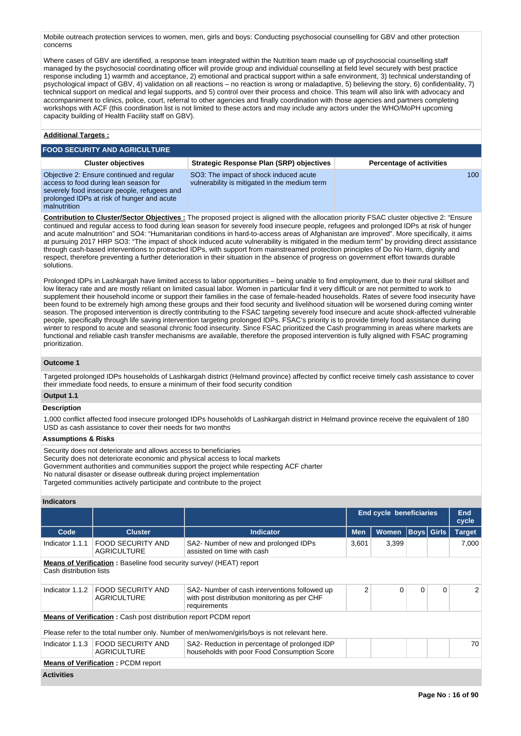Mobile outreach protection services to women, men, girls and boys: Conducting psychosocial counselling for GBV and other protection concerns

Where cases of GBV are identified, a response team integrated within the Nutrition team made up of psychosocial counselling staff managed by the psychosocial coordinating officer will provide group and individual counselling at field level securely with best practice response including 1) warmth and acceptance, 2) emotional and practical support within a safe environment, 3) technical understanding of psychological impact of GBV, 4) validation on all reactions – no reaction is wrong or maladaptive, 5) believing the story, 6) confidentiality, 7) technical support on medical and legal supports, and 5) control over their process and choice. This team will also link with advocacy and accompaniment to clinics, police, court, referral to other agencies and finally coordination with those agencies and partners completing workshops with ACF (this coordination list is not limited to these actors and may include any actors under the WHO/MoPH upcoming capacity building of Health Facility staff on GBV).

**Additional Targets :**

**FOOD SECURITY AND AGRICULTURE**

| Cluster objectives | Strategic Response Plan (SRP) objectives | Percentage of activities |
|---|---|---|
| Objective 2: Ensure continued and regular access to food during lean season for severely food insecure people, refugees and prolonged IDPs at risk of hunger and acute malnutrition | SO3: The impact of shock induced acute vulnerability is mitigated in the medium term | 100 |

**Contribution to Cluster/Sector Objectives :** The proposed project is aligned with the allocation priority FSAC cluster objective 2: "Ensure continued and regular access to food during lean season for severely food insecure people, refugees and prolonged IDPs at risk of hunger and acute malnutrition" and SO4: "Humanitarian conditions in hard-to-access areas of Afghanistan are improved". More specifically, it aims at pursuing 2017 HRP SO3: "The impact of shock induced acute vulnerability is mitigated in the medium term" by providing direct assistance through cash-based interventions to protracted IDPs, with support from mainstreamed protection principles of Do No Harm, dignity and respect, therefore preventing a further deterioration in their situation in the absence of progress on government effort towards durable solutions.

Prolonged IDPs in Lashkargah have limited access to labor opportunities – being unable to find employment, due to their rural skillset and low literacy rate and are mostly reliant on limited casual labor. Women in particular find it very difficult or are not permitted to work to supplement their household income or support their families in the case of female-headed households. Rates of severe food insecurity have been found to be extremely high among these groups and their food security and livelihood situation will be worsened during coming winter season. The proposed intervention is directly contributing to the FSAC targeting severely food insecure and acute shock-affected vulnerable people, specifically through life saving intervention targeting prolonged IDPs. FSAC's priority is to provide timely food assistance during winter to respond to acute and seasonal chronic food insecurity. Since FSAC prioritized the Cash programming in areas where markets are functional and reliable cash transfer mechanisms are available, therefore the proposed intervention is fully aligned with FSAC programing prioritization.

### Outcome 1

Targeted prolonged IDPs households of Lashkargah district (Helmand province) affected by conflict receive timely cash assistance to cover their immediate food needs, to ensure a minimum of their food security condition

### Output 1.1

**Description**

1,000 conflict affected food insecure prolonged IDPs households of Lashkargah district in Helmand province receive the equivalent of 180 USD as cash assistance to cover their needs for two months

**Assumptions & Risks**

Security does not deteriorate and allows access to beneficiaries
Security does not deteriorate economic and physical access to local markets
Government authorities and communities support the project while respecting ACF charter
No natural disaster or disease outbreak during project implementation
Targeted communities actively participate and contribute to the project

**Indicators**

| | | | End cycle beneficiaries | | | | End cycle |
|---|---|---|---|---|---|---|---|
| Code | Cluster | Indicator | Men | Women | Boys | Girls | Target |
| Indicator 1.1.1 | FOOD SECURITY AND AGRICULTURE | SA2- Number of new and prolonged IDPs assisted on time with cash | 3,601 | 3,399 | | | 7,000 |
| **Means of Verification :** Baseline food security survey/ (HEAT) report Cash distribution lists | | | | | | | |
| Indicator 1.1.2 | FOOD SECURITY AND AGRICULTURE | SA2- Number of cash interventions followed up with post distribution monitoring as per CHF requirements | 2 | 0 | 0 | 0 | 2 |
| **Means of Verification :** Cash post distribution report PCDM report<br>Please refer to the total number only. Number of men/women/girls/boys is not relevant here. | | | | | | | |
| Indicator 1.1.3 | FOOD SECURITY AND AGRICULTURE | SA2- Reduction in percentage of prolonged IDP households with poor Food Consumption Score | | | | | 70 |
| **Means of Verification :** PCDM report | | | | | | | |

**Activities**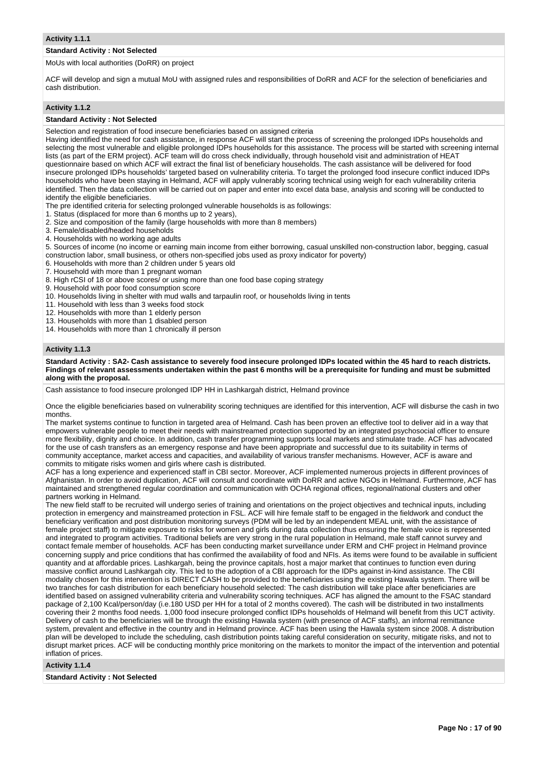### Activity 1.1.1

**Standard Activity : Not Selected**

MoUs with local authorities (DoRR) on project

ACF will develop and sign a mutual MoU with assigned rules and responsibilities of DoRR and ACF for the selection of beneficiaries and cash distribution.

### Activity 1.1.2

**Standard Activity : Not Selected**

Selection and registration of food insecure beneficiaries based on assigned criteria

Having identified the need for cash assistance, in response ACF will start the process of screening the prolonged IDPs households and selecting the most vulnerable and eligible prolonged IDPs households for this assistance. The process will be started with screening internal lists (as part of the ERM project). ACF team will do cross check individually, through household visit and administration of HEAT questionnaire based on which ACF will extract the final list of beneficiary households. The cash assistance will be delivered for food insecure prolonged IDPs households' targeted based on vulnerability criteria. To target the prolonged food insecure conflict induced IDPs households who have been staying in Helmand, ACF will apply vulnerably scoring technical using weigh for each vulnerability criteria identified. Then the data collection will be carried out on paper and enter into excel data base, analysis and scoring will be conducted to identify the eligible beneficiaries.

The pre identified criteria for selecting prolonged vulnerable households is as followings:

1. Status (displaced for more than 6 months up to 2 years),
2. Size and composition of the family (large households with more than 8 members)
3. Female/disabled/headed households
4. Households with no working age adults
5. Sources of income (no income or earning main income from either borrowing, casual unskilled non-construction labor, begging, casual construction labor, small business, or others non-specified jobs used as proxy indicator for poverty)
6. Households with more than 2 children under 5 years old
7. Household with more than 1 pregnant woman
8. High rCSI of 18 or above scores/ or using more than one food base coping strategy
9. Household with poor food consumption score
10. Households living in shelter with mud walls and tarpaulin roof, or households living in tents
11. Household with less than 3 weeks food stock
12. Households with more than 1 elderly person
13. Households with more than 1 disabled person
14. Households with more than 1 chronically ill person

### Activity 1.1.3

**Standard Activity : SA2- Cash assistance to severely food insecure prolonged IDPs located within the 45 hard to reach districts. Findings of relevant assessments undertaken within the past 6 months will be a prerequisite for funding and must be submitted along with the proposal.**

Cash assistance to food insecure prolonged IDP HH in Lashkargah district, Helmand province

Once the eligible beneficiaries based on vulnerability scoring techniques are identified for this intervention, ACF will disburse the cash in two months.

The market systems continue to function in targeted area of Helmand. Cash has been proven an effective tool to deliver aid in a way that empowers vulnerable people to meet their needs with mainstreamed protection supported by an integrated psychosocial officer to ensure more flexibility, dignity and choice. In addition, cash transfer programming supports local markets and stimulate trade. ACF has advocated for the use of cash transfers as an emergency response and have been appropriate and successful due to its suitability in terms of community acceptance, market access and capacities, and availability of various transfer mechanisms. However, ACF is aware and commits to mitigate risks women and girls where cash is distributed.

ACF has a long experience and experienced staff in CBI sector. Moreover, ACF implemented numerous projects in different provinces of Afghanistan. In order to avoid duplication, ACF will consult and coordinate with DoRR and active NGOs in Helmand. Furthermore, ACF has maintained and strengthened regular coordination and communication with OCHA regional offices, regional/national clusters and other partners working in Helmand.

The new field staff to be recruited will undergo series of training and orientations on the project objectives and technical inputs, including protection in emergency and mainstreamed protection in FSL. ACF will hire female staff to be engaged in the fieldwork and conduct the beneficiary verification and post distribution monitoring surveys (PDM will be led by an independent MEAL unit, with the assistance of female project staff) to mitigate exposure to risks for women and girls during data collection thus ensuring the female voice is represented and integrated to program activities. Traditional beliefs are very strong in the rural population in Helmand, male staff cannot survey and contact female member of households. ACF has been conducting market surveillance under ERM and CHF project in Helmand province concerning supply and price conditions that has confirmed the availability of food and NFIs. As items were found to be available in sufficient quantity and at affordable prices. Lashkargah, being the province capitals, host a major market that continues to function even during massive conflict around Lashkargah city. This led to the adoption of a CBI approach for the IDPs against in-kind assistance. The CBI modality chosen for this intervention is DIRECT CASH to be provided to the beneficiaries using the existing Hawala system. There will be two tranches for cash distribution for each beneficiary household selected: The cash distribution will take place after beneficiaries are identified based on assigned vulnerability criteria and vulnerability scoring techniques. ACF has aligned the amount to the FSAC standard package of 2,100 Kcal/person/day (i.e.180 USD per HH for a total of 2 months covered). The cash will be distributed in two installments covering their 2 months food needs. 1,000 food insecure prolonged conflict IDPs households of Helmand will benefit from this UCT activity. Delivery of cash to the beneficiaries will be through the existing Hawala system (with presence of ACF staffs), an informal remittance system, prevalent and effective in the country and in Helmand province. ACF has been using the Hawala system since 2008. A distribution plan will be developed to include the scheduling, cash distribution points taking careful consideration on security, mitigate risks, and not to disrupt market prices. ACF will be conducting monthly price monitoring on the markets to monitor the impact of the intervention and potential inflation of prices.

### Activity 1.1.4

**Standard Activity : Not Selected**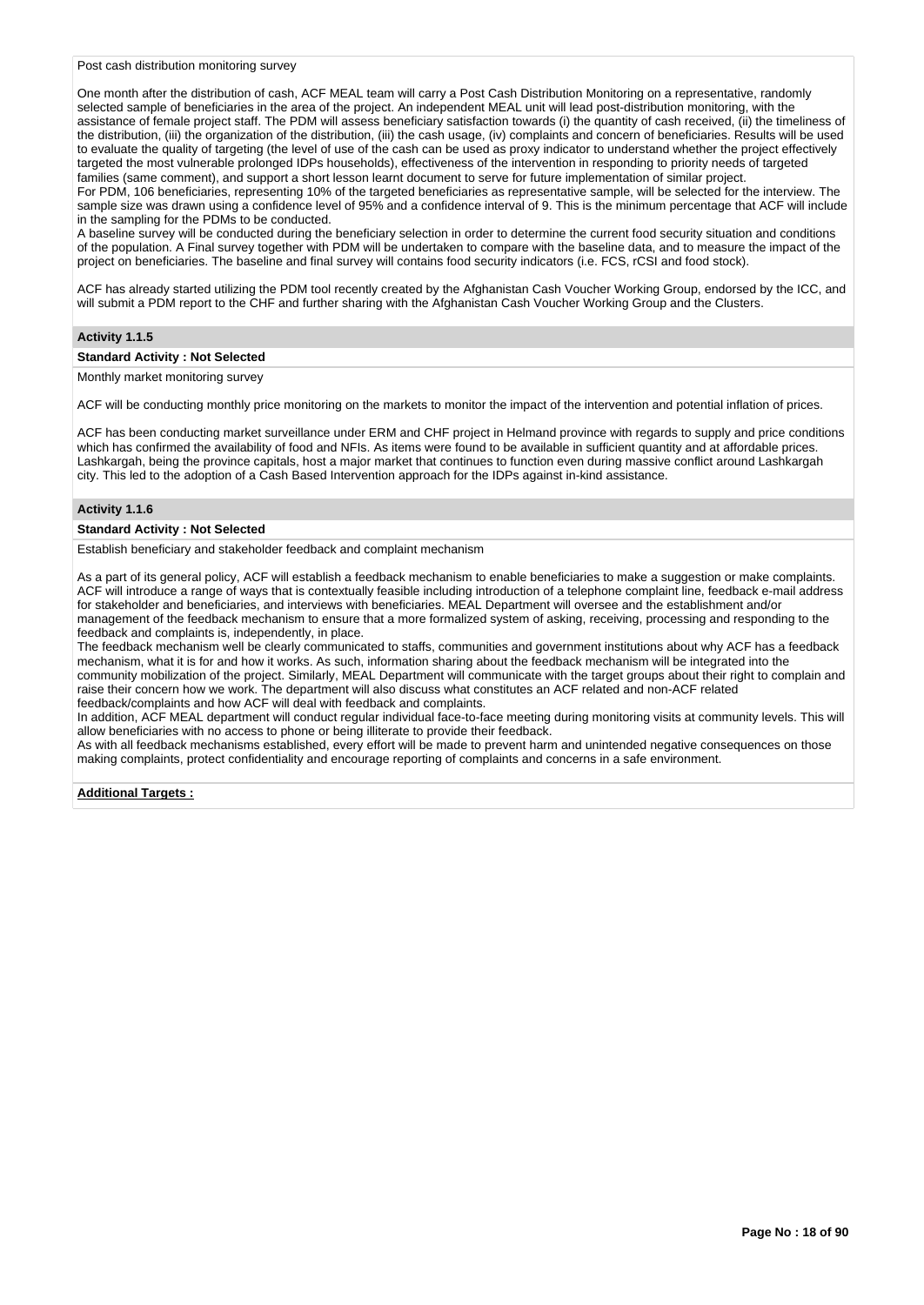Post cash distribution monitoring survey

One month after the distribution of cash, ACF MEAL team will carry a Post Cash Distribution Monitoring on a representative, randomly selected sample of beneficiaries in the area of the project. An independent MEAL unit will lead post-distribution monitoring, with the assistance of female project staff. The PDM will assess beneficiary satisfaction towards (i) the quantity of cash received, (ii) the timeliness of the distribution, (iii) the organization of the distribution, (iii) the cash usage, (iv) complaints and concern of beneficiaries. Results will be used to evaluate the quality of targeting (the level of use of the cash can be used as proxy indicator to understand whether the project effectively targeted the most vulnerable prolonged IDPs households), effectiveness of the intervention in responding to priority needs of targeted families (same comment), and support a short lesson learnt document to serve for future implementation of similar project.
For PDM, 106 beneficiaries, representing 10% of the targeted beneficiaries as representative sample, will be selected for the interview. The sample size was drawn using a confidence level of 95% and a confidence interval of 9. This is the minimum percentage that ACF will include in the sampling for the PDMs to be conducted.
A baseline survey will be conducted during the beneficiary selection in order to determine the current food security situation and conditions of the population. A Final survey together with PDM will be undertaken to compare with the baseline data, and to measure the impact of the project on beneficiaries. The baseline and final survey will contains food security indicators (i.e. FCS, rCSI and food stock).

ACF has already started utilizing the PDM tool recently created by the Afghanistan Cash Voucher Working Group, endorsed by the ICC, and will submit a PDM report to the CHF and further sharing with the Afghanistan Cash Voucher Working Group and the Clusters.

**Activity 1.1.5**

**Standard Activity : Not Selected**

Monthly market monitoring survey

ACF will be conducting monthly price monitoring on the markets to monitor the impact of the intervention and potential inflation of prices.

ACF has been conducting market surveillance under ERM and CHF project in Helmand province with regards to supply and price conditions which has confirmed the availability of food and NFIs. As items were found to be available in sufficient quantity and at affordable prices. Lashkargah, being the province capitals, host a major market that continues to function even during massive conflict around Lashkargah city. This led to the adoption of a Cash Based Intervention approach for the IDPs against in-kind assistance.

**Activity 1.1.6**

**Standard Activity : Not Selected**

Establish beneficiary and stakeholder feedback and complaint mechanism

As a part of its general policy, ACF will establish a feedback mechanism to enable beneficiaries to make a suggestion or make complaints. ACF will introduce a range of ways that is contextually feasible including introduction of a telephone complaint line, feedback e-mail address for stakeholder and beneficiaries, and interviews with beneficiaries. MEAL Department will oversee and the establishment and/or management of the feedback mechanism to ensure that a more formalized system of asking, receiving, processing and responding to the feedback and complaints is, independently, in place.
The feedback mechanism well be clearly communicated to staffs, communities and government institutions about why ACF has a feedback mechanism, what it is for and how it works. As such, information sharing about the feedback mechanism will be integrated into the community mobilization of the project. Similarly, MEAL Department will communicate with the target groups about their right to complain and raise their concern how we work. The department will also discuss what constitutes an ACF related and non-ACF related feedback/complaints and how ACF will deal with feedback and complaints.
In addition, ACF MEAL department will conduct regular individual face-to-face meeting during monitoring visits at community levels. This will allow beneficiaries with no access to phone or being illiterate to provide their feedback.
As with all feedback mechanisms established, every effort will be made to prevent harm and unintended negative consequences on those making complaints, protect confidentiality and encourage reporting of complaints and concerns in a safe environment.

**Additional Targets :**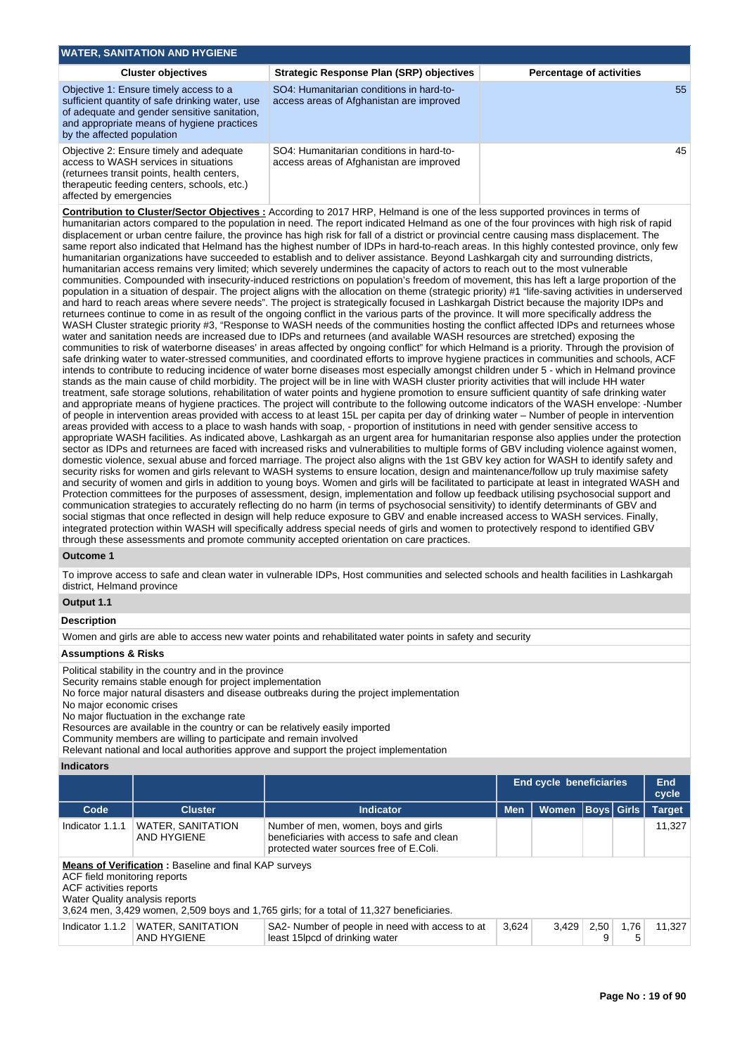## WATER, SANITATION AND HYGIENE

| Cluster objectives | Strategic Response Plan (SRP) objectives | Percentage of activities |
|---|---|---|
| Objective 1: Ensure timely access to a sufficient quantity of safe drinking water, use of adequate and gender sensitive sanitation, and appropriate means of hygiene practices by the affected population | SO4: Humanitarian conditions in hard-to-access areas of Afghanistan are improved | 55 |
| Objective 2: Ensure timely and adequate access to WASH services in situations (returnees transit points, health centers, therapeutic feeding centers, schools, etc.) affected by emergencies | SO4: Humanitarian conditions in hard-to-access areas of Afghanistan are improved | 45 |

**Contribution to Cluster/Sector Objectives :** According to 2017 HRP, Helmand is one of the less supported provinces in terms of humanitarian actors compared to the population in need. The report indicated Helmand as one of the four provinces with high risk of rapid displacement or urban centre failure, the province has high risk for fall of a district or provincial centre causing mass displacement. The same report also indicated that Helmand has the highest number of IDPs in hard-to-reach areas. In this highly contested province, only few humanitarian organizations have succeeded to establish and to deliver assistance. Beyond Lashkargah city and surrounding districts, humanitarian access remains very limited; which severely undermines the capacity of actors to reach out to the most vulnerable communities. Compounded with insecurity-induced restrictions on population's freedom of movement, this has left a large proportion of the population in a situation of despair. The project aligns with the allocation on theme (strategic priority) #1 "life-saving activities in underserved and hard to reach areas where severe needs". The project is strategically focused in Lashkargah District because the majority IDPs and returnees continue to come in as result of the ongoing conflict in the various parts of the province. It will more specifically address the WASH Cluster strategic priority #3, "Response to WASH needs of the communities hosting the conflict affected IDPs and returnees whose water and sanitation needs are increased due to IDPs and returnees (and available WASH resources are stretched) exposing the communities to risk of waterborne diseases' in areas affected by ongoing conflict" for which Helmand is a priority. Through the provision of safe drinking water to water-stressed communities, and coordinated efforts to improve hygiene practices in communities and schools, ACF intends to contribute to reducing incidence of water borne diseases most especially amongst children under 5 - which in Helmand province stands as the main cause of child morbidity. The project will be in line with WASH cluster priority activities that will include HH water treatment, safe storage solutions, rehabilitation of water points and hygiene promotion to ensure sufficient quantity of safe drinking water and appropriate means of hygiene practices. The project will contribute to the following outcome indicators of the WASH envelope: -Number of people in intervention areas provided with access to at least 15L per capita per day of drinking water – Number of people in intervention areas provided with access to a place to wash hands with soap, - proportion of institutions in need with gender sensitive access to appropriate WASH facilities. As indicated above, Lashkargah as an urgent area for humanitarian response also applies under the protection sector as IDPs and returnees are faced with increased risks and vulnerabilities to multiple forms of GBV including violence against women, domestic violence, sexual abuse and forced marriage. The project also aligns with the 1st GBV key action for WASH to identify safety and security risks for women and girls relevant to WASH systems to ensure location, design and maintenance/follow up truly maximise safety and security of women and girls in addition to young boys. Women and girls will be facilitated to participate at least in integrated WASH and Protection committees for the purposes of assessment, design, implementation and follow up feedback utilising psychosocial support and communication strategies to accurately reflecting do no harm (in terms of psychosocial sensitivity) to identify determinants of GBV and social stigmas that once reflected in design will help reduce exposure to GBV and enable increased access to WASH services. Finally, integrated protection within WASH will specifically address special needs of girls and women to protectively respond to identified GBV through these assessments and promote community accepted orientation on care practices.

### Outcome 1

To improve access to safe and clean water in vulnerable IDPs, Host communities and selected schools and health facilities in Lashkargah district, Helmand province

### Output 1.1

**Description**

Women and girls are able to access new water points and rehabilitated water points in safety and security

**Assumptions & Risks**

Political stability in the country and in the province
Security remains stable enough for project implementation
No force major natural disasters and disease outbreaks during the project implementation
No major economic crises
No major fluctuation in the exchange rate
Resources are available in the country or can be relatively easily imported
Community members are willing to participate and remain involved
Relevant national and local authorities approve and support the project implementation

**Indicators**

| | | | End cycle beneficiaries | | | | End cycle |
|---|---|---|---|---|---|---|---|
| Code | Cluster | Indicator | Men | Women | Boys | Girls | Target |
| Indicator 1.1.1 | WATER, SANITATION AND HYGIENE | Number of men, women, boys and girls beneficiaries with access to safe and clean protected water sources free of E.Coli. | | | | | 11,327 |

**Means of Verification :** Baseline and final KAP surveys
ACF field monitoring reports
ACF activities reports
Water Quality analysis reports
3,624 men, 3,429 women, 2,509 boys and 1,765 girls; for a total of 11,327 beneficiaries.

| Code | Cluster | Indicator | Men | Women | Boys | Girls | Target |
|---|---|---|---|---|---|---|---|
| Indicator 1.1.2 | WATER, SANITATION AND HYGIENE | SA2- Number of people in need with access to at least 15lpcd of drinking water | 3,624 | 3,429 | 2,509 | 1,765 | 11,327 |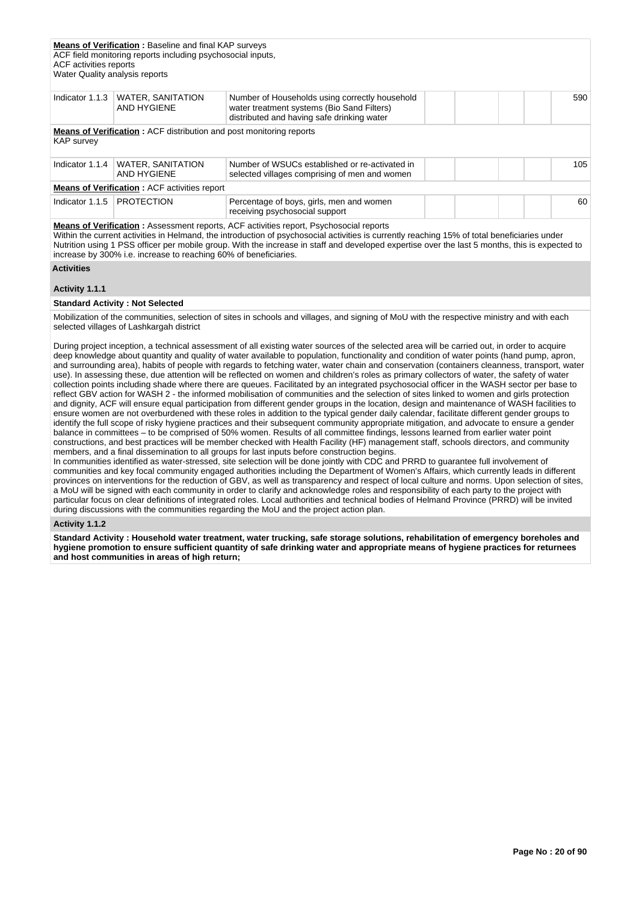**Means of Verification :** Baseline and final KAP surveys
ACF field monitoring reports including psychosocial inputs,
ACF activities reports
Water Quality analysis reports

| Indicator | Cluster | Description | | | | | Target |
|---|---|---|---|---|---|---|---|
| Indicator 1.1.3 | WATER, SANITATION AND HYGIENE | Number of Households using correctly household water treatment systems (Bio Sand Filters) distributed and having safe drinking water | | | | | 590 |

**Means of Verification :** ACF distribution and post monitoring reports
KAP survey

| Indicator | Cluster | Description | | | | | Target |
|---|---|---|---|---|---|---|---|
| Indicator 1.1.4 | WATER, SANITATION AND HYGIENE | Number of WSUCs established or re-activated in selected villages comprising of men and women | | | | | 105 |

**Means of Verification :** ACF activities report

| Indicator | Cluster | Description | | | | | Target |
|---|---|---|---|---|---|---|---|
| Indicator 1.1.5 | PROTECTION | Percentage of boys, girls, men and women receiving psychosocial support | | | | | 60 |

**Means of Verification :** Assessment reports, ACF activities report, Psychosocial reports
Within the current activities in Helmand, the introduction of psychosocial activities is currently reaching 15% of total beneficiaries under Nutrition using 1 PSS officer per mobile group. With the increase in staff and developed expertise over the last 5 months, this is expected to increase by 300% i.e. increase to reaching 60% of beneficiaries.

**Activities**

**Activity 1.1.1**

**Standard Activity : Not Selected**

Mobilization of the communities, selection of sites in schools and villages, and signing of MoU with the respective ministry and with each selected villages of Lashkargah district

During project inception, a technical assessment of all existing water sources of the selected area will be carried out, in order to acquire deep knowledge about quantity and quality of water available to population, functionality and condition of water points (hand pump, apron, and surrounding area), habits of people with regards to fetching water, water chain and conservation (containers cleanness, transport, water use). In assessing these, due attention will be reflected on women and children's roles as primary collectors of water, the safety of water collection points including shade where there are queues. Facilitated by an integrated psychosocial officer in the WASH sector per base to reflect GBV action for WASH 2 - the informed mobilisation of communities and the selection of sites linked to women and girls protection and dignity, ACF will ensure equal participation from different gender groups in the location, design and maintenance of WASH facilities to ensure women are not overburdened with these roles in addition to the typical gender daily calendar, facilitate different gender groups to identify the full scope of risky hygiene practices and their subsequent community appropriate mitigation, and advocate to ensure a gender balance in committees – to be comprised of 50% women. Results of all committee findings, lessons learned from earlier water point constructions, and best practices will be member checked with Health Facility (HF) management staff, schools directors, and community members, and a final dissemination to all groups for last inputs before construction begins.
In communities identified as water-stressed, site selection will be done jointly with CDC and PRRD to guarantee full involvement of communities and key focal community engaged authorities including the Department of Women's Affairs, which currently leads in different provinces on interventions for the reduction of GBV, as well as transparency and respect of local culture and norms. Upon selection of sites, a MoU will be signed with each community in order to clarify and acknowledge roles and responsibility of each party to the project with particular focus on clear definitions of integrated roles. Local authorities and technical bodies of Helmand Province (PRRD) will be invited during discussions with the communities regarding the MoU and the project action plan.

**Activity 1.1.2**

**Standard Activity : Household water treatment, water trucking, safe storage solutions, rehabilitation of emergency boreholes and hygiene promotion to ensure sufficient quantity of safe drinking water and appropriate means of hygiene practices for returnees and host communities in areas of high return;**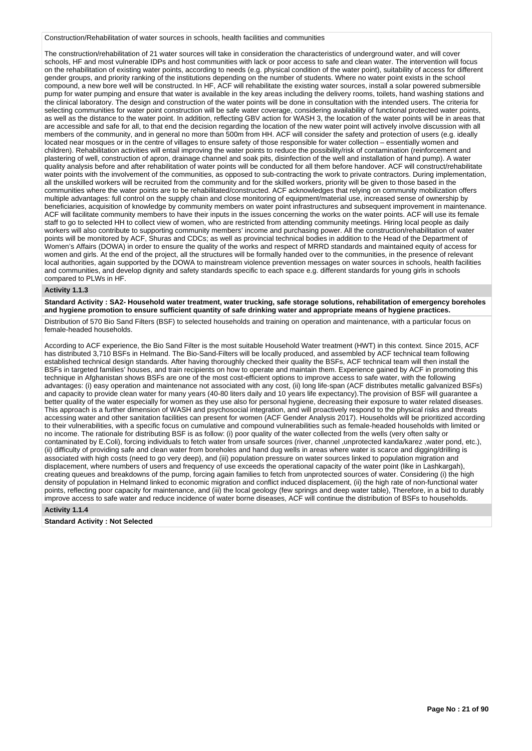Construction/Rehabilitation of water sources in schools, health facilities and communities

The construction/rehabilitation of 21 water sources will take in consideration the characteristics of underground water, and will cover schools, HF and most vulnerable IDPs and host communities with lack or poor access to safe and clean water. The intervention will focus on the rehabilitation of existing water points, according to needs (e.g. physical condition of the water point), suitability of access for different gender groups, and priority ranking of the institutions depending on the number of students. Where no water point exists in the school compound, a new bore well will be constructed. In HF, ACF will rehabilitate the existing water sources, install a solar powered submersible pump for water pumping and ensure that water is available in the key areas including the delivery rooms, toilets, hand washing stations and the clinical laboratory. The design and construction of the water points will be done in consultation with the intended users. The criteria for selecting communities for water point construction will be safe water coverage, considering availability of functional protected water points, as well as the distance to the water point. In addition, reflecting GBV action for WASH 3, the location of the water points will be in areas that are accessible and safe for all, to that end the decision regarding the location of the new water point will actively involve discussion with all members of the community, and in general no more than 500m from HH. ACF will consider the safety and protection of users (e.g. ideally located near mosques or in the centre of villages to ensure safety of those responsible for water collection – essentially women and children). Rehabilitation activities will entail improving the water points to reduce the possibility/risk of contamination (reinforcement and plastering of well, construction of apron, drainage channel and soak pits, disinfection of the well and installation of hand pump). A water quality analysis before and after rehabilitation of water points will be conducted for all them before handover. ACF will construct/rehabilitate water points with the involvement of the communities, as opposed to sub-contracting the works to private contractors. During implementation, all the unskilled workers will be recruited from the community and for the skilled workers, priority will be given to those based in the communities where the water points are to be rehabilitated/constructed. ACF acknowledges that relying on community mobilization offers multiple advantages: full control on the supply chain and close monitoring of equipment/material use, increased sense of ownership by beneficiaries, acquisition of knowledge by community members on water point infrastructures and subsequent improvement in maintenance. ACF will facilitate community members to have their inputs in the issues concerning the works on the water points. ACF will use its female staff to go to selected HH to collect view of women, who are restricted from attending community meetings. Hiring local people as daily workers will also contribute to supporting community members' income and purchasing power. All the construction/rehabilitation of water points will be monitored by ACF, Shuras and CDCs; as well as provincial technical bodies in addition to the Head of the Department of Women's Affairs (DOWA) in order to ensure the quality of the works and respect of MRRD standards and maintained equity of access for women and girls. At the end of the project, all the structures will be formally handed over to the communities, in the presence of relevant local authorities, again supported by the DOWA to mainstream violence prevention messages on water sources in schools, health facilities and communities, and develop dignity and safety standards specific to each space e.g. different standards for young girls in schools compared to PLWs in HF.

**Activity 1.1.3**

**Standard Activity : SA2- Household water treatment, water trucking, safe storage solutions, rehabilitation of emergency boreholes and hygiene promotion to ensure sufficient quantity of safe drinking water and appropriate means of hygiene practices.**

Distribution of 570 Bio Sand Filters (BSF) to selected households and training on operation and maintenance, with a particular focus on female-headed households.

According to ACF experience, the Bio Sand Filter is the most suitable Household Water treatment (HWT) in this context. Since 2015, ACF has distributed 3,710 BSFs in Helmand. The Bio-Sand-Filters will be locally produced, and assembled by ACF technical team following established technical design standards. After having thoroughly checked their quality the BSFs, ACF technical team will then install the BSFs in targeted families' houses, and train recipients on how to operate and maintain them. Experience gained by ACF in promoting this technique in Afghanistan shows BSFs are one of the most cost-efficient options to improve access to safe water, with the following advantages: (i) easy operation and maintenance not associated with any cost, (ii) long life-span (ACF distributes metallic galvanized BSFs) and capacity to provide clean water for many years (40-80 liters daily and 10 years life expectancy).The provision of BSF will guarantee a better quality of the water especially for women as they use also for personal hygiene, decreasing their exposure to water related diseases. This approach is a further dimension of WASH and psychosocial integration, and will proactively respond to the physical risks and threats accessing water and other sanitation facilities can present for women (ACF Gender Analysis 2017). Households will be prioritized according to their vulnerabilities, with a specific focus on cumulative and compound vulnerabilities such as female-headed households with limited or no income. The rationale for distributing BSF is as follow: (i) poor quality of the water collected from the wells (very often salty or contaminated by E.Coli), forcing individuals to fetch water from unsafe sources (river, channel ,unprotected kanda/karez ,water pond, etc.), (ii) difficulty of providing safe and clean water from boreholes and hand dug wells in areas where water is scarce and digging/drilling is associated with high costs (need to go very deep), and (iii) population pressure on water sources linked to population migration and displacement, where numbers of users and frequency of use exceeds the operational capacity of the water point (like in Lashkargah), creating queues and breakdowns of the pump, forcing again families to fetch from unprotected sources of water. Considering (i) the high density of population in Helmand linked to economic migration and conflict induced displacement, (ii) the high rate of non-functional water points, reflecting poor capacity for maintenance, and (iii) the local geology (few springs and deep water table), Therefore, in a bid to durably improve access to safe water and reduce incidence of water borne diseases, ACF will continue the distribution of BSFs to households.

**Activity 1.1.4**

**Standard Activity : Not Selected**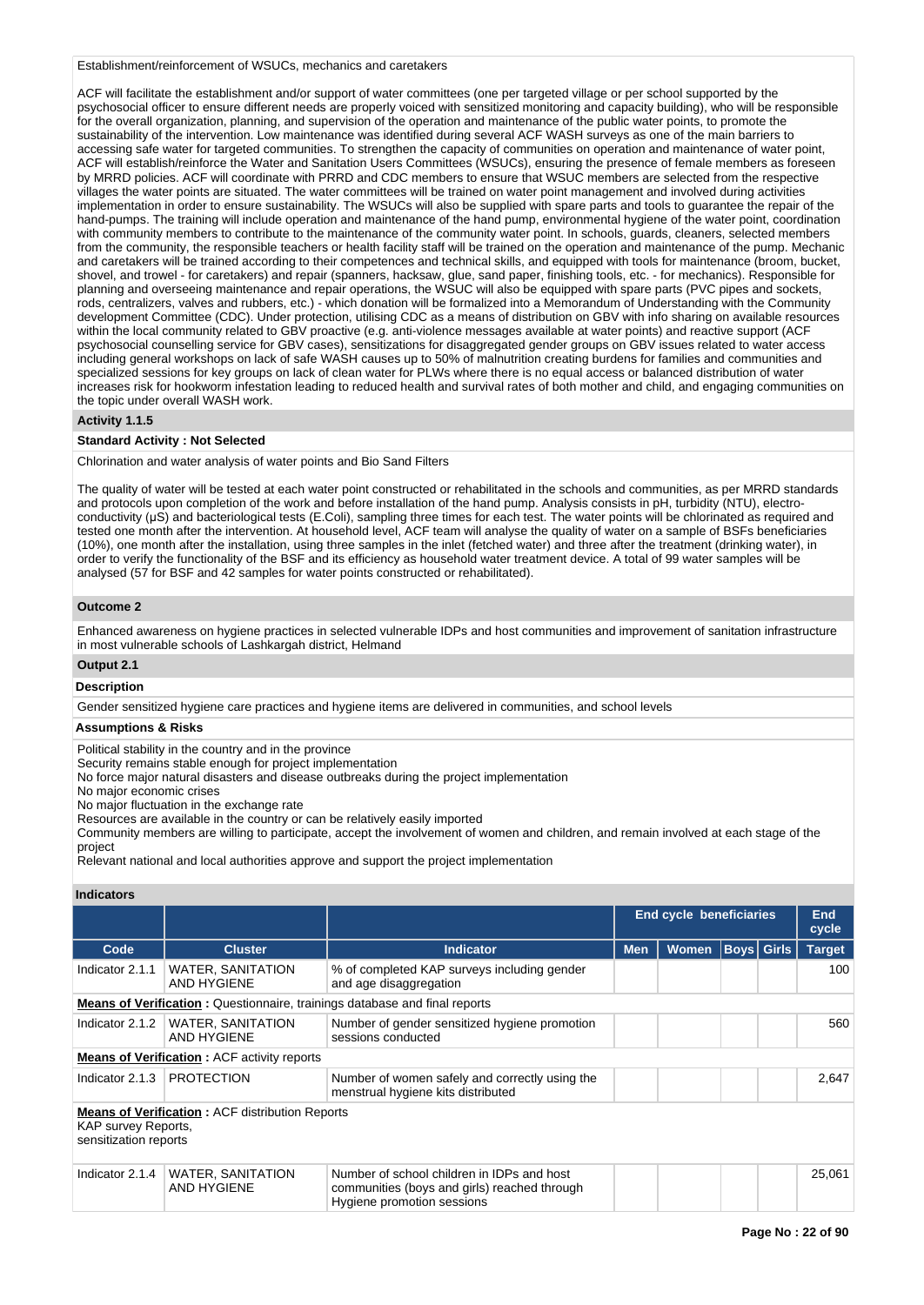Establishment/reinforcement of WSUCs, mechanics and caretakers

ACF will facilitate the establishment and/or support of water committees (one per targeted village or per school supported by the psychosocial officer to ensure different needs are properly voiced with sensitized monitoring and capacity building), who will be responsible for the overall organization, planning, and supervision of the operation and maintenance of the public water points, to promote the sustainability of the intervention. Low maintenance was identified during several ACF WASH surveys as one of the main barriers to accessing safe water for targeted communities. To strengthen the capacity of communities on operation and maintenance of water point, ACF will establish/reinforce the Water and Sanitation Users Committees (WSUCs), ensuring the presence of female members as foreseen by MRRD policies. ACF will coordinate with PRRD and CDC members to ensure that WSUC members are selected from the respective villages the water points are situated. The water committees will be trained on water point management and involved during activities implementation in order to ensure sustainability. The WSUCs will also be supplied with spare parts and tools to guarantee the repair of the hand-pumps. The training will include operation and maintenance of the hand pump, environmental hygiene of the water point, coordination with community members to contribute to the maintenance of the community water point. In schools, guards, cleaners, selected members from the community, the responsible teachers or health facility staff will be trained on the operation and maintenance of the pump. Mechanic and caretakers will be trained according to their competences and technical skills, and equipped with tools for maintenance (broom, bucket, shovel, and trowel - for caretakers) and repair (spanners, hacksaw, glue, sand paper, finishing tools, etc. - for mechanics). Responsible for planning and overseeing maintenance and repair operations, the WSUC will also be equipped with spare parts (PVC pipes and sockets, rods, centralizers, valves and rubbers, etc.) - which donation will be formalized into a Memorandum of Understanding with the Community development Committee (CDC). Under protection, utilising CDC as a means of distribution on GBV with info sharing on available resources within the local community related to GBV proactive (e.g. anti-violence messages available at water points) and reactive support (ACF psychosocial counselling service for GBV cases), sensitizations for disaggregated gender groups on GBV issues related to water access including general workshops on lack of safe WASH causes up to 50% of malnutrition creating burdens for families and communities and specialized sessions for key groups on lack of clean water for PLWs where there is no equal access or balanced distribution of water increases risk for hookworm infestation leading to reduced health and survival rates of mother and child, and engaging communities on the topic under overall WASH work.

**Activity 1.1.5**

**Standard Activity : Not Selected**

Chlorination and water analysis of water points and Bio Sand Filters

The quality of water will be tested at each water point constructed or rehabilitated in the schools and communities, as per MRRD standards and protocols upon completion of the work and before installation of the hand pump. Analysis consists in pH, turbidity (NTU), electro-conductivity (µS) and bacteriological tests (E.Coli), sampling three times for each test. The water points will be chlorinated as required and tested one month after the intervention. At household level, ACF team will analyse the quality of water on a sample of BSFs beneficiaries (10%), one month after the installation, using three samples in the inlet (fetched water) and three after the treatment (drinking water), in order to verify the functionality of the BSF and its efficiency as household water treatment device. A total of 99 water samples will be analysed (57 for BSF and 42 samples for water points constructed or rehabilitated).

**Outcome 2**

Enhanced awareness on hygiene practices in selected vulnerable IDPs and host communities and improvement of sanitation infrastructure in most vulnerable schools of Lashkargah district, Helmand

**Output 2.1**

**Description**

Gender sensitized hygiene care practices and hygiene items are delivered in communities, and school levels

**Assumptions & Risks**

Political stability in the country and in the province
Security remains stable enough for project implementation
No force major natural disasters and disease outbreaks during the project implementation
No major economic crises
No major fluctuation in the exchange rate
Resources are available in the country or can be relatively easily imported
Community members are willing to participate, accept the involvement of women and children, and remain involved at each stage of the project
Relevant national and local authorities approve and support the project implementation

**Indicators**

| | | | End cycle beneficiaries | | | | End cycle |
|---|---|---|---|---|---|---|---|
| Code | Cluster | Indicator | Men | Women | Boys | Girls | Target |
| Indicator 2.1.1 | WATER, SANITATION AND HYGIENE | % of completed KAP surveys including gender and age disaggregation | | | | | 100 |
| **Means of Verification :** Questionnaire, trainings database and final reports | | | | | | | |
| Indicator 2.1.2 | WATER, SANITATION AND HYGIENE | Number of gender sensitized hygiene promotion sessions conducted | | | | | 560 |
| **Means of Verification :** ACF activity reports | | | | | | | |
| Indicator 2.1.3 | PROTECTION | Number of women safely and correctly using the menstrual hygiene kits distributed | | | | | 2,647 |
| **Means of Verification :** ACF distribution Reports<br>KAP survey Reports,<br>sensitization reports | | | | | | | |
| Indicator 2.1.4 | WATER, SANITATION AND HYGIENE | Number of school children in IDPs and host communities (boys and girls) reached through Hygiene promotion sessions | | | | | 25,061 |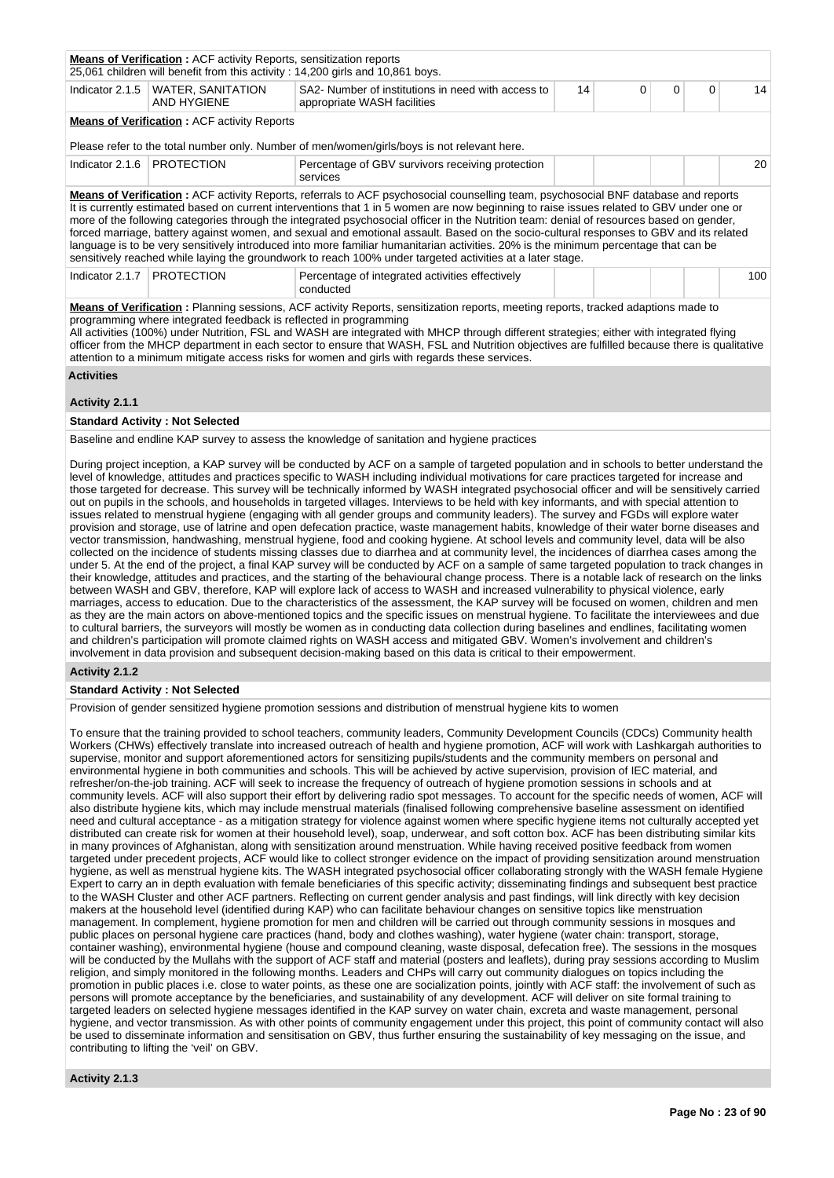**Means of Verification :** ACF activity Reports, sensitization reports
25,061 children will benefit from this activity : 14,200 girls and 10,861 boys.

| Indicator 2.1.5 | WATER, SANITATION AND HYGIENE | SA2- Number of institutions in need with access to appropriate WASH facilities | 14 | 0 | 0 | 0 | 14 |
|---|---|---|---|---|---|---|---|

**Means of Verification :** ACF activity Reports

Please refer to the total number only. Number of men/women/girls/boys is not relevant here.

| Indicator 2.1.6 | PROTECTION | Percentage of GBV survivors receiving protection services | | | | | 20 |
|---|---|---|---|---|---|---|---|

**Means of Verification :** ACF activity Reports, referrals to ACF psychosocial counselling team, psychosocial BNF database and reports
It is currently estimated based on current interventions that 1 in 5 women are now beginning to raise issues related to GBV under one or more of the following categories through the integrated psychosocial officer in the Nutrition team: denial of resources based on gender, forced marriage, battery against women, and sexual and emotional assault. Based on the socio-cultural responses to GBV and its related language is to be very sensitively introduced into more familiar humanitarian activities. 20% is the minimum percentage that can be sensitively reached while laying the groundwork to reach 100% under targeted activities at a later stage.

| Indicator 2.1.7 | PROTECTION | Percentage of integrated activities effectively conducted | | | | | 100 |
|---|---|---|---|---|---|---|---|

**Means of Verification :** Planning sessions, ACF activity Reports, sensitization reports, meeting reports, tracked adaptions made to programming where integrated feedback is reflected in programming
All activities (100%) under Nutrition, FSL and WASH are integrated with MHCP through different strategies; either with integrated flying officer from the MHCP department in each sector to ensure that WASH, FSL and Nutrition objectives are fulfilled because there is qualitative attention to a minimum mitigate access risks for women and girls with regards these services.

**Activities**

**Activity 2.1.1**

**Standard Activity : Not Selected**

Baseline and endline KAP survey to assess the knowledge of sanitation and hygiene practices

During project inception, a KAP survey will be conducted by ACF on a sample of targeted population and in schools to better understand the level of knowledge, attitudes and practices specific to WASH including individual motivations for care practices targeted for increase and those targeted for decrease. This survey will be technically informed by WASH integrated psychosocial officer and will be sensitively carried out on pupils in the schools, and households in targeted villages. Interviews to be held with key informants, and with special attention to issues related to menstrual hygiene (engaging with all gender groups and community leaders). The survey and FGDs will explore water provision and storage, use of latrine and open defecation practice, waste management habits, knowledge of their water borne diseases and vector transmission, handwashing, menstrual hygiene, food and cooking hygiene. At school levels and community level, data will be also collected on the incidence of students missing classes due to diarrhea and at community level, the incidences of diarrhea cases among the under 5. At the end of the project, a final KAP survey will be conducted by ACF on a sample of same targeted population to track changes in their knowledge, attitudes and practices, and the starting of the behavioural change process. There is a notable lack of research on the links between WASH and GBV, therefore, KAP will explore lack of access to WASH and increased vulnerability to physical violence, early marriages, access to education. Due to the characteristics of the assessment, the KAP survey will be focused on women, children and men as they are the main actors on above-mentioned topics and the specific issues on menstrual hygiene. To facilitate the interviewees and due to cultural barriers, the surveyors will mostly be women as in conducting data collection during baselines and endlines, facilitating women and children's participation will promote claimed rights on WASH access and mitigated GBV. Women's involvement and children's involvement in data provision and subsequent decision-making based on this data is critical to their empowerment.

**Activity 2.1.2**

**Standard Activity : Not Selected**

Provision of gender sensitized hygiene promotion sessions and distribution of menstrual hygiene kits to women

To ensure that the training provided to school teachers, community leaders, Community Development Councils (CDCs) Community health Workers (CHWs) effectively translate into increased outreach of health and hygiene promotion, ACF will work with Lashkargah authorities to supervise, monitor and support aforementioned actors for sensitizing pupils/students and the community members on personal and environmental hygiene in both communities and schools. This will be achieved by active supervision, provision of IEC material, and refresher/on-the-job training. ACF will seek to increase the frequency of outreach of hygiene promotion sessions in schools and at community levels. ACF will also support their effort by delivering radio spot messages. To account for the specific needs of women, ACF will also distribute hygiene kits, which may include menstrual materials (finalised following comprehensive baseline assessment on identified need and cultural acceptance - as a mitigation strategy for violence against women where specific hygiene items not culturally accepted yet distributed can create risk for women at their household level), soap, underwear, and soft cotton box. ACF has been distributing similar kits in many provinces of Afghanistan, along with sensitization around menstruation. While having received positive feedback from women targeted under precedent projects, ACF would like to collect stronger evidence on the impact of providing sensitization around menstruation hygiene, as well as menstrual hygiene kits. The WASH integrated psychosocial officer collaborating strongly with the WASH female Hygiene Expert to carry an in depth evaluation with female beneficiaries of this specific activity; disseminating findings and subsequent best practice to the WASH Cluster and other ACF partners. Reflecting on current gender analysis and past findings, will link directly with key decision makers at the household level (identified during KAP) who can facilitate behaviour changes on sensitive topics like menstruation management. In complement, hygiene promotion for men and children will be carried out through community sessions in mosques and public places on personal hygiene care practices (hand, body and clothes washing), water hygiene (water chain: transport, storage, container washing), environmental hygiene (house and compound cleaning, waste disposal, defecation free). The sessions in the mosques will be conducted by the Mullahs with the support of ACF staff and material (posters and leaflets), during pray sessions according to Muslim religion, and simply monitored in the following months. Leaders and CHPs will carry out community dialogues on topics including the promotion in public places i.e. close to water points, as these one are socialization points, jointly with ACF staff: the involvement of such as persons will promote acceptance by the beneficiaries, and sustainability of any development. ACF will deliver on site formal training to targeted leaders on selected hygiene messages identified in the KAP survey on water chain, excreta and waste management, personal hygiene, and vector transmission. As with other points of community engagement under this project, this point of community contact will also be used to disseminate information and sensitisation on GBV, thus further ensuring the sustainability of key messaging on the issue, and contributing to lifting the 'veil' on GBV.

**Activity 2.1.3**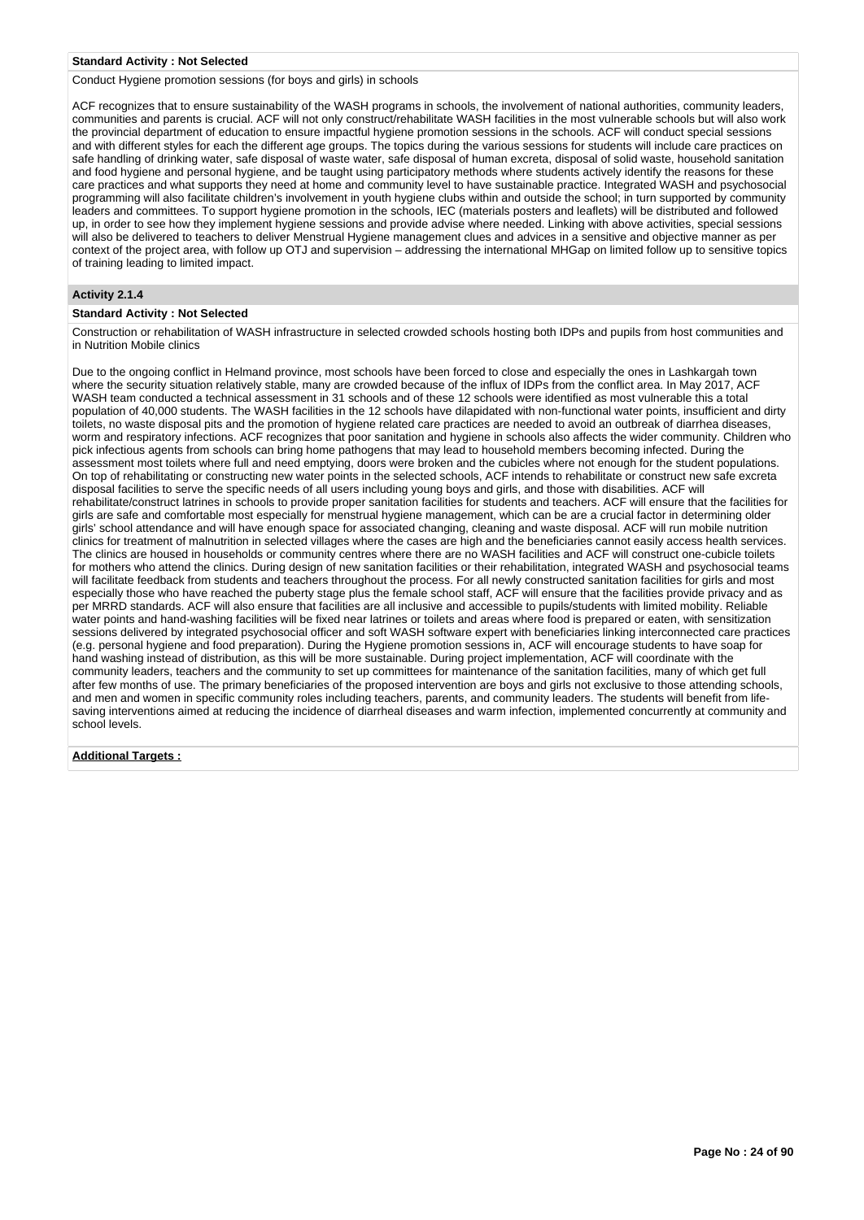**Standard Activity : Not Selected**

Conduct Hygiene promotion sessions (for boys and girls) in schools

ACF recognizes that to ensure sustainability of the WASH programs in schools, the involvement of national authorities, community leaders, communities and parents is crucial. ACF will not only construct/rehabilitate WASH facilities in the most vulnerable schools but will also work the provincial department of education to ensure impactful hygiene promotion sessions in the schools. ACF will conduct special sessions and with different styles for each the different age groups. The topics during the various sessions for students will include care practices on safe handling of drinking water, safe disposal of waste water, safe disposal of human excreta, disposal of solid waste, household sanitation and food hygiene and personal hygiene, and be taught using participatory methods where students actively identify the reasons for these care practices and what supports they need at home and community level to have sustainable practice. Integrated WASH and psychosocial programming will also facilitate children's involvement in youth hygiene clubs within and outside the school; in turn supported by community leaders and committees. To support hygiene promotion in the schools, IEC (materials posters and leaflets) will be distributed and followed up, in order to see how they implement hygiene sessions and provide advise where needed. Linking with above activities, special sessions will also be delivered to teachers to deliver Menstrual Hygiene management clues and advices in a sensitive and objective manner as per context of the project area, with follow up OTJ and supervision – addressing the international MHGap on limited follow up to sensitive topics of training leading to limited impact.

### Activity 2.1.4

**Standard Activity : Not Selected**

Construction or rehabilitation of WASH infrastructure in selected crowded schools hosting both IDPs and pupils from host communities and in Nutrition Mobile clinics

Due to the ongoing conflict in Helmand province, most schools have been forced to close and especially the ones in Lashkargah town where the security situation relatively stable, many are crowded because of the influx of IDPs from the conflict area. In May 2017, ACF WASH team conducted a technical assessment in 31 schools and of these 12 schools were identified as most vulnerable this a total population of 40,000 students. The WASH facilities in the 12 schools have dilapidated with non-functional water points, insufficient and dirty toilets, no waste disposal pits and the promotion of hygiene related care practices are needed to avoid an outbreak of diarrhea diseases, worm and respiratory infections. ACF recognizes that poor sanitation and hygiene in schools also affects the wider community. Children who pick infectious agents from schools can bring home pathogens that may lead to household members becoming infected. During the assessment most toilets where full and need emptying, doors were broken and the cubicles where not enough for the student populations. On top of rehabilitating or constructing new water points in the selected schools, ACF intends to rehabilitate or construct new safe excreta disposal facilities to serve the specific needs of all users including young boys and girls, and those with disabilities. ACF will rehabilitate/construct latrines in schools to provide proper sanitation facilities for students and teachers. ACF will ensure that the facilities for girls are safe and comfortable most especially for menstrual hygiene management, which can be are a crucial factor in determining older girls' school attendance and will have enough space for associated changing, cleaning and waste disposal. ACF will run mobile nutrition clinics for treatment of malnutrition in selected villages where the cases are high and the beneficiaries cannot easily access health services. The clinics are housed in households or community centres where there are no WASH facilities and ACF will construct one-cubicle toilets for mothers who attend the clinics. During design of new sanitation facilities or their rehabilitation, integrated WASH and psychosocial teams will facilitate feedback from students and teachers throughout the process. For all newly constructed sanitation facilities for girls and most especially those who have reached the puberty stage plus the female school staff, ACF will ensure that the facilities provide privacy and as per MRRD standards. ACF will also ensure that facilities are all inclusive and accessible to pupils/students with limited mobility. Reliable water points and hand-washing facilities will be fixed near latrines or toilets and areas where food is prepared or eaten, with sensitization sessions delivered by integrated psychosocial officer and soft WASH software expert with beneficiaries linking interconnected care practices (e.g. personal hygiene and food preparation). During the Hygiene promotion sessions in, ACF will encourage students to have soap for hand washing instead of distribution, as this will be more sustainable. During project implementation, ACF will coordinate with the community leaders, teachers and the community to set up committees for maintenance of the sanitation facilities, many of which get full after few months of use. The primary beneficiaries of the proposed intervention are boys and girls not exclusive to those attending schools, and men and women in specific community roles including teachers, parents, and community leaders. The students will benefit from life-saving interventions aimed at reducing the incidence of diarrheal diseases and warm infection, implemented concurrently at community and school levels.

**Additional Targets :**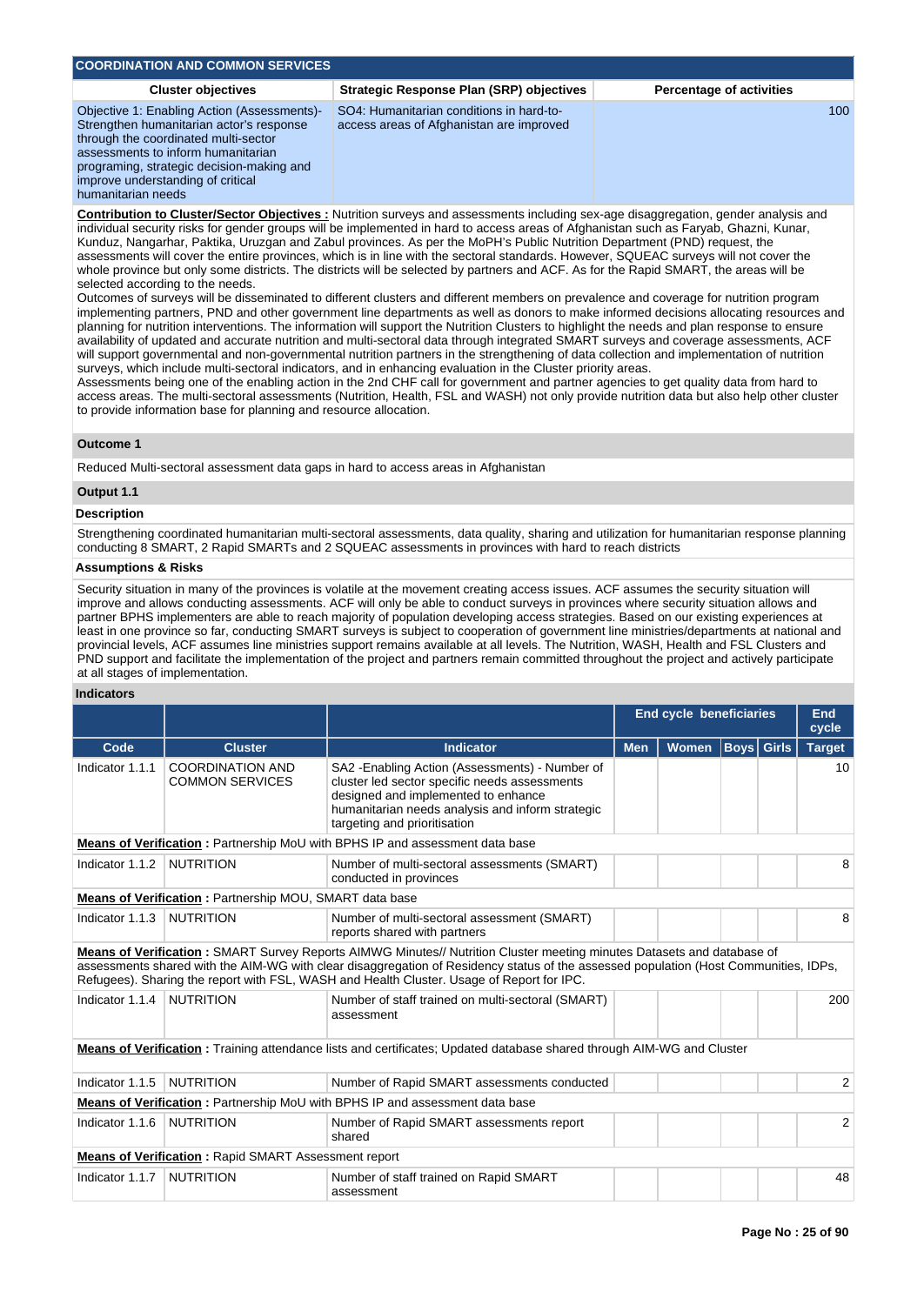## COORDINATION AND COMMON SERVICES

| Cluster objectives | Strategic Response Plan (SRP) objectives | Percentage of activities |
| --- | --- | --- |
| Objective 1: Enabling Action (Assessments)- Strengthen humanitarian actor's response through the coordinated multi-sector assessments to inform humanitarian programing, strategic decision-making and improve understanding of critical humanitarian needs | SO4: Humanitarian conditions in hard-to-access areas of Afghanistan are improved | 100 |

**Contribution to Cluster/Sector Objectives :** Nutrition surveys and assessments including sex-age disaggregation, gender analysis and individual security risks for gender groups will be implemented in hard to access areas of Afghanistan such as Faryab, Ghazni, Kunar, Kunduz, Nangarhar, Paktika, Uruzgan and Zabul provinces. As per the MoPH's Public Nutrition Department (PND) request, the assessments will cover the entire provinces, which is in line with the sectoral standards. However, SQUEAC surveys will not cover the whole province but only some districts. The districts will be selected by partners and ACF. As for the Rapid SMART, the areas will be selected according to the needs.
Outcomes of surveys will be disseminated to different clusters and different members on prevalence and coverage for nutrition program implementing partners, PND and other government line departments as well as donors to make informed decisions allocating resources and planning for nutrition interventions. The information will support the Nutrition Clusters to highlight the needs and plan response to ensure availability of updated and accurate nutrition and multi-sectoral data through integrated SMART surveys and coverage assessments, ACF will support governmental and non-governmental nutrition partners in the strengthening of data collection and implementation of nutrition surveys, which include multi-sectoral indicators, and in enhancing evaluation in the Cluster priority areas.
Assessments being one of the enabling action in the 2nd CHF call for government and partner agencies to get quality data from hard to access areas. The multi-sectoral assessments (Nutrition, Health, FSL and WASH) not only provide nutrition data but also help other cluster to provide information base for planning and resource allocation.

### Outcome 1

Reduced Multi-sectoral assessment data gaps in hard to access areas in Afghanistan

### Output 1.1

#### Description

Strengthening coordinated humanitarian multi-sectoral assessments, data quality, sharing and utilization for humanitarian response planning conducting 8 SMART, 2 Rapid SMARTs and 2 SQUEAC assessments in provinces with hard to reach districts

#### Assumptions & Risks

Security situation in many of the provinces is volatile at the movement creating access issues. ACF assumes the security situation will improve and allows conducting assessments. ACF will only be able to conduct surveys in provinces where security situation allows and partner BPHS implementers are able to reach majority of population developing access strategies. Based on our existing experiences at least in one province so far, conducting SMART surveys is subject to cooperation of government line ministries/departments at national and provincial levels, ACF assumes line ministries support remains available at all levels. The Nutrition, WASH, Health and FSL Clusters and PND support and facilitate the implementation of the project and partners remain committed throughout the project and actively participate at all stages of implementation.

#### Indicators

| | | | End cycle beneficiaries | | | | End cycle |
| --- | --- | --- | --- | --- | --- | --- | --- |
| Code | Cluster | Indicator | Men | Women | Boys | Girls | Target |
| Indicator 1.1.1 | COORDINATION AND COMMON SERVICES | SA2 -Enabling Action (Assessments) - Number of cluster led sector specific needs assessments designed and implemented to enhance humanitarian needs analysis and inform strategic targeting and prioritisation | | | | | 10 |
| **Means of Verification :** Partnership MoU with BPHS IP and assessment data base | | | | | | | |
| Indicator 1.1.2 | NUTRITION | Number of multi-sectoral assessments (SMART) conducted in provinces | | | | | 8 |
| **Means of Verification :** Partnership MOU, SMART data base | | | | | | | |
| Indicator 1.1.3 | NUTRITION | Number of multi-sectoral assessment (SMART) reports shared with partners | | | | | 8 |
| **Means of Verification :** SMART Survey Reports AIMWG Minutes// Nutrition Cluster meeting minutes Datasets and database of assessments shared with the AIM-WG with clear disaggregation of Residency status of the assessed population (Host Communities, IDPs, Refugees). Sharing the report with FSL, WASH and Health Cluster. Usage of Report for IPC. | | | | | | | |
| Indicator 1.1.4 | NUTRITION | Number of staff trained on multi-sectoral (SMART) assessment | | | | | 200 |
| **Means of Verification :** Training attendance lists and certificates; Updated database shared through AIM-WG and Cluster | | | | | | | |
| Indicator 1.1.5 | NUTRITION | Number of Rapid SMART assessments conducted | | | | | 2 |
| **Means of Verification :** Partnership MoU with BPHS IP and assessment data base | | | | | | | |
| Indicator 1.1.6 | NUTRITION | Number of Rapid SMART assessments report shared | | | | | 2 |
| **Means of Verification :** Rapid SMART Assessment report | | | | | | | |
| Indicator 1.1.7 | NUTRITION | Number of staff trained on Rapid SMART assessment | | | | | 48 |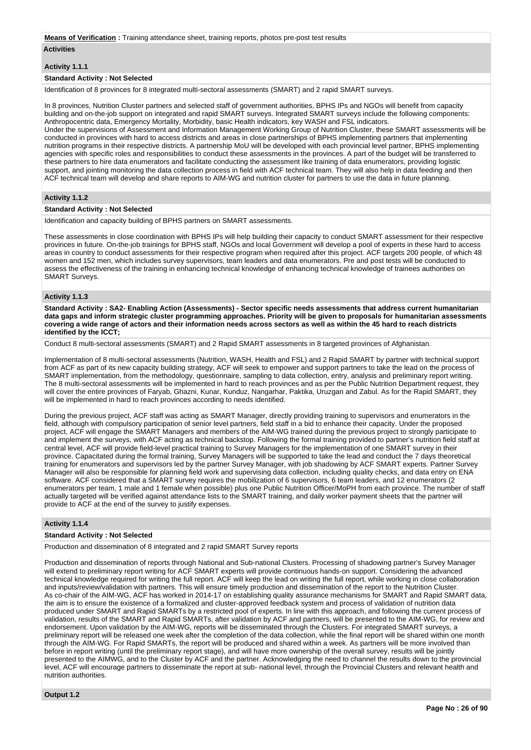**Means of Verification :** Training attendance sheet, training reports, photos pre-post test results

**Activities**

**Activity 1.1.1**

**Standard Activity : Not Selected**

Identification of 8 provinces for 8 integrated multi-sectoral assessments (SMART) and 2 rapid SMART surveys.

In 8 provinces, Nutrition Cluster partners and selected staff of government authorities, BPHS IPs and NGOs will benefit from capacity building and on-the-job support on integrated and rapid SMART surveys. Integrated SMART surveys include the following components: Anthropocentric data, Emergency Mortality, Morbidity, basic Health indicators, key WASH and FSL indicators.
Under the supervisions of Assessment and Information Management Working Group of Nutrition Cluster, these SMART assessments will be conducted in provinces with hard to access districts and areas in close partnerships of BPHS implementing partners that implementing nutrition programs in their respective districts. A partnership MoU will be developed with each provincial level partner, BPHS implementing agencies with specific roles and responsibilities to conduct these assessments in the provinces. A part of the budget will be transferred to these partners to hire data enumerators and facilitate conducting the assessment like training of data enumerators, providing logistic support, and jointing monitoring the data collection process in field with ACF technical team. They will also help in data feeding and then ACF technical team will develop and share reports to AIM-WG and nutrition cluster for partners to use the data in future planning.

**Activity 1.1.2**

**Standard Activity : Not Selected**

Identification and capacity building of BPHS partners on SMART assessments.

These assessments in close coordination with BPHS IPs will help building their capacity to conduct SMART assessment for their respective provinces in future. On-the-job trainings for BPHS staff, NGOs and local Government will develop a pool of experts in these hard to access areas in country to conduct assessments for their respective program when required after this project. ACF targets 200 people, of which 48 women and 152 men, which includes survey supervisors, team leaders and data enumerators. Pre and post tests will be conducted to assess the effectiveness of the training in enhancing technical knowledge of enhancing technical knowledge of trainees authorities on SMART Surveys.

**Activity 1.1.3**

**Standard Activity : SA2- Enabling Action (Assessments) - Sector specific needs assessments that address current humanitarian data gaps and inform strategic cluster programming approaches. Priority will be given to proposals for humanitarian assessments covering a wide range of actors and their information needs across sectors as well as within the 45 hard to reach districts identified by the ICCT;**

Conduct 8 multi-sectoral assessments (SMART) and 2 Rapid SMART assessments in 8 targeted provinces of Afghanistan.

Implementation of 8 multi-sectoral assessments (Nutrition, WASH, Health and FSL) and 2 Rapid SMART by partner with technical support from ACF as part of its new capacity building strategy, ACF will seek to empower and support partners to take the lead on the process of SMART implementation, from the methodology, questionnaire, sampling to data collection, entry, analysis and preliminary report writing. The 8 multi-sectoral assessments will be implemented in hard to reach provinces and as per the Public Nutrition Department request, they will cover the entire provinces of Faryab, Ghazni, Kunar, Kunduz, Nangarhar, Paktika, Uruzgan and Zabul. As for the Rapid SMART, they will be implemented in hard to reach provinces according to needs identified.

During the previous project, ACF staff was acting as SMART Manager, directly providing training to supervisors and enumerators in the field, although with compulsory participation of senior level partners, field staff in a bid to enhance their capacity. Under the proposed project, ACF will engage the SMART Managers and members of the AIM-WG trained during the previous project to strongly participate to and implement the surveys, with ACF acting as technical backstop. Following the formal training provided to partner's nutrition field staff at central level, ACF will provide field-level practical training to Survey Managers for the implementation of one SMART survey in their province. Capacitated during the formal training, Survey Managers will be supported to take the lead and conduct the 7 days theoretical training for enumerators and supervisors led by the partner Survey Manager, with job shadowing by ACF SMART experts. Partner Survey Manager will also be responsible for planning field work and supervising data collection, including quality checks, and data entry on ENA software. ACF considered that a SMART survey requires the mobilization of 6 supervisors, 6 team leaders, and 12 enumerators (2 enumerators per team, 1 male and 1 female when possible) plus one Public Nutrition Officer/MoPH from each province. The number of staff actually targeted will be verified against attendance lists to the SMART training, and daily worker payment sheets that the partner will provide to ACF at the end of the survey to justify expenses.

**Activity 1.1.4**

**Standard Activity : Not Selected**

Production and dissemination of 8 integrated and 2 rapid SMART Survey reports

Production and dissemination of reports through National and Sub-national Clusters. Processing of shadowing partner's Survey Manager will extend to preliminary report writing for ACF SMART experts will provide continuous hands-on support. Considering the advanced technical knowledge required for writing the full report. ACF will keep the lead on writing the full report, while working in close collaboration and inputs/review/validation with partners. This will ensure timely production and dissemination of the report to the Nutrition Cluster.
As co-chair of the AIM-WG, ACF has worked in 2014-17 on establishing quality assurance mechanisms for SMART and Rapid SMART data, the aim is to ensure the existence of a formalized and cluster-approved feedback system and process of validation of nutrition data produced under SMART and Rapid SMARTs by a restricted pool of experts. In line with this approach, and following the current process of validation, results of the SMART and Rapid SMARTs, after validation by ACF and partners, will be presented to the AIM-WG, for review and endorsement. Upon validation by the AIM-WG, reports will be disseminated through the Clusters. For integrated SMART surveys, a preliminary report will be released one week after the completion of the data collection, while the final report will be shared within one month through the AIM-WG. For Rapid SMARTs, the report will be produced and shared within a week. As partners will be more involved than before in report writing (until the preliminary report stage), and will have more ownership of the overall survey, results will be jointly presented to the AIMWG, and to the Cluster by ACF and the partner. Acknowledging the need to channel the results down to the provincial level, ACF will encourage partners to disseminate the report at sub- national level, through the Provincial Clusters and relevant health and nutrition authorities.

**Output 1.2**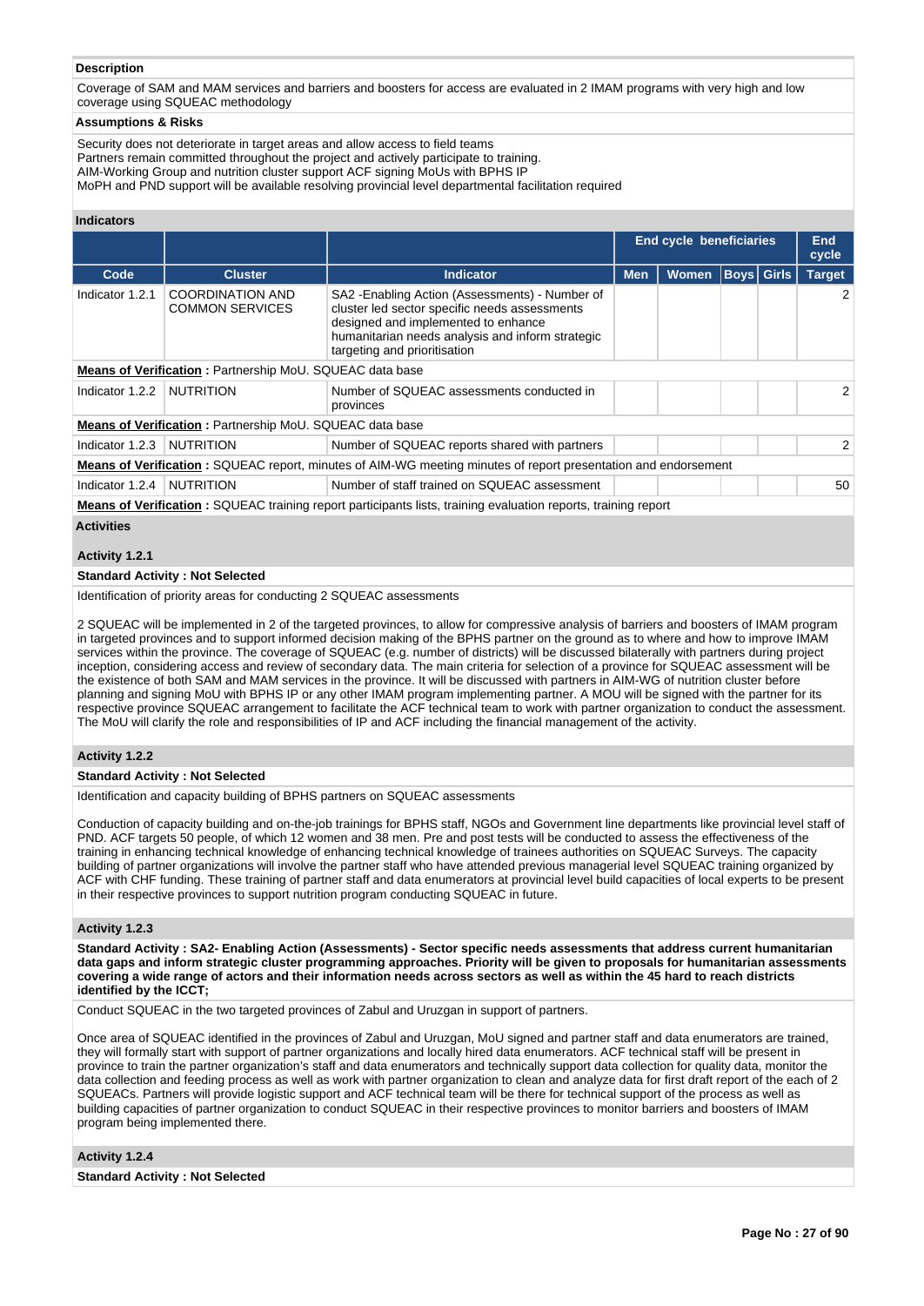**Description**

Coverage of SAM and MAM services and barriers and boosters for access are evaluated in 2 IMAM programs with very high and low coverage using SQUEAC methodology

**Assumptions & Risks**

Security does not deteriorate in target areas and allow access to field teams
Partners remain committed throughout the project and actively participate to training.
AIM-Working Group and nutrition cluster support ACF signing MoUs with BPHS IP
MoPH and PND support will be available resolving provincial level departmental facilitation required

**Indicators**

| | | | End cycle beneficiaries | | | | End cycle |
|---|---|---|---|---|---|---|---|
| Code | Cluster | Indicator | Men | Women | Boys | Girls | Target |
| Indicator 1.2.1 | COORDINATION AND COMMON SERVICES | SA2 -Enabling Action (Assessments) - Number of cluster led sector specific needs assessments designed and implemented to enhance humanitarian needs analysis and inform strategic targeting and prioritisation | | | | | 2 |
| **Means of Verification** : Partnership MoU. SQUEAC data base | | | | | | | |
| Indicator 1.2.2 | NUTRITION | Number of SQUEAC assessments conducted in provinces | | | | | 2 |
| **Means of Verification** : Partnership MoU. SQUEAC data base | | | | | | | |
| Indicator 1.2.3 | NUTRITION | Number of SQUEAC reports shared with partners | | | | | 2 |
| **Means of Verification** : SQUEAC report, minutes of AIM-WG meeting minutes of report presentation and endorsement | | | | | | | |
| Indicator 1.2.4 | NUTRITION | Number of staff trained on SQUEAC assessment | | | | | 50 |
| **Means of Verification** : SQUEAC training report participants lists, training evaluation reports, training report | | | | | | | |

**Activities**

**Activity 1.2.1**

**Standard Activity : Not Selected**

Identification of priority areas for conducting 2 SQUEAC assessments

2 SQUEAC will be implemented in 2 of the targeted provinces, to allow for compressive analysis of barriers and boosters of IMAM program in targeted provinces and to support informed decision making of the BPHS partner on the ground as to where and how to improve IMAM services within the province. The coverage of SQUEAC (e.g. number of districts) will be discussed bilaterally with partners during project inception, considering access and review of secondary data. The main criteria for selection of a province for SQUEAC assessment will be the existence of both SAM and MAM services in the province. It will be discussed with partners in AIM-WG of nutrition cluster before planning and signing MoU with BPHS IP or any other IMAM program implementing partner. A MOU will be signed with the partner for its respective province SQUEAC arrangement to facilitate the ACF technical team to work with partner organization to conduct the assessment. The MoU will clarify the role and responsibilities of IP and ACF including the financial management of the activity.

**Activity 1.2.2**

**Standard Activity : Not Selected**

Identification and capacity building of BPHS partners on SQUEAC assessments

Conduction of capacity building and on-the-job trainings for BPHS staff, NGOs and Government line departments like provincial level staff of PND. ACF targets 50 people, of which 12 women and 38 men. Pre and post tests will be conducted to assess the effectiveness of the training in enhancing technical knowledge of enhancing technical knowledge of trainees authorities on SQUEAC Surveys. The capacity building of partner organizations will involve the partner staff who have attended previous managerial level SQUEAC training organized by ACF with CHF funding. These training of partner staff and data enumerators at provincial level build capacities of local experts to be present in their respective provinces to support nutrition program conducting SQUEAC in future.

**Activity 1.2.3**

**Standard Activity : SA2- Enabling Action (Assessments) - Sector specific needs assessments that address current humanitarian data gaps and inform strategic cluster programming approaches. Priority will be given to proposals for humanitarian assessments covering a wide range of actors and their information needs across sectors as well as within the 45 hard to reach districts identified by the ICCT;**

Conduct SQUEAC in the two targeted provinces of Zabul and Uruzgan in support of partners.

Once area of SQUEAC identified in the provinces of Zabul and Uruzgan, MoU signed and partner staff and data enumerators are trained, they will formally start with support of partner organizations and locally hired data enumerators. ACF technical staff will be present in province to train the partner organization's staff and data enumerators and technically support data collection for quality data, monitor the data collection and feeding process as well as work with partner organization to clean and analyze data for first draft report of the each of 2 SQUEACs. Partners will provide logistic support and ACF technical team will be there for technical support of the process as well as building capacities of partner organization to conduct SQUEAC in their respective provinces to monitor barriers and boosters of IMAM program being implemented there.

**Activity 1.2.4**

**Standard Activity : Not Selected**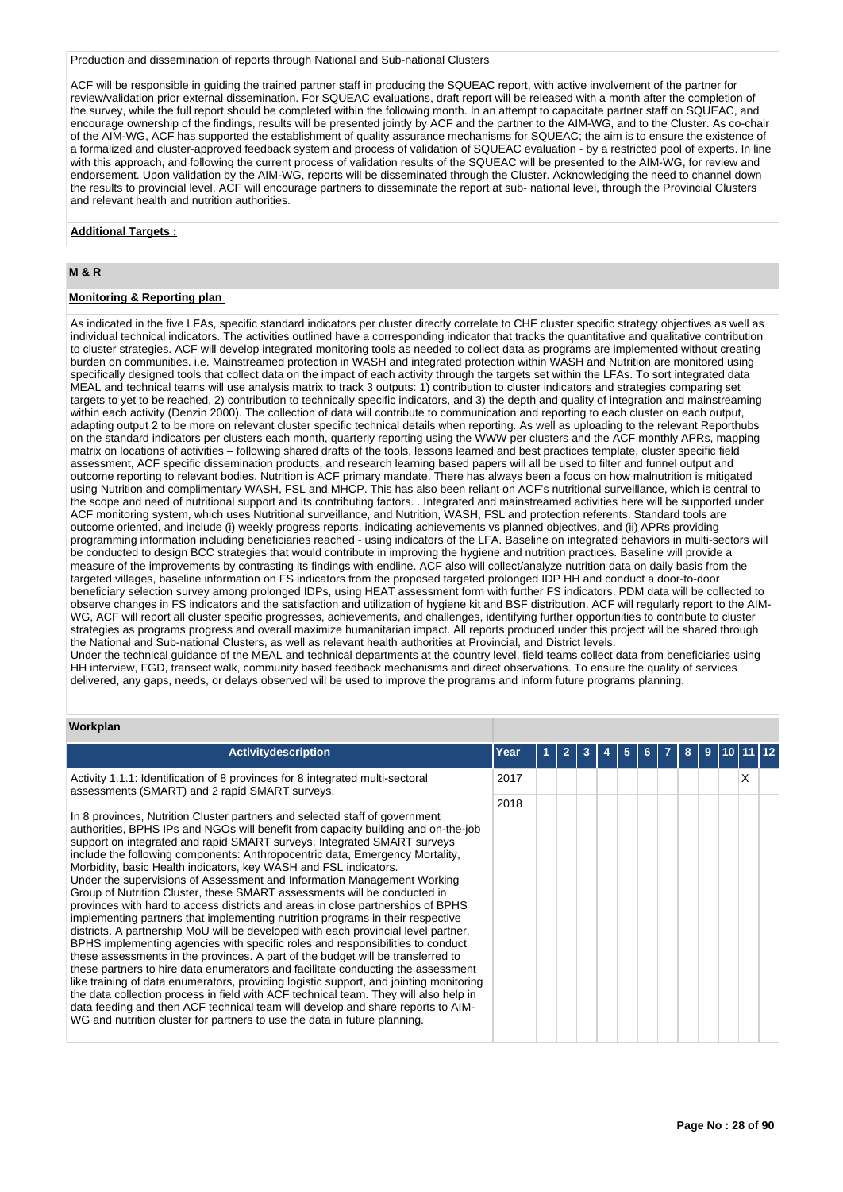Production and dissemination of reports through National and Sub-national Clusters

ACF will be responsible in guiding the trained partner staff in producing the SQUEAC report, with active involvement of the partner for review/validation prior external dissemination. For SQUEAC evaluations, draft report will be released with a month after the completion of the survey, while the full report should be completed within the following month. In an attempt to capacitate partner staff on SQUEAC, and encourage ownership of the findings, results will be presented jointly by ACF and the partner to the AIM-WG, and to the Cluster. As co-chair of the AIM-WG, ACF has supported the establishment of quality assurance mechanisms for SQUEAC; the aim is to ensure the existence of a formalized and cluster-approved feedback system and process of validation of SQUEAC evaluation - by a restricted pool of experts. In line with this approach, and following the current process of validation results of the SQUEAC will be presented to the AIM-WG, for review and endorsement. Upon validation by the AIM-WG, reports will be disseminated through the Cluster. Acknowledging the need to channel down the results to provincial level, ACF will encourage partners to disseminate the report at sub- national level, through the Provincial Clusters and relevant health and nutrition authorities.

**Additional Targets :**

## M & R

**Monitoring & Reporting plan**

As indicated in the five LFAs, specific standard indicators per cluster directly correlate to CHF cluster specific strategy objectives as well as individual technical indicators. The activities outlined have a corresponding indicator that tracks the quantitative and qualitative contribution to cluster strategies. ACF will develop integrated monitoring tools as needed to collect data as programs are implemented without creating burden on communities. i.e. Mainstreamed protection in WASH and integrated protection within WASH and Nutrition are monitored using specifically designed tools that collect data on the impact of each activity through the targets set within the LFAs. To sort integrated data MEAL and technical teams will use analysis matrix to track 3 outputs: 1) contribution to cluster indicators and strategies comparing set targets to yet to be reached, 2) contribution to technically specific indicators, and 3) the depth and quality of integration and mainstreaming within each activity (Denzin 2000). The collection of data will contribute to communication and reporting to each cluster on each output, adapting output 2 to be more on relevant cluster specific technical details when reporting. As well as uploading to the relevant Reporthubs on the standard indicators per clusters each month, quarterly reporting using the WWW per clusters and the ACF monthly APRs, mapping matrix on locations of activities – following shared drafts of the tools, lessons learned and best practices template, cluster specific field assessment, ACF specific dissemination products, and research learning based papers will all be used to filter and funnel output and outcome reporting to relevant bodies. Nutrition is ACF primary mandate. There has always been a focus on how malnutrition is mitigated using Nutrition and complimentary WASH, FSL and MHCP. This has also been reliant on ACF's nutritional surveillance, which is central to the scope and need of nutritional support and its contributing factors. . Integrated and mainstreamed activities here will be supported under ACF monitoring system, which uses Nutritional surveillance, and Nutrition, WASH, FSL and protection referents. Standard tools are outcome oriented, and include (i) weekly progress reports, indicating achievements vs planned objectives, and (ii) APRs providing programming information including beneficiaries reached - using indicators of the LFA. Baseline on integrated behaviors in multi-sectors will be conducted to design BCC strategies that would contribute in improving the hygiene and nutrition practices. Baseline will provide a measure of the improvements by contrasting its findings with endline. ACF also will collect/analyze nutrition data on daily basis from the targeted villages, baseline information on FS indicators from the proposed targeted prolonged IDP HH and conduct a door-to-door beneficiary selection survey among prolonged IDPs, using HEAT assessment form with further FS indicators. PDM data will be collected to observe changes in FS indicators and the satisfaction and utilization of hygiene kit and BSF distribution. ACF will regularly report to the AIM-WG, ACF will report all cluster specific progresses, achievements, and challenges, identifying further opportunities to contribute to cluster strategies as programs progress and overall maximize humanitarian impact. All reports produced under this project will be shared through the National and Sub-national Clusters, as well as relevant health authorities at Provincial, and District levels.
Under the technical guidance of the MEAL and technical departments at the country level, field teams collect data from beneficiaries using HH interview, FGD, transect walk, community based feedback mechanisms and direct observations. To ensure the quality of services delivered, any gaps, needs, or delays observed will be used to improve the programs and inform future programs planning.

**Workplan**

| Activitydescription | Year | 1 | 2 | 3 | 4 | 5 | 6 | 7 | 8 | 9 | 10 | 11 | 12 |
|---|---|---|---|---|---|---|---|---|---|---|---|---|---|
| Activity 1.1.1: Identification of 8 provinces for 8 integrated multi-sectoral assessments (SMART) and 2 rapid SMART surveys.<br><br>In 8 provinces, Nutrition Cluster partners and selected staff of government authorities, BPHS IPs and NGOs will benefit from capacity building and on-the-job support on integrated and rapid SMART surveys. Integrated SMART surveys include the following components: Anthropocentric data, Emergency Mortality, Morbidity, basic Health indicators, key WASH and FSL indicators.<br>Under the supervisions of Assessment and Information Management Working Group of Nutrition Cluster, these SMART assessments will be conducted in provinces with hard to access districts and areas in close partnerships of BPHS implementing partners that implementing nutrition programs in their respective districts. A partnership MoU will be developed with each provincial level partner, BPHS implementing agencies with specific roles and responsibilities to conduct these assessments in the provinces. A part of the budget will be transferred to these partners to hire data enumerators and facilitate conducting the assessment like training of data enumerators, providing logistic support, and jointing monitoring the data collection process in field with ACF technical team. They will also help in data feeding and then ACF technical team will develop and share reports to AIM-WG and nutrition cluster for partners to use the data in future planning. | 2017 | | | | | | | | | | | X | |
| | 2018 | | | | | | | | | | | | |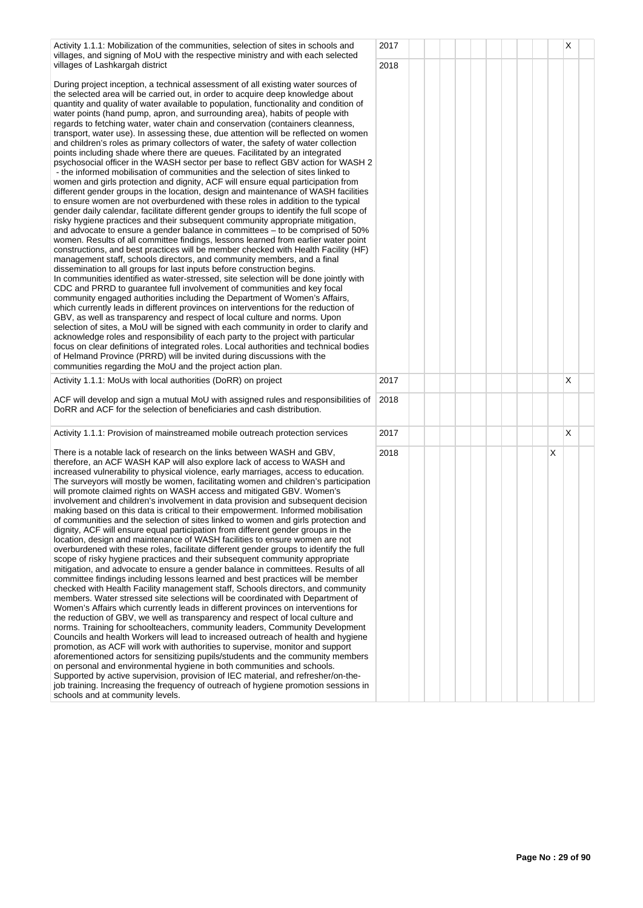| Activity | Year | 1 | 2 | 3 | 4 | 5 | 6 | 7 | 8 | 9 | 10 | 11 | 12 |
|---|---|---|---|---|---|---|---|---|---|---|---|---|---|
| Activity 1.1.1: Mobilization of the communities, selection of sites in schools and villages, and signing of MoU with the respective ministry and with each selected villages of Lashkargah district | 2017 | | | | | | | | | | | X | |
| During project inception, a technical assessment of all existing water sources of the selected area will be carried out, in order to acquire deep knowledge about quantity and quality of water available to population, functionality and condition of water points (hand pump, apron, and surrounding area), habits of people with regards to fetching water, water chain and conservation (containers cleanness, transport, water use). In assessing these, due attention will be reflected on women and children's roles as primary collectors of water, the safety of water collection points including shade where there are queues. Facilitated by an integrated psychosocial officer in the WASH sector per base to reflect GBV action for WASH 2 - the informed mobilisation of communities and the selection of sites linked to women and girls protection and dignity, ACF will ensure equal participation from different gender groups in the location, design and maintenance of WASH facilities to ensure women are not overburdened with these roles in addition to the typical gender daily calendar, facilitate different gender groups to identify the full scope of risky hygiene practices and their subsequent community appropriate mitigation, and advocate to ensure a gender balance in committees – to be comprised of 50% women. Results of all committee findings, lessons learned from earlier water point constructions, and best practices will be member checked with Health Facility (HF) management staff, schools directors, and community members, and a final dissemination to all groups for last inputs before construction begins.<br>In communities identified as water-stressed, site selection will be done jointly with CDC and PRRD to guarantee full involvement of communities and key focal community engaged authorities including the Department of Women's Affairs, which currently leads in different provinces on interventions for the reduction of GBV, as well as transparency and respect of local culture and norms. Upon selection of sites, a MoU will be signed with each community in order to clarify and acknowledge roles and responsibility of each party to the project with particular focus on clear definitions of integrated roles. Local authorities and technical bodies of Helmand Province (PRRD) will be invited during discussions with the communities regarding the MoU and the project action plan. | 2018 | | | | | | | | | | | | |
| Activity 1.1.1: MoUs with local authorities (DoRR) on project | 2017 | | | | | | | | | | | X | |
| ACF will develop and sign a mutual MoU with assigned rules and responsibilities of DoRR and ACF for the selection of beneficiaries and cash distribution. | 2018 | | | | | | | | | | | | |
| Activity 1.1.1: Provision of mainstreamed mobile outreach protection services | 2017 | | | | | | | | | | | X | |
| There is a notable lack of research on the links between WASH and GBV, therefore, an ACF WASH KAP will also explore lack of access to WASH and increased vulnerability to physical violence, early marriages, access to education. The surveyors will mostly be women, facilitating women and children's participation will promote claimed rights on WASH access and mitigated GBV. Women's involvement and children's involvement in data provision and subsequent decision making based on this data is critical to their empowerment. Informed mobilisation of communities and the selection of sites linked to women and girls protection and dignity, ACF will ensure equal participation from different gender groups in the location, design and maintenance of WASH facilities to ensure women are not overburdened with these roles, facilitate different gender groups to identify the full scope of risky hygiene practices and their subsequent community appropriate mitigation, and advocate to ensure a gender balance in committees. Results of all committee findings including lessons learned and best practices will be member checked with Health Facility management staff, Schools directors, and community members. Water stressed site selections will be coordinated with Department of Women's Affairs which currently leads in different provinces on interventions for the reduction of GBV, we well as transparency and respect of local culture and norms. Training for schoolteachers, community leaders, Community Development Councils and health Workers will lead to increased outreach of health and hygiene promotion, as ACF will work with authorities to supervise, monitor and support aforementioned actors for sensitizing pupils/students and the community members on personal and environmental hygiene in both communities and schools. Supported by active supervision, provision of IEC material, and refresher/on-the-job training. Increasing the frequency of outreach of hygiene promotion sessions in schools and at community levels. | 2018 | | | | | | | | | | X | | |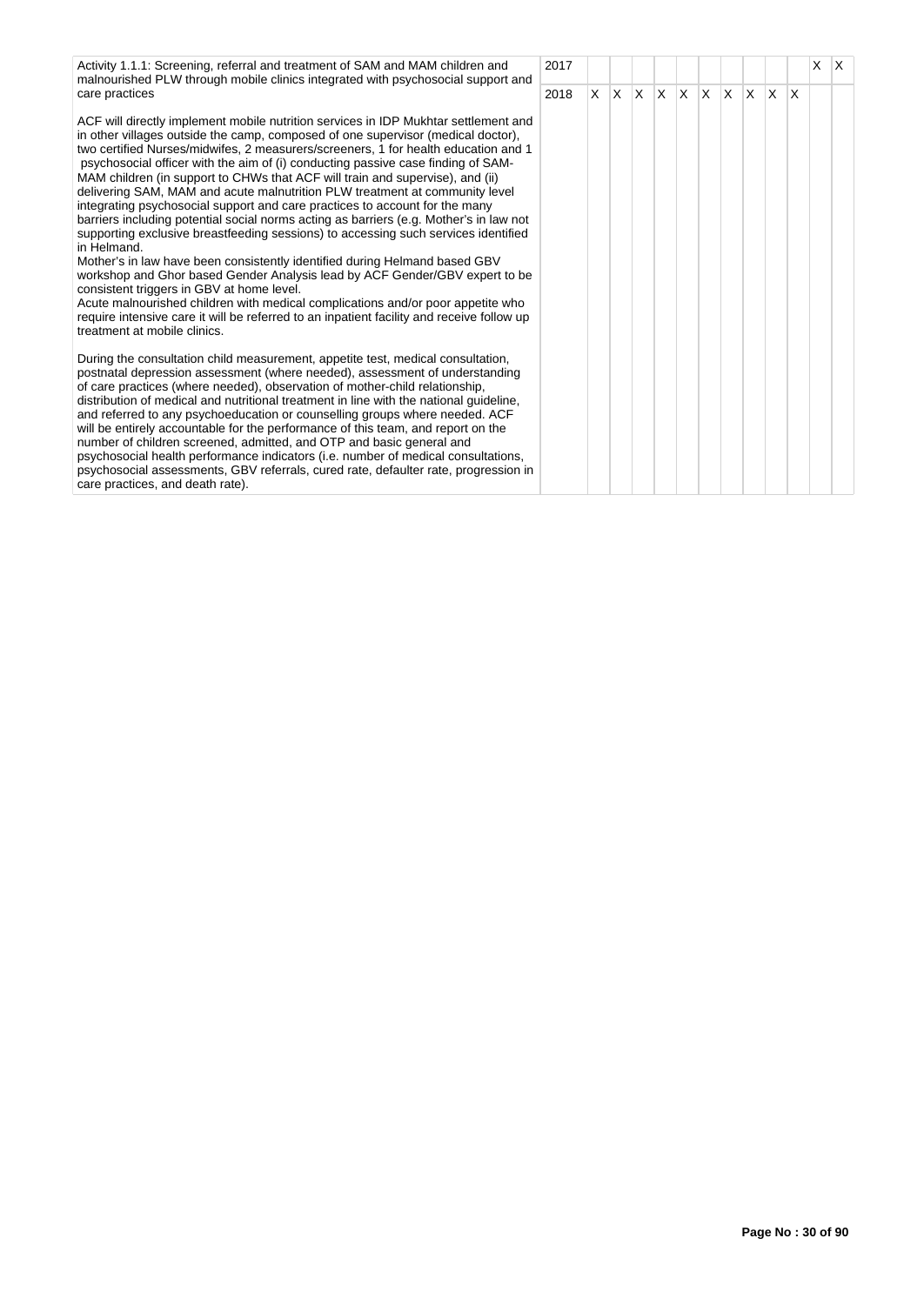| Activity | Year | 1 | 2 | 3 | 4 | 5 | 6 | 7 | 8 | 9 | 10 | 11 | 12 |
|---|---|---|---|---|---|---|---|---|---|---|---|---|---|
| Activity 1.1.1: Screening, referral and treatment of SAM and MAM children and malnourished PLW through mobile clinics integrated with psychosocial support and care practices<br><br>ACF will directly implement mobile nutrition services in IDP Mukhtar settlement and in other villages outside the camp, composed of one supervisor (medical doctor), two certified Nurses/midwifes, 2 measurers/screeners, 1 for health education and 1 psychosocial officer with the aim of (i) conducting passive case finding of SAM-MAM children (in support to CHWs that ACF will train and supervise), and (ii) delivering SAM, MAM and acute malnutrition PLW treatment at community level integrating psychosocial support and care practices to account for the many barriers including potential social norms acting as barriers (e.g. Mother's in law not supporting exclusive breastfeeding sessions) to accessing such services identified in Helmand.<br>Mother's in law have been consistently identified during Helmand based GBV workshop and Ghor based Gender Analysis lead by ACF Gender/GBV expert to be consistent triggers in GBV at home level.<br>Acute malnourished children with medical complications and/or poor appetite who require intensive care it will be referred to an inpatient facility and receive follow up treatment at mobile clinics.<br><br>During the consultation child measurement, appetite test, medical consultation, postnatal depression assessment (where needed), assessment of understanding of care practices (where needed), observation of mother-child relationship, distribution of medical and nutritional treatment in line with the national guideline, and referred to any psychoeducation or counselling groups where needed. ACF will be entirely accountable for the performance of this team, and report on the number of children screened, admitted, and OTP and basic general and psychosocial health performance indicators (i.e. number of medical consultations, psychosocial assessments, GBV referrals, cured rate, defaulter rate, progression in care practices, and death rate). | 2017 | | | | | | | | | | | X | X |
| | 2018 | X | X | X | X | X | X | X | X | X | X | | |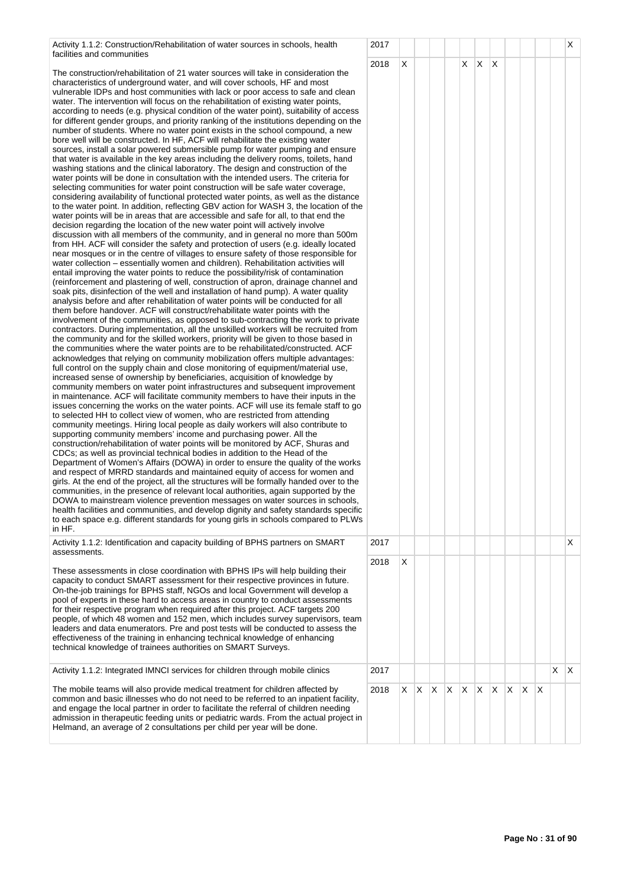| Activity | Year | 1 | 2 | 3 | 4 | 5 | 6 | 7 | 8 | 9 | 10 | 11 | 12 |
|---|---|---|---|---|---|---|---|---|---|---|---|---|---|
| Activity 1.1.2: Construction/Rehabilitation of water sources in schools, health facilities and communities | 2017 | | | | | | | | | | | | X |
| The construction/rehabilitation of 21 water sources will take in consideration the characteristics of underground water, and will cover schools, HF and most vulnerable IDPs and host communities with lack or poor access to safe and clean water. The intervention will focus on the rehabilitation of existing water points, according to needs (e.g. physical condition of the water point), suitability of access for different gender groups, and priority ranking of the institutions depending on the number of students. Where no water point exists in the school compound, a new bore well will be constructed. In HF, ACF will rehabilitate the existing water sources, install a solar powered submersible pump for water pumping and ensure that water is available in the key areas including the delivery rooms, toilets, hand washing stations and the clinical laboratory. The design and construction of the water points will be done in consultation with the intended users. The criteria for selecting communities for water point construction will be safe water coverage, considering availability of functional protected water points, as well as the distance to the water point. In addition, reflecting GBV action for WASH 3, the location of the water points will be in areas that are accessible and safe for all, to that end the decision regarding the location of the new water point will actively involve discussion with all members of the community, and in general no more than 500m from HH. ACF will consider the safety and protection of users (e.g. ideally located near mosques or in the centre of villages to ensure safety of those responsible for water collection – essentially women and children). Rehabilitation activities will entail improving the water points to reduce the possibility/risk of contamination (reinforcement and plastering of well, construction of apron, drainage channel and soak pits, disinfection of the well and installation of hand pump). A water quality analysis before and after rehabilitation of water points will be conducted for all them before handover. ACF will construct/rehabilitate water points with the involvement of the communities, as opposed to sub-contracting the work to private contractors. During implementation, all the unskilled workers will be recruited from the community and for the skilled workers, priority will be given to those based in the communities where the water points are to be rehabilitated/constructed. ACF acknowledges that relying on community mobilization offers multiple advantages: full control on the supply chain and close monitoring of equipment/material use, increased sense of ownership by beneficiaries, acquisition of knowledge by community members on water point infrastructures and subsequent improvement in maintenance. ACF will facilitate community members to have their inputs in the issues concerning the works on the water points. ACF will use its female staff to go to selected HH to collect view of women, who are restricted from attending community meetings. Hiring local people as daily workers will also contribute to supporting community members' income and purchasing power. All the construction/rehabilitation of water points will be monitored by ACF, Shuras and CDCs; as well as provincial technical bodies in addition to the Head of the Department of Women's Affairs (DOWA) in order to ensure the quality of the works and respect of MRRD standards and maintained equity of access for women and girls. At the end of the project, all the structures will be formally handed over to the communities, in the presence of relevant local authorities, again supported by the DOWA to mainstream violence prevention messages on water sources in schools, health facilities and communities, and develop dignity and safety standards specific to each space e.g. different standards for young girls in schools compared to PLWs in HF. | 2018 | X | | | | X | X | X | | | | | |
| Activity 1.1.2: Identification and capacity building of BPHS partners on SMART assessments. | 2017 | | | | | | | | | | | | X |
| These assessments in close coordination with BPHS IPs will help building their capacity to conduct SMART assessment for their respective provinces in future. On-the-job trainings for BPHS staff, NGOs and local Government will develop a pool of experts in these hard to access areas in country to conduct assessments for their respective program when required after this project. ACF targets 200 people, of which 48 women and 152 men, which includes survey supervisors, team leaders and data enumerators. Pre and post tests will be conducted to assess the effectiveness of the training in enhancing technical knowledge of enhancing technical knowledge of trainees authorities on SMART Surveys. | 2018 | X | | | | | | | | | | | |
| Activity 1.1.2: Integrated IMNCI services for children through mobile clinics | 2017 | | | | | | | | | | | X | X |
| The mobile teams will also provide medical treatment for children affected by common and basic illnesses who do not need to be referred to an inpatient facility, and engage the local partner in order to facilitate the referral of children needing admission in therapeutic feeding units or pediatric wards. From the actual project in Helmand, an average of 2 consultations per child per year will be done. | 2018 | X | X | X | X | X | X | X | X | X | X | | |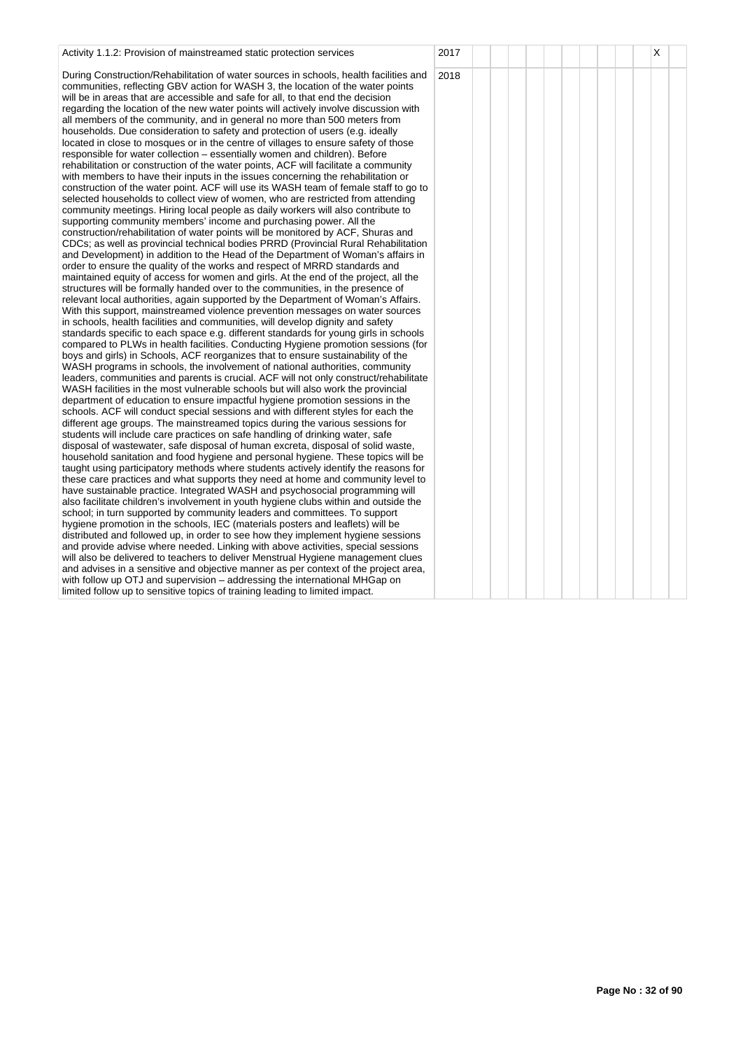| Activity 1.1.2: Provision of mainstreamed static protection services | 2017 | | | | | | | | | | | X | |
|---|---|---|---|---|---|---|---|---|---|---|---|---|---|
| During Construction/Rehabilitation of water sources in schools, health facilities and communities, reflecting GBV action for WASH 3, the location of the water points will be in areas that are accessible and safe for all, to that end the decision regarding the location of the new water points will actively involve discussion with all members of the community, and in general no more than 500 meters from households. Due consideration to safety and protection of users (e.g. ideally located in close to mosques or in the centre of villages to ensure safety of those responsible for water collection – essentially women and children). Before rehabilitation or construction of the water points, ACF will facilitate a community with members to have their inputs in the issues concerning the rehabilitation or construction of the water point. ACF will use its WASH team of female staff to go to selected households to collect view of women, who are restricted from attending community meetings. Hiring local people as daily workers will also contribute to supporting community members' income and purchasing power. All the construction/rehabilitation of water points will be monitored by ACF, Shuras and CDCs; as well as provincial technical bodies PRRD (Provincial Rural Rehabilitation and Development) in addition to the Head of the Department of Woman's affairs in order to ensure the quality of the works and respect of MRRD standards and maintained equity of access for women and girls. At the end of the project, all the structures will be formally handed over to the communities, in the presence of relevant local authorities, again supported by the Department of Woman's Affairs. With this support, mainstreamed violence prevention messages on water sources in schools, health facilities and communities, will develop dignity and safety standards specific to each space e.g. different standards for young girls in schools compared to PLWs in health facilities. Conducting Hygiene promotion sessions (for boys and girls) in Schools, ACF reorganizes that to ensure sustainability of the WASH programs in schools, the involvement of national authorities, community leaders, communities and parents is crucial. ACF will not only construct/rehabilitate WASH facilities in the most vulnerable schools but will also work the provincial department of education to ensure impactful hygiene promotion sessions in the schools. ACF will conduct special sessions and with different styles for each the different age groups. The mainstreamed topics during the various sessions for students will include care practices on safe handling of drinking water, safe disposal of wastewater, safe disposal of human excreta, disposal of solid waste, household sanitation and food hygiene and personal hygiene. These topics will be taught using participatory methods where students actively identify the reasons for these care practices and what supports they need at home and community level to have sustainable practice. Integrated WASH and psychosocial programming will also facilitate children's involvement in youth hygiene clubs within and outside the school; in turn supported by community leaders and committees. To support hygiene promotion in the schools, IEC (materials posters and leaflets) will be distributed and followed up, in order to see how they implement hygiene sessions and provide advise where needed. Linking with above activities, special sessions will also be delivered to teachers to deliver Menstrual Hygiene management clues and advises in a sensitive and objective manner as per context of the project area, with follow up OTJ and supervision – addressing the international MHGap on limited follow up to sensitive topics of training leading to limited impact. | 2018 | | | | | | | | | | | | |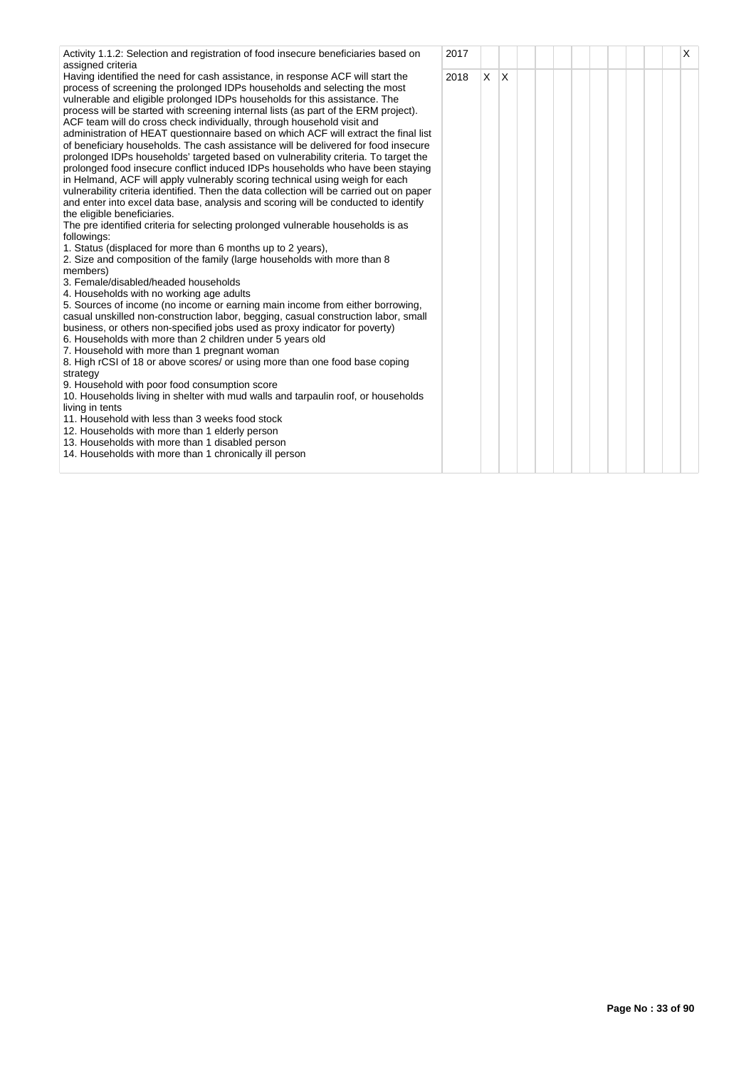| Activity 1.1.2: Selection and registration of food insecure beneficiaries based on assigned criteria | 2017 | | | | | | | | | | | | X |
|---|---|---|---|---|---|---|---|---|---|---|---|---|---|
| Having identified the need for cash assistance, in response ACF will start the process of screening the prolonged IDPs households and selecting the most vulnerable and eligible prolonged IDPs households for this assistance. The process will be started with screening internal lists (as part of the ERM project). ACF team will do cross check individually, through household visit and administration of HEAT questionnaire based on which ACF will extract the final list of beneficiary households. The cash assistance will be delivered for food insecure prolonged IDPs households' targeted based on vulnerability criteria. To target the prolonged food insecure conflict induced IDPs households who have been staying in Helmand, ACF will apply vulnerably scoring technical using weigh for each vulnerability criteria identified. Then the data collection will be carried out on paper and enter into excel data base, analysis and scoring will be conducted to identify the eligible beneficiaries.<br>The pre identified criteria for selecting prolonged vulnerable households is as followings:<br>1. Status (displaced for more than 6 months up to 2 years),<br>2. Size and composition of the family (large households with more than 8 members)<br>3. Female/disabled/headed households<br>4. Households with no working age adults<br>5. Sources of income (no income or earning main income from either borrowing, casual unskilled non-construction labor, begging, casual construction labor, small business, or others non-specified jobs used as proxy indicator for poverty)<br>6. Households with more than 2 children under 5 years old<br>7. Household with more than 1 pregnant woman<br>8. High rCSI of 18 or above scores/ or using more than one food base coping strategy<br>9. Household with poor food consumption score<br>10. Households living in shelter with mud walls and tarpaulin roof, or households living in tents<br>11. Household with less than 3 weeks food stock<br>12. Households with more than 1 elderly person<br>13. Households with more than 1 disabled person<br>14. Households with more than 1 chronically ill person | 2018 | X | X | | | | | | | | | | |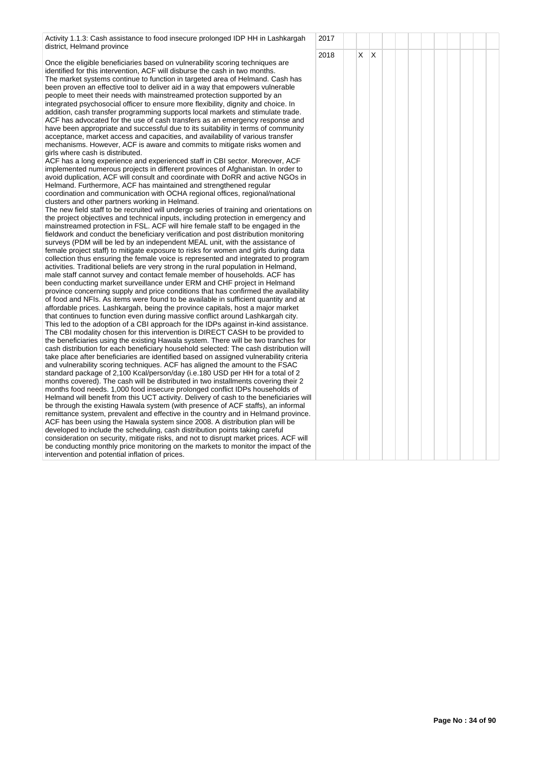| Activity | Year | 1 | 2 | 3 | 4 | 5 | 6 | 7 | 8 | 9 | 10 | 11 | 12 |
|---|---|---|---|---|---|---|---|---|---|---|---|---|---|
| Activity 1.1.3: Cash assistance to food insecure prolonged IDP HH in Lashkargah district, Helmand province | 2017 | | | | | | | | | | | | |
| Once the eligible beneficiaries based on vulnerability scoring techniques are identified for this intervention, ACF will disburse the cash in two months.<br>The market systems continue to function in targeted area of Helmand. Cash has been proven an effective tool to deliver aid in a way that empowers vulnerable people to meet their needs with mainstreamed protection supported by an integrated psychosocial officer to ensure more flexibility, dignity and choice. In addition, cash transfer programming supports local markets and stimulate trade. ACF has advocated for the use of cash transfers as an emergency response and have been appropriate and successful due to its suitability in terms of community acceptance, market access and capacities, and availability of various transfer mechanisms. However, ACF is aware and commits to mitigate risks women and girls where cash is distributed.<br>ACF has a long experience and experienced staff in CBI sector. Moreover, ACF implemented numerous projects in different provinces of Afghanistan. In order to avoid duplication, ACF will consult and coordinate with DoRR and active NGOs in Helmand. Furthermore, ACF has maintained and strengthened regular coordination and communication with OCHA regional offices, regional/national clusters and other partners working in Helmand.<br>The new field staff to be recruited will undergo series of training and orientations on the project objectives and technical inputs, including protection in emergency and mainstreamed protection in FSL. ACF will hire female staff to be engaged in the fieldwork and conduct the beneficiary verification and post distribution monitoring surveys (PDM will be led by an independent MEAL unit, with the assistance of female project staff) to mitigate exposure to risks for women and girls during data collection thus ensuring the female voice is represented and integrated to program activities. Traditional beliefs are very strong in the rural population in Helmand, male staff cannot survey and contact female member of households. ACF has been conducting market surveillance under ERM and CHF project in Helmand province concerning supply and price conditions that has confirmed the availability of food and NFIs. As items were found to be available in sufficient quantity and at affordable prices. Lashkargah, being the province capitals, host a major market that continues to function even during massive conflict around Lashkargah city. This led to the adoption of a CBI approach for the IDPs against in-kind assistance. The CBI modality chosen for this intervention is DIRECT CASH to be provided to the beneficiaries using the existing Hawala system. There will be two tranches for cash distribution for each beneficiary household selected: The cash distribution will take place after beneficiaries are identified based on assigned vulnerability criteria and vulnerability scoring techniques. ACF has aligned the amount to the FSAC standard package of 2,100 Kcal/person/day (i.e.180 USD per HH for a total of 2 months covered). The cash will be distributed in two installments covering their 2 months food needs. 1,000 food insecure prolonged conflict IDPs households of Helmand will benefit from this UCT activity. Delivery of cash to the beneficiaries will be through the existing Hawala system (with presence of ACF staffs), an informal remittance system, prevalent and effective in the country and in Helmand province. ACF has been using the Hawala system since 2008. A distribution plan will be developed to include the scheduling, cash distribution points taking careful consideration on security, mitigate risks, and not to disrupt market prices. ACF will be conducting monthly price monitoring on the markets to monitor the impact of the intervention and potential inflation of prices. | 2018 | | X | X | | | | | | | | | |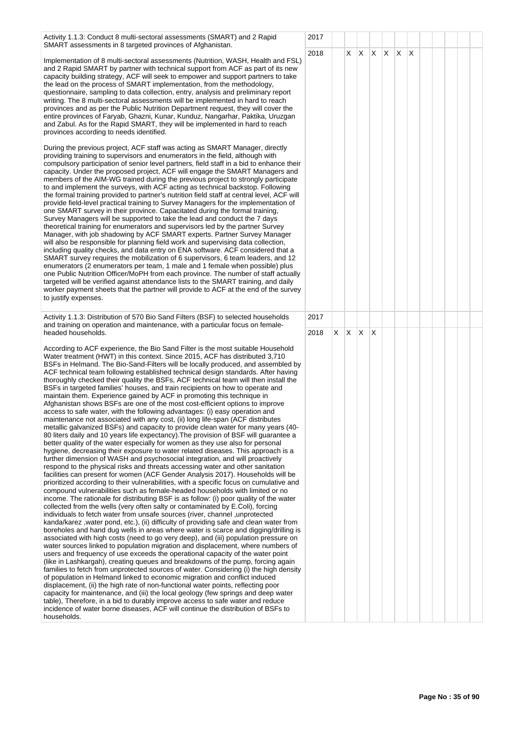| Activity | Year | 1 | 2 | 3 | 4 | 5 | 6 | 7 | 8 | 9 | 10 | 11 | 12 |
|---|---|---|---|---|---|---|---|---|---|---|---|---|---|
| Activity 1.1.3: Conduct 8 multi-sectoral assessments (SMART) and 2 Rapid SMART assessments in 8 targeted provinces of Afghanistan. | 2017 | | | | | | | | | | | | |
| Implementation of 8 multi-sectoral assessments (Nutrition, WASH, Health and FSL) and 2 Rapid SMART by partner with technical support from ACF as part of its new capacity building strategy, ACF will seek to empower and support partners to take the lead on the process of SMART implementation, from the methodology, questionnaire, sampling to data collection, entry, analysis and preliminary report writing. The 8 multi-sectoral assessments will be implemented in hard to reach provinces and as per the Public Nutrition Department request, they will cover the entire provinces of Faryab, Ghazni, Kunar, Kunduz, Nangarhar, Paktika, Uruzgan and Zabul. As for the Rapid SMART, they will be implemented in hard to reach provinces according to needs identified.<br><br>During the previous project, ACF staff was acting as SMART Manager, directly providing training to supervisors and enumerators in the field, although with compulsory participation of senior level partners, field staff in a bid to enhance their capacity. Under the proposed project, ACF will engage the SMART Managers and members of the AIM-WG trained during the previous project to strongly participate to and implement the surveys, with ACF acting as technical backstop. Following the formal training provided to partner's nutrition field staff at central level, ACF will provide field-level practical training to Survey Managers for the implementation of one SMART survey in their province. Capacitated during the formal training, Survey Managers will be supported to take the lead and conduct the 7 days theoretical training for enumerators and supervisors led by the partner Survey Manager, with job shadowing by ACF SMART experts. Partner Survey Manager will also be responsible for planning field work and supervising data collection, including quality checks, and data entry on ENA software. ACF considered that a SMART survey requires the mobilization of 6 supervisors, 6 team leaders, and 12 enumerators (2 enumerators per team, 1 male and 1 female when possible) plus one Public Nutrition Officer/MoPH from each province. The number of staff actually targeted will be verified against attendance lists to the SMART training, and daily worker payment sheets that the partner will provide to ACF at the end of the survey to justify expenses. | 2018 | | | X | X | X | X | X | X | | | | |
| Activity 1.1.3: Distribution of 570 Bio Sand Filters (BSF) to selected households and training on operation and maintenance, with a particular focus on female-headed households. | 2017 | | | | | | | | | | | | |
| According to ACF experience, the Bio Sand Filter is the most suitable Household Water treatment (HWT) in this context. Since 2015, ACF has distributed 3,710 BSFs in Helmand. The Bio-Sand-Filters will be locally produced, and assembled by ACF technical team following established technical design standards. After having thoroughly checked their quality the BSFs, ACF technical team will then install the BSFs in targeted families' houses, and train recipients on how to operate and maintain them. Experience gained by ACF in promoting this technique in Afghanistan shows BSFs are one of the most cost-efficient options to improve access to safe water, with the following advantages: (i) easy operation and maintenance not associated with any cost, (ii) long life-span (ACF distributes metallic galvanized BSFs) and capacity to provide clean water for many years (40-80 liters daily and 10 years life expectancy).The provision of BSF will guarantee a better quality of the water especially for women as they use also for personal hygiene, decreasing their exposure to water related diseases. This approach is a further dimension of WASH and psychosocial integration, and will proactively respond to the physical risks and threats accessing water and other sanitation facilities can present for women (ACF Gender Analysis 2017). Households will be prioritized according to their vulnerabilities, with a specific focus on cumulative and compound vulnerabilities such as female-headed households with limited or no income. The rationale for distributing BSF is as follow: (i) poor quality of the water collected from the wells (very often salty or contaminated by E.Coli), forcing individuals to fetch water from unsafe sources (river, channel ,unprotected kanda/karez ,water pond, etc.), (ii) difficulty of providing safe and clean water from boreholes and hand dug wells in areas where water is scarce and digging/drilling is associated with high costs (need to go very deep), and (iii) population pressure on water sources linked to population migration and displacement, where numbers of users and frequency of use exceeds the operational capacity of the water point (like in Lashkargah), creating queues and breakdowns of the pump, forcing again families to fetch from unprotected sources of water. Considering (i) the high density of population in Helmand linked to economic migration and conflict induced displacement, (ii) the high rate of non-functional water points, reflecting poor capacity for maintenance, and (iii) the local geology (few springs and deep water table), Therefore, in a bid to durably improve access to safe water and reduce incidence of water borne diseases, ACF will continue the distribution of BSFs to households. | 2018 | X | X | X | X | | | | | | | | |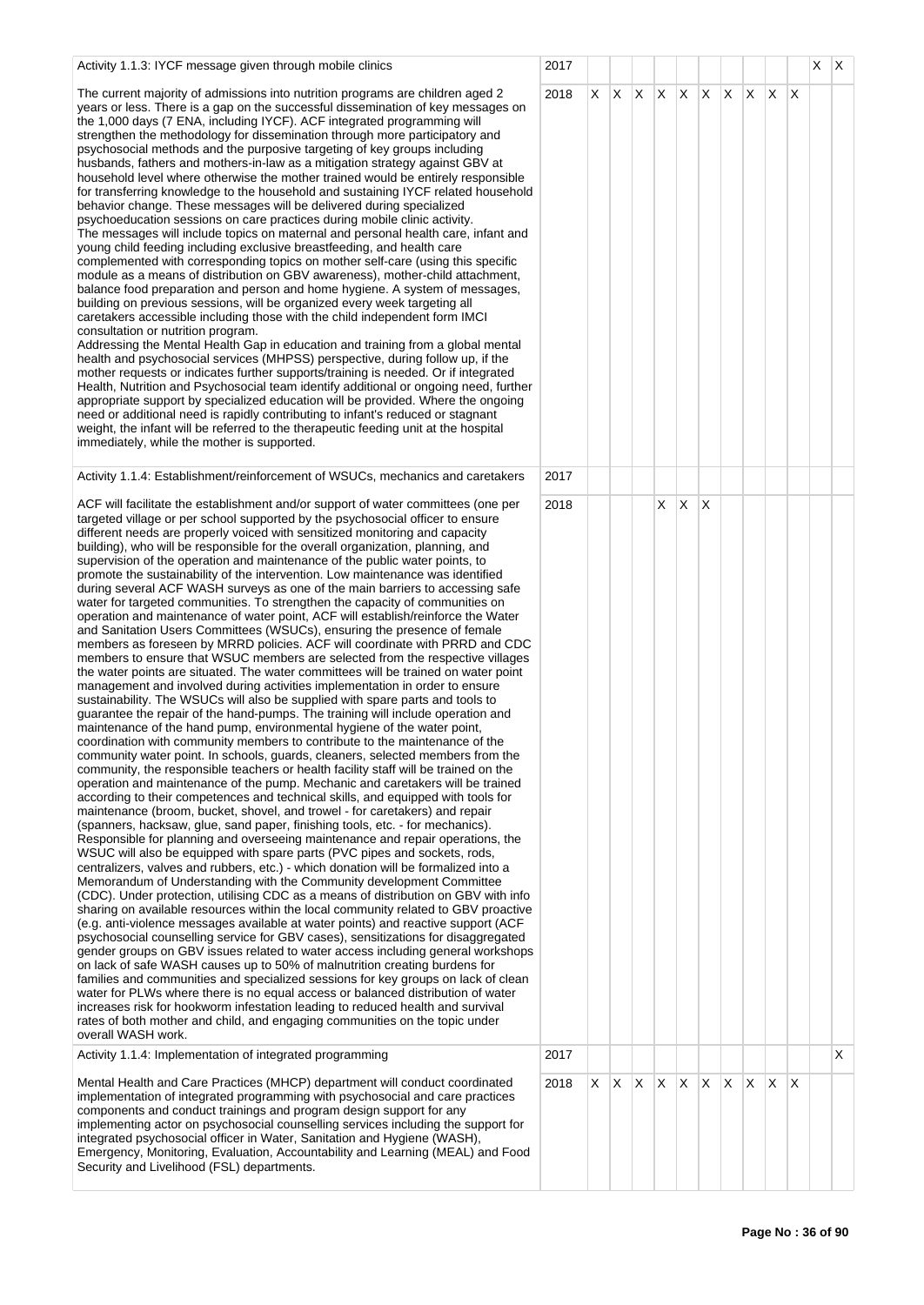| Activity | Year | 1 | 2 | 3 | 4 | 5 | 6 | 7 | 8 | 9 | 10 | 11 | 12 |
|---|---|---|---|---|---|---|---|---|---|---|---|---|---|
| Activity 1.1.3: IYCF message given through mobile clinics | 2017 | | | | | | | | | | | X | X |
| The current majority of admissions into nutrition programs are children aged 2 years or less. There is a gap on the successful dissemination of key messages on the 1,000 days (7 ENA, including IYCF). ACF integrated programming will strengthen the methodology for dissemination through more participatory and psychosocial methods and the purposive targeting of key groups including husbands, fathers and mothers-in-law as a mitigation strategy against GBV at household level where otherwise the mother trained would be entirely responsible for transferring knowledge to the household and sustaining IYCF related household behavior change. These messages will be delivered during specialized psychoeducation sessions on care practices during mobile clinic activity.<br>The messages will include topics on maternal and personal health care, infant and young child feeding including exclusive breastfeeding, and health care complemented with corresponding topics on mother self-care (using this specific module as a means of distribution on GBV awareness), mother-child attachment, balance food preparation and person and home hygiene. A system of messages, building on previous sessions, will be organized every week targeting all caretakers accessible including those with the child independent form IMCI consultation or nutrition program.<br>Addressing the Mental Health Gap in education and training from a global mental health and psychosocial services (MHPSS) perspective, during follow up, if the mother requests or indicates further supports/training is needed. Or if integrated Health, Nutrition and Psychosocial team identify additional or ongoing need, further appropriate support by specialized education will be provided. Where the ongoing need or additional need is rapidly contributing to infant's reduced or stagnant weight, the infant will be referred to the therapeutic feeding unit at the hospital immediately, while the mother is supported. | 2018 | X | X | X | X | X | X | X | X | X | X | | |
| Activity 1.1.4: Establishment/reinforcement of WSUCs, mechanics and caretakers | 2017 | | | | | | | | | | | | |
| ACF will facilitate the establishment and/or support of water committees (one per targeted village or per school supported by the psychosocial officer to ensure different needs are properly voiced with sensitized monitoring and capacity building), who will be responsible for the overall organization, planning, and supervision of the operation and maintenance of the public water points, to promote the sustainability of the intervention. Low maintenance was identified during several ACF WASH surveys as one of the main barriers to accessing safe water for targeted communities. To strengthen the capacity of communities on operation and maintenance of water point, ACF will establish/reinforce the Water and Sanitation Users Committees (WSUCs), ensuring the presence of female members as foreseen by MRRD policies. ACF will coordinate with PRRD and CDC members to ensure that WSUC members are selected from the respective villages the water points are situated. The water committees will be trained on water point management and involved during activities implementation in order to ensure sustainability. The WSUCs will also be supplied with spare parts and tools to guarantee the repair of the hand-pumps. The training will include operation and maintenance of the hand pump, environmental hygiene of the water point, coordination with community members to contribute to the maintenance of the community water point. In schools, guards, cleaners, selected members from the community, the responsible teachers or health facility staff will be trained on the operation and maintenance of the pump. Mechanic and caretakers will be trained according to their competences and technical skills, and equipped with tools for maintenance (broom, bucket, shovel, and trowel - for caretakers) and repair (spanners, hacksaw, glue, sand paper, finishing tools, etc. - for mechanics). Responsible for planning and overseeing maintenance and repair operations, the WSUC will also be equipped with spare parts (PVC pipes and sockets, rods, centralizers, valves and rubbers, etc.) - which donation will be formalized into a Memorandum of Understanding with the Community development Committee (CDC). Under protection, utilising CDC as a means of distribution on GBV with info sharing on available resources within the local community related to GBV proactive (e.g. anti-violence messages available at water points) and reactive support (ACF psychosocial counselling service for GBV cases), sensitizations for disaggregated gender groups on GBV issues related to water access including general workshops on lack of safe WASH causes up to 50% of malnutrition creating burdens for families and communities and specialized sessions for key groups on lack of clean water for PLWs where there is no equal access or balanced distribution of water increases risk for hookworm infestation leading to reduced health and survival rates of both mother and child, and engaging communities on the topic under overall WASH work. | 2018 | | | | X | X | X | | | | | | |
| Activity 1.1.4: Implementation of integrated programming | 2017 | | | | | | | | | | | | X |
| Mental Health and Care Practices (MHCP) department will conduct coordinated implementation of integrated programming with psychosocial and care practices components and conduct trainings and program design support for any implementing actor on psychosocial counselling services including the support for integrated psychosocial officer in Water, Sanitation and Hygiene (WASH), Emergency, Monitoring, Evaluation, Accountability and Learning (MEAL) and Food Security and Livelihood (FSL) departments. | 2018 | X | X | X | X | X | X | X | X | X | X | | |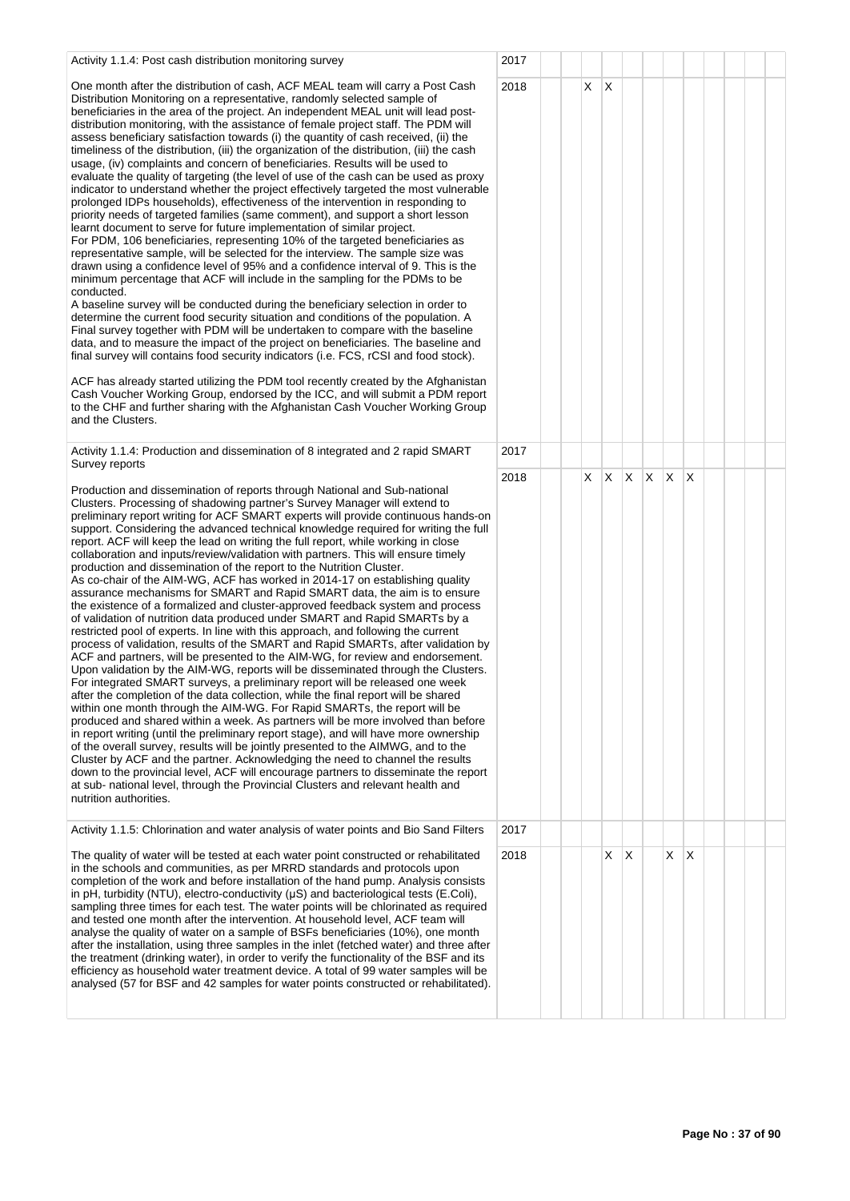| Activity | Year | 1 | 2 | 3 | 4 | 5 | 6 | 7 | 8 | 9 | 10 | 11 | 12 |
|---|---|---|---|---|---|---|---|---|---|---|---|---|---|
| Activity 1.1.4: Post cash distribution monitoring survey | 2017 | | | | | | | | | | | | |
| One month after the distribution of cash, ACF MEAL team will carry a Post Cash Distribution Monitoring on a representative, randomly selected sample of beneficiaries in the area of the project. An independent MEAL unit will lead post-distribution monitoring, with the assistance of female project staff. The PDM will assess beneficiary satisfaction towards (i) the quantity of cash received, (ii) the timeliness of the distribution, (iii) the organization of the distribution, (iii) the cash usage, (iv) complaints and concern of beneficiaries. Results will be used to evaluate the quality of targeting (the level of use of the cash can be used as proxy indicator to understand whether the project effectively targeted the most vulnerable prolonged IDPs households), effectiveness of the intervention in responding to priority needs of targeted families (same comment), and support a short lesson learnt document to serve for future implementation of similar project.<br>For PDM, 106 beneficiaries, representing 10% of the targeted beneficiaries as representative sample, will be selected for the interview. The sample size was drawn using a confidence level of 95% and a confidence interval of 9. This is the minimum percentage that ACF will include in the sampling for the PDMs to be conducted.<br>A baseline survey will be conducted during the beneficiary selection in order to determine the current food security situation and conditions of the population. A Final survey together with PDM will be undertaken to compare with the baseline data, and to measure the impact of the project on beneficiaries. The baseline and final survey will contains food security indicators (i.e. FCS, rCSI and food stock).<br><br>ACF has already started utilizing the PDM tool recently created by the Afghanistan Cash Voucher Working Group, endorsed by the ICC, and will submit a PDM report to the CHF and further sharing with the Afghanistan Cash Voucher Working Group and the Clusters. | 2018 | | | X | X | | | | | | | | |
| Activity 1.1.4: Production and dissemination of 8 integrated and 2 rapid SMART Survey reports | 2017 | | | | | | | | | | | | |
| Production and dissemination of reports through National and Sub-national Clusters. Processing of shadowing partner's Survey Manager will extend to preliminary report writing for ACF SMART experts will provide continuous hands-on support. Considering the advanced technical knowledge required for writing the full report. ACF will keep the lead on writing the full report, while working in close collaboration and inputs/review/validation with partners. This will ensure timely production and dissemination of the report to the Nutrition Cluster.<br>As co-chair of the AIM-WG, ACF has worked in 2014-17 on establishing quality assurance mechanisms for SMART and Rapid SMART data, the aim is to ensure the existence of a formalized and cluster-approved feedback system and process of validation of nutrition data produced under SMART and Rapid SMARTs by a restricted pool of experts. In line with this approach, and following the current process of validation, results of the SMART and Rapid SMARTs, after validation by ACF and partners, will be presented to the AIM-WG, for review and endorsement. Upon validation by the AIM-WG, reports will be disseminated through the Clusters. For integrated SMART surveys, a preliminary report will be released one week after the completion of the data collection, while the final report will be shared within one month through the AIM-WG. For Rapid SMARTs, the report will be produced and shared within a week. As partners will be more involved than before in report writing (until the preliminary report stage), and will have more ownership of the overall survey, results will be jointly presented to the AIMWG, and to the Cluster by ACF and the partner. Acknowledging the need to channel the results down to the provincial level, ACF will encourage partners to disseminate the report at sub- national level, through the Provincial Clusters and relevant health and nutrition authorities. | 2018 | | | X | X | X | X | X | X | | | | |
| Activity 1.1.5: Chlorination and water analysis of water points and Bio Sand Filters | 2017 | | | | | | | | | | | | |
| The quality of water will be tested at each water point constructed or rehabilitated in the schools and communities, as per MRRD standards and protocols upon completion of the work and before installation of the hand pump. Analysis consists in pH, turbidity (NTU), electro-conductivity (µS) and bacteriological tests (E.Coli), sampling three times for each test. The water points will be chlorinated as required and tested one month after the intervention. At household level, ACF team will analyse the quality of water on a sample of BSFs beneficiaries (10%), one month after the installation, using three samples in the inlet (fetched water) and three after the treatment (drinking water), in order to verify the functionality of the BSF and its efficiency as household water treatment device. A total of 99 water samples will be analysed (57 for BSF and 42 samples for water points constructed or rehabilitated). | 2018 | | | | X | X | | X | X | | | | |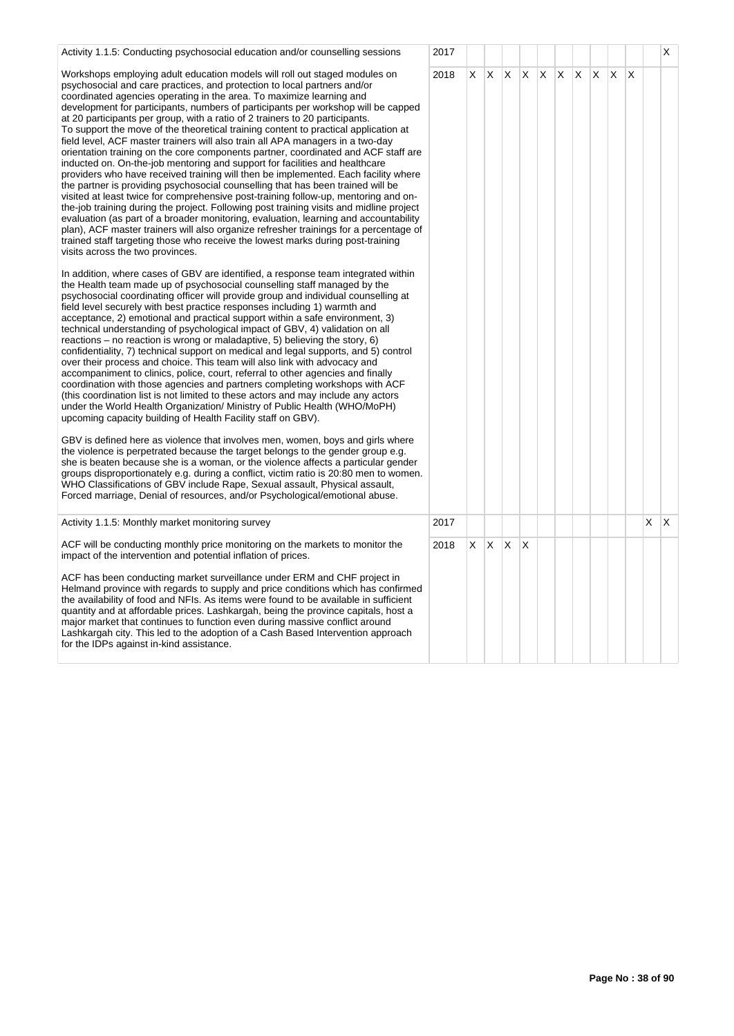| | | | | | | | | | | | | | |
|---|---|---|---|---|---|---|---|---|---|---|---|---|---|
| Activity 1.1.5: Conducting psychosocial education and/or counselling sessions | 2017 | | | | | | | | | | | | X |
| Workshops employing adult education models will roll out staged modules on psychosocial and care practices, and protection to local partners and/or coordinated agencies operating in the area. To maximize learning and development for participants, numbers of participants per workshop will be capped at 20 participants per group, with a ratio of 2 trainers to 20 participants.<br>To support the move of the theoretical training content to practical application at field level, ACF master trainers will also train all APA managers in a two-day orientation training on the core components partner, coordinated and ACF staff are inducted on. On-the-job mentoring and support for facilities and healthcare providers who have received training will then be implemented. Each facility where the partner is providing psychosocial counselling that has been trained will be visited at least twice for comprehensive post-training follow-up, mentoring and on-the-job training during the project. Following post training visits and midline project evaluation (as part of a broader monitoring, evaluation, learning and accountability plan), ACF master trainers will also organize refresher trainings for a percentage of trained staff targeting those who receive the lowest marks during post-training visits across the two provinces.<br><br>In addition, where cases of GBV are identified, a response team integrated within the Health team made up of psychosocial counselling staff managed by the psychosocial coordinating officer will provide group and individual counselling at field level securely with best practice responses including 1) warmth and acceptance, 2) emotional and practical support within a safe environment, 3) technical understanding of psychological impact of GBV, 4) validation on all reactions – no reaction is wrong or maladaptive, 5) believing the story, 6) confidentiality, 7) technical support on medical and legal supports, and 5) control over their process and choice. This team will also link with advocacy and accompaniment to clinics, police, court, referral to other agencies and finally coordination with those agencies and partners completing workshops with ACF (this coordination list is not limited to these actors and may include any actors under the World Health Organization/ Ministry of Public Health (WHO/MoPH) upcoming capacity building of Health Facility staff on GBV).<br><br>GBV is defined here as violence that involves men, women, boys and girls where the violence is perpetrated because the target belongs to the gender group e.g. she is beaten because she is a woman, or the violence affects a particular gender groups disproportionately e.g. during a conflict, victim ratio is 20:80 men to women. WHO Classifications of GBV include Rape, Sexual assault, Physical assault, Forced marriage, Denial of resources, and/or Psychological/emotional abuse. | 2018 | X | X | X | X | X | X | X | X | X | X | | |
| Activity 1.1.5: Monthly market monitoring survey | 2017 | | | | | | | | | | | X | X |
| ACF will be conducting monthly price monitoring on the markets to monitor the impact of the intervention and potential inflation of prices.<br><br>ACF has been conducting market surveillance under ERM and CHF project in Helmand province with regards to supply and price conditions which has confirmed the availability of food and NFIs. As items were found to be available in sufficient quantity and at affordable prices. Lashkargah, being the province capitals, host a major market that continues to function even during massive conflict around Lashkargah city. This led to the adoption of a Cash Based Intervention approach for the IDPs against in-kind assistance. | 2018 | X | X | X | X | | | | | | | | |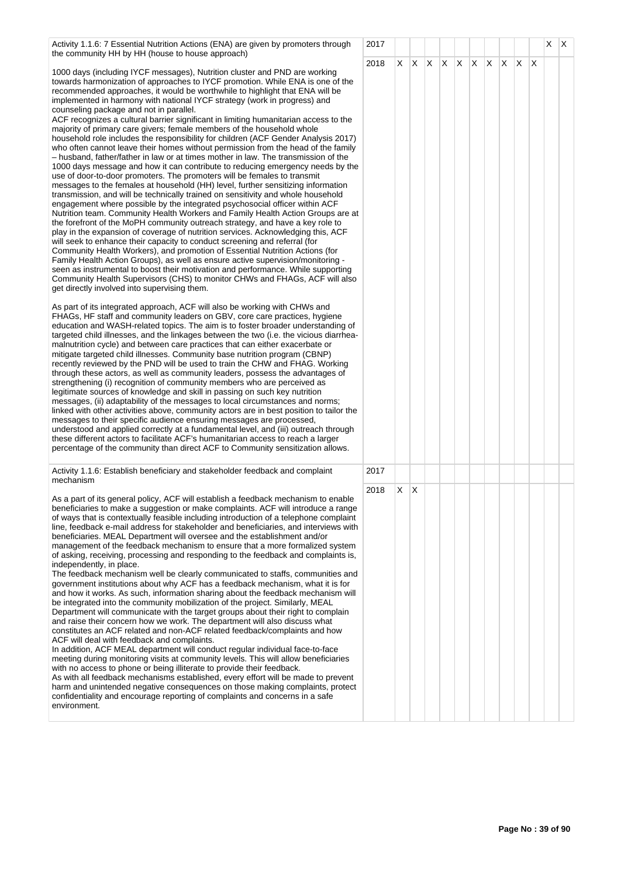| | | | | | | | | | | | | | |
|---|---|---|---|---|---|---|---|---|---|---|---|---|---|
| Activity 1.1.6: 7 Essential Nutrition Actions (ENA) are given by promoters through the community HH by HH (house to house approach)<br><br>1000 days (including IYCF messages), Nutrition cluster and PND are working towards harmonization of approaches to IYCF promotion. While ENA is one of the recommended approaches, it would be worthwhile to highlight that ENA will be implemented in harmony with national IYCF strategy (work in progress) and counseling package and not in parallel.<br>ACF recognizes a cultural barrier significant in limiting humanitarian access to the majority of primary care givers; female members of the household whole household role includes the responsibility for children (ACF Gender Analysis 2017) who often cannot leave their homes without permission from the head of the family – husband, father/father in law or at times mother in law. The transmission of the 1000 days message and how it can contribute to reducing emergency needs by the use of door-to-door promoters. The promoters will be females to transmit messages to the females at household (HH) level, further sensitizing information transmission, and will be technically trained on sensitivity and whole household engagement where possible by the integrated psychosocial officer within ACF Nutrition team. Community Health Workers and Family Health Action Groups are at the forefront of the MoPH community outreach strategy, and have a key role to play in the expansion of coverage of nutrition services. Acknowledging this, ACF will seek to enhance their capacity to conduct screening and referral (for Community Health Workers), and promotion of Essential Nutrition Actions (for Family Health Action Groups), as well as ensure active supervision/monitoring - seen as instrumental to boost their motivation and performance. While supporting Community Health Supervisors (CHS) to monitor CHWs and FHAGs, ACF will also get directly involved into supervising them.<br><br>As part of its integrated approach, ACF will also be working with CHWs and FHAGs, HF staff and community leaders on GBV, core care practices, hygiene education and WASH-related topics. The aim is to foster broader understanding of targeted child illnesses, and the linkages between the two (i.e. the vicious diarrhea-malnutrition cycle) and between care practices that can either exacerbate or mitigate targeted child illnesses. Community base nutrition program (CBNP) recently reviewed by the PND will be used to train the CHW and FHAG. Working through these actors, as well as community leaders, possess the advantages of strengthening (i) recognition of community members who are perceived as legitimate sources of knowledge and skill in passing on such key nutrition messages, (ii) adaptability of the messages to local circumstances and norms; linked with other activities above, community actors are in best position to tailor the messages to their specific audience ensuring messages are processed, understood and applied correctly at a fundamental level, and (iii) outreach through these different actors to facilitate ACF's humanitarian access to reach a larger percentage of the community than direct ACF to Community sensitization allows. | 2017 | | | | | | | | | | | X | X |
| | 2018 | X | X | X | X | X | X | X | X | X | X | | |
| Activity 1.1.6: Establish beneficiary and stakeholder feedback and complaint mechanism<br><br>As a part of its general policy, ACF will establish a feedback mechanism to enable beneficiaries to make a suggestion or make complaints. ACF will introduce a range of ways that is contextually feasible including introduction of a telephone complaint line, feedback e-mail address for stakeholder and beneficiaries, and interviews with beneficiaries. MEAL Department will oversee and the establishment and/or management of the feedback mechanism to ensure that a more formalized system of asking, receiving, processing and responding to the feedback and complaints is, independently, in place.<br>The feedback mechanism well be clearly communicated to staffs, communities and government institutions about why ACF has a feedback mechanism, what it is for and how it works. As such, information sharing about the feedback mechanism will be integrated into the community mobilization of the project. Similarly, MEAL Department will communicate with the target groups about their right to complain and raise their concern how we work. The department will also discuss what constitutes an ACF related and non-ACF related feedback/complaints and how ACF will deal with feedback and complaints.<br>In addition, ACF MEAL department will conduct regular individual face-to-face meeting during monitoring visits at community levels. This will allow beneficiaries with no access to phone or being illiterate to provide their feedback.<br>As with all feedback mechanisms established, every effort will be made to prevent harm and unintended negative consequences on those making complaints, protect confidentiality and encourage reporting of complaints and concerns in a safe environment. | 2017 | | | | | | | | | | | | |
| | 2018 | X | X | | | | | | | | | | |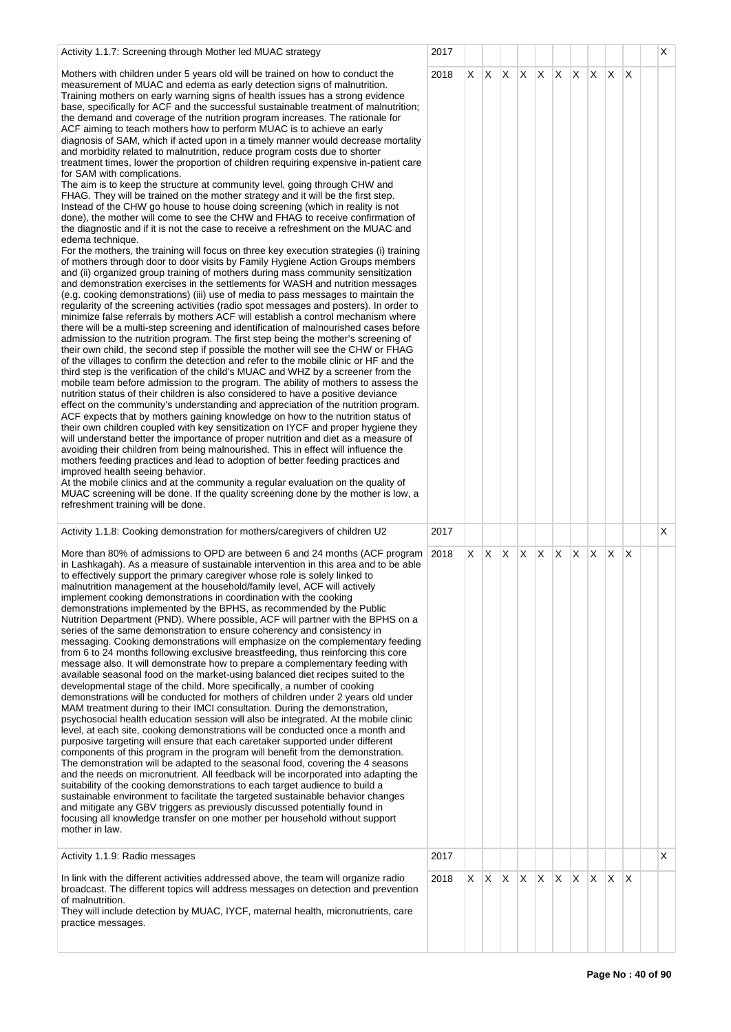| Activity 1.1.7: Screening through Mother led MUAC strategy | 2017 | | | | | | | | | | | | X |
|---|---|---|---|---|---|---|---|---|---|---|---|---|---|
| Mothers with children under 5 years old will be trained on how to conduct the measurement of MUAC and edema as early detection signs of malnutrition. Training mothers on early warning signs of health issues has a strong evidence base, specifically for ACF and the successful sustainable treatment of malnutrition; the demand and coverage of the nutrition program increases. The rationale for ACF aiming to teach mothers how to perform MUAC is to achieve an early diagnosis of SAM, which if acted upon in a timely manner would decrease mortality and morbidity related to malnutrition, reduce program costs due to shorter treatment times, lower the proportion of children requiring expensive in-patient care for SAM with complications.<br>The aim is to keep the structure at community level, going through CHW and FHAG. They will be trained on the mother strategy and it will be the first step. Instead of the CHW go house to house doing screening (which in reality is not done), the mother will come to see the CHW and FHAG to receive confirmation of the diagnostic and if it is not the case to receive a refreshment on the MUAC and edema technique.<br>For the mothers, the training will focus on three key execution strategies (i) training of mothers through door to door visits by Family Hygiene Action Groups members and (ii) organized group training of mothers during mass community sensitization and demonstration exercises in the settlements for WASH and nutrition messages (e.g. cooking demonstrations) (iii) use of media to pass messages to maintain the regularity of the screening activities (radio spot messages and posters). In order to minimize false referrals by mothers ACF will establish a control mechanism where there will be a multi-step screening and identification of malnourished cases before admission to the nutrition program. The first step being the mother's screening of their own child, the second step if possible the mother will see the CHW or FHAG of the villages to confirm the detection and refer to the mobile clinic or HF and the third step is the verification of the child's MUAC and WHZ by a screener from the mobile team before admission to the program. The ability of mothers to assess the nutrition status of their children is also considered to have a positive deviance effect on the community's understanding and appreciation of the nutrition program. ACF expects that by mothers gaining knowledge on how to the nutrition status of their own children coupled with key sensitization on IYCF and proper hygiene they will understand better the importance of proper nutrition and diet as a measure of avoiding their children from being malnourished. This in effect will influence the mothers feeding practices and lead to adoption of better feeding practices and improved health seeing behavior.<br>At the mobile clinics and at the community a regular evaluation on the quality of MUAC screening will be done. If the quality screening done by the mother is low, a refreshment training will be done. | 2018 | X | X | X | X | X | X | X | X | X | X | | |
| Activity 1.1.8: Cooking demonstration for mothers/caregivers of children U2 | 2017 | | | | | | | | | | | | X |
| More than 80% of admissions to OPD are between 6 and 24 months (ACF program in Lashkagah). As a measure of sustainable intervention in this area and to be able to effectively support the primary caregiver whose role is solely linked to malnutrition management at the household/family level, ACF will actively implement cooking demonstrations in coordination with the cooking demonstrations implemented by the BPHS, as recommended by the Public Nutrition Department (PND). Where possible, ACF will partner with the BPHS on a series of the same demonstration to ensure coherency and consistency in messaging. Cooking demonstrations will emphasize on the complementary feeding from 6 to 24 months following exclusive breastfeeding, thus reinforcing this core message also. It will demonstrate how to prepare a complementary feeding with available seasonal food on the market-using balanced diet recipes suited to the developmental stage of the child. More specifically, a number of cooking demonstrations will be conducted for mothers of children under 2 years old under MAM treatment during to their IMCI consultation. During the demonstration, psychosocial health education session will also be integrated. At the mobile clinic level, at each site, cooking demonstrations will be conducted once a month and purposive targeting will ensure that each caretaker supported under different components of this program in the program will benefit from the demonstration. The demonstration will be adapted to the seasonal food, covering the 4 seasons and the needs on micronutrient. All feedback will be incorporated into adapting the suitability of the cooking demonstrations to each target audience to build a sustainable environment to facilitate the targeted sustainable behavior changes and mitigate any GBV triggers as previously discussed potentially found in focusing all knowledge transfer on one mother per household without support mother in law. | 2018 | X | X | X | X | X | X | X | X | X | X | | |
| Activity 1.1.9: Radio messages | 2017 | | | | | | | | | | | | X |
| In link with the different activities addressed above, the team will organize radio broadcast. The different topics will address messages on detection and prevention of malnutrition.<br>They will include detection by MUAC, IYCF, maternal health, micronutrients, care practice messages. | 2018 | X | X | X | X | X | X | X | X | X | X | | |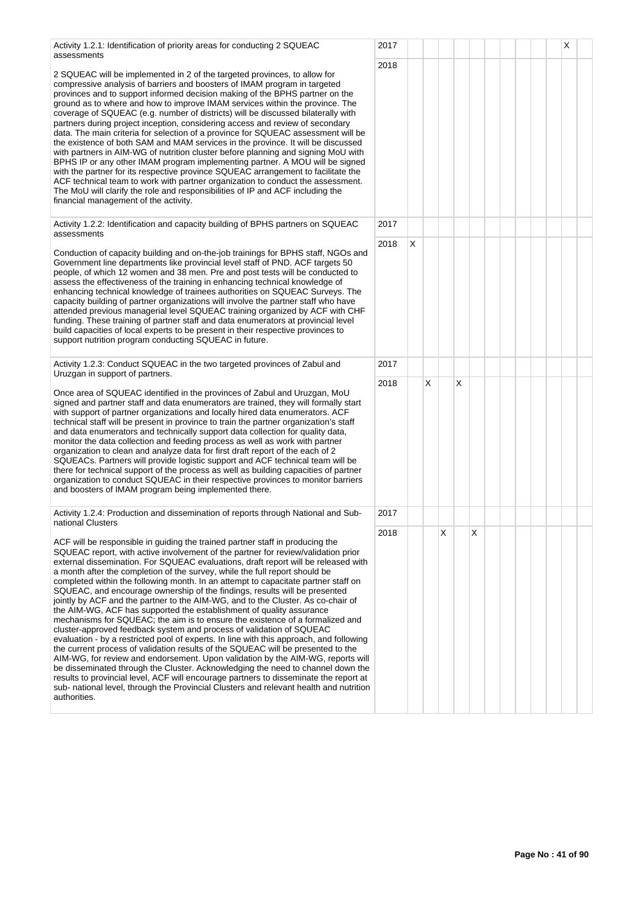| Activity | Year | | | | | | | | | | | | |
|---|---|---|---|---|---|---|---|---|---|---|---|---|---|
| Activity 1.2.1: Identification of priority areas for conducting 2 SQUEAC assessments<br><br>2 SQUEAC will be implemented in 2 of the targeted provinces, to allow for compressive analysis of barriers and boosters of IMAM program in targeted provinces and to support informed decision making of the BPHS partner on the ground as to where and how to improve IMAM services within the province. The coverage of SQUEAC (e.g. number of districts) will be discussed bilaterally with partners during project inception, considering access and review of secondary data. The main criteria for selection of a province for SQUEAC assessment will be the existence of both SAM and MAM services in the province. It will be discussed with partners in AIM-WG of nutrition cluster before planning and signing MoU with BPHS IP or any other IMAM program implementing partner. A MOU will be signed with the partner for its respective province SQUEAC arrangement to facilitate the ACF technical team to work with partner organization to conduct the assessment. The MoU will clarify the role and responsibilities of IP and ACF including the financial management of the activity. | 2017 | | | | | | | | | | | X | |
| | 2018 | | | | | | | | | | | | |
| Activity 1.2.2: Identification and capacity building of BPHS partners on SQUEAC assessments<br><br>Conduction of capacity building and on-the-job trainings for BPHS staff, NGOs and Government line departments like provincial level staff of PND. ACF targets 50 people, of which 12 women and 38 men. Pre and post tests will be conducted to assess the effectiveness of the training in enhancing technical knowledge of enhancing technical knowledge of trainees authorities on SQUEAC Surveys. The capacity building of partner organizations will involve the partner staff who have attended previous managerial level SQUEAC training organized by ACF with CHF funding. These training of partner staff and data enumerators at provincial level build capacities of local experts to be present in their respective provinces to support nutrition program conducting SQUEAC in future. | 2017 | | | | | | | | | | | | |
| | 2018 | X | | | | | | | | | | | |
| Activity 1.2.3: Conduct SQUEAC in the two targeted provinces of Zabul and Uruzgan in support of partners.<br><br>Once area of SQUEAC identified in the provinces of Zabul and Uruzgan, MoU signed and partner staff and data enumerators are trained, they will formally start with support of partner organizations and locally hired data enumerators. ACF technical staff will be present in province to train the partner organization's staff and data enumerators and technically support data collection for quality data, monitor the data collection and feeding process as well as work with partner organization to clean and analyze data for first draft report of the each of 2 SQUEACs. Partners will provide logistic support and ACF technical team will be there for technical support of the process as well as building capacities of partner organization to conduct SQUEAC in their respective provinces to monitor barriers and boosters of IMAM program being implemented there. | 2017 | | | | | | | | | | | | |
| | 2018 | | X | | X | | | | | | | | |
| Activity 1.2.4: Production and dissemination of reports through National and Sub-national Clusters<br><br>ACF will be responsible in guiding the trained partner staff in producing the SQUEAC report, with active involvement of the partner for review/validation prior external dissemination. For SQUEAC evaluations, draft report will be released with a month after the completion of the survey, while the full report should be completed within the following month. In an attempt to capacitate partner staff on SQUEAC, and encourage ownership of the findings, results will be presented jointly by ACF and the partner to the AIM-WG, and to the Cluster. As co-chair of the AIM-WG, ACF has supported the establishment of quality assurance mechanisms for SQUEAC; the aim is to ensure the existence of a formalized and cluster-approved feedback system and process of validation of SQUEAC evaluation - by a restricted pool of experts. In line with this approach, and following the current process of validation results of the SQUEAC will be presented to the AIM-WG, for review and endorsement. Upon validation by the AIM-WG, reports will be disseminated through the Cluster. Acknowledging the need to channel down the results to provincial level, ACF will encourage partners to disseminate the report at sub- national level, through the Provincial Clusters and relevant health and nutrition authorities. | 2017 | | | | | | | | | | | | |
| | 2018 | | | X | | X | | | | | | | |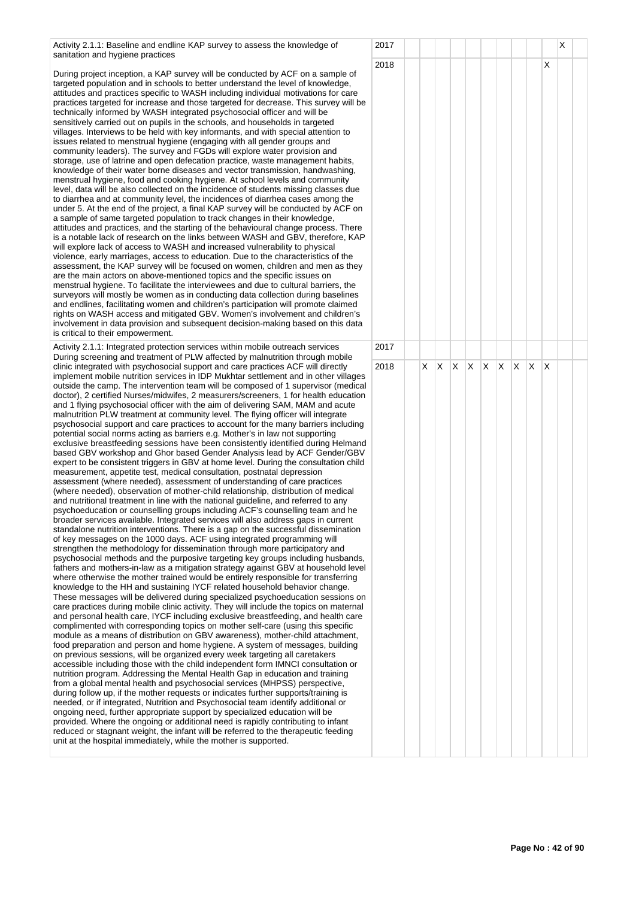| Activity | Year | | | | | | | | | | | | |
|---|---|---|---|---|---|---|---|---|---|---|---|---|---|
| Activity 2.1.1: Baseline and endline KAP survey to assess the knowledge of sanitation and hygiene practices<br><br>During project inception, a KAP survey will be conducted by ACF on a sample of targeted population and in schools to better understand the level of knowledge, attitudes and practices specific to WASH including individual motivations for care practices targeted for increase and those targeted for decrease. This survey will be technically informed by WASH integrated psychosocial officer and will be sensitively carried out on pupils in the schools, and households in targeted villages. Interviews to be held with key informants, and with special attention to issues related to menstrual hygiene (engaging with all gender groups and community leaders). The survey and FGDs will explore water provision and storage, use of latrine and open defecation practice, waste management habits, knowledge of their water borne diseases and vector transmission, handwashing, menstrual hygiene, food and cooking hygiene. At school levels and community level, data will be also collected on the incidence of students missing classes due to diarrhea and at community level, the incidences of diarrhea cases among the under 5. At the end of the project, a final KAP survey will be conducted by ACF on a sample of same targeted population to track changes in their knowledge, attitudes and practices, and the starting of the behavioural change process. There is a notable lack of research on the links between WASH and GBV, therefore, KAP will explore lack of access to WASH and increased vulnerability to physical violence, early marriages, access to education. Due to the characteristics of the assessment, the KAP survey will be focused on women, children and men as they are the main actors on above-mentioned topics and the specific issues on menstrual hygiene. To facilitate the interviewees and due to cultural barriers, the surveyors will mostly be women as in conducting data collection during baselines and endlines, facilitating women and children's participation will promote claimed rights on WASH access and mitigated GBV. Women's involvement and children's involvement in data provision and subsequent decision-making based on this data is critical to their empowerment. | 2017 | | | | | | | | | | | X | |
| | 2018 | | | | | | | | | | X | | |
| Activity 2.1.1: Integrated protection services within mobile outreach services During screening and treatment of PLW affected by malnutrition through mobile clinic integrated with psychosocial support and care practices ACF will directly implement mobile nutrition services in IDP Mukhtar settlement and in other villages outside the camp. The intervention team will be composed of 1 supervisor (medical doctor), 2 certified Nurses/midwifes, 2 measurers/screeners, 1 for health education and 1 flying psychosocial officer with the aim of delivering SAM, MAM and acute malnutrition PLW treatment at community level. The flying officer will integrate psychosocial support and care practices to account for the many barriers including potential social norms acting as barriers e.g. Mother's in law not supporting exclusive breastfeeding sessions have been consistently identified during Helmand based GBV workshop and Ghor based Gender Analysis lead by ACF Gender/GBV expert to be consistent triggers in GBV at home level. During the consultation child measurement, appetite test, medical consultation, postnatal depression assessment (where needed), assessment of understanding of care practices (where needed), observation of mother-child relationship, distribution of medical and nutritional treatment in line with the national guideline, and referred to any psychoeducation or counselling groups including ACF's counselling team and he broader services available. Integrated services will also address gaps in current standalone nutrition interventions. There is a gap on the successful dissemination of key messages on the 1000 days. ACF using integrated programming will strengthen the methodology for dissemination through more participatory and psychosocial methods and the purposive targeting key groups including husbands, fathers and mothers-in-law as a mitigation strategy against GBV at household level where otherwise the mother trained would be entirely responsible for transferring knowledge to the HH and sustaining IYCF related household behavior change. These messages will be delivered during specialized psychoeducation sessions on care practices during mobile clinic activity. They will include the topics on maternal and personal health care, IYCF including exclusive breastfeeding, and health care complimented with corresponding topics on mother self-care (using this specific module as a means of distribution on GBV awareness), mother-child attachment, food preparation and person and home hygiene. A system of messages, building on previous sessions, will be organized every week targeting all caretakers accessible including those with the child independent form IMNCI consultation or nutrition program. Addressing the Mental Health Gap in education and training from a global mental health and psychosocial services (MHPSS) perspective, during follow up, if the mother requests or indicates further supports/training is needed, or if integrated, Nutrition and Psychosocial team identify additional or ongoing need, further appropriate support by specialized education will be provided. Where the ongoing or additional need is rapidly contributing to infant reduced or stagnant weight, the infant will be referred to the therapeutic feeding unit at the hospital immediately, while the mother is supported. | 2017 | | | | | | | | | | | | |
| | 2018 | | X | X | X | X | X | X | X | X | X | | |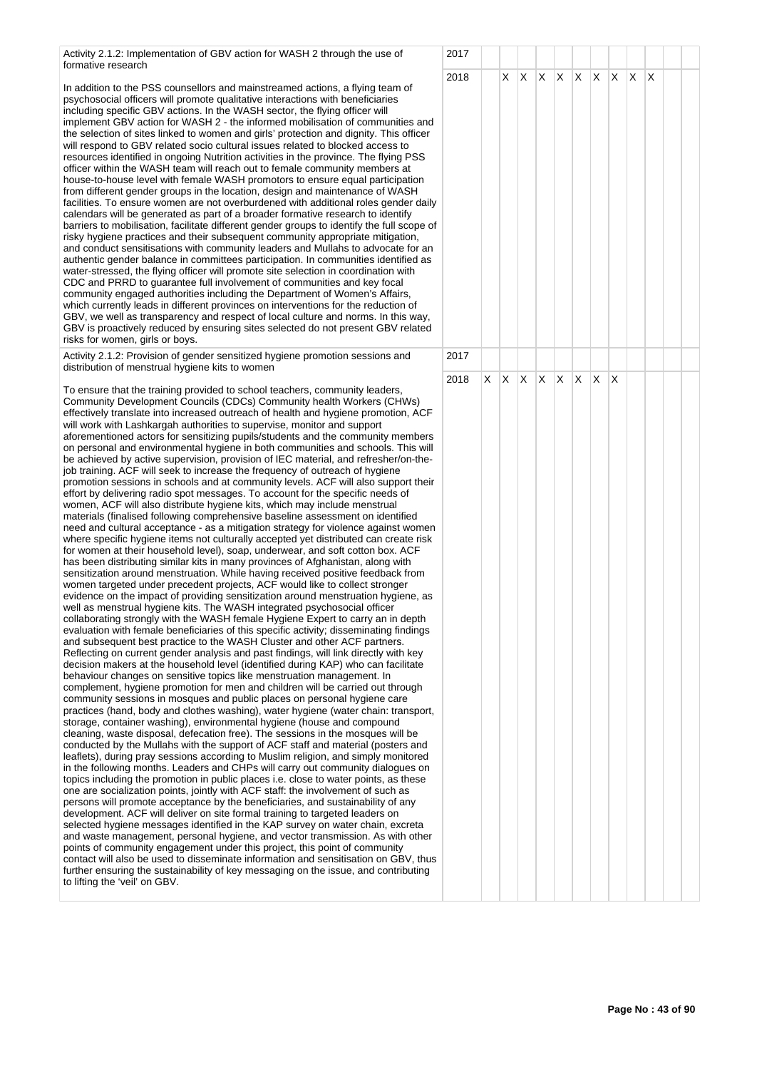| | | | | | | | | | | | | | |
|---|---|---|---|---|---|---|---|---|---|---|---|---|---|
| Activity 2.1.2: Implementation of GBV action for WASH 2 through the use of formative research<br><br>In addition to the PSS counsellors and mainstreamed actions, a flying team of psychosocial officers will promote qualitative interactions with beneficiaries including specific GBV actions. In the WASH sector, the flying officer will implement GBV action for WASH 2 - the informed mobilisation of communities and the selection of sites linked to women and girls' protection and dignity. This officer will respond to GBV related socio cultural issues related to blocked access to resources identified in ongoing Nutrition activities in the province. The flying PSS officer within the WASH team will reach out to female community members at house-to-house level with female WASH promotors to ensure equal participation from different gender groups in the location, design and maintenance of WASH facilities. To ensure women are not overburdened with additional roles gender daily calendars will be generated as part of a broader formative research to identify barriers to mobilisation, facilitate different gender groups to identify the full scope of risky hygiene practices and their subsequent community appropriate mitigation, and conduct sensitisations with community leaders and Mullahs to advocate for an authentic gender balance in committees participation. In communities identified as water-stressed, the flying officer will promote site selection in coordination with CDC and PRRD to guarantee full involvement of communities and key focal community engaged authorities including the Department of Women's Affairs, which currently leads in different provinces on interventions for the reduction of GBV, we well as transparency and respect of local culture and norms. In this way, GBV is proactively reduced by ensuring sites selected do not present GBV related risks for women, girls or boys. | 2017 | | | | | | | | | | | | |
| | 2018 | | X | X | X | X | X | X | X | X | X | | |
| Activity 2.1.2: Provision of gender sensitized hygiene promotion sessions and distribution of menstrual hygiene kits to women<br><br>To ensure that the training provided to school teachers, community leaders, Community Development Councils (CDCs) Community health Workers (CHWs) effectively translate into increased outreach of health and hygiene promotion, ACF will work with Lashkargah authorities to supervise, monitor and support aforementioned actors for sensitizing pupils/students and the community members on personal and environmental hygiene in both communities and schools. This will be achieved by active supervision, provision of IEC material, and refresher/on-the-job training. ACF will seek to increase the frequency of outreach of hygiene promotion sessions in schools and at community levels. ACF will also support their effort by delivering radio spot messages. To account for the specific needs of women, ACF will also distribute hygiene kits, which may include menstrual materials (finalised following comprehensive baseline assessment on identified need and cultural acceptance - as a mitigation strategy for violence against women where specific hygiene items not culturally accepted yet distributed can create risk for women at their household level), soap, underwear, and soft cotton box. ACF has been distributing similar kits in many provinces of Afghanistan, along with sensitization around menstruation. While having received positive feedback from women targeted under precedent projects, ACF would like to collect stronger evidence on the impact of providing sensitization around menstruation hygiene, as well as menstrual hygiene kits. The WASH integrated psychosocial officer collaborating strongly with the WASH female Hygiene Expert to carry an in depth evaluation with female beneficiaries of this specific activity; disseminating findings and subsequent best practice to the WASH Cluster and other ACF partners. Reflecting on current gender analysis and past findings, will link directly with key decision makers at the household level (identified during KAP) who can facilitate behaviour changes on sensitive topics like menstruation management. In complement, hygiene promotion for men and children will be carried out through community sessions in mosques and public places on personal hygiene care practices (hand, body and clothes washing), water hygiene (water chain: transport, storage, container washing), environmental hygiene (house and compound cleaning, waste disposal, defecation free). The sessions in the mosques will be conducted by the Mullahs with the support of ACF staff and material (posters and leaflets), during pray sessions according to Muslim religion, and simply monitored in the following months. Leaders and CHPs will carry out community dialogues on topics including the promotion in public places i.e. close to water points, as these one are socialization points, jointly with ACF staff: the involvement of such as persons will promote acceptance by the beneficiaries, and sustainability of any development. ACF will deliver on site formal training to targeted leaders on selected hygiene messages identified in the KAP survey on water chain, excreta and waste management, personal hygiene, and vector transmission. As with other points of community engagement under this project, this point of community contact will also be used to disseminate information and sensitisation on GBV, thus further ensuring the sustainability of key messaging on the issue, and contributing to lifting the 'veil' on GBV. | 2017 | | | | | | | | | | | | |
| | 2018 | X | X | X | X | X | X | X | X | | | | |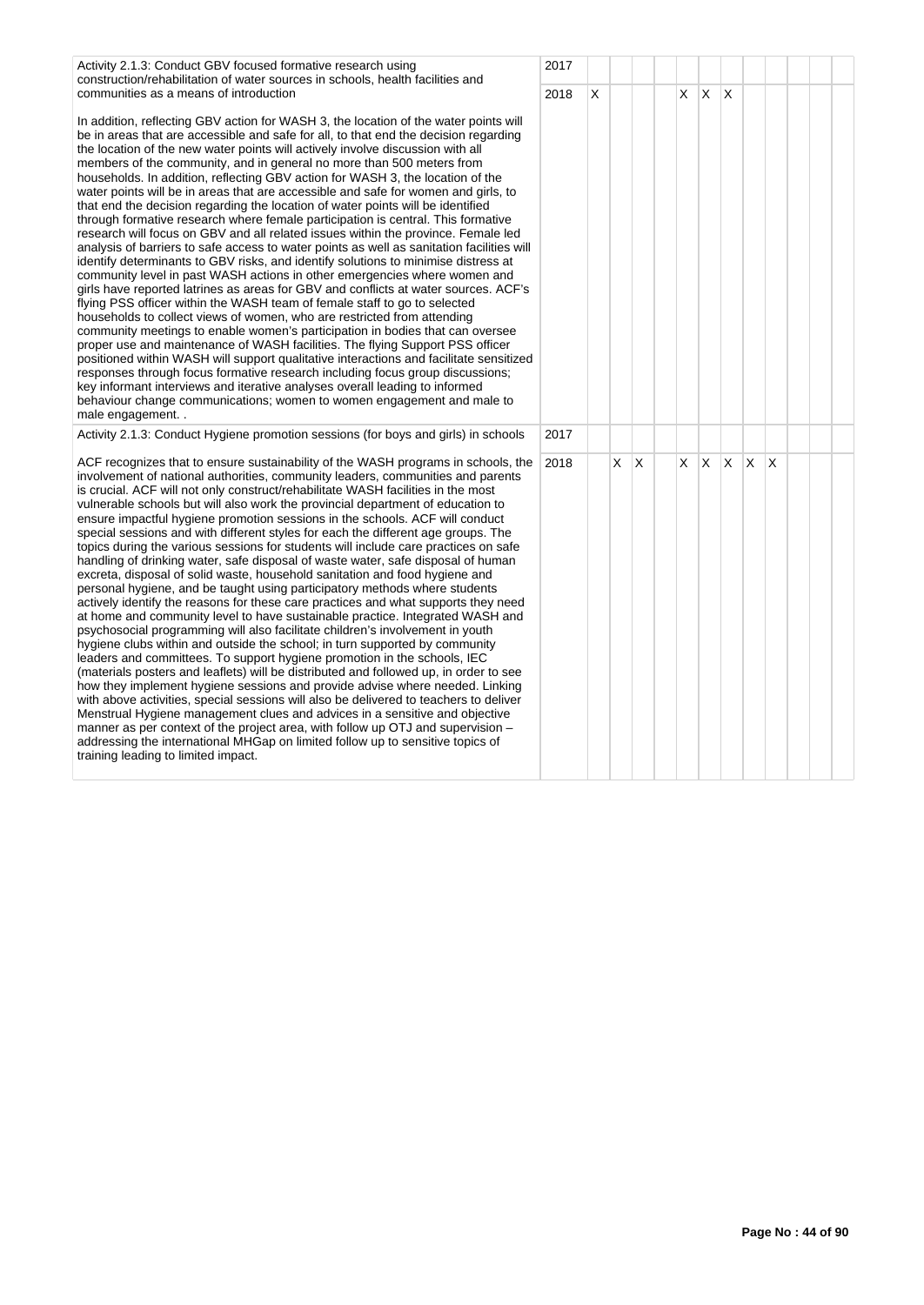| Activity | Year | 1 | 2 | 3 | 4 | 5 | 6 | 7 | 8 | 9 | 10 | 11 | 12 |
|---|---|---|---|---|---|---|---|---|---|---|---|---|---|
| Activity 2.1.3: Conduct GBV focused formative research using construction/rehabilitation of water sources in schools, health facilities and communities as a means of introduction | 2017 | | | | | | | | | | | | |
| In addition, reflecting GBV action for WASH 3, the location of the water points will be in areas that are accessible and safe for all, to that end the decision regarding the location of the new water points will actively involve discussion with all members of the community, and in general no more than 500 meters from households. In addition, reflecting GBV action for WASH 3, the location of the water points will be in areas that are accessible and safe for women and girls, to that end the decision regarding the location of water points will be identified through formative research where female participation is central. This formative research will focus on GBV and all related issues within the province. Female led analysis of barriers to safe access to water points as well as sanitation facilities will identify determinants to GBV risks, and identify solutions to minimise distress at community level in past WASH actions in other emergencies where women and girls have reported latrines as areas for GBV and conflicts at water sources. ACF's flying PSS officer within the WASH team of female staff to go to selected households to collect views of women, who are restricted from attending community meetings to enable women's participation in bodies that can oversee proper use and maintenance of WASH facilities. The flying Support PSS officer positioned within WASH will support qualitative interactions and facilitate sensitized responses through focus formative research including focus group discussions; key informant interviews and iterative analyses overall leading to informed behaviour change communications; women to women engagement and male to male engagement. . | 2018 | X | | | | X | X | X | | | | | |
| Activity 2.1.3: Conduct Hygiene promotion sessions (for boys and girls) in schools | 2017 | | | | | | | | | | | | |
| ACF recognizes that to ensure sustainability of the WASH programs in schools, the involvement of national authorities, community leaders, communities and parents is crucial. ACF will not only construct/rehabilitate WASH facilities in the most vulnerable schools but will also work the provincial department of education to ensure impactful hygiene promotion sessions in the schools. ACF will conduct special sessions and with different styles for each the different age groups. The topics during the various sessions for students will include care practices on safe handling of drinking water, safe disposal of waste water, safe disposal of human excreta, disposal of solid waste, household sanitation and food hygiene and personal hygiene, and be taught using participatory methods where students actively identify the reasons for these care practices and what supports they need at home and community level to have sustainable practice. Integrated WASH and psychosocial programming will also facilitate children's involvement in youth hygiene clubs within and outside the school; in turn supported by community leaders and committees. To support hygiene promotion in the schools, IEC (materials posters and leaflets) will be distributed and followed up, in order to see how they implement hygiene sessions and provide advise where needed. Linking with above activities, special sessions will also be delivered to teachers to deliver Menstrual Hygiene management clues and advices in a sensitive and objective manner as per context of the project area, with follow up OTJ and supervision – addressing the international MHGap on limited follow up to sensitive topics of training leading to limited impact. | 2018 | | X | X | | X | X | X | X | X | | | |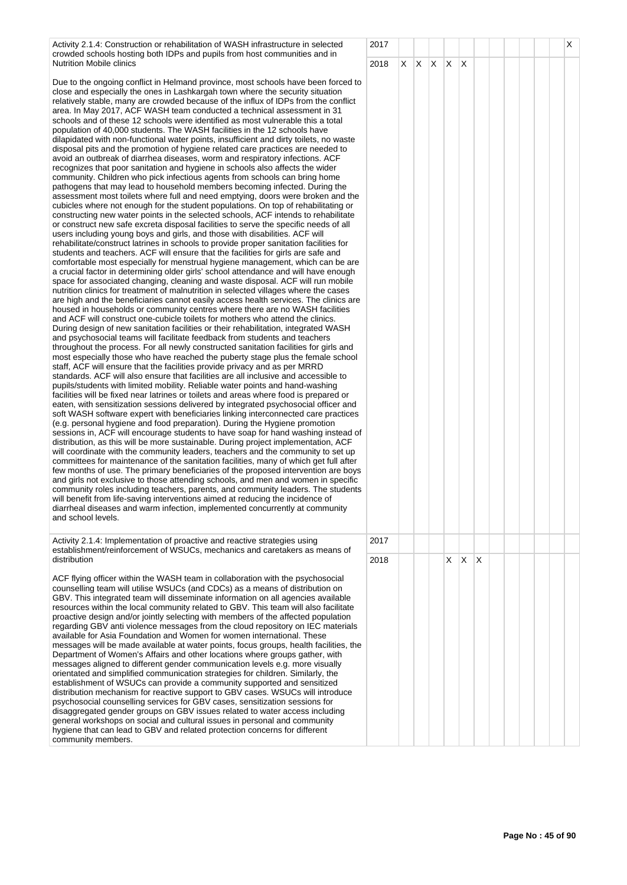| Activity | Year | 1 | 2 | 3 | 4 | 5 | 6 | 7 | 8 | 9 | 10 | 11 | 12 |
|---|---|---|---|---|---|---|---|---|---|---|---|---|---|
| Activity 2.1.4: Construction or rehabilitation of WASH infrastructure in selected crowded schools hosting both IDPs and pupils from host communities and in Nutrition Mobile clinics<br><br>Due to the ongoing conflict in Helmand province, most schools have been forced to close and especially the ones in Lashkargah town where the security situation relatively stable, many are crowded because of the influx of IDPs from the conflict area. In May 2017, ACF WASH team conducted a technical assessment in 31 schools and of these 12 schools were identified as most vulnerable this a total population of 40,000 students. The WASH facilities in the 12 schools have dilapidated with non-functional water points, insufficient and dirty toilets, no waste disposal pits and the promotion of hygiene related care practices are needed to avoid an outbreak of diarrhea diseases, worm and respiratory infections. ACF recognizes that poor sanitation and hygiene in schools also affects the wider community. Children who pick infectious agents from schools can bring home pathogens that may lead to household members becoming infected. During the assessment most toilets where full and need emptying, doors were broken and the cubicles where not enough for the student populations. On top of rehabilitating or constructing new water points in the selected schools, ACF intends to rehabilitate or construct new safe excreta disposal facilities to serve the specific needs of all users including young boys and girls, and those with disabilities. ACF will rehabilitate/construct latrines in schools to provide proper sanitation facilities for students and teachers. ACF will ensure that the facilities for girls are safe and comfortable most especially for menstrual hygiene management, which can be are a crucial factor in determining older girls' school attendance and will have enough space for associated changing, cleaning and waste disposal. ACF will run mobile nutrition clinics for treatment of malnutrition in selected villages where the cases are high and the beneficiaries cannot easily access health services. The clinics are housed in households or community centres where there are no WASH facilities and ACF will construct one-cubicle toilets for mothers who attend the clinics. During design of new sanitation facilities or their rehabilitation, integrated WASH and psychosocial teams will facilitate feedback from students and teachers throughout the process. For all newly constructed sanitation facilities for girls and most especially those who have reached the puberty stage plus the female school staff, ACF will ensure that the facilities provide privacy and as per MRRD standards. ACF will also ensure that facilities are all inclusive and accessible to pupils/students with limited mobility. Reliable water points and hand-washing facilities will be fixed near latrines or toilets and areas where food is prepared or eaten, with sensitization sessions delivered by integrated psychosocial officer and soft WASH software expert with beneficiaries linking interconnected care practices (e.g. personal hygiene and food preparation). During the Hygiene promotion sessions in, ACF will encourage students to have soap for hand washing instead of distribution, as this will be more sustainable. During project implementation, ACF will coordinate with the community leaders, teachers and the community to set up committees for maintenance of the sanitation facilities, many of which get full after few months of use. The primary beneficiaries of the proposed intervention are boys and girls not exclusive to those attending schools, and men and women in specific community roles including teachers, parents, and community leaders. The students will benefit from life-saving interventions aimed at reducing the incidence of diarrheal diseases and warm infection, implemented concurrently at community and school levels. | 2017 | | | | | | | | | | | | X |
| | 2018 | X | X | X | X | X | | | | | | | |
| Activity 2.1.4: Implementation of proactive and reactive strategies using establishment/reinforcement of WSUCs, mechanics and caretakers as means of distribution<br><br>ACF flying officer within the WASH team in collaboration with the psychosocial counselling team will utilise WSUCs (and CDCs) as a means of distribution on GBV. This integrated team will disseminate information on all agencies available resources within the local community related to GBV. This team will also facilitate proactive design and/or jointly selecting with members of the affected population regarding GBV anti violence messages from the cloud repository on IEC materials available for Asia Foundation and Women for women international. These messages will be made available at water points, focus groups, health facilities, the Department of Women's Affairs and other locations where groups gather, with messages aligned to different gender communication levels e.g. more visually orientated and simplified communication strategies for children. Similarly, the establishment of WSUCs can provide a community supported and sensitized distribution mechanism for reactive support to GBV cases. WSUCs will introduce psychosocial counselling services for GBV cases, sensitization sessions for disaggregated gender groups on GBV issues related to water access including general workshops on social and cultural issues in personal and community hygiene that can lead to GBV and related protection concerns for different community members. | 2017 | | | | | | | | | | | | |
| | 2018 | | | | X | X | X | | | | | | |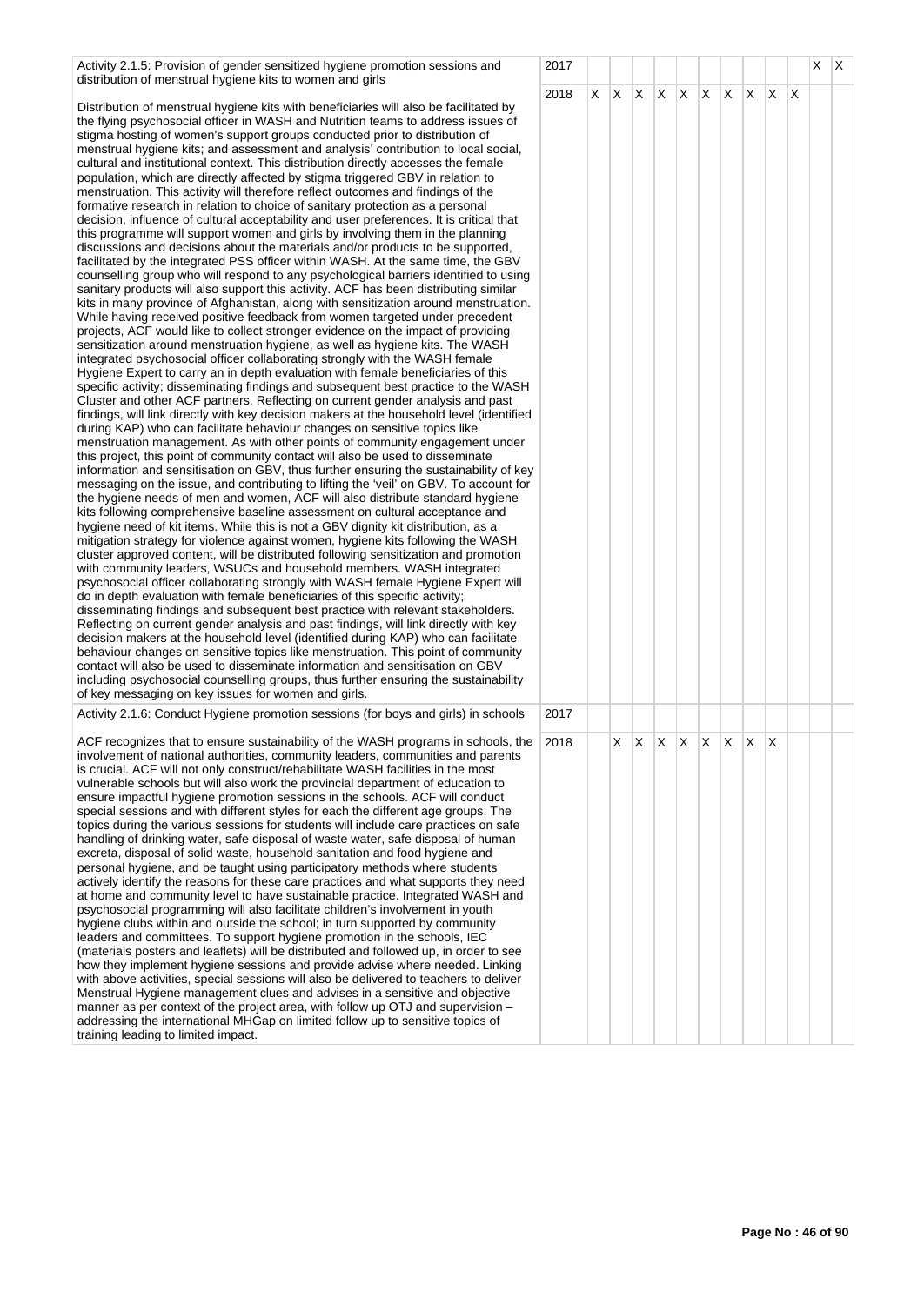| Activity | Year | 1 | 2 | 3 | 4 | 5 | 6 | 7 | 8 | 9 | 10 | 11 | 12 |
|---|---|---|---|---|---|---|---|---|---|---|---|---|---|
| Activity 2.1.5: Provision of gender sensitized hygiene promotion sessions and distribution of menstrual hygiene kits to women and girls | 2017 | | | | | | | | | | | X | X |
| Distribution of menstrual hygiene kits with beneficiaries will also be facilitated by the flying psychosocial officer in WASH and Nutrition teams to address issues of stigma hosting of women's support groups conducted prior to distribution of menstrual hygiene kits; and assessment and analysis' contribution to local social, cultural and institutional context. This distribution directly accesses the female population, which are directly affected by stigma triggered GBV in relation to menstruation. This activity will therefore reflect outcomes and findings of the formative research in relation to choice of sanitary protection as a personal decision, influence of cultural acceptability and user preferences. It is critical that this programme will support women and girls by involving them in the planning discussions and decisions about the materials and/or products to be supported, facilitated by the integrated PSS officer within WASH. At the same time, the GBV counselling group who will respond to any psychological barriers identified to using sanitary products will also support this activity. ACF has been distributing similar kits in many province of Afghanistan, along with sensitization around menstruation. While having received positive feedback from women targeted under precedent projects, ACF would like to collect stronger evidence on the impact of providing sensitization around menstruation hygiene, as well as hygiene kits. The WASH integrated psychosocial officer collaborating strongly with the WASH female Hygiene Expert to carry an in depth evaluation with female beneficiaries of this specific activity; disseminating findings and subsequent best practice to the WASH Cluster and other ACF partners. Reflecting on current gender analysis and past findings, will link directly with key decision makers at the household level (identified during KAP) who can facilitate behaviour changes on sensitive topics like menstruation management. As with other points of community engagement under this project, this point of community contact will also be used to disseminate information and sensitisation on GBV, thus further ensuring the sustainability of key messaging on the issue, and contributing to lifting the 'veil' on GBV. To account for the hygiene needs of men and women, ACF will also distribute standard hygiene kits following comprehensive baseline assessment on cultural acceptance and hygiene need of kit items. While this is not a GBV dignity kit distribution, as a mitigation strategy for violence against women, hygiene kits following the WASH cluster approved content, will be distributed following sensitization and promotion with community leaders, WSUCs and household members. WASH integrated psychosocial officer collaborating strongly with WASH female Hygiene Expert will do in depth evaluation with female beneficiaries of this specific activity; disseminating findings and subsequent best practice with relevant stakeholders. Reflecting on current gender analysis and past findings, will link directly with key decision makers at the household level (identified during KAP) who can facilitate behaviour changes on sensitive topics like menstruation. This point of community contact will also be used to disseminate information and sensitisation on GBV including psychosocial counselling groups, thus further ensuring the sustainability of key messaging on key issues for women and girls. | 2018 | X | X | X | X | X | X | X | X | X | X | | |
| Activity 2.1.6: Conduct Hygiene promotion sessions (for boys and girls) in schools | 2017 | | | | | | | | | | | | |
| ACF recognizes that to ensure sustainability of the WASH programs in schools, the involvement of national authorities, community leaders, communities and parents is crucial. ACF will not only construct/rehabilitate WASH facilities in the most vulnerable schools but will also work the provincial department of education to ensure impactful hygiene promotion sessions in the schools. ACF will conduct special sessions and with different styles for each the different age groups. The topics during the various sessions for students will include care practices on safe handling of drinking water, safe disposal of waste water, safe disposal of human excreta, disposal of solid waste, household sanitation and food hygiene and personal hygiene, and be taught using participatory methods where students actively identify the reasons for these care practices and what supports they need at home and community level to have sustainable practice. Integrated WASH and psychosocial programming will also facilitate children's involvement in youth hygiene clubs within and outside the school; in turn supported by community leaders and committees. To support hygiene promotion in the schools, IEC (materials posters and leaflets) will be distributed and followed up, in order to see how they implement hygiene sessions and provide advise where needed. Linking with above activities, special sessions will also be delivered to teachers to deliver Menstrual Hygiene management clues and advises in a sensitive and objective manner as per context of the project area, with follow up OTJ and supervision – addressing the international MHGap on limited follow up to sensitive topics of training leading to limited impact. | 2018 | | X | X | X | X | X | X | X | X | | | |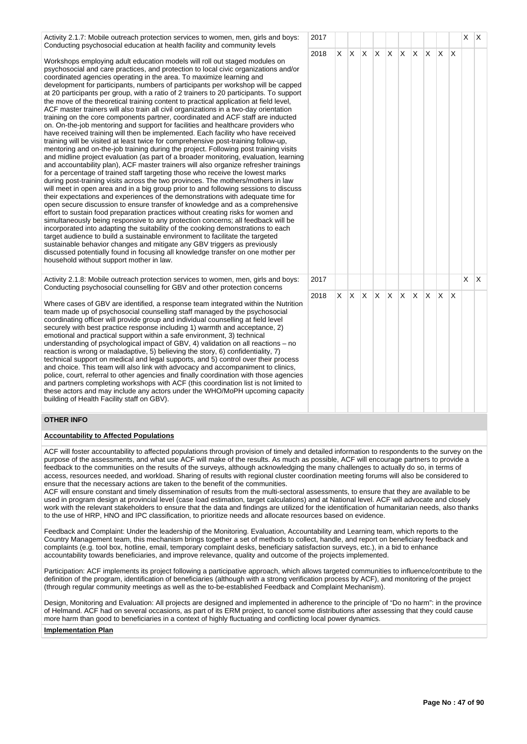| Activity | Year | 1 | 2 | 3 | 4 | 5 | 6 | 7 | 8 | 9 | 10 | 11 | 12 |
|---|---|---|---|---|---|---|---|---|---|---|---|---|---|
| Activity 2.1.7: Mobile outreach protection services to women, men, girls and boys: Conducting psychosocial education at health facility and community levels<br><br>Workshops employing adult education models will roll out staged modules on psychosocial and care practices, and protection to local civic organizations and/or coordinated agencies operating in the area. To maximize learning and development for participants, numbers of participants per workshop will be capped at 20 participants per group, with a ratio of 2 trainers to 20 participants. To support the move of the theoretical training content to practical application at field level, ACF master trainers will also train all civil organizations in a two-day orientation training on the core components partner, coordinated and ACF staff are inducted on. On-the-job mentoring and support for facilities and healthcare providers who have received training will then be implemented. Each facility who have received training will be visited at least twice for comprehensive post-training follow-up, mentoring and on-the-job training during the project. Following post training visits and midline project evaluation (as part of a broader monitoring, evaluation, learning and accountability plan), ACF master trainers will also organize refresher trainings for a percentage of trained staff targeting those who receive the lowest marks during post-training visits across the two provinces. The mothers/mothers in law will meet in open area and in a big group prior to and following sessions to discuss their expectations and experiences of the demonstrations with adequate time for open secure discussion to ensure transfer of knowledge and as a comprehensive effort to sustain food preparation practices without creating risks for women and simultaneously being responsive to any protection concerns; all feedback will be incorporated into adapting the suitability of the cooking demonstrations to each target audience to build a sustainable environment to facilitate the targeted sustainable behavior changes and mitigate any GBV triggers as previously discussed potentially found in focusing all knowledge transfer on one mother per household without support mother in law. | 2017 | | | | | | | | | | | X | X |
| | 2018 | X | X | X | X | X | X | X | X | X | X | | |
| Activity 2.1.8: Mobile outreach protection services to women, men, girls and boys: Conducting psychosocial counselling for GBV and other protection concerns<br><br>Where cases of GBV are identified, a response team integrated within the Nutrition team made up of psychosocial counselling staff managed by the psychosocial coordinating officer will provide group and individual counselling at field level securely with best practice response including 1) warmth and acceptance, 2) emotional and practical support within a safe environment, 3) technical understanding of psychological impact of GBV, 4) validation on all reactions – no reaction is wrong or maladaptive, 5) believing the story, 6) confidentiality, 7) technical support on medical and legal supports, and 5) control over their process and choice. This team will also link with advocacy and accompaniment to clinics, police, court, referral to other agencies and finally coordination with those agencies and partners completing workshops with ACF (this coordination list is not limited to these actors and may include any actors under the WHO/MoPH upcoming capacity building of Health Facility staff on GBV). | 2017 | | | | | | | | | | | X | X |
| | 2018 | X | X | X | X | X | X | X | X | X | X | | |

## OTHER INFO

### Accountability to Affected Populations

ACF will foster accountability to affected populations through provision of timely and detailed information to respondents to the survey on the purpose of the assessments, and what use ACF will make of the results. As much as possible, ACF will encourage partners to provide a feedback to the communities on the results of the surveys, although acknowledging the many challenges to actually do so, in terms of access, resources needed, and workload. Sharing of results with regional cluster coordination meeting forums will also be considered to ensure that the necessary actions are taken to the benefit of the communities.
ACF will ensure constant and timely dissemination of results from the multi-sectoral assessments, to ensure that they are available to be used in program design at provincial level (case load estimation, target calculations) and at National level. ACF will advocate and closely work with the relevant stakeholders to ensure that the data and findings are utilized for the identification of humanitarian needs, also thanks to the use of HRP, HNO and IPC classification, to prioritize needs and allocate resources based on evidence.

Feedback and Complaint: Under the leadership of the Monitoring. Evaluation, Accountability and Learning team, which reports to the Country Management team, this mechanism brings together a set of methods to collect, handle, and report on beneficiary feedback and complaints (e.g. tool box, hotline, email, temporary complaint desks, beneficiary satisfaction surveys, etc.), in a bid to enhance accountability towards beneficiaries, and improve relevance, quality and outcome of the projects implemented.

Participation: ACF implements its project following a participative approach, which allows targeted communities to influence/contribute to the definition of the program, identification of beneficiaries (although with a strong verification process by ACF), and monitoring of the project (through regular community meetings as well as the to-be-established Feedback and Complaint Mechanism).

Design, Monitoring and Evaluation: All projects are designed and implemented in adherence to the principle of "Do no harm": in the province of Helmand. ACF had on several occasions, as part of its ERM project, to cancel some distributions after assessing that they could cause more harm than good to beneficiaries in a context of highly fluctuating and conflicting local power dynamics.

### Implementation Plan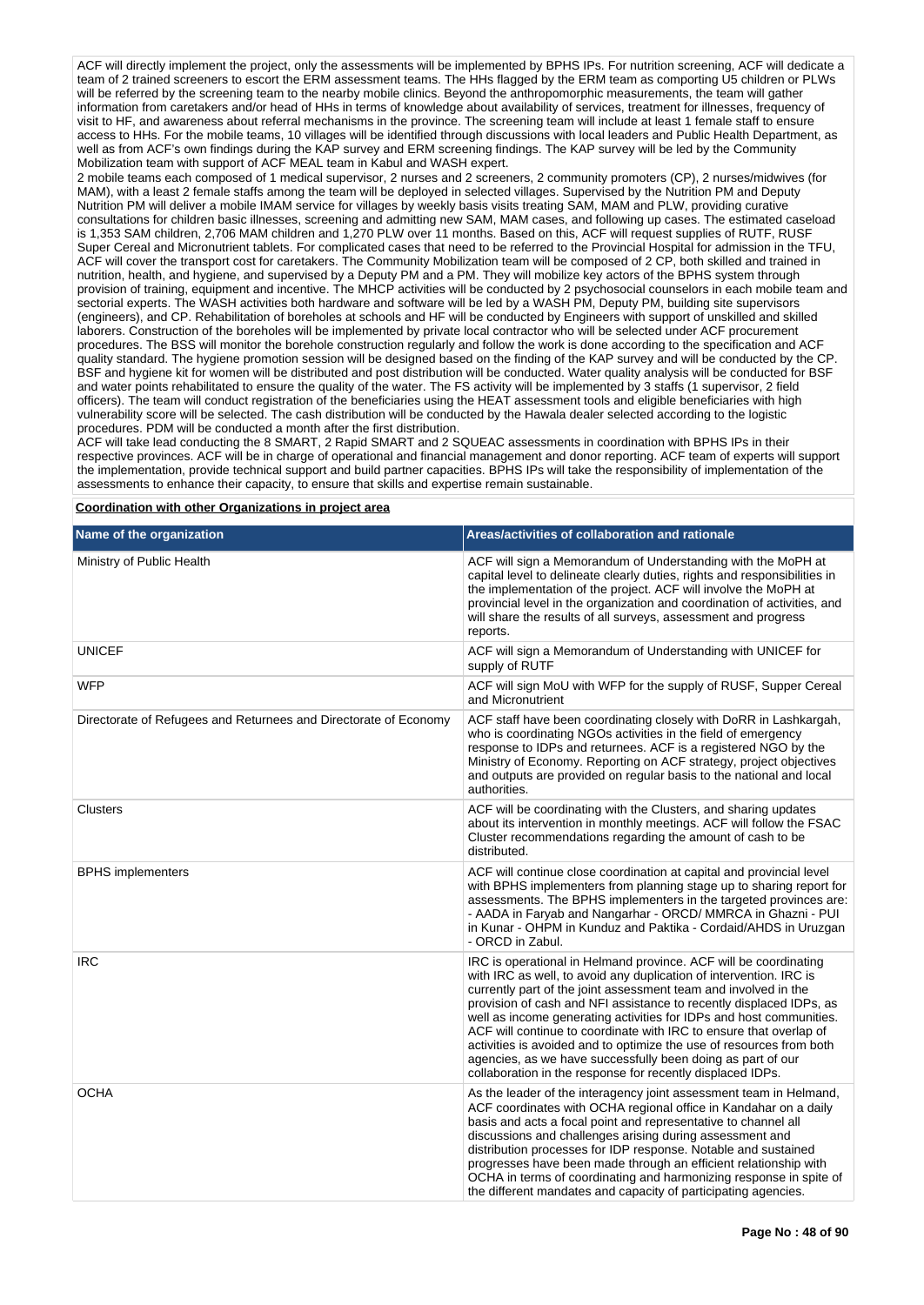ACF will directly implement the project, only the assessments will be implemented by BPHS IPs. For nutrition screening, ACF will dedicate a team of 2 trained screeners to escort the ERM assessment teams. The HHs flagged by the ERM team as comporting U5 children or PLWs will be referred by the screening team to the nearby mobile clinics. Beyond the anthropomorphic measurements, the team will gather information from caretakers and/or head of HHs in terms of knowledge about availability of services, treatment for illnesses, frequency of visit to HF, and awareness about referral mechanisms in the province. The screening team will include at least 1 female staff to ensure access to HHs. For the mobile teams, 10 villages will be identified through discussions with local leaders and Public Health Department, as well as from ACF's own findings during the KAP survey and ERM screening findings. The KAP survey will be led by the Community Mobilization team with support of ACF MEAL team in Kabul and WASH expert.
2 mobile teams each composed of 1 medical supervisor, 2 nurses and 2 screeners, 2 community promoters (CP), 2 nurses/midwives (for MAM), with a least 2 female staffs among the team will be deployed in selected villages. Supervised by the Nutrition PM and Deputy Nutrition PM will deliver a mobile IMAM service for villages by weekly basis visits treating SAM, MAM and PLW, providing curative consultations for children basic illnesses, screening and admitting new SAM, MAM cases, and following up cases. The estimated caseload is 1,353 SAM children, 2,706 MAM children and 1,270 PLW over 11 months. Based on this, ACF will request supplies of RUTF, RUSF Super Cereal and Micronutrient tablets. For complicated cases that need to be referred to the Provincial Hospital for admission in the TFU, ACF will cover the transport cost for caretakers. The Community Mobilization team will be composed of 2 CP, both skilled and trained in nutrition, health, and hygiene, and supervised by a Deputy PM and a PM. They will mobilize key actors of the BPHS system through provision of training, equipment and incentive. The MHCP activities will be conducted by 2 psychosocial counselors in each mobile team and sectorial experts. The WASH activities both hardware and software will be led by a WASH PM, Deputy PM, building site supervisors (engineers), and CP. Rehabilitation of boreholes at schools and HF will be conducted by Engineers with support of unskilled and skilled laborers. Construction of the boreholes will be implemented by private local contractor who will be selected under ACF procurement procedures. The BSS will monitor the borehole construction regularly and follow the work is done according to the specification and ACF quality standard. The hygiene promotion session will be designed based on the finding of the KAP survey and will be conducted by the CP. BSF and hygiene kit for women will be distributed and post distribution will be conducted. Water quality analysis will be conducted for BSF and water points rehabilitated to ensure the quality of the water. The FS activity will be implemented by 3 staffs (1 supervisor, 2 field officers). The team will conduct registration of the beneficiaries using the HEAT assessment tools and eligible beneficiaries with high vulnerability score will be selected. The cash distribution will be conducted by the Hawala dealer selected according to the logistic procedures. PDM will be conducted a month after the first distribution.
ACF will take lead conducting the 8 SMART, 2 Rapid SMART and 2 SQUEAC assessments in coordination with BPHS IPs in their respective provinces. ACF will be in charge of operational and financial management and donor reporting. ACF team of experts will support the implementation, provide technical support and build partner capacities. BPHS IPs will take the responsibility of implementation of the assessments to enhance their capacity, to ensure that skills and expertise remain sustainable.

**Coordination with other Organizations in project area**

| Name of the organization | Areas/activities of collaboration and rationale |
|---|---|
| Ministry of Public Health | ACF will sign a Memorandum of Understanding with the MoPH at capital level to delineate clearly duties, rights and responsibilities in the implementation of the project. ACF will involve the MoPH at provincial level in the organization and coordination of activities, and will share the results of all surveys, assessment and progress reports. |
| UNICEF | ACF will sign a Memorandum of Understanding with UNICEF for supply of RUTF |
| WFP | ACF will sign MoU with WFP for the supply of RUSF, Supper Cereal and Micronutrient |
| Directorate of Refugees and Returnees and Directorate of Economy | ACF staff have been coordinating closely with DoRR in Lashkargah, who is coordinating NGOs activities in the field of emergency response to IDPs and returnees. ACF is a registered NGO by the Ministry of Economy. Reporting on ACF strategy, project objectives and outputs are provided on regular basis to the national and local authorities. |
| Clusters | ACF will be coordinating with the Clusters, and sharing updates about its intervention in monthly meetings. ACF will follow the FSAC Cluster recommendations regarding the amount of cash to be distributed. |
| BPHS implementers | ACF will continue close coordination at capital and provincial level with BPHS implementers from planning stage up to sharing report for assessments. The BPHS implementers in the targeted provinces are: - AADA in Faryab and Nangarhar - ORCD/ MMRCA in Ghazni - PUI in Kunar - OHPM in Kunduz and Paktika - Cordaid/AHDS in Uruzgan - ORCD in Zabul. |
| IRC | IRC is operational in Helmand province. ACF will be coordinating with IRC as well, to avoid any duplication of intervention. IRC is currently part of the joint assessment team and involved in the provision of cash and NFI assistance to recently displaced IDPs, as well as income generating activities for IDPs and host communities. ACF will continue to coordinate with IRC to ensure that overlap of activities is avoided and to optimize the use of resources from both agencies, as we have successfully been doing as part of our collaboration in the response for recently displaced IDPs. |
| OCHA | As the leader of the interagency joint assessment team in Helmand, ACF coordinates with OCHA regional office in Kandahar on a daily basis and acts a focal point and representative to channel all discussions and challenges arising during assessment and distribution processes for IDP response. Notable and sustained progresses have been made through an efficient relationship with OCHA in terms of coordinating and harmonizing response in spite of the different mandates and capacity of participating agencies. |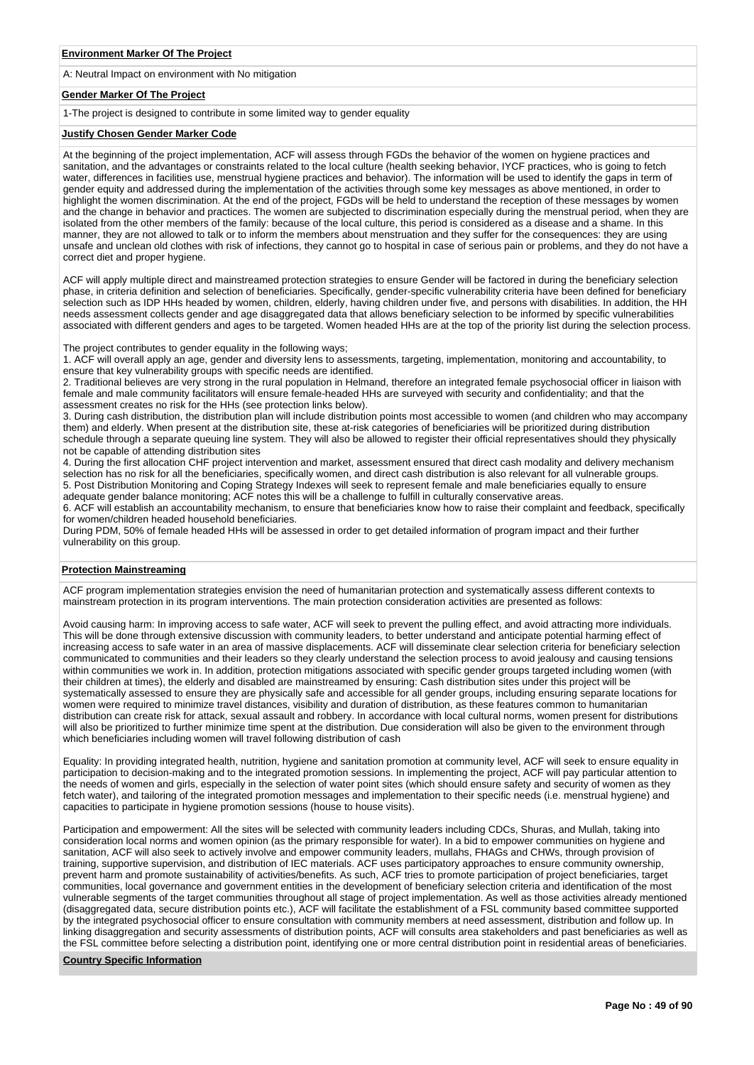**Environment Marker Of The Project**

A: Neutral Impact on environment with No mitigation

**Gender Marker Of The Project**

1-The project is designed to contribute in some limited way to gender equality

**Justify Chosen Gender Marker Code**

At the beginning of the project implementation, ACF will assess through FGDs the behavior of the women on hygiene practices and sanitation, and the advantages or constraints related to the local culture (health seeking behavior, IYCF practices, who is going to fetch water, differences in facilities use, menstrual hygiene practices and behavior). The information will be used to identify the gaps in term of gender equity and addressed during the implementation of the activities through some key messages as above mentioned, in order to highlight the women discrimination. At the end of the project, FGDs will be held to understand the reception of these messages by women and the change in behavior and practices. The women are subjected to discrimination especially during the menstrual period, when they are isolated from the other members of the family: because of the local culture, this period is considered as a disease and a shame. In this manner, they are not allowed to talk or to inform the members about menstruation and they suffer for the consequences: they are using unsafe and unclean old clothes with risk of infections, they cannot go to hospital in case of serious pain or problems, and they do not have a correct diet and proper hygiene.

ACF will apply multiple direct and mainstreamed protection strategies to ensure Gender will be factored in during the beneficiary selection phase, in criteria definition and selection of beneficiaries. Specifically, gender-specific vulnerability criteria have been defined for beneficiary selection such as IDP HHs headed by women, children, elderly, having children under five, and persons with disabilities. In addition, the HH needs assessment collects gender and age disaggregated data that allows beneficiary selection to be informed by specific vulnerabilities associated with different genders and ages to be targeted. Women headed HHs are at the top of the priority list during the selection process.

The project contributes to gender equality in the following ways;

1. ACF will overall apply an age, gender and diversity lens to assessments, targeting, implementation, monitoring and accountability, to ensure that key vulnerability groups with specific needs are identified.
2. Traditional believes are very strong in the rural population in Helmand, therefore an integrated female psychosocial officer in liaison with female and male community facilitators will ensure female-headed HHs are surveyed with security and confidentiality; and that the assessment creates no risk for the HHs (see protection links below).
3. During cash distribution, the distribution plan will include distribution points most accessible to women (and children who may accompany them) and elderly. When present at the distribution site, these at-risk categories of beneficiaries will be prioritized during distribution schedule through a separate queuing line system. They will also be allowed to register their official representatives should they physically not be capable of attending distribution sites
4. During the first allocation CHF project intervention and market, assessment ensured that direct cash modality and delivery mechanism selection has no risk for all the beneficiaries, specifically women, and direct cash distribution is also relevant for all vulnerable groups.
5. Post Distribution Monitoring and Coping Strategy Indexes will seek to represent female and male beneficiaries equally to ensure adequate gender balance monitoring; ACF notes this will be a challenge to fulfill in culturally conservative areas.
6. ACF will establish an accountability mechanism, to ensure that beneficiaries know how to raise their complaint and feedback, specifically for women/children headed household beneficiaries.

During PDM, 50% of female headed HHs will be assessed in order to get detailed information of program impact and their further vulnerability on this group.

**Protection Mainstreaming**

ACF program implementation strategies envision the need of humanitarian protection and systematically assess different contexts to mainstream protection in its program interventions. The main protection consideration activities are presented as follows:

Avoid causing harm: In improving access to safe water, ACF will seek to prevent the pulling effect, and avoid attracting more individuals. This will be done through extensive discussion with community leaders, to better understand and anticipate potential harming effect of increasing access to safe water in an area of massive displacements. ACF will disseminate clear selection criteria for beneficiary selection communicated to communities and their leaders so they clearly understand the selection process to avoid jealousy and causing tensions within communities we work in. In addition, protection mitigations associated with specific gender groups targeted including women (with their children at times), the elderly and disabled are mainstreamed by ensuring: Cash distribution sites under this project will be systematically assessed to ensure they are physically safe and accessible for all gender groups, including ensuring separate locations for women were required to minimize travel distances, visibility and duration of distribution, as these features common to humanitarian distribution can create risk for attack, sexual assault and robbery. In accordance with local cultural norms, women present for distributions will also be prioritized to further minimize time spent at the distribution. Due consideration will also be given to the environment through which beneficiaries including women will travel following distribution of cash

Equality: In providing integrated health, nutrition, hygiene and sanitation promotion at community level, ACF will seek to ensure equality in participation to decision-making and to the integrated promotion sessions. In implementing the project, ACF will pay particular attention to the needs of women and girls, especially in the selection of water point sites (which should ensure safety and security of women as they fetch water), and tailoring of the integrated promotion messages and implementation to their specific needs (i.e. menstrual hygiene) and capacities to participate in hygiene promotion sessions (house to house visits).

Participation and empowerment: All the sites will be selected with community leaders including CDCs, Shuras, and Mullah, taking into consideration local norms and women opinion (as the primary responsible for water). In a bid to empower communities on hygiene and sanitation, ACF will also seek to actively involve and empower community leaders, mullahs, FHAGs and CHWs, through provision of training, supportive supervision, and distribution of IEC materials. ACF uses participatory approaches to ensure community ownership, prevent harm and promote sustainability of activities/benefits. As such, ACF tries to promote participation of project beneficiaries, target communities, local governance and government entities in the development of beneficiary selection criteria and identification of the most vulnerable segments of the target communities throughout all stage of project implementation. As well as those activities already mentioned (disaggregated data, secure distribution points etc.), ACF will facilitate the establishment of a FSL community based committee supported by the integrated psychosocial officer to ensure consultation with community members at need assessment, distribution and follow up. In linking disaggregation and security assessments of distribution points, ACF will consults area stakeholders and past beneficiaries as well as the FSL committee before selecting a distribution point, identifying one or more central distribution point in residential areas of beneficiaries.

**Country Specific Information**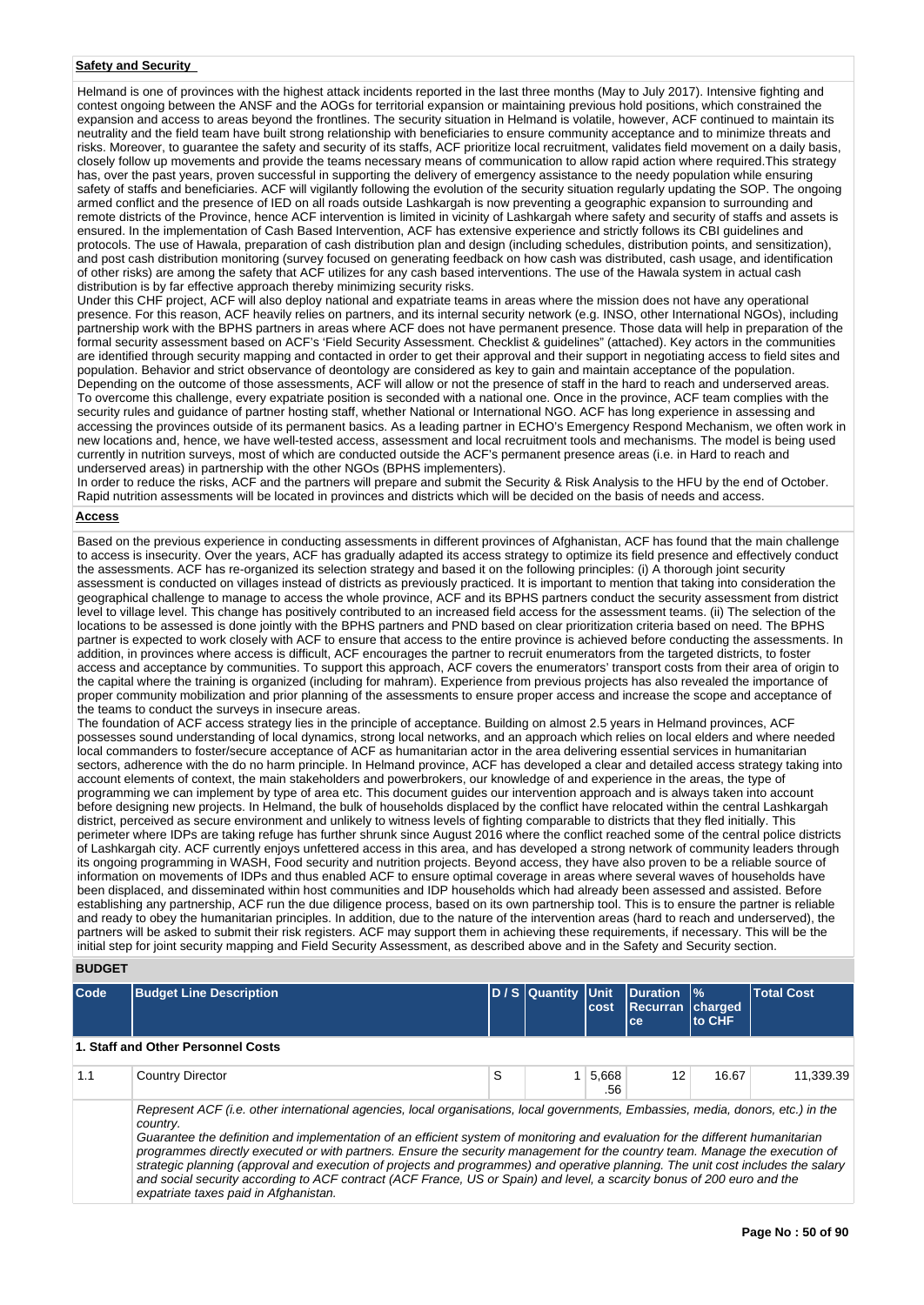**Safety and Security**

Helmand is one of provinces with the highest attack incidents reported in the last three months (May to July 2017). Intensive fighting and contest ongoing between the ANSF and the AOGs for territorial expansion or maintaining previous hold positions, which constrained the expansion and access to areas beyond the frontlines. The security situation in Helmand is volatile, however, ACF continued to maintain its neutrality and the field team have built strong relationship with beneficiaries to ensure community acceptance and to minimize threats and risks. Moreover, to guarantee the safety and security of its staffs, ACF prioritize local recruitment, validates field movement on a daily basis, closely follow up movements and provide the teams necessary means of communication to allow rapid action where required.This strategy has, over the past years, proven successful in supporting the delivery of emergency assistance to the needy population while ensuring safety of staffs and beneficiaries. ACF will vigilantly following the evolution of the security situation regularly updating the SOP. The ongoing armed conflict and the presence of IED on all roads outside Lashkargah is now preventing a geographic expansion to surrounding and remote districts of the Province, hence ACF intervention is limited in vicinity of Lashkargah where safety and security of staffs and assets is ensured. In the implementation of Cash Based Intervention, ACF has extensive experience and strictly follows its CBI guidelines and protocols. The use of Hawala, preparation of cash distribution plan and design (including schedules, distribution points, and sensitization), and post cash distribution monitoring (survey focused on generating feedback on how cash was distributed, cash usage, and identification of other risks) are among the safety that ACF utilizes for any cash based interventions. The use of the Hawala system in actual cash distribution is by far effective approach thereby minimizing security risks.
Under this CHF project, ACF will also deploy national and expatriate teams in areas where the mission does not have any operational presence. For this reason, ACF heavily relies on partners, and its internal security network (e.g. INSO, other International NGOs), including partnership work with the BPHS partners in areas where ACF does not have permanent presence. Those data will help in preparation of the formal security assessment based on ACF's 'Field Security Assessment. Checklist & guidelines" (attached). Key actors in the communities are identified through security mapping and contacted in order to get their approval and their support in negotiating access to field sites and population. Behavior and strict observance of deontology are considered as key to gain and maintain acceptance of the population. Depending on the outcome of those assessments, ACF will allow or not the presence of staff in the hard to reach and underserved areas. To overcome this challenge, every expatriate position is seconded with a national one. Once in the province, ACF team complies with the security rules and guidance of partner hosting staff, whether National or International NGO. ACF has long experience in assessing and accessing the provinces outside of its permanent basics. As a leading partner in ECHO's Emergency Respond Mechanism, we often work in new locations and, hence, we have well-tested access, assessment and local recruitment tools and mechanisms. The model is being used currently in nutrition surveys, most of which are conducted outside the ACF's permanent presence areas (i.e. in Hard to reach and underserved areas) in partnership with the other NGOs (BPHS implementers).
In order to reduce the risks, ACF and the partners will prepare and submit the Security & Risk Analysis to the HFU by the end of October. Rapid nutrition assessments will be located in provinces and districts which will be decided on the basis of needs and access.

**Access**

Based on the previous experience in conducting assessments in different provinces of Afghanistan, ACF has found that the main challenge to access is insecurity. Over the years, ACF has gradually adapted its access strategy to optimize its field presence and effectively conduct the assessments. ACF has re-organized its selection strategy and based it on the following principles: (i) A thorough joint security assessment is conducted on villages instead of districts as previously practiced. It is important to mention that taking into consideration the geographical challenge to manage to access the whole province, ACF and its BPHS partners conduct the security assessment from district level to village level. This change has positively contributed to an increased field access for the assessment teams. (ii) The selection of the locations to be assessed is done jointly with the BPHS partners and PND based on clear prioritization criteria based on need. The BPHS partner is expected to work closely with ACF to ensure that access to the entire province is achieved before conducting the assessments. In addition, in provinces where access is difficult, ACF encourages the partner to recruit enumerators from the targeted districts, to foster access and acceptance by communities. To support this approach, ACF covers the enumerators' transport costs from their area of origin to the capital where the training is organized (including for mahram). Experience from previous projects has also revealed the importance of proper community mobilization and prior planning of the assessments to ensure proper access and increase the scope and acceptance of the teams to conduct the surveys in insecure areas.
The foundation of ACF access strategy lies in the principle of acceptance. Building on almost 2.5 years in Helmand provinces, ACF possesses sound understanding of local dynamics, strong local networks, and an approach which relies on local elders and where needed local commanders to foster/secure acceptance of ACF as humanitarian actor in the area delivering essential services in humanitarian sectors, adherence with the do no harm principle. In Helmand province, ACF has developed a clear and detailed access strategy taking into account elements of context, the main stakeholders and powerbrokers, our knowledge of and experience in the areas, the type of programming we can implement by type of area etc. This document guides our intervention approach and is always taken into account before designing new projects. In Helmand, the bulk of households displaced by the conflict have relocated within the central Lashkargah district, perceived as secure environment and unlikely to witness levels of fighting comparable to districts that they fled initially. This perimeter where IDPs are taking refuge has further shrunk since August 2016 where the conflict reached some of the central police districts of Lashkargah city. ACF currently enjoys unfettered access in this area, and has developed a strong network of community leaders through its ongoing programming in WASH, Food security and nutrition projects. Beyond access, they have also proven to be a reliable source of information on movements of IDPs and thus enabled ACF to ensure optimal coverage in areas where several waves of households have been displaced, and disseminated within host communities and IDP households which had already been assessed and assisted. Before establishing any partnership, ACF run the due diligence process, based on its own partnership tool. This is to ensure the partner is reliable and ready to obey the humanitarian principles. In addition, due to the nature of the intervention areas (hard to reach and underserved), the partners will be asked to submit their risk registers. ACF may support them in achieving these requirements, if necessary. This will be the initial step for joint security mapping and Field Security Assessment, as described above and in the Safety and Security section.

## BUDGET

| Code | Budget Line Description | D / S | Quantity | Unit cost | Duration Recurrance | % charged to CHF | Total Cost |
|---|---|---|---|---|---|---|---|
| **1. Staff and Other Personnel Costs** | | | | | | | |
| 1.1 | Country Director | S | 1 | 5,668.56 | 12 | 16.67 | 11,339.39 |
| | *Represent ACF (i.e. other international agencies, local organisations, local governments, Embassies, media, donors, etc.) in the country.*<br>*Guarantee the definition and implementation of an efficient system of monitoring and evaluation for the different humanitarian programmes directly executed or with partners. Ensure the security management for the country team. Manage the execution of strategic planning (approval and execution of projects and programmes) and operative planning. The unit cost includes the salary and social security according to ACF contract (ACF France, US or Spain) and level, a scarcity bonus of 200 euro and the expatriate taxes paid in Afghanistan.* | | | | | | |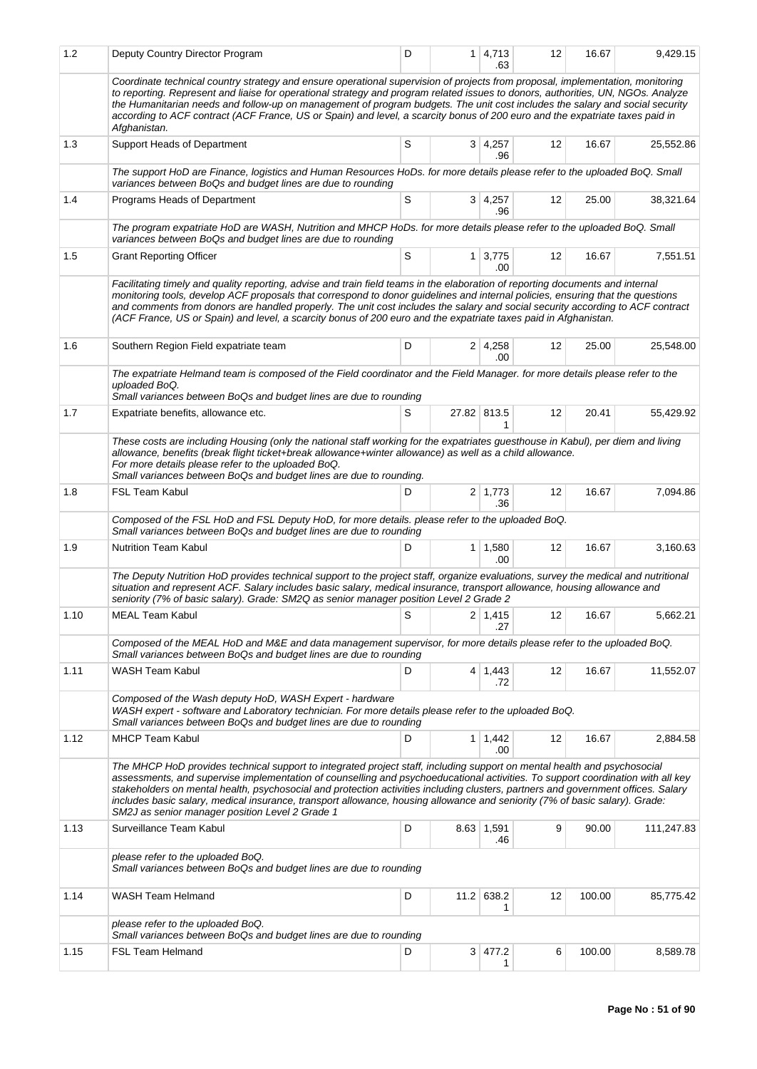| 1.2 | Deputy Country Director Program | D | 1 | 4,713.63 | 12 | 16.67 | 9,429.15 |
|---|---|---|---|---|---|---|---|
| | *Coordinate technical country strategy and ensure operational supervision of projects from proposal, implementation, monitoring to reporting. Represent and liaise for operational strategy and program related issues to donors, authorities, UN, NGOs. Analyze the Humanitarian needs and follow-up on management of program budgets. The unit cost includes the salary and social security according to ACF contract (ACF France, US or Spain) and level, a scarcity bonus of 200 euro and the expatriate taxes paid in Afghanistan.* | | | | | | |
| 1.3 | Support Heads of Department | S | 3 | 4,257.96 | 12 | 16.67 | 25,552.86 |
| | *The support HoD are Finance, logistics and Human Resources HoDs. for more details please refer to the uploaded BoQ. Small variances between BoQs and budget lines are due to rounding* | | | | | | |
| 1.4 | Programs Heads of Department | S | 3 | 4,257.96 | 12 | 25.00 | 38,321.64 |
| | *The program expatriate HoD are WASH, Nutrition and MHCP HoDs. for more details please refer to the uploaded BoQ. Small variances between BoQs and budget lines are due to rounding* | | | | | | |
| 1.5 | Grant Reporting Officer | S | 1 | 3,775.00 | 12 | 16.67 | 7,551.51 |
| | *Facilitating timely and quality reporting, advise and train field teams in the elaboration of reporting documents and internal monitoring tools, develop ACF proposals that correspond to donor guidelines and internal policies, ensuring that the questions and comments from donors are handled properly. The unit cost includes the salary and social security according to ACF contract (ACF France, US or Spain) and level, a scarcity bonus of 200 euro and the expatriate taxes paid in Afghanistan.* | | | | | | |
| 1.6 | Southern Region Field expatriate team | D | 2 | 4,258.00 | 12 | 25.00 | 25,548.00 |
| | *The expatriate Helmand team is composed of the Field coordinator and the Field Manager. for more details please refer to the uploaded BoQ.*<br>*Small variances between BoQs and budget lines are due to rounding* | | | | | | |
| 1.7 | Expatriate benefits, allowance etc. | S | 27.82 | 813.51 | 12 | 20.41 | 55,429.92 |
| | *These costs are including Housing (only the national staff working for the expatriates guesthouse in Kabul), per diem and living allowance, benefits (break flight ticket+break allowance+winter allowance) as well as a child allowance.*<br>*For more details please refer to the uploaded BoQ.*<br>*Small variances between BoQs and budget lines are due to rounding.* | | | | | | |
| 1.8 | FSL Team Kabul | D | 2 | 1,773.36 | 12 | 16.67 | 7,094.86 |
| | *Composed of the FSL HoD and FSL Deputy HoD, for more details. please refer to the uploaded BoQ.*<br>*Small variances between BoQs and budget lines are due to rounding* | | | | | | |
| 1.9 | Nutrition Team Kabul | D | 1 | 1,580.00 | 12 | 16.67 | 3,160.63 |
| | *The Deputy Nutrition HoD provides technical support to the project staff, organize evaluations, survey the medical and nutritional situation and represent ACF. Salary includes basic salary, medical insurance, transport allowance, housing allowance and seniority (7% of basic salary). Grade: SM2Q as senior manager position Level 2 Grade 2* | | | | | | |
| 1.10 | MEAL Team Kabul | S | 2 | 1,415.27 | 12 | 16.67 | 5,662.21 |
| | *Composed of the MEAL HoD and M&E and data management supervisor, for more details please refer to the uploaded BoQ.*<br>*Small variances between BoQs and budget lines are due to rounding* | | | | | | |
| 1.11 | WASH Team Kabul | D | 4 | 1,443.72 | 12 | 16.67 | 11,552.07 |
| | *Composed of the Wash deputy HoD, WASH Expert - hardware*<br>*WASH expert - software and Laboratory technician. For more details please refer to the uploaded BoQ.*<br>*Small variances between BoQs and budget lines are due to rounding* | | | | | | |
| 1.12 | MHCP Team Kabul | D | 1 | 1,442.00 | 12 | 16.67 | 2,884.58 |
| | *The MHCP HoD provides technical support to integrated project staff, including support on mental health and psychosocial assessments, and supervise implementation of counselling and psychoeducational activities. To support coordination with all key stakeholders on mental health, psychosocial and protection activities including clusters, partners and government offices. Salary includes basic salary, medical insurance, transport allowance, housing allowance and seniority (7% of basic salary). Grade: SM2J as senior manager position Level 2 Grade 1* | | | | | | |
| 1.13 | Surveillance Team Kabul | D | 8.63 | 1,591.46 | 9 | 90.00 | 111,247.83 |
| | *please refer to the uploaded BoQ.*<br>*Small variances between BoQs and budget lines are due to rounding* | | | | | | |
| 1.14 | WASH Team Helmand | D | 11.2 | 638.21 | 12 | 100.00 | 85,775.42 |
| | *please refer to the uploaded BoQ.*<br>*Small variances between BoQs and budget lines are due to rounding* | | | | | | |
| 1.15 | FSL Team Helmand | D | 3 | 477.21 | 6 | 100.00 | 8,589.78 |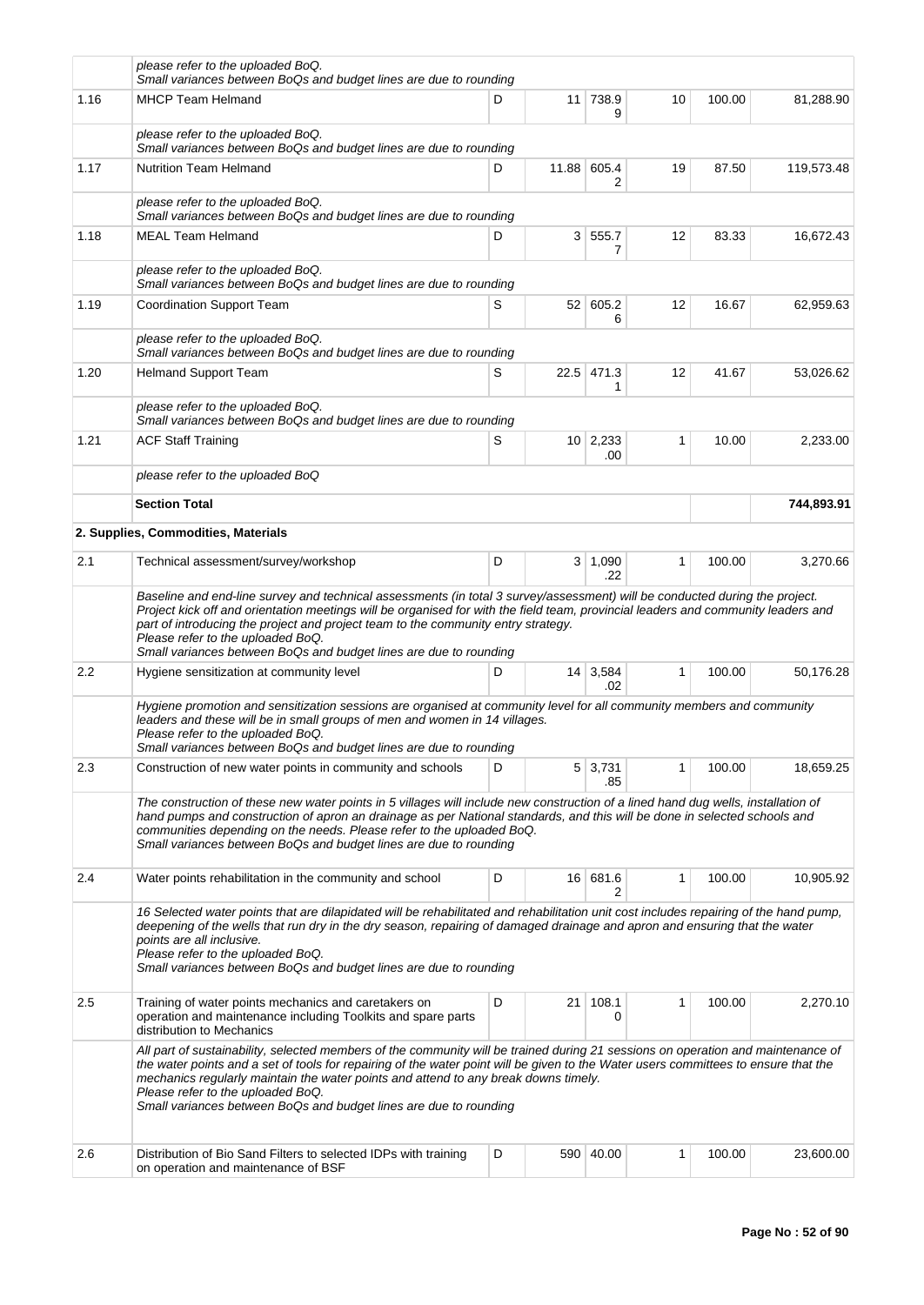| | | | | | | | |
|---|---|---|---|---|---|---|---|
| | *please refer to the uploaded BoQ.*<br>*Small variances between BoQs and budget lines are due to rounding* | | | | | | |
| 1.16 | MHCP Team Helmand | D | 11 | 738.99 | 10 | 100.00 | 81,288.90 |
| | *please refer to the uploaded BoQ.*<br>*Small variances between BoQs and budget lines are due to rounding* | | | | | | |
| 1.17 | Nutrition Team Helmand | D | 11.88 | 605.42 | 19 | 87.50 | 119,573.48 |
| | *please refer to the uploaded BoQ.*<br>*Small variances between BoQs and budget lines are due to rounding* | | | | | | |
| 1.18 | MEAL Team Helmand | D | 3 | 555.77 | 12 | 83.33 | 16,672.43 |
| | *please refer to the uploaded BoQ.*<br>*Small variances between BoQs and budget lines are due to rounding* | | | | | | |
| 1.19 | Coordination Support Team | S | 52 | 605.26 | 12 | 16.67 | 62,959.63 |
| | *please refer to the uploaded BoQ.*<br>*Small variances between BoQs and budget lines are due to rounding* | | | | | | |
| 1.20 | Helmand Support Team | S | 22.5 | 471.31 | 12 | 41.67 | 53,026.62 |
| | *please refer to the uploaded BoQ.*<br>*Small variances between BoQs and budget lines are due to rounding* | | | | | | |
| 1.21 | ACF Staff Training | S | 10 | 2,233.00 | 1 | 10.00 | 2,233.00 |
| | *please refer to the uploaded BoQ* | | | | | | |
| | **Section Total** | | | | | | **744,893.91** |
| **2. Supplies, Commodities, Materials** | | | | | | | |
| 2.1 | Technical assessment/survey/workshop | D | 3 | 1,090.22 | 1 | 100.00 | 3,270.66 |
| | *Baseline and end-line survey and technical assessments (in total 3 survey/assessment) will be conducted during the project. Project kick off and orientation meetings will be organised for with the field team, provincial leaders and community leaders and part of introducing the project and project team to the community entry strategy.*<br>*Please refer to the uploaded BoQ.*<br>*Small variances between BoQs and budget lines are due to rounding* | | | | | | |
| 2.2 | Hygiene sensitization at community level | D | 14 | 3,584.02 | 1 | 100.00 | 50,176.28 |
| | *Hygiene promotion and sensitization sessions are organised at community level for all community members and community leaders and these will be in small groups of men and women in 14 villages.*<br>*Please refer to the uploaded BoQ.*<br>*Small variances between BoQs and budget lines are due to rounding* | | | | | | |
| 2.3 | Construction of new water points in community and schools | D | 5 | 3,731.85 | 1 | 100.00 | 18,659.25 |
| | *The construction of these new water points in 5 villages will include new construction of a lined hand dug wells, installation of hand pumps and construction of apron an drainage as per National standards, and this will be done in selected schools and communities depending on the needs. Please refer to the uploaded BoQ.*<br>*Small variances between BoQs and budget lines are due to rounding* | | | | | | |
| 2.4 | Water points rehabilitation in the community and school | D | 16 | 681.62 | 1 | 100.00 | 10,905.92 |
| | *16 Selected water points that are dilapidated will be rehabilitated and rehabilitation unit cost includes repairing of the hand pump, deepening of the wells that run dry in the dry season, repairing of damaged drainage and apron and ensuring that the water points are all inclusive.*<br>*Please refer to the uploaded BoQ.*<br>*Small variances between BoQs and budget lines are due to rounding* | | | | | | |
| 2.5 | Training of water points mechanics and caretakers on operation and maintenance including Toolkits and spare parts distribution to Mechanics | D | 21 | 108.10 | 1 | 100.00 | 2,270.10 |
| | *All part of sustainability, selected members of the community will be trained during 21 sessions on operation and maintenance of the water points and a set of tools for repairing of the water point will be given to the Water users committees to ensure that the mechanics regularly maintain the water points and attend to any break downs timely.*<br>*Please refer to the uploaded BoQ.*<br>*Small variances between BoQs and budget lines are due to rounding* | | | | | | |
| 2.6 | Distribution of Bio Sand Filters to selected IDPs with training on operation and maintenance of BSF | D | 590 | 40.00 | 1 | 100.00 | 23,600.00 |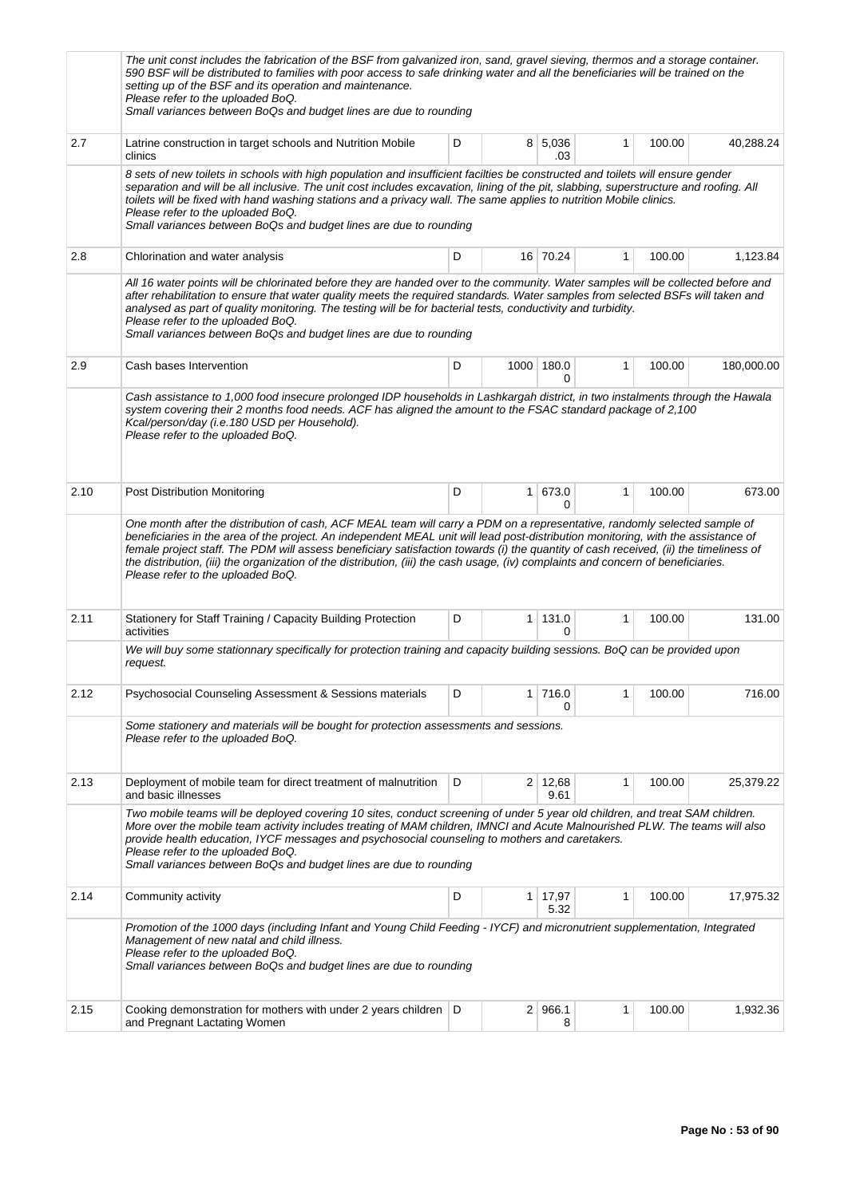| | | | | | | | |
|---|---|---|---|---|---|---|---|
| | *The unit const includes the fabrication of the BSF from galvanized iron, sand, gravel sieving, thermos and a storage container. 590 BSF will be distributed to families with poor access to safe drinking water and all the beneficiaries will be trained on the setting up of the BSF and its operation and maintenance. Please refer to the uploaded BoQ. Small variances between BoQs and budget lines are due to rounding* | | | | | | |
| 2.7 | Latrine construction in target schools and Nutrition Mobile clinics | D | 8 | 5,036.03 | 1 | 100.00 | 40,288.24 |
| | *8 sets of new toilets in schools with high population and insufficient facilties be constructed and toilets will ensure gender separation and will be all inclusive. The unit cost includes excavation, lining of the pit, slabbing, superstructure and roofing. All toilets will be fixed with hand washing stations and a privacy wall. The same applies to nutrition Mobile clinics. Please refer to the uploaded BoQ. Small variances between BoQs and budget lines are due to rounding* | | | | | | |
| 2.8 | Chlorination and water analysis | D | 16 | 70.24 | 1 | 100.00 | 1,123.84 |
| | *All 16 water points will be chlorinated before they are handed over to the community. Water samples will be collected before and after rehabilitation to ensure that water quality meets the required standards. Water samples from selected BSFs will taken and analysed as part of quality monitoring. The testing will be for bacterial tests, conductivity and turbidity. Please refer to the uploaded BoQ. Small variances between BoQs and budget lines are due to rounding* | | | | | | |
| 2.9 | Cash bases Intervention | D | 1000 | 180.00 | 1 | 100.00 | 180,000.00 |
| | *Cash assistance to 1,000 food insecure prolonged IDP households in Lashkargah district, in two instalments through the Hawala system covering their 2 months food needs. ACF has aligned the amount to the FSAC standard package of 2,100 Kcal/person/day (i.e.180 USD per Household). Please refer to the uploaded BoQ.* | | | | | | |
| 2.10 | Post Distribution Monitoring | D | 1 | 673.00 | 1 | 100.00 | 673.00 |
| | *One month after the distribution of cash, ACF MEAL team will carry a PDM on a representative, randomly selected sample of beneficiaries in the area of the project. An independent MEAL unit will lead post-distribution monitoring, with the assistance of female project staff. The PDM will assess beneficiary satisfaction towards (i) the quantity of cash received, (ii) the timeliness of the distribution, (iii) the organization of the distribution, (iii) the cash usage, (iv) complaints and concern of beneficiaries. Please refer to the uploaded BoQ.* | | | | | | |
| 2.11 | Stationery for Staff Training / Capacity Building Protection activities | D | 1 | 131.00 | 1 | 100.00 | 131.00 |
| | *We will buy some stationnary specifically for protection training and capacity building sessions. BoQ can be provided upon request.* | | | | | | |
| 2.12 | Psychosocial Counseling Assessment & Sessions materials | D | 1 | 716.00 | 1 | 100.00 | 716.00 |
| | *Some stationery and materials will be bought for protection assessments and sessions. Please refer to the uploaded BoQ.* | | | | | | |
| 2.13 | Deployment of mobile team for direct treatment of malnutrition and basic illnesses | D | 2 | 12,689.61 | 1 | 100.00 | 25,379.22 |
| | *Two mobile teams will be deployed covering 10 sites, conduct screening of under 5 year old children, and treat SAM children. More over the mobile team activity includes treating of MAM children, IMNCI and Acute Malnourished PLW. The teams will also provide health education, IYCF messages and psychosocial counseling to mothers and caretakers. Please refer to the uploaded BoQ. Small variances between BoQs and budget lines are due to rounding* | | | | | | |
| 2.14 | Community activity | D | 1 | 17,975.32 | 1 | 100.00 | 17,975.32 |
| | *Promotion of the 1000 days (including Infant and Young Child Feeding - IYCF) and micronutrient supplementation, Integrated Management of new natal and child illness. Please refer to the uploaded BoQ. Small variances between BoQs and budget lines are due to rounding* | | | | | | |
| 2.15 | Cooking demonstration for mothers with under 2 years children and Pregnant Lactating Women | D | 2 | 966.18 | 1 | 100.00 | 1,932.36 |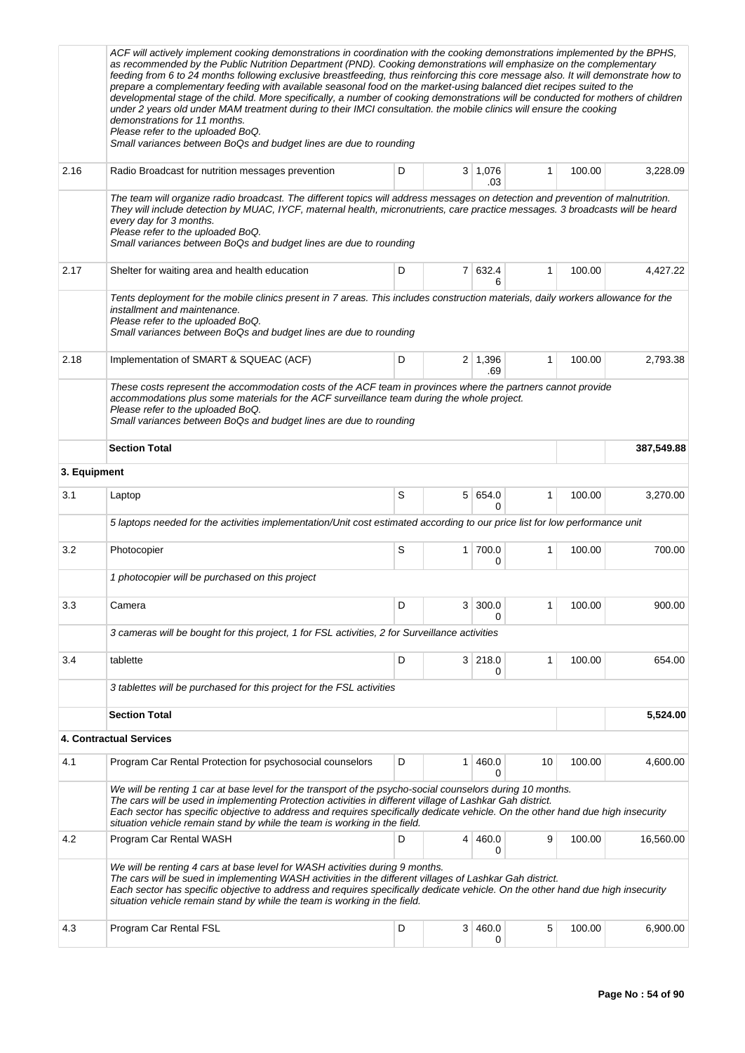| | | | | | | | |
|---|---|---|---|---|---|---|---|
| | *ACF will actively implement cooking demonstrations in coordination with the cooking demonstrations implemented by the BPHS, as recommended by the Public Nutrition Department (PND). Cooking demonstrations will emphasize on the complementary feeding from 6 to 24 months following exclusive breastfeeding, thus reinforcing this core message also. It will demonstrate how to prepare a complementary feeding with available seasonal food on the market-using balanced diet recipes suited to the developmental stage of the child. More specifically, a number of cooking demonstrations will be conducted for mothers of children under 2 years old under MAM treatment during to their IMCI consultation. the mobile clinics will ensure the cooking demonstrations for 11 months.*<br>*Please refer to the uploaded BoQ.*<br>*Small variances between BoQs and budget lines are due to rounding* | | | | | | |
| 2.16 | Radio Broadcast for nutrition messages prevention | D | 3 | 1,076.03 | 1 | 100.00 | 3,228.09 |
| | *The team will organize radio broadcast. The different topics will address messages on detection and prevention of malnutrition. They will include detection by MUAC, IYCF, maternal health, micronutrients, care practice messages. 3 broadcasts will be heard every day for 3 months.*<br>*Please refer to the uploaded BoQ.*<br>*Small variances between BoQs and budget lines are due to rounding* | | | | | | |
| 2.17 | Shelter for waiting area and health education | D | 7 | 632.46 | 1 | 100.00 | 4,427.22 |
| | *Tents deployment for the mobile clinics present in 7 areas. This includes construction materials, daily workers allowance for the installment and maintenance.*<br>*Please refer to the uploaded BoQ.*<br>*Small variances between BoQs and budget lines are due to rounding* | | | | | | |
| 2.18 | Implementation of SMART & SQUEAC (ACF) | D | 2 | 1,396.69 | 1 | 100.00 | 2,793.38 |
| | *These costs represent the accommodation costs of the ACF team in provinces where the partners cannot provide accommodations plus some materials for the ACF surveillance team during the whole project.*<br>*Please refer to the uploaded BoQ.*<br>*Small variances between BoQs and budget lines are due to rounding* | | | | | | |
| | **Section Total** | | | | | | **387,549.88** |
| **3. Equipment** | | | | | | | |
| 3.1 | Laptop | S | 5 | 654.00 | 1 | 100.00 | 3,270.00 |
| | *5 laptops needed for the activities implementation/Unit cost estimated according to our price list for low performance unit* | | | | | | |
| 3.2 | Photocopier | S | 1 | 700.00 | 1 | 100.00 | 700.00 |
| | *1 photocopier will be purchased on this project* | | | | | | |
| 3.3 | Camera | D | 3 | 300.00 | 1 | 100.00 | 900.00 |
| | *3 cameras will be bought for this project, 1 for FSL activities, 2 for Surveillance activities* | | | | | | |
| 3.4 | tablette | D | 3 | 218.00 | 1 | 100.00 | 654.00 |
| | *3 tablettes will be purchased for this project for the FSL activities* | | | | | | |
| | **Section Total** | | | | | | **5,524.00** |
| **4. Contractual Services** | | | | | | | |
| 4.1 | Program Car Rental Protection for psychosocial counselors | D | 1 | 460.00 | 10 | 100.00 | 4,600.00 |
| | *We will be renting 1 car at base level for the transport of the psycho-social counselors during 10 months.*<br>*The cars will be used in implementing Protection activities in different village of Lashkar Gah district.*<br>*Each sector has specific objective to address and requires specifically dedicate vehicle. On the other hand due high insecurity situation vehicle remain stand by while the team is working in the field.* | | | | | | |
| 4.2 | Program Car Rental WASH | D | 4 | 460.00 | 9 | 100.00 | 16,560.00 |
| | *We will be renting 4 cars at base level for WASH activities during 9 months.*<br>*The cars will be sued in implementing WASH activities in the different villages of Lashkar Gah district.*<br>*Each sector has specific objective to address and requires specifically dedicate vehicle. On the other hand due high insecurity situation vehicle remain stand by while the team is working in the field.* | | | | | | |
| 4.3 | Program Car Rental FSL | D | 3 | 460.00 | 5 | 100.00 | 6,900.00 |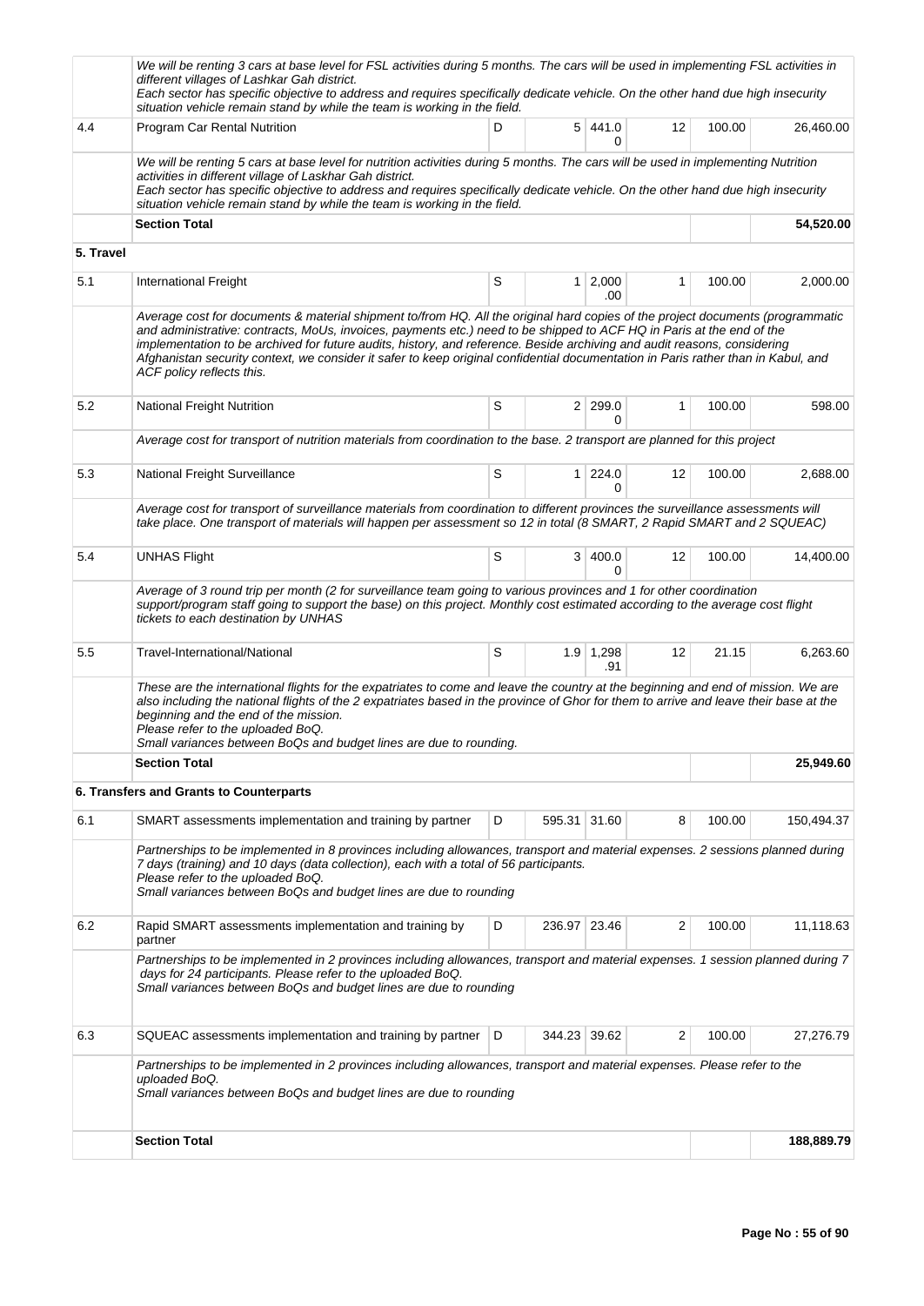| | | | | | | | |
|---|---|---|---|---|---|---|---|
| | We will be renting 3 cars at base level for FSL activities during 5 months. The cars will be used in implementing FSL activities in different villages of Lashkar Gah district.<br>Each sector has specific objective to address and requires specifically dedicate vehicle. On the other hand due high insecurity situation vehicle remain stand by while the team is working in the field. | | | | | | |
| 4.4 | Program Car Rental Nutrition | D | 5 | 441.00 | 12 | 100.00 | 26,460.00 |
| | We will be renting 5 cars at base level for nutrition activities during 5 months. The cars will be used in implementing Nutrition activities in different village of Laskhar Gah district.<br>Each sector has specific objective to address and requires specifically dedicate vehicle. On the other hand due high insecurity situation vehicle remain stand by while the team is working in the field. | | | | | | |
| | **Section Total** | | | | | | **54,520.00** |
| **5. Travel** | | | | | | | |
| 5.1 | International Freight | S | 1 | 2,000.00 | 1 | 100.00 | 2,000.00 |
| | Average cost for documents & material shipment to/from HQ. All the original hard copies of the project documents (programmatic and administrative: contracts, MoUs, invoices, payments etc.) need to be shipped to ACF HQ in Paris at the end of the implementation to be archived for future audits, history, and reference. Beside archiving and audit reasons, considering Afghanistan security context, we consider it safer to keep original confidential documentation in Paris rather than in Kabul, and ACF policy reflects this. | | | | | | |
| 5.2 | National Freight Nutrition | S | 2 | 299.00 | 1 | 100.00 | 598.00 |
| | Average cost for transport of nutrition materials from coordination to the base. 2 transport are planned for this project | | | | | | |
| 5.3 | National Freight Surveillance | S | 1 | 224.00 | 12 | 100.00 | 2,688.00 |
| | Average cost for transport of surveillance materials from coordination to different provinces the surveillance assessments will take place. One transport of materials will happen per assessment so 12 in total (8 SMART, 2 Rapid SMART and 2 SQUEAC) | | | | | | |
| 5.4 | UNHAS Flight | S | 3 | 400.00 | 12 | 100.00 | 14,400.00 |
| | Average of 3 round trip per month (2 for surveillance team going to various provinces and 1 for other coordination support/program staff going to support the base) on this project. Monthly cost estimated according to the average cost flight tickets to each destination by UNHAS | | | | | | |
| 5.5 | Travel-International/National | S | 1.9 | 1,298.91 | 12 | 21.15 | 6,263.60 |
| | These are the international flights for the expatriates to come and leave the country at the beginning and end of mission. We are also including the national flights of the 2 expatriates based in the province of Ghor for them to arrive and leave their base at the beginning and the end of the mission.<br>Please refer to the uploaded BoQ.<br>Small variances between BoQs and budget lines are due to rounding. | | | | | | |
| | **Section Total** | | | | | | **25,949.60** |
| | **6. Transfers and Grants to Counterparts** | | | | | | |
| 6.1 | SMART assessments implementation and training by partner | D | 595.31 | 31.60 | 8 | 100.00 | 150,494.37 |
| | Partnerships to be implemented in 8 provinces including allowances, transport and material expenses. 2 sessions planned during 7 days (training) and 10 days (data collection), each with a total of 56 participants.<br>Please refer to the uploaded BoQ.<br>Small variances between BoQs and budget lines are due to rounding | | | | | | |
| 6.2 | Rapid SMART assessments implementation and training by partner | D | 236.97 | 23.46 | 2 | 100.00 | 11,118.63 |
| | Partnerships to be implemented in 2 provinces including allowances, transport and material expenses. 1 session planned during 7 days for 24 participants. Please refer to the uploaded BoQ.<br>Small variances between BoQs and budget lines are due to rounding | | | | | | |
| 6.3 | SQUEAC assessments implementation and training by partner | D | 344.23 | 39.62 | 2 | 100.00 | 27,276.79 |
| | Partnerships to be implemented in 2 provinces including allowances, transport and material expenses. Please refer to the uploaded BoQ.<br>Small variances between BoQs and budget lines are due to rounding | | | | | | |
| | **Section Total** | | | | | | **188,889.79** |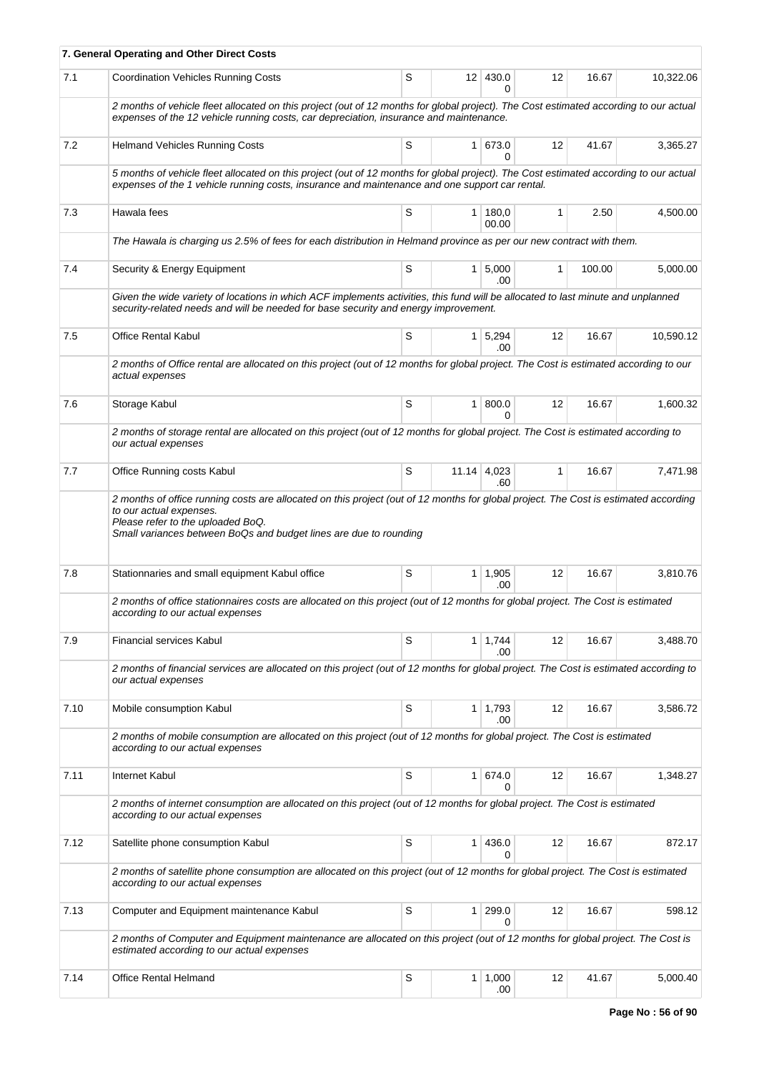| 7. General Operating and Other Direct Costs | | | | | | | |
|---|---|---|---|---|---|---|---|
| 7.1 | Coordination Vehicles Running Costs | S | 12 | 430.00 | 12 | 16.67 | 10,322.06 |
| | *2 months of vehicle fleet allocated on this project (out of 12 months for global project). The Cost estimated according to our actual expenses of the 12 vehicle running costs, car depreciation, insurance and maintenance.* | | | | | | |
| 7.2 | Helmand Vehicles Running Costs | S | 1 | 673.00 | 12 | 41.67 | 3,365.27 |
| | *5 months of vehicle fleet allocated on this project (out of 12 months for global project). The Cost estimated according to our actual expenses of the 1 vehicle running costs, insurance and maintenance and one support car rental.* | | | | | | |
| 7.3 | Hawala fees | S | 1 | 180,000.00 | 1 | 2.50 | 4,500.00 |
| | *The Hawala is charging us 2.5% of fees for each distribution in Helmand province as per our new contract with them.* | | | | | | |
| 7.4 | Security & Energy Equipment | S | 1 | 5,000.00 | 1 | 100.00 | 5,000.00 |
| | *Given the wide variety of locations in which ACF implements activities, this fund will be allocated to last minute and unplanned security-related needs and will be needed for base security and energy improvement.* | | | | | | |
| 7.5 | Office Rental Kabul | S | 1 | 5,294.00 | 12 | 16.67 | 10,590.12 |
| | *2 months of Office rental are allocated on this project (out of 12 months for global project. The Cost is estimated according to our actual expenses* | | | | | | |
| 7.6 | Storage Kabul | S | 1 | 800.00 | 12 | 16.67 | 1,600.32 |
| | *2 months of storage rental are allocated on this project (out of 12 months for global project. The Cost is estimated according to our actual expenses* | | | | | | |
| 7.7 | Office Running costs Kabul | S | 11.14 | 4,023.60 | 1 | 16.67 | 7,471.98 |
| | *2 months of office running costs are allocated on this project (out of 12 months for global project. The Cost is estimated according to our actual expenses.<br>Please refer to the uploaded BoQ.<br>Small variances between BoQs and budget lines are due to rounding* | | | | | | |
| 7.8 | Stationnaries and small equipment Kabul office | S | 1 | 1,905.00 | 12 | 16.67 | 3,810.76 |
| | *2 months of office stationnaires costs are allocated on this project (out of 12 months for global project. The Cost is estimated according to our actual expenses* | | | | | | |
| 7.9 | Financial services Kabul | S | 1 | 1,744.00 | 12 | 16.67 | 3,488.70 |
| | *2 months of financial services are allocated on this project (out of 12 months for global project. The Cost is estimated according to our actual expenses* | | | | | | |
| 7.10 | Mobile consumption Kabul | S | 1 | 1,793.00 | 12 | 16.67 | 3,586.72 |
| | *2 months of mobile consumption are allocated on this project (out of 12 months for global project. The Cost is estimated according to our actual expenses* | | | | | | |
| 7.11 | Internet Kabul | S | 1 | 674.00 | 12 | 16.67 | 1,348.27 |
| | *2 months of internet consumption are allocated on this project (out of 12 months for global project. The Cost is estimated according to our actual expenses* | | | | | | |
| 7.12 | Satellite phone consumption Kabul | S | 1 | 436.00 | 12 | 16.67 | 872.17 |
| | *2 months of satellite phone consumption are allocated on this project (out of 12 months for global project. The Cost is estimated according to our actual expenses* | | | | | | |
| 7.13 | Computer and Equipment maintenance Kabul | S | 1 | 299.00 | 12 | 16.67 | 598.12 |
| | *2 months of Computer and Equipment maintenance are allocated on this project (out of 12 months for global project. The Cost is estimated according to our actual expenses* | | | | | | |
| 7.14 | Office Rental Helmand | S | 1 | 1,000.00 | 12 | 41.67 | 5,000.40 |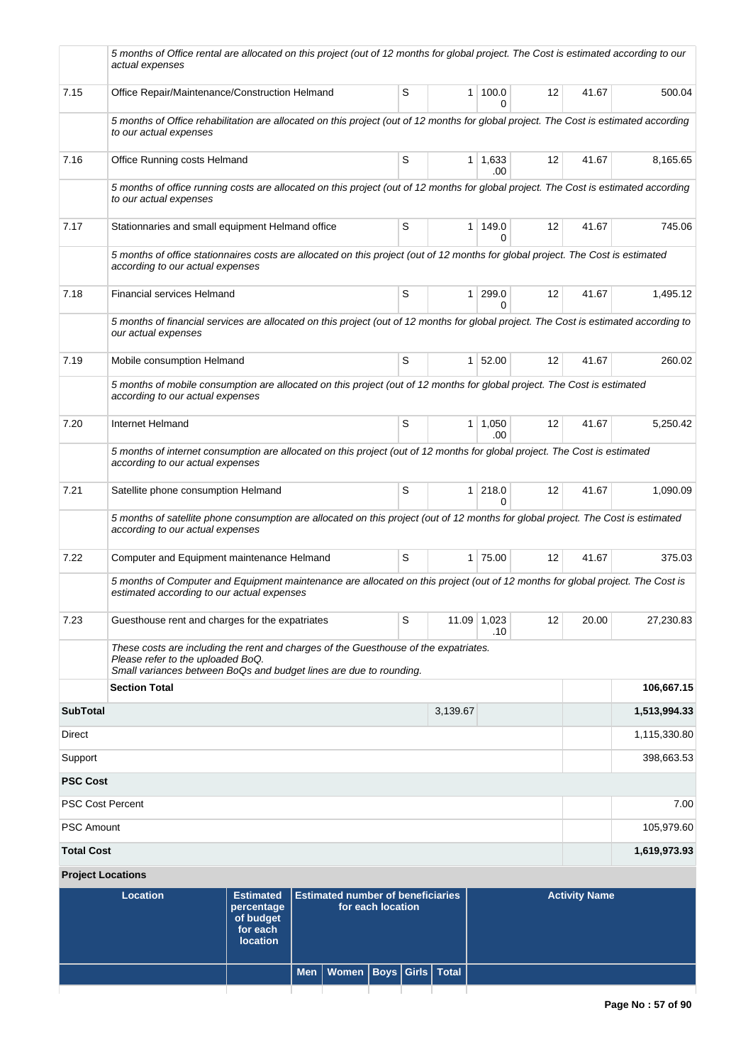| | | | | | | | |
|---|---|---|---|---|---|---|---|
| | *5 months of Office rental are allocated on this project (out of 12 months for global project. The Cost is estimated according to our actual expenses* | | | | | | |
| 7.15 | Office Repair/Maintenance/Construction Helmand | S | 1 | 100.00 | 12 | 41.67 | 500.04 |
| | *5 months of Office rehabilitation are allocated on this project (out of 12 months for global project. The Cost is estimated according to our actual expenses* | | | | | | |
| 7.16 | Office Running costs Helmand | S | 1 | 1,633.00 | 12 | 41.67 | 8,165.65 |
| | *5 months of office running costs are allocated on this project (out of 12 months for global project. The Cost is estimated according to our actual expenses* | | | | | | |
| 7.17 | Stationnaries and small equipment Helmand office | S | 1 | 149.00 | 12 | 41.67 | 745.06 |
| | *5 months of office stationnaires costs are allocated on this project (out of 12 months for global project. The Cost is estimated according to our actual expenses* | | | | | | |
| 7.18 | Financial services Helmand | S | 1 | 299.00 | 12 | 41.67 | 1,495.12 |
| | *5 months of financial services are allocated on this project (out of 12 months for global project. The Cost is estimated according to our actual expenses* | | | | | | |
| 7.19 | Mobile consumption Helmand | S | 1 | 52.00 | 12 | 41.67 | 260.02 |
| | *5 months of mobile consumption are allocated on this project (out of 12 months for global project. The Cost is estimated according to our actual expenses* | | | | | | |
| 7.20 | Internet Helmand | S | 1 | 1,050.00 | 12 | 41.67 | 5,250.42 |
| | *5 months of internet consumption are allocated on this project (out of 12 months for global project. The Cost is estimated according to our actual expenses* | | | | | | |
| 7.21 | Satellite phone consumption Helmand | S | 1 | 218.00 | 12 | 41.67 | 1,090.09 |
| | *5 months of satellite phone consumption are allocated on this project (out of 12 months for global project. The Cost is estimated according to our actual expenses* | | | | | | |
| 7.22 | Computer and Equipment maintenance Helmand | S | 1 | 75.00 | 12 | 41.67 | 375.03 |
| | *5 months of Computer and Equipment maintenance are allocated on this project (out of 12 months for global project. The Cost is estimated according to our actual expenses* | | | | | | |
| 7.23 | Guesthouse rent and charges for the expatriates | S | 11.09 | 1,023.10 | 12 | 20.00 | 27,230.83 |
| | *These costs are including the rent and charges of the Guesthouse of the expatriates. Please refer to the uploaded BoQ. Small variances between BoQs and budget lines are due to rounding.* | | | | | | |
| | **Section Total** | | | | | | **106,667.15** |
| **SubTotal** | | | 3,139.67 | | | | **1,513,994.33** |
| Direct | | | | | | | 1,115,330.80 |
| Support | | | | | | | 398,663.53 |
| **PSC Cost** | | | | | | | |
| PSC Cost Percent | | | | | | | 7.00 |
| PSC Amount | | | | | | | 105,979.60 |
| **Total Cost** | | | | | | | **1,619,973.93** |

**Project Locations**

| Location | Estimated percentage of budget for each location | Estimated number of beneficiaries for each location | | | | | Activity Name |
|---|---|---|---|---|---|---|---|
| | | Men | Women | Boys | Girls | Total | |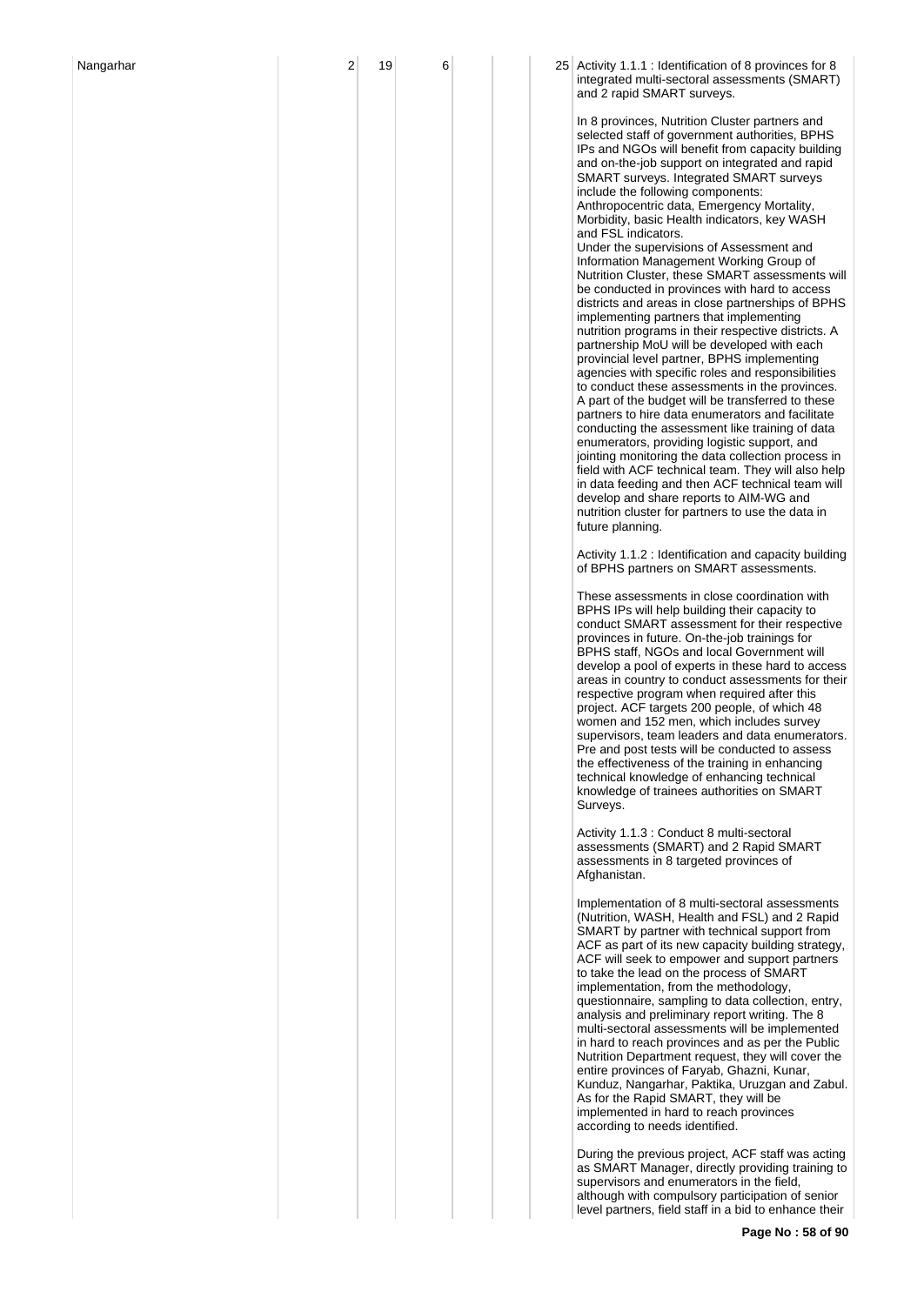| Nangarhar | 2 | 19 | 6 | | | 25 | Activity 1.1.1 : Identification of 8 provinces for 8 integrated multi-sectoral assessments (SMART) and 2 rapid SMART surveys.<br><br>In 8 provinces, Nutrition Cluster partners and selected staff of government authorities, BPHS IPs and NGOs will benefit from capacity building and on-the-job support on integrated and rapid SMART surveys. Integrated SMART surveys include the following components: Anthropocentric data, Emergency Mortality, Morbidity, basic Health indicators, key WASH and FSL indicators.<br>Under the supervisions of Assessment and Information Management Working Group of Nutrition Cluster, these SMART assessments will be conducted in provinces with hard to access districts and areas in close partnerships of BPHS implementing partners that implementing nutrition programs in their respective districts. A partnership MoU will be developed with each provincial level partner, BPHS implementing agencies with specific roles and responsibilities to conduct these assessments in the provinces. A part of the budget will be transferred to these partners to hire data enumerators and facilitate conducting the assessment like training of data enumerators, providing logistic support, and jointing monitoring the data collection process in field with ACF technical team. They will also help in data feeding and then ACF technical team will develop and share reports to AIM-WG and nutrition cluster for partners to use the data in future planning.<br><br>Activity 1.1.2 : Identification and capacity building of BPHS partners on SMART assessments.<br><br>These assessments in close coordination with BPHS IPs will help building their capacity to conduct SMART assessment for their respective provinces in future. On-the-job trainings for BPHS staff, NGOs and local Government will develop a pool of experts in these hard to access areas in country to conduct assessments for their respective program when required after this project. ACF targets 200 people, of which 48 women and 152 men, which includes survey supervisors, team leaders and data enumerators. Pre and post tests will be conducted to assess the effectiveness of the training in enhancing technical knowledge of enhancing technical knowledge of trainees authorities on SMART Surveys.<br><br>Activity 1.1.3 : Conduct 8 multi-sectoral assessments (SMART) and 2 Rapid SMART assessments in 8 targeted provinces of Afghanistan.<br><br>Implementation of 8 multi-sectoral assessments (Nutrition, WASH, Health and FSL) and 2 Rapid SMART by partner with technical support from ACF as part of its new capacity building strategy, ACF will seek to empower and support partners to take the lead on the process of SMART implementation, from the methodology, questionnaire, sampling to data collection, entry, analysis and preliminary report writing. The 8 multi-sectoral assessments will be implemented in hard to reach provinces and as per the Public Nutrition Department request, they will cover the entire provinces of Faryab, Ghazni, Kunar, Kunduz, Nangarhar, Paktika, Uruzgan and Zabul. As for the Rapid SMART, they will be implemented in hard to reach provinces according to needs identified.<br><br>During the previous project, ACF staff was acting as SMART Manager, directly providing training to supervisors and enumerators in the field, although with compulsory participation of senior level partners, field staff in a bid to enhance their |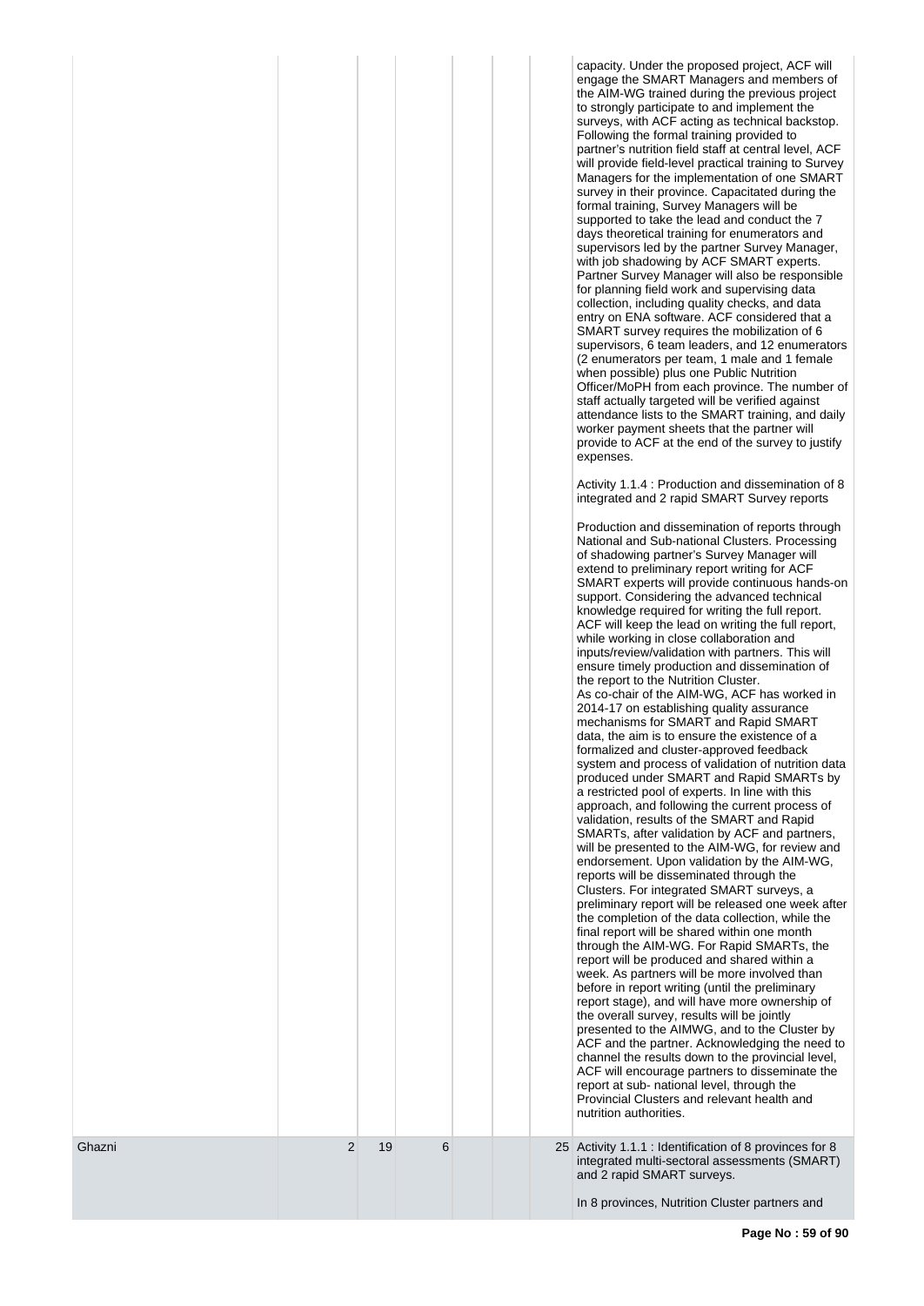| | | | | | | | |
|---|---|---|---|---|---|---|---|
| | | | | | | | capacity. Under the proposed project, ACF will engage the SMART Managers and members of the AIM-WG trained during the previous project to strongly participate to and implement the surveys, with ACF acting as technical backstop. Following the formal training provided to partner's nutrition field staff at central level, ACF will provide field-level practical training to Survey Managers for the implementation of one SMART survey in their province. Capacitated during the formal training, Survey Managers will be supported to take the lead and conduct the 7 days theoretical training for enumerators and supervisors led by the partner Survey Manager, with job shadowing by ACF SMART experts. Partner Survey Manager will also be responsible for planning field work and supervising data collection, including quality checks, and data entry on ENA software. ACF considered that a SMART survey requires the mobilization of 6 supervisors, 6 team leaders, and 12 enumerators (2 enumerators per team, 1 male and 1 female when possible) plus one Public Nutrition Officer/MoPH from each province. The number of staff actually targeted will be verified against attendance lists to the SMART training, and daily worker payment sheets that the partner will provide to ACF at the end of the survey to justify expenses.<br><br>Activity 1.1.4 : Production and dissemination of 8 integrated and 2 rapid SMART Survey reports<br><br>Production and dissemination of reports through National and Sub-national Clusters. Processing of shadowing partner's Survey Manager will extend to preliminary report writing for ACF SMART experts will provide continuous hands-on support. Considering the advanced technical knowledge required for writing the full report. ACF will keep the lead on writing the full report, while working in close collaboration and inputs/review/validation with partners. This will ensure timely production and dissemination of the report to the Nutrition Cluster.<br>As co-chair of the AIM-WG, ACF has worked in 2014-17 on establishing quality assurance mechanisms for SMART and Rapid SMART data, the aim is to ensure the existence of a formalized and cluster-approved feedback system and process of validation of nutrition data produced under SMART and Rapid SMARTs by a restricted pool of experts. In line with this approach, and following the current process of validation, results of the SMART and Rapid SMARTs, after validation by ACF and partners, will be presented to the AIM-WG, for review and endorsement. Upon validation by the AIM-WG, reports will be disseminated through the Clusters. For integrated SMART surveys, a preliminary report will be released one week after the completion of the data collection, while the final report will be shared within one month through the AIM-WG. For Rapid SMARTs, the report will be produced and shared within a week. As partners will be more involved than before in report writing (until the preliminary report stage), and will have more ownership of the overall survey, results will be jointly presented to the AIMWG, and to the Cluster by ACF and the partner. Acknowledging the need to channel the results down to the provincial level, ACF will encourage partners to disseminate the report at sub- national level, through the Provincial Clusters and relevant health and nutrition authorities. |
| Ghazni | 2 | 19 | 6 | | | 25 | Activity 1.1.1 : Identification of 8 provinces for 8 integrated multi-sectoral assessments (SMART) and 2 rapid SMART surveys.<br><br>In 8 provinces, Nutrition Cluster partners and |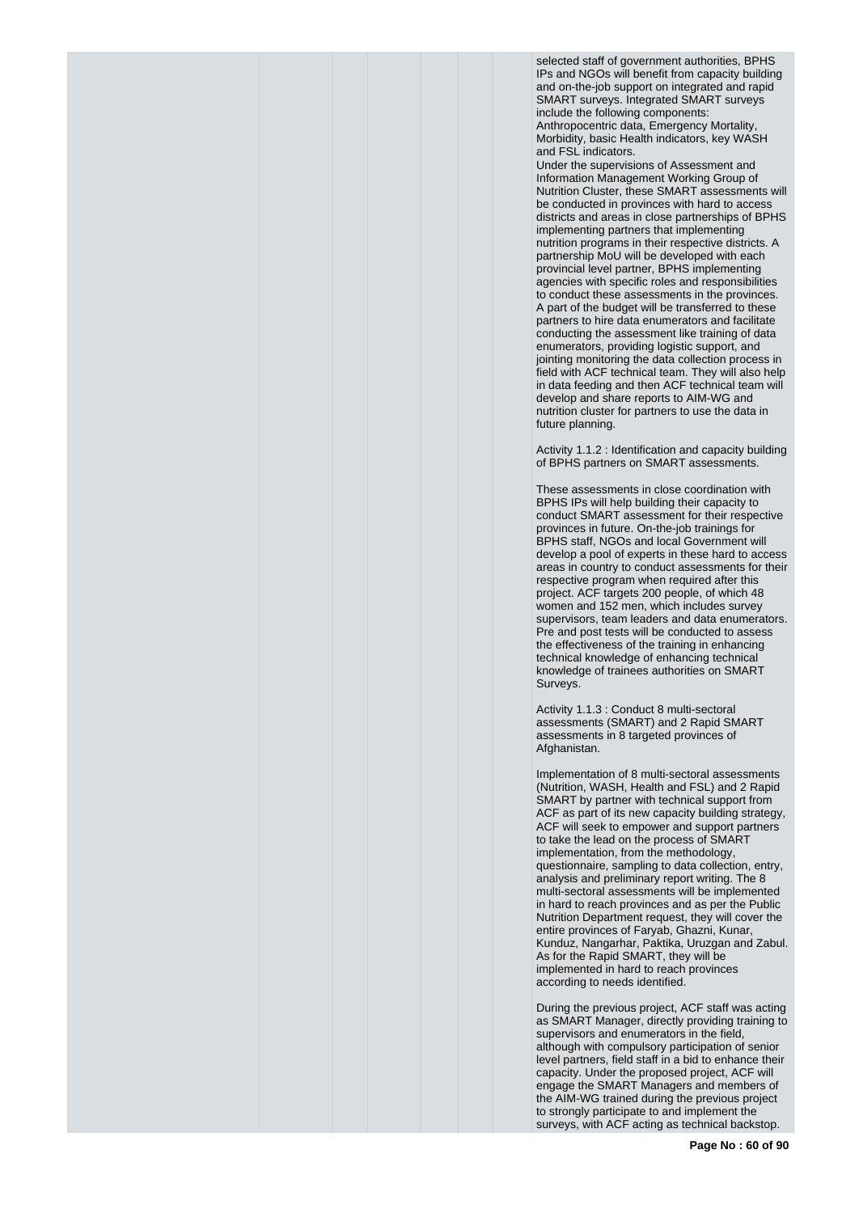selected staff of government authorities, BPHS IPs and NGOs will benefit from capacity building and on-the-job support on integrated and rapid SMART surveys. Integrated SMART surveys include the following components: Anthropocentric data, Emergency Mortality, Morbidity, basic Health indicators, key WASH and FSL indicators.
Under the supervisions of Assessment and Information Management Working Group of Nutrition Cluster, these SMART assessments will be conducted in provinces with hard to access districts and areas in close partnerships of BPHS implementing partners that implementing nutrition programs in their respective districts. A partnership MoU will be developed with each provincial level partner, BPHS implementing agencies with specific roles and responsibilities to conduct these assessments in the provinces. A part of the budget will be transferred to these partners to hire data enumerators and facilitate conducting the assessment like training of data enumerators, providing logistic support, and jointing monitoring the data collection process in field with ACF technical team. They will also help in data feeding and then ACF technical team will develop and share reports to AIM-WG and nutrition cluster for partners to use the data in future planning.

Activity 1.1.2 : Identification and capacity building of BPHS partners on SMART assessments.

These assessments in close coordination with BPHS IPs will help building their capacity to conduct SMART assessment for their respective provinces in future. On-the-job trainings for BPHS staff, NGOs and local Government will develop a pool of experts in these hard to access areas in country to conduct assessments for their respective program when required after this project. ACF targets 200 people, of which 48 women and 152 men, which includes survey supervisors, team leaders and data enumerators. Pre and post tests will be conducted to assess the effectiveness of the training in enhancing technical knowledge of enhancing technical knowledge of trainees authorities on SMART Surveys.

Activity 1.1.3 : Conduct 8 multi-sectoral assessments (SMART) and 2 Rapid SMART assessments in 8 targeted provinces of Afghanistan.

Implementation of 8 multi-sectoral assessments (Nutrition, WASH, Health and FSL) and 2 Rapid SMART by partner with technical support from ACF as part of its new capacity building strategy, ACF will seek to empower and support partners to take the lead on the process of SMART implementation, from the methodology, questionnaire, sampling to data collection, entry, analysis and preliminary report writing. The 8 multi-sectoral assessments will be implemented in hard to reach provinces and as per the Public Nutrition Department request, they will cover the entire provinces of Faryab, Ghazni, Kunar, Kunduz, Nangarhar, Paktika, Uruzgan and Zabul. As for the Rapid SMART, they will be implemented in hard to reach provinces according to needs identified.

During the previous project, ACF staff was acting as SMART Manager, directly providing training to supervisors and enumerators in the field, although with compulsory participation of senior level partners, field staff in a bid to enhance their capacity. Under the proposed project, ACF will engage the SMART Managers and members of the AIM-WG trained during the previous project to strongly participate to and implement the surveys, with ACF acting as technical backstop.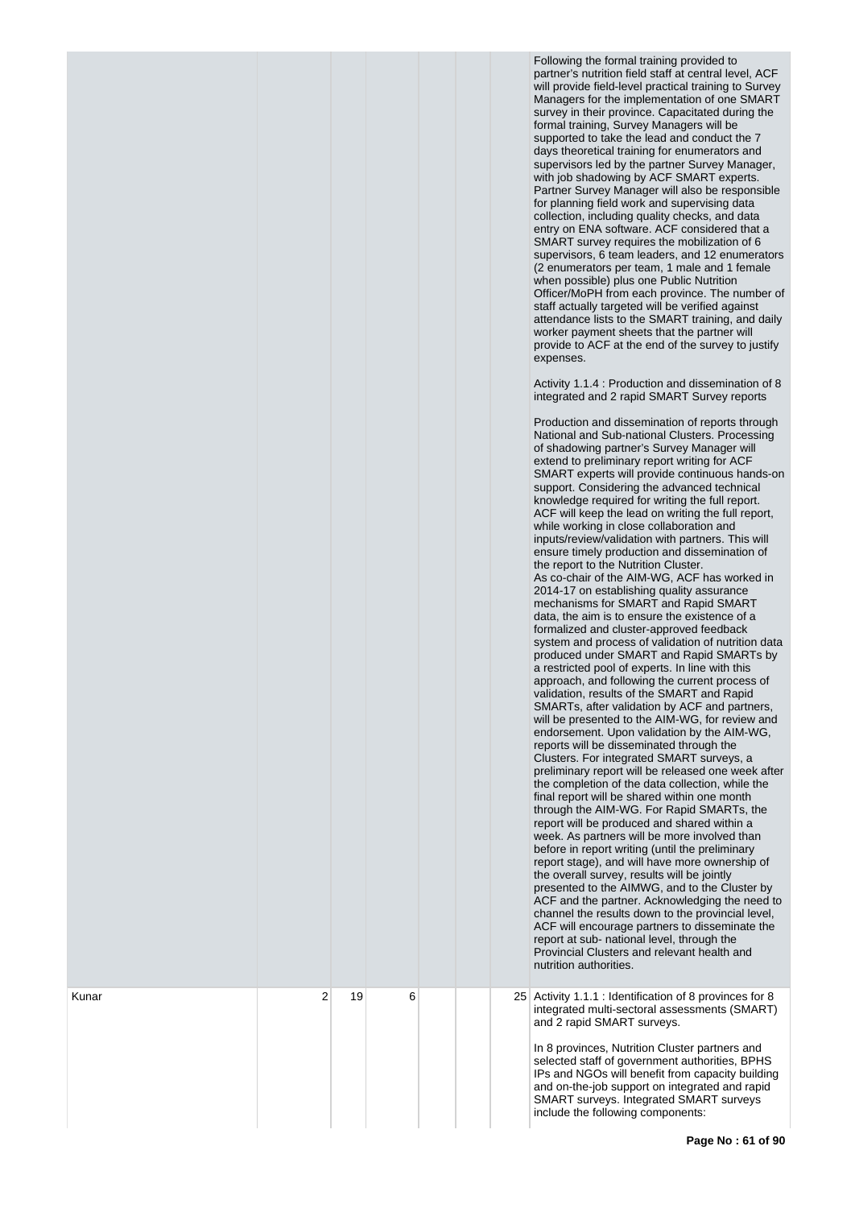| | | | | | | | |
|---|---|---|---|---|---|---|---|
| | | | | | | | Following the formal training provided to partner's nutrition field staff at central level, ACF will provide field-level practical training to Survey Managers for the implementation of one SMART survey in their province. Capacitated during the formal training, Survey Managers will be supported to take the lead and conduct the 7 days theoretical training for enumerators and supervisors led by the partner Survey Manager, with job shadowing by ACF SMART experts. Partner Survey Manager will also be responsible for planning field work and supervising data collection, including quality checks, and data entry on ENA software. ACF considered that a SMART survey requires the mobilization of 6 supervisors, 6 team leaders, and 12 enumerators (2 enumerators per team, 1 male and 1 female when possible) plus one Public Nutrition Officer/MoPH from each province. The number of staff actually targeted will be verified against attendance lists to the SMART training, and daily worker payment sheets that the partner will provide to ACF at the end of the survey to justify expenses.<br><br>Activity 1.1.4 : Production and dissemination of 8 integrated and 2 rapid SMART Survey reports<br><br>Production and dissemination of reports through National and Sub-national Clusters. Processing of shadowing partner's Survey Manager will extend to preliminary report writing for ACF SMART experts will provide continuous hands-on support. Considering the advanced technical knowledge required for writing the full report. ACF will keep the lead on writing the full report, while working in close collaboration and inputs/review/validation with partners. This will ensure timely production and dissemination of the report to the Nutrition Cluster.<br>As co-chair of the AIM-WG, ACF has worked in 2014-17 on establishing quality assurance mechanisms for SMART and Rapid SMART data, the aim is to ensure the existence of a formalized and cluster-approved feedback system and process of validation of nutrition data produced under SMART and Rapid SMARTs by a restricted pool of experts. In line with this approach, and following the current process of validation, results of the SMART and Rapid SMARTs, after validation by ACF and partners, will be presented to the AIM-WG, for review and endorsement. Upon validation by the AIM-WG, reports will be disseminated through the Clusters. For integrated SMART surveys, a preliminary report will be released one week after the completion of the data collection, while the final report will be shared within one month through the AIM-WG. For Rapid SMARTs, the report will be produced and shared within a week. As partners will be more involved than before in report writing (until the preliminary report stage), and will have more ownership of the overall survey, results will be jointly presented to the AIMWG, and to the Cluster by ACF and the partner. Acknowledging the need to channel the results down to the provincial level, ACF will encourage partners to disseminate the report at sub- national level, through the Provincial Clusters and relevant health and nutrition authorities. |
| Kunar | 2 | 19 | 6 | | | 25 | Activity 1.1.1 : Identification of 8 provinces for 8 integrated multi-sectoral assessments (SMART) and 2 rapid SMART surveys.<br><br>In 8 provinces, Nutrition Cluster partners and selected staff of government authorities, BPHS IPs and NGOs will benefit from capacity building and on-the-job support on integrated and rapid SMART surveys. Integrated SMART surveys include the following components: |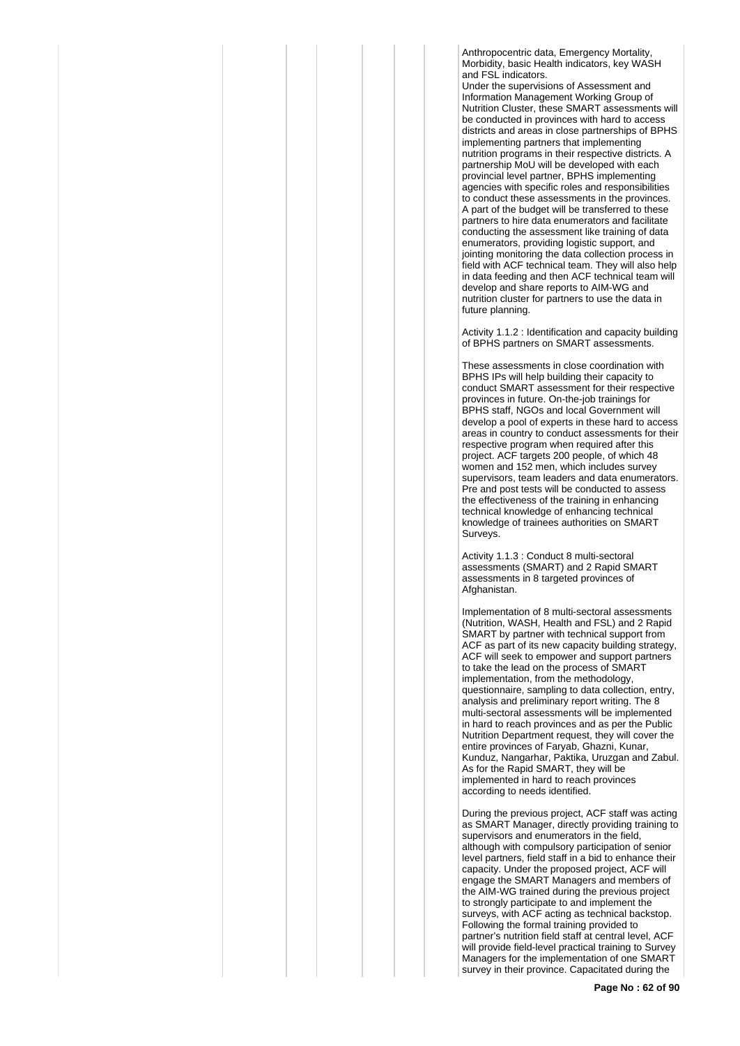Anthropocentric data, Emergency Mortality, Morbidity, basic Health indicators, key WASH and FSL indicators.

Under the supervisions of Assessment and Information Management Working Group of Nutrition Cluster, these SMART assessments will be conducted in provinces with hard to access districts and areas in close partnerships of BPHS implementing partners that implementing nutrition programs in their respective districts. A partnership MoU will be developed with each provincial level partner, BPHS implementing agencies with specific roles and responsibilities to conduct these assessments in the provinces. A part of the budget will be transferred to these partners to hire data enumerators and facilitate conducting the assessment like training of data enumerators, providing logistic support, and jointing monitoring the data collection process in field with ACF technical team. They will also help in data feeding and then ACF technical team will develop and share reports to AIM-WG and nutrition cluster for partners to use the data in future planning.

Activity 1.1.2 : Identification and capacity building of BPHS partners on SMART assessments.

These assessments in close coordination with BPHS IPs will help building their capacity to conduct SMART assessment for their respective provinces in future. On-the-job trainings for BPHS staff, NGOs and local Government will develop a pool of experts in these hard to access areas in country to conduct assessments for their respective program when required after this project. ACF targets 200 people, of which 48 women and 152 men, which includes survey supervisors, team leaders and data enumerators. Pre and post tests will be conducted to assess the effectiveness of the training in enhancing technical knowledge of enhancing technical knowledge of trainees authorities on SMART Surveys.

Activity 1.1.3 : Conduct 8 multi-sectoral assessments (SMART) and 2 Rapid SMART assessments in 8 targeted provinces of Afghanistan.

Implementation of 8 multi-sectoral assessments (Nutrition, WASH, Health and FSL) and 2 Rapid SMART by partner with technical support from ACF as part of its new capacity building strategy, ACF will seek to empower and support partners to take the lead on the process of SMART implementation, from the methodology, questionnaire, sampling to data collection, entry, analysis and preliminary report writing. The 8 multi-sectoral assessments will be implemented in hard to reach provinces and as per the Public Nutrition Department request, they will cover the entire provinces of Faryab, Ghazni, Kunar, Kunduz, Nangarhar, Paktika, Uruzgan and Zabul. As for the Rapid SMART, they will be implemented in hard to reach provinces according to needs identified.

During the previous project, ACF staff was acting as SMART Manager, directly providing training to supervisors and enumerators in the field, although with compulsory participation of senior level partners, field staff in a bid to enhance their capacity. Under the proposed project, ACF will engage the SMART Managers and members of the AIM-WG trained during the previous project to strongly participate to and implement the surveys, with ACF acting as technical backstop. Following the formal training provided to partner's nutrition field staff at central level, ACF will provide field-level practical training to Survey Managers for the implementation of one SMART survey in their province. Capacitated during the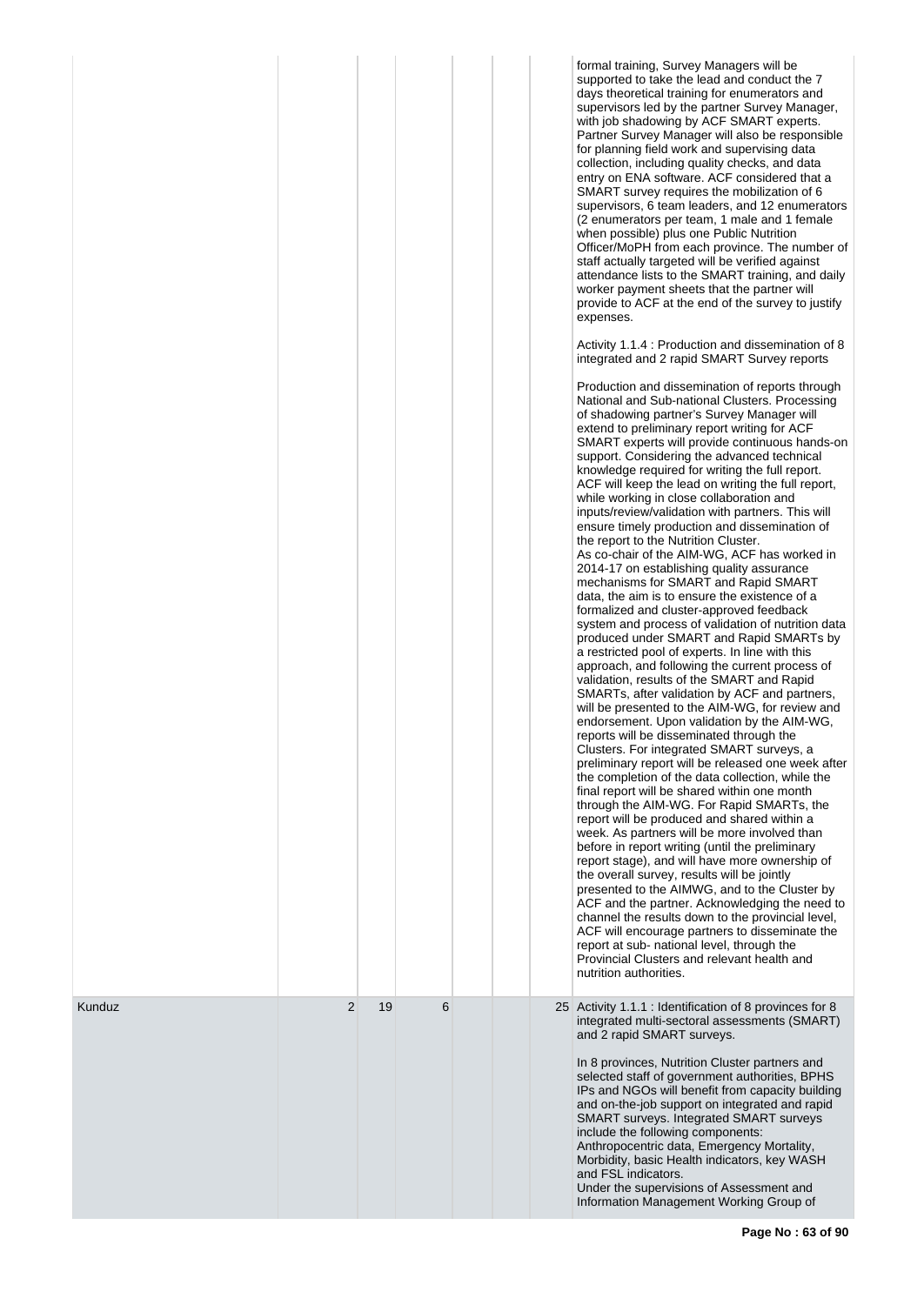| | | | | | | | |
|---|---|---|---|---|---|---|---|
| | | | | | | | formal training, Survey Managers will be supported to take the lead and conduct the 7 days theoretical training for enumerators and supervisors led by the partner Survey Manager, with job shadowing by ACF SMART experts. Partner Survey Manager will also be responsible for planning field work and supervising data collection, including quality checks, and data entry on ENA software. ACF considered that a SMART survey requires the mobilization of 6 supervisors, 6 team leaders, and 12 enumerators (2 enumerators per team, 1 male and 1 female when possible) plus one Public Nutrition Officer/MoPH from each province. The number of staff actually targeted will be verified against attendance lists to the SMART training, and daily worker payment sheets that the partner will provide to ACF at the end of the survey to justify expenses.<br><br>Activity 1.1.4 : Production and dissemination of 8 integrated and 2 rapid SMART Survey reports<br><br>Production and dissemination of reports through National and Sub-national Clusters. Processing of shadowing partner's Survey Manager will extend to preliminary report writing for ACF SMART experts will provide continuous hands-on support. Considering the advanced technical knowledge required for writing the full report. ACF will keep the lead on writing the full report, while working in close collaboration and inputs/review/validation with partners. This will ensure timely production and dissemination of the report to the Nutrition Cluster.<br>As co-chair of the AIM-WG, ACF has worked in 2014-17 on establishing quality assurance mechanisms for SMART and Rapid SMART data, the aim is to ensure the existence of a formalized and cluster-approved feedback system and process of validation of nutrition data produced under SMART and Rapid SMARTs by a restricted pool of experts. In line with this approach, and following the current process of validation, results of the SMART and Rapid SMARTs, after validation by ACF and partners, will be presented to the AIM-WG, for review and endorsement. Upon validation by the AIM-WG, reports will be disseminated through the Clusters. For integrated SMART surveys, a preliminary report will be released one week after the completion of the data collection, while the final report will be shared within one month through the AIM-WG. For Rapid SMARTs, the report will be produced and shared within a week. As partners will be more involved than before in report writing (until the preliminary report stage), and will have more ownership of the overall survey, results will be jointly presented to the AIMWG, and to the Cluster by ACF and the partner. Acknowledging the need to channel the results down to the provincial level, ACF will encourage partners to disseminate the report at sub- national level, through the Provincial Clusters and relevant health and nutrition authorities. |
| Kunduz | 2 | 19 | 6 | | | 25 | Activity 1.1.1 : Identification of 8 provinces for 8 integrated multi-sectoral assessments (SMART) and 2 rapid SMART surveys.<br><br>In 8 provinces, Nutrition Cluster partners and selected staff of government authorities, BPHS IPs and NGOs will benefit from capacity building and on-the-job support on integrated and rapid SMART surveys. Integrated SMART surveys include the following components: Anthropocentric data, Emergency Mortality, Morbidity, basic Health indicators, key WASH and FSL indicators.<br>Under the supervisions of Assessment and Information Management Working Group of |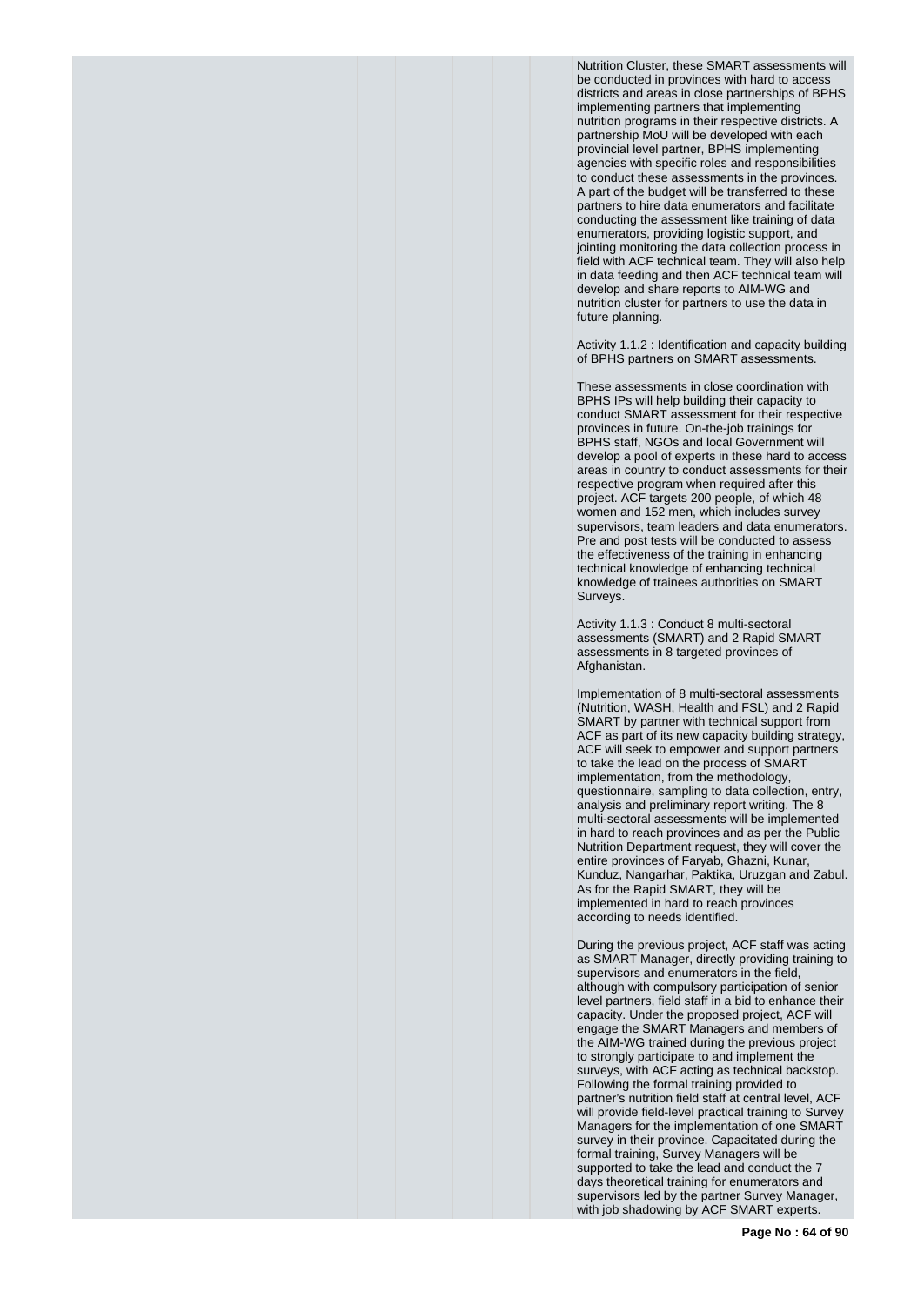Nutrition Cluster, these SMART assessments will be conducted in provinces with hard to access districts and areas in close partnerships of BPHS implementing partners that implementing nutrition programs in their respective districts. A partnership MoU will be developed with each provincial level partner, BPHS implementing agencies with specific roles and responsibilities to conduct these assessments in the provinces. A part of the budget will be transferred to these partners to hire data enumerators and facilitate conducting the assessment like training of data enumerators, providing logistic support, and jointing monitoring the data collection process in field with ACF technical team. They will also help in data feeding and then ACF technical team will develop and share reports to AIM-WG and nutrition cluster for partners to use the data in future planning.

Activity 1.1.2 : Identification and capacity building of BPHS partners on SMART assessments.

These assessments in close coordination with BPHS IPs will help building their capacity to conduct SMART assessment for their respective provinces in future. On-the-job trainings for BPHS staff, NGOs and local Government will develop a pool of experts in these hard to access areas in country to conduct assessments for their respective program when required after this project. ACF targets 200 people, of which 48 women and 152 men, which includes survey supervisors, team leaders and data enumerators. Pre and post tests will be conducted to assess the effectiveness of the training in enhancing technical knowledge of enhancing technical knowledge of trainees authorities on SMART Surveys.

Activity 1.1.3 : Conduct 8 multi-sectoral assessments (SMART) and 2 Rapid SMART assessments in 8 targeted provinces of Afghanistan.

Implementation of 8 multi-sectoral assessments (Nutrition, WASH, Health and FSL) and 2 Rapid SMART by partner with technical support from ACF as part of its new capacity building strategy, ACF will seek to empower and support partners to take the lead on the process of SMART implementation, from the methodology, questionnaire, sampling to data collection, entry, analysis and preliminary report writing. The 8 multi-sectoral assessments will be implemented in hard to reach provinces and as per the Public Nutrition Department request, they will cover the entire provinces of Faryab, Ghazni, Kunar, Kunduz, Nangarhar, Paktika, Uruzgan and Zabul. As for the Rapid SMART, they will be implemented in hard to reach provinces according to needs identified.

During the previous project, ACF staff was acting as SMART Manager, directly providing training to supervisors and enumerators in the field, although with compulsory participation of senior level partners, field staff in a bid to enhance their capacity. Under the proposed project, ACF will engage the SMART Managers and members of the AIM-WG trained during the previous project to strongly participate to and implement the surveys, with ACF acting as technical backstop. Following the formal training provided to partner's nutrition field staff at central level, ACF will provide field-level practical training to Survey Managers for the implementation of one SMART survey in their province. Capacitated during the formal training, Survey Managers will be supported to take the lead and conduct the 7 days theoretical training for enumerators and supervisors led by the partner Survey Manager, with job shadowing by ACF SMART experts.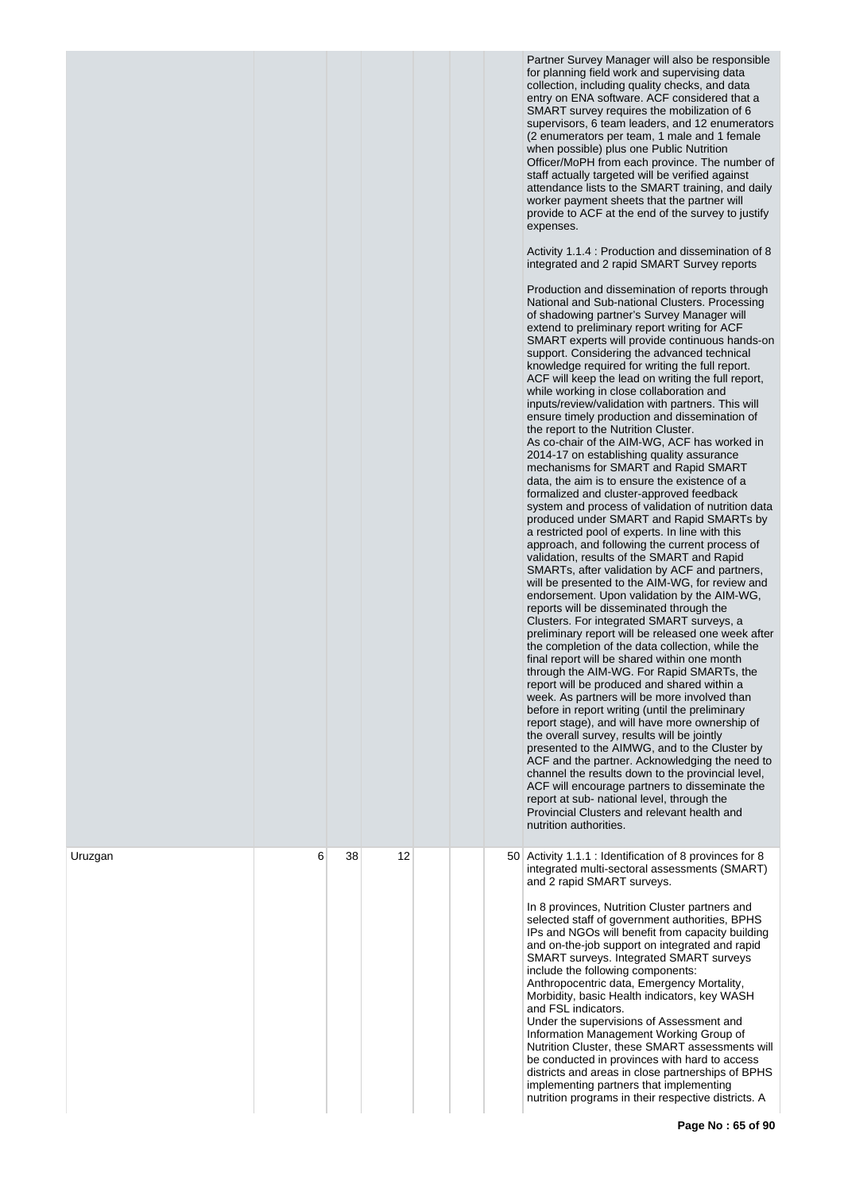| | | | | | | |
|---|---|---|---|---|---|---|
| | | | | | | Partner Survey Manager will also be responsible for planning field work and supervising data collection, including quality checks, and data entry on ENA software. ACF considered that a SMART survey requires the mobilization of 6 supervisors, 6 team leaders, and 12 enumerators (2 enumerators per team, 1 male and 1 female when possible) plus one Public Nutrition Officer/MoPH from each province. The number of staff actually targeted will be verified against attendance lists to the SMART training, and daily worker payment sheets that the partner will provide to ACF at the end of the survey to justify expenses.<br><br>Activity 1.1.4 : Production and dissemination of 8 integrated and 2 rapid SMART Survey reports<br><br>Production and dissemination of reports through National and Sub-national Clusters. Processing of shadowing partner's Survey Manager will extend to preliminary report writing for ACF SMART experts will provide continuous hands-on support. Considering the advanced technical knowledge required for writing the full report. ACF will keep the lead on writing the full report, while working in close collaboration and inputs/review/validation with partners. This will ensure timely production and dissemination of the report to the Nutrition Cluster.<br>As co-chair of the AIM-WG, ACF has worked in 2014-17 on establishing quality assurance mechanisms for SMART and Rapid SMART data, the aim is to ensure the existence of a formalized and cluster-approved feedback system and process of validation of nutrition data produced under SMART and Rapid SMARTs by a restricted pool of experts. In line with this approach, and following the current process of validation, results of the SMART and Rapid SMARTs, after validation by ACF and partners, will be presented to the AIM-WG, for review and endorsement. Upon validation by the AIM-WG, reports will be disseminated through the Clusters. For integrated SMART surveys, a preliminary report will be released one week after the completion of the data collection, while the final report will be shared within one month through the AIM-WG. For Rapid SMARTs, the report will be produced and shared within a week. As partners will be more involved than before in report writing (until the preliminary report stage), and will have more ownership of the overall survey, results will be jointly presented to the AIMWG, and to the Cluster by ACF and the partner. Acknowledging the need to channel the results down to the provincial level, ACF will encourage partners to disseminate the report at sub- national level, through the Provincial Clusters and relevant health and nutrition authorities. |
| Uruzgan | 6 | 38 | 12 | | | 50 | Activity 1.1.1 : Identification of 8 provinces for 8 integrated multi-sectoral assessments (SMART) and 2 rapid SMART surveys.<br><br>In 8 provinces, Nutrition Cluster partners and selected staff of government authorities, BPHS IPs and NGOs will benefit from capacity building and on-the-job support on integrated and rapid SMART surveys. Integrated SMART surveys include the following components: Anthropocentric data, Emergency Mortality, Morbidity, basic Health indicators, key WASH and FSL indicators.<br>Under the supervisions of Assessment and Information Management Working Group of Nutrition Cluster, these SMART assessments will be conducted in provinces with hard to access districts and areas in close partnerships of BPHS implementing partners that implementing nutrition programs in their respective districts. A |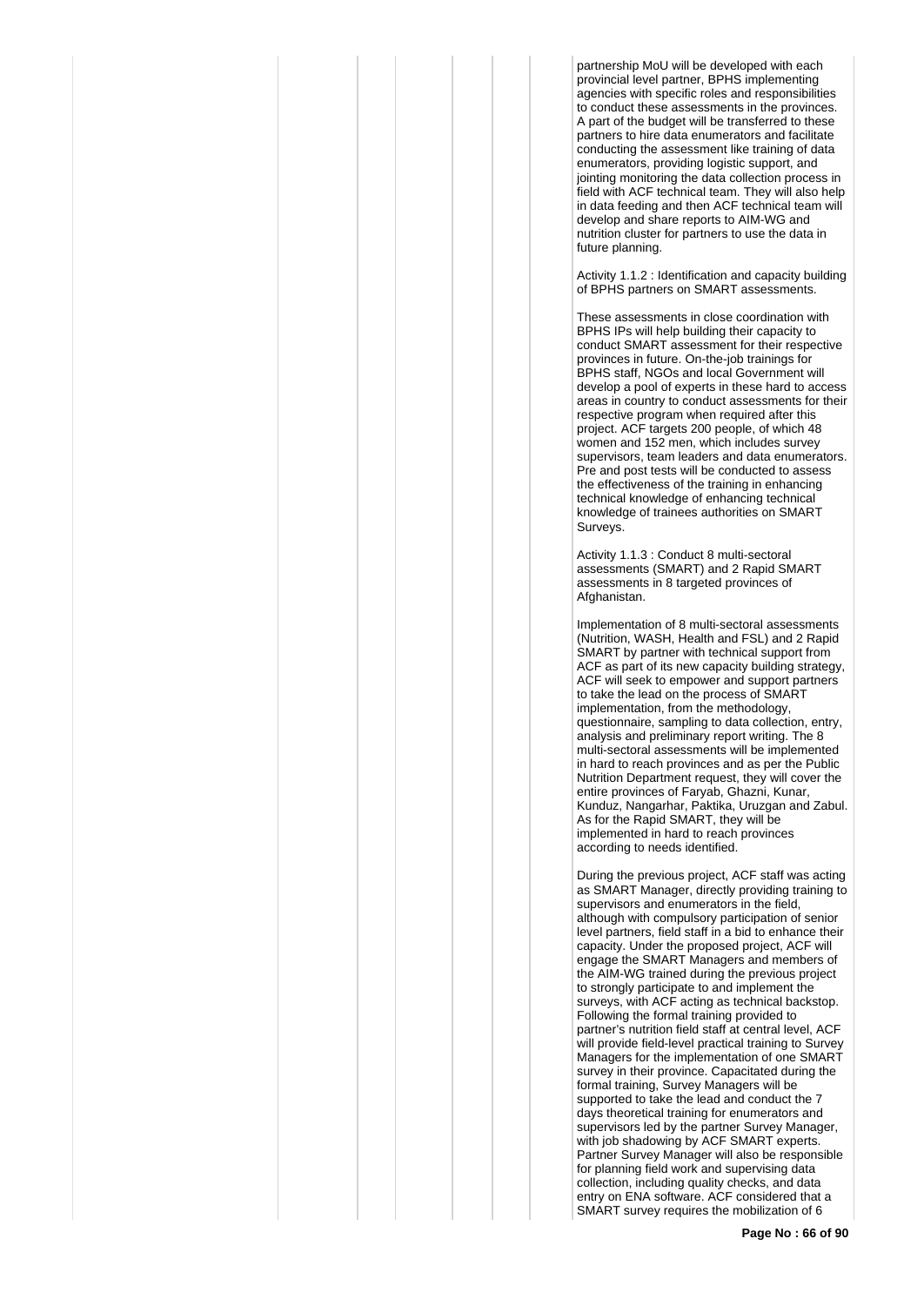partnership MoU will be developed with each provincial level partner, BPHS implementing agencies with specific roles and responsibilities to conduct these assessments in the provinces. A part of the budget will be transferred to these partners to hire data enumerators and facilitate conducting the assessment like training of data enumerators, providing logistic support, and jointing monitoring the data collection process in field with ACF technical team. They will also help in data feeding and then ACF technical team will develop and share reports to AIM-WG and nutrition cluster for partners to use the data in future planning.

Activity 1.1.2 : Identification and capacity building of BPHS partners on SMART assessments.

These assessments in close coordination with BPHS IPs will help building their capacity to conduct SMART assessment for their respective provinces in future. On-the-job trainings for BPHS staff, NGOs and local Government will develop a pool of experts in these hard to access areas in country to conduct assessments for their respective program when required after this project. ACF targets 200 people, of which 48 women and 152 men, which includes survey supervisors, team leaders and data enumerators. Pre and post tests will be conducted to assess the effectiveness of the training in enhancing technical knowledge of enhancing technical knowledge of trainees authorities on SMART Surveys.

Activity 1.1.3 : Conduct 8 multi-sectoral assessments (SMART) and 2 Rapid SMART assessments in 8 targeted provinces of Afghanistan.

Implementation of 8 multi-sectoral assessments (Nutrition, WASH, Health and FSL) and 2 Rapid SMART by partner with technical support from ACF as part of its new capacity building strategy, ACF will seek to empower and support partners to take the lead on the process of SMART implementation, from the methodology, questionnaire, sampling to data collection, entry, analysis and preliminary report writing. The 8 multi-sectoral assessments will be implemented in hard to reach provinces and as per the Public Nutrition Department request, they will cover the entire provinces of Faryab, Ghazni, Kunar, Kunduz, Nangarhar, Paktika, Uruzgan and Zabul. As for the Rapid SMART, they will be implemented in hard to reach provinces according to needs identified.

During the previous project, ACF staff was acting as SMART Manager, directly providing training to supervisors and enumerators in the field, although with compulsory participation of senior level partners, field staff in a bid to enhance their capacity. Under the proposed project, ACF will engage the SMART Managers and members of the AIM-WG trained during the previous project to strongly participate to and implement the surveys, with ACF acting as technical backstop. Following the formal training provided to partner's nutrition field staff at central level, ACF will provide field-level practical training to Survey Managers for the implementation of one SMART survey in their province. Capacitated during the formal training, Survey Managers will be supported to take the lead and conduct the 7 days theoretical training for enumerators and supervisors led by the partner Survey Manager, with job shadowing by ACF SMART experts. Partner Survey Manager will also be responsible for planning field work and supervising data collection, including quality checks, and data entry on ENA software. ACF considered that a SMART survey requires the mobilization of 6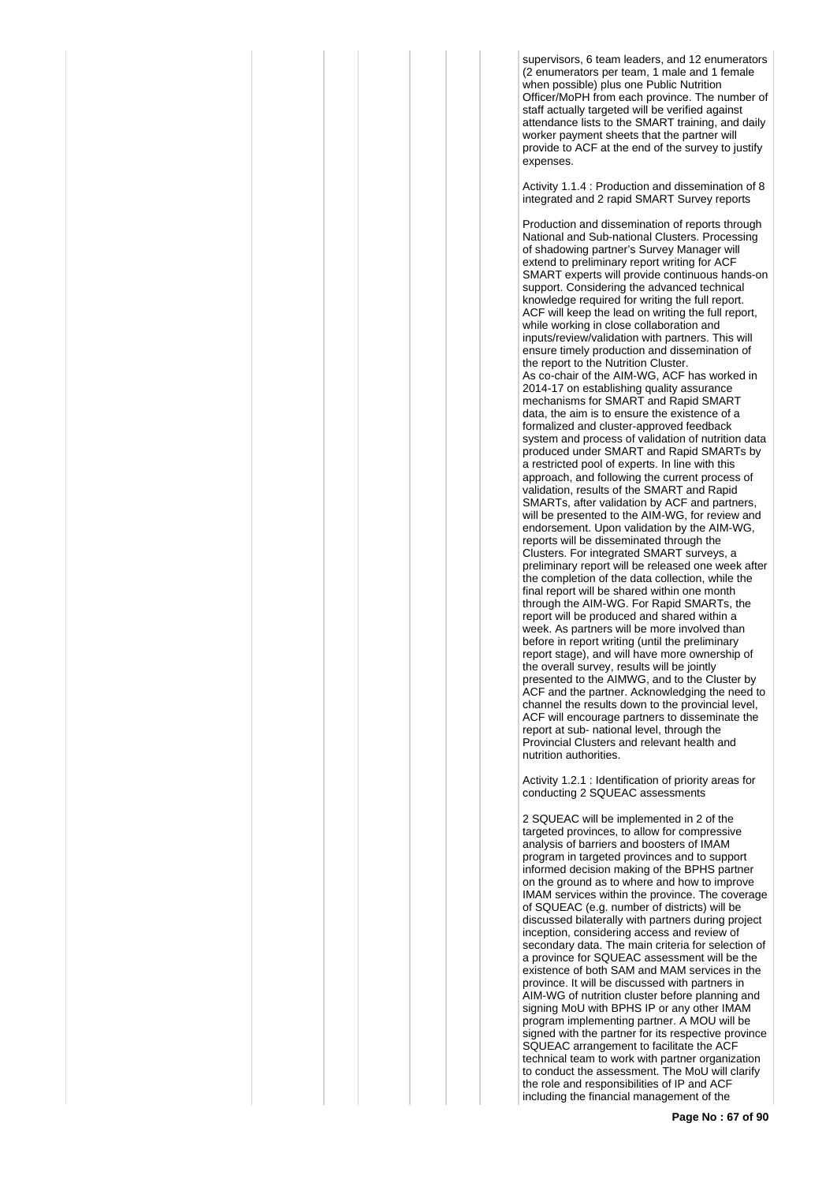supervisors, 6 team leaders, and 12 enumerators (2 enumerators per team, 1 male and 1 female when possible) plus one Public Nutrition Officer/MoPH from each province. The number of staff actually targeted will be verified against attendance lists to the SMART training, and daily worker payment sheets that the partner will provide to ACF at the end of the survey to justify expenses.

Activity 1.1.4 : Production and dissemination of 8 integrated and 2 rapid SMART Survey reports

Production and dissemination of reports through National and Sub-national Clusters. Processing of shadowing partner's Survey Manager will extend to preliminary report writing for ACF SMART experts will provide continuous hands-on support. Considering the advanced technical knowledge required for writing the full report. ACF will keep the lead on writing the full report, while working in close collaboration and inputs/review/validation with partners. This will ensure timely production and dissemination of the report to the Nutrition Cluster.
As co-chair of the AIM-WG, ACF has worked in 2014-17 on establishing quality assurance mechanisms for SMART and Rapid SMART data, the aim is to ensure the existence of a formalized and cluster-approved feedback system and process of validation of nutrition data produced under SMART and Rapid SMARTs by a restricted pool of experts. In line with this approach, and following the current process of validation, results of the SMART and Rapid SMARTs, after validation by ACF and partners, will be presented to the AIM-WG, for review and endorsement. Upon validation by the AIM-WG, reports will be disseminated through the Clusters. For integrated SMART surveys, a preliminary report will be released one week after the completion of the data collection, while the final report will be shared within one month through the AIM-WG. For Rapid SMARTs, the report will be produced and shared within a week. As partners will be more involved than before in report writing (until the preliminary report stage), and will have more ownership of the overall survey, results will be jointly presented to the AIMWG, and to the Cluster by ACF and the partner. Acknowledging the need to channel the results down to the provincial level, ACF will encourage partners to disseminate the report at sub- national level, through the Provincial Clusters and relevant health and nutrition authorities.

Activity 1.2.1 : Identification of priority areas for conducting 2 SQUEAC assessments

2 SQUEAC will be implemented in 2 of the targeted provinces, to allow for compressive analysis of barriers and boosters of IMAM program in targeted provinces and to support informed decision making of the BPHS partner on the ground as to where and how to improve IMAM services within the province. The coverage of SQUEAC (e.g. number of districts) will be discussed bilaterally with partners during project inception, considering access and review of secondary data. The main criteria for selection of a province for SQUEAC assessment will be the existence of both SAM and MAM services in the province. It will be discussed with partners in AIM-WG of nutrition cluster before planning and signing MoU with BPHS IP or any other IMAM program implementing partner. A MOU will be signed with the partner for its respective province SQUEAC arrangement to facilitate the ACF technical team to work with partner organization to conduct the assessment. The MoU will clarify the role and responsibilities of IP and ACF including the financial management of the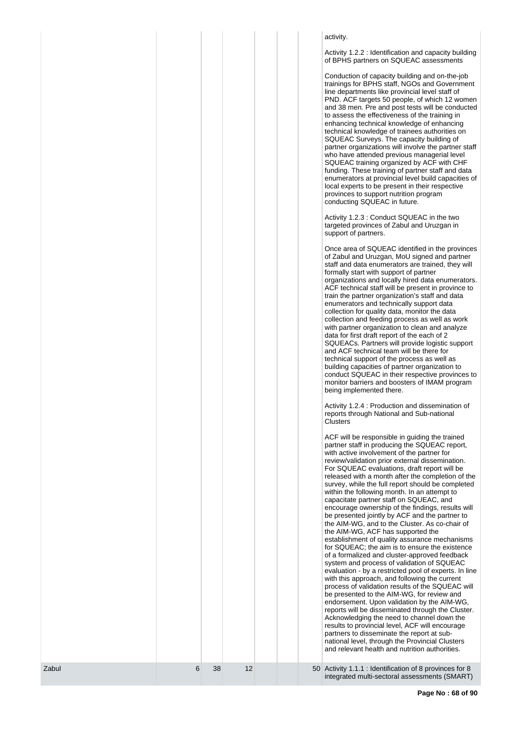| | | | | | | | |
|---|---|---|---|---|---|---|---|
| | | | | | | | activity.<br><br>Activity 1.2.2 : Identification and capacity building of BPHS partners on SQUEAC assessments<br><br>Conduction of capacity building and on-the-job trainings for BPHS staff, NGOs and Government line departments like provincial level staff of PND. ACF targets 50 people, of which 12 women and 38 men. Pre and post tests will be conducted to assess the effectiveness of the training in enhancing technical knowledge of enhancing technical knowledge of trainees authorities on SQUEAC Surveys. The capacity building of partner organizations will involve the partner staff who have attended previous managerial level SQUEAC training organized by ACF with CHF funding. These training of partner staff and data enumerators at provincial level build capacities of local experts to be present in their respective provinces to support nutrition program conducting SQUEAC in future.<br><br>Activity 1.2.3 : Conduct SQUEAC in the two targeted provinces of Zabul and Uruzgan in support of partners.<br><br>Once area of SQUEAC identified in the provinces of Zabul and Uruzgan, MoU signed and partner staff and data enumerators are trained, they will formally start with support of partner organizations and locally hired data enumerators. ACF technical staff will be present in province to train the partner organization's staff and data enumerators and technically support data collection for quality data, monitor the data collection and feeding process as well as work with partner organization to clean and analyze data for first draft report of the each of 2 SQUEACs. Partners will provide logistic support and ACF technical team will be there for technical support of the process as well as building capacities of partner organization to conduct SQUEAC in their respective provinces to monitor barriers and boosters of IMAM program being implemented there.<br><br>Activity 1.2.4 : Production and dissemination of reports through National and Sub-national Clusters<br><br>ACF will be responsible in guiding the trained partner staff in producing the SQUEAC report, with active involvement of the partner for review/validation prior external dissemination. For SQUEAC evaluations, draft report will be released with a month after the completion of the survey, while the full report should be completed within the following month. In an attempt to capacitate partner staff on SQUEAC, and encourage ownership of the findings, results will be presented jointly by ACF and the partner to the AIM-WG, and to the Cluster. As co-chair of the AIM-WG, ACF has supported the establishment of quality assurance mechanisms for SQUEAC; the aim is to ensure the existence of a formalized and cluster-approved feedback system and process of validation of SQUEAC evaluation - by a restricted pool of experts. In line with this approach, and following the current process of validation results of the SQUEAC will be presented to the AIM-WG, for review and endorsement. Upon validation by the AIM-WG, reports will be disseminated through the Cluster. Acknowledging the need to channel down the results to provincial level, ACF will encourage partners to disseminate the report at sub-national level, through the Provincial Clusters and relevant health and nutrition authorities. |
| Zabul | 6 | 38 | 12 | | | 50 | Activity 1.1.1 : Identification of 8 provinces for 8 integrated multi-sectoral assessments (SMART) |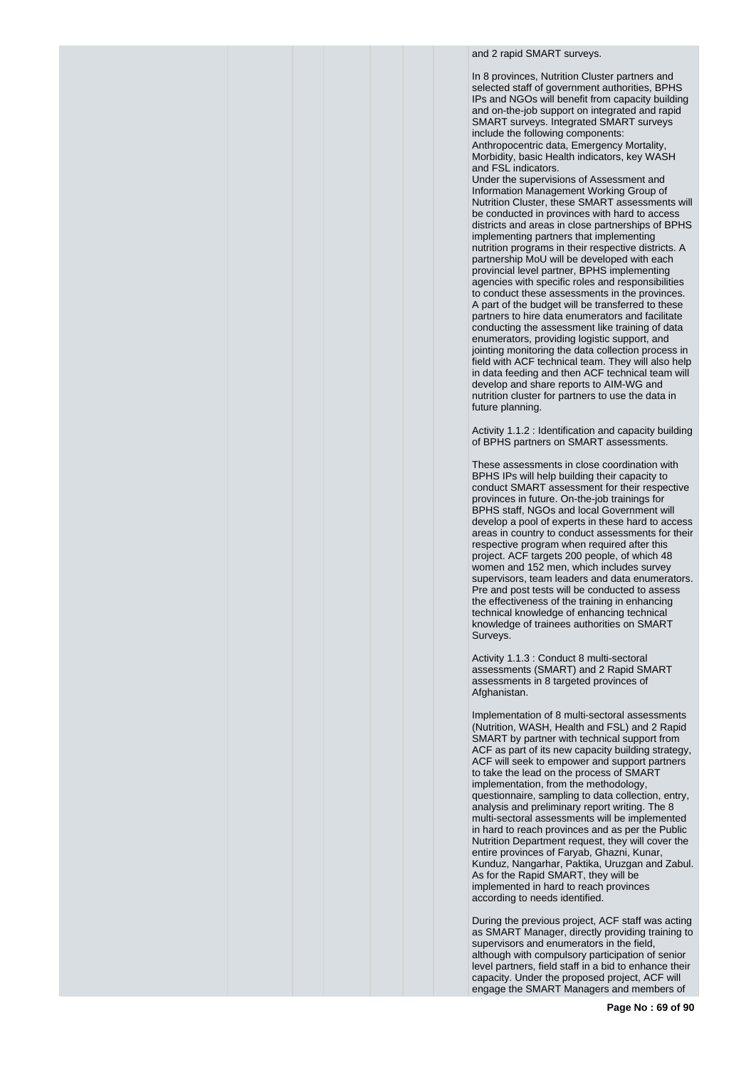and 2 rapid SMART surveys.

In 8 provinces, Nutrition Cluster partners and selected staff of government authorities, BPHS IPs and NGOs will benefit from capacity building and on-the-job support on integrated and rapid SMART surveys. Integrated SMART surveys include the following components: Anthropocentric data, Emergency Mortality, Morbidity, basic Health indicators, key WASH and FSL indicators.
Under the supervisions of Assessment and Information Management Working Group of Nutrition Cluster, these SMART assessments will be conducted in provinces with hard to access districts and areas in close partnerships of BPHS implementing partners that implementing nutrition programs in their respective districts. A partnership MoU will be developed with each provincial level partner, BPHS implementing agencies with specific roles and responsibilities to conduct these assessments in the provinces. A part of the budget will be transferred to these partners to hire data enumerators and facilitate conducting the assessment like training of data enumerators, providing logistic support, and jointing monitoring the data collection process in field with ACF technical team. They will also help in data feeding and then ACF technical team will develop and share reports to AIM-WG and nutrition cluster for partners to use the data in future planning.

Activity 1.1.2 : Identification and capacity building of BPHS partners on SMART assessments.

These assessments in close coordination with BPHS IPs will help building their capacity to conduct SMART assessment for their respective provinces in future. On-the-job trainings for BPHS staff, NGOs and local Government will develop a pool of experts in these hard to access areas in country to conduct assessments for their respective program when required after this project. ACF targets 200 people, of which 48 women and 152 men, which includes survey supervisors, team leaders and data enumerators. Pre and post tests will be conducted to assess the effectiveness of the training in enhancing technical knowledge of enhancing technical knowledge of trainees authorities on SMART Surveys.

Activity 1.1.3 : Conduct 8 multi-sectoral assessments (SMART) and 2 Rapid SMART assessments in 8 targeted provinces of Afghanistan.

Implementation of 8 multi-sectoral assessments (Nutrition, WASH, Health and FSL) and 2 Rapid SMART by partner with technical support from ACF as part of its new capacity building strategy, ACF will seek to empower and support partners to take the lead on the process of SMART implementation, from the methodology, questionnaire, sampling to data collection, entry, analysis and preliminary report writing. The 8 multi-sectoral assessments will be implemented in hard to reach provinces and as per the Public Nutrition Department request, they will cover the entire provinces of Faryab, Ghazni, Kunar, Kunduz, Nangarhar, Paktika, Uruzgan and Zabul. As for the Rapid SMART, they will be implemented in hard to reach provinces according to needs identified.

During the previous project, ACF staff was acting as SMART Manager, directly providing training to supervisors and enumerators in the field, although with compulsory participation of senior level partners, field staff in a bid to enhance their capacity. Under the proposed project, ACF will engage the SMART Managers and members of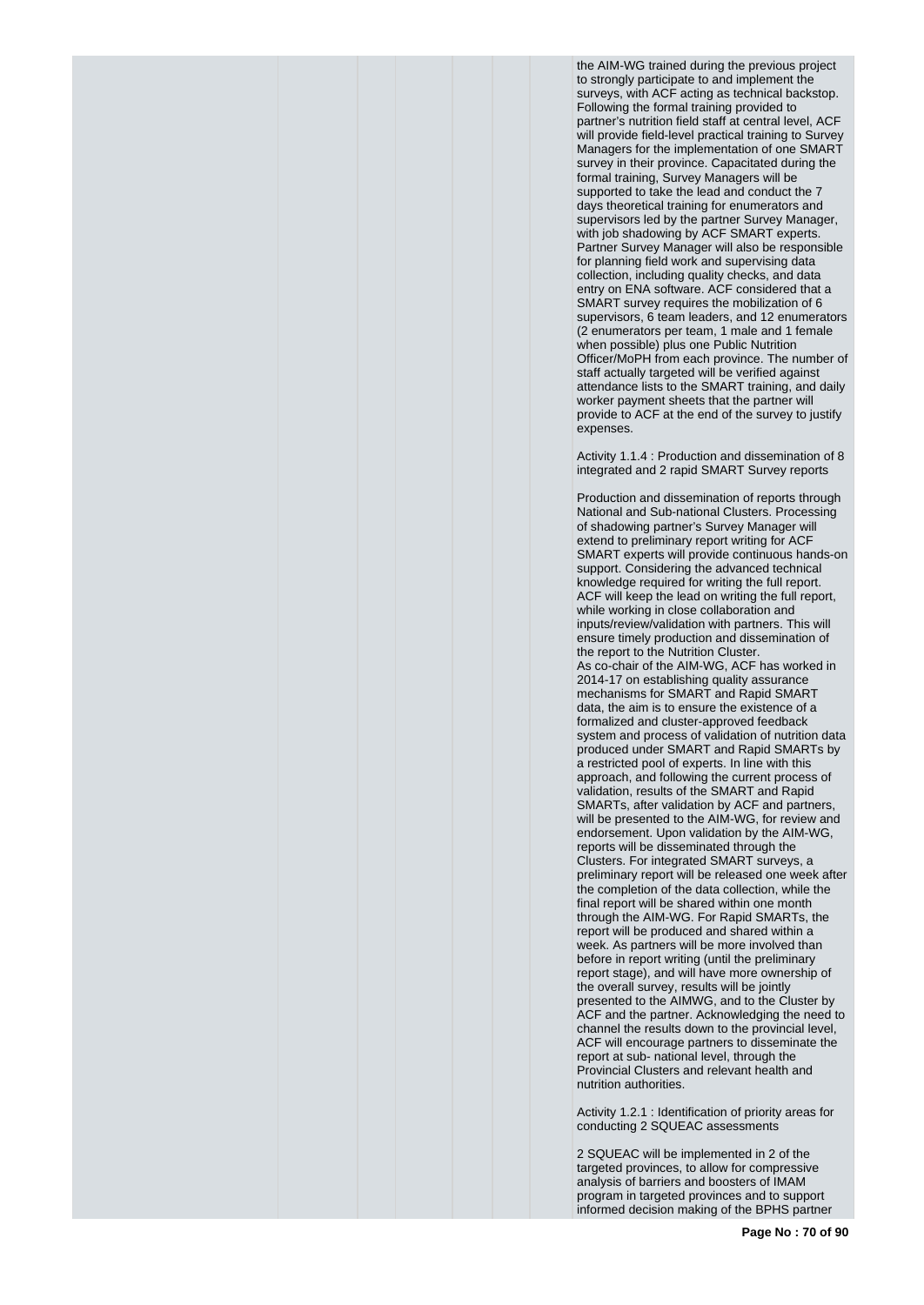the AIM-WG trained during the previous project to strongly participate to and implement the surveys, with ACF acting as technical backstop. Following the formal training provided to partner's nutrition field staff at central level, ACF will provide field-level practical training to Survey Managers for the implementation of one SMART survey in their province. Capacitated during the formal training, Survey Managers will be supported to take the lead and conduct the 7 days theoretical training for enumerators and supervisors led by the partner Survey Manager, with job shadowing by ACF SMART experts. Partner Survey Manager will also be responsible for planning field work and supervising data collection, including quality checks, and data entry on ENA software. ACF considered that a SMART survey requires the mobilization of 6 supervisors, 6 team leaders, and 12 enumerators (2 enumerators per team, 1 male and 1 female when possible) plus one Public Nutrition Officer/MoPH from each province. The number of staff actually targeted will be verified against attendance lists to the SMART training, and daily worker payment sheets that the partner will provide to ACF at the end of the survey to justify expenses.

Activity 1.1.4 : Production and dissemination of 8 integrated and 2 rapid SMART Survey reports

Production and dissemination of reports through National and Sub-national Clusters. Processing of shadowing partner's Survey Manager will extend to preliminary report writing for ACF SMART experts will provide continuous hands-on support. Considering the advanced technical knowledge required for writing the full report. ACF will keep the lead on writing the full report, while working in close collaboration and inputs/review/validation with partners. This will ensure timely production and dissemination of the report to the Nutrition Cluster.
As co-chair of the AIM-WG, ACF has worked in 2014-17 on establishing quality assurance mechanisms for SMART and Rapid SMART data, the aim is to ensure the existence of a formalized and cluster-approved feedback system and process of validation of nutrition data produced under SMART and Rapid SMARTs by a restricted pool of experts. In line with this approach, and following the current process of validation, results of the SMART and Rapid SMARTs, after validation by ACF and partners, will be presented to the AIM-WG, for review and endorsement. Upon validation by the AIM-WG, reports will be disseminated through the Clusters. For integrated SMART surveys, a preliminary report will be released one week after the completion of the data collection, while the final report will be shared within one month through the AIM-WG. For Rapid SMARTs, the report will be produced and shared within a week. As partners will be more involved than before in report writing (until the preliminary report stage), and will have more ownership of the overall survey, results will be jointly presented to the AIMWG, and to the Cluster by ACF and the partner. Acknowledging the need to channel the results down to the provincial level, ACF will encourage partners to disseminate the report at sub- national level, through the Provincial Clusters and relevant health and nutrition authorities.

Activity 1.2.1 : Identification of priority areas for conducting 2 SQUEAC assessments

2 SQUEAC will be implemented in 2 of the targeted provinces, to allow for compressive analysis of barriers and boosters of IMAM program in targeted provinces and to support informed decision making of the BPHS partner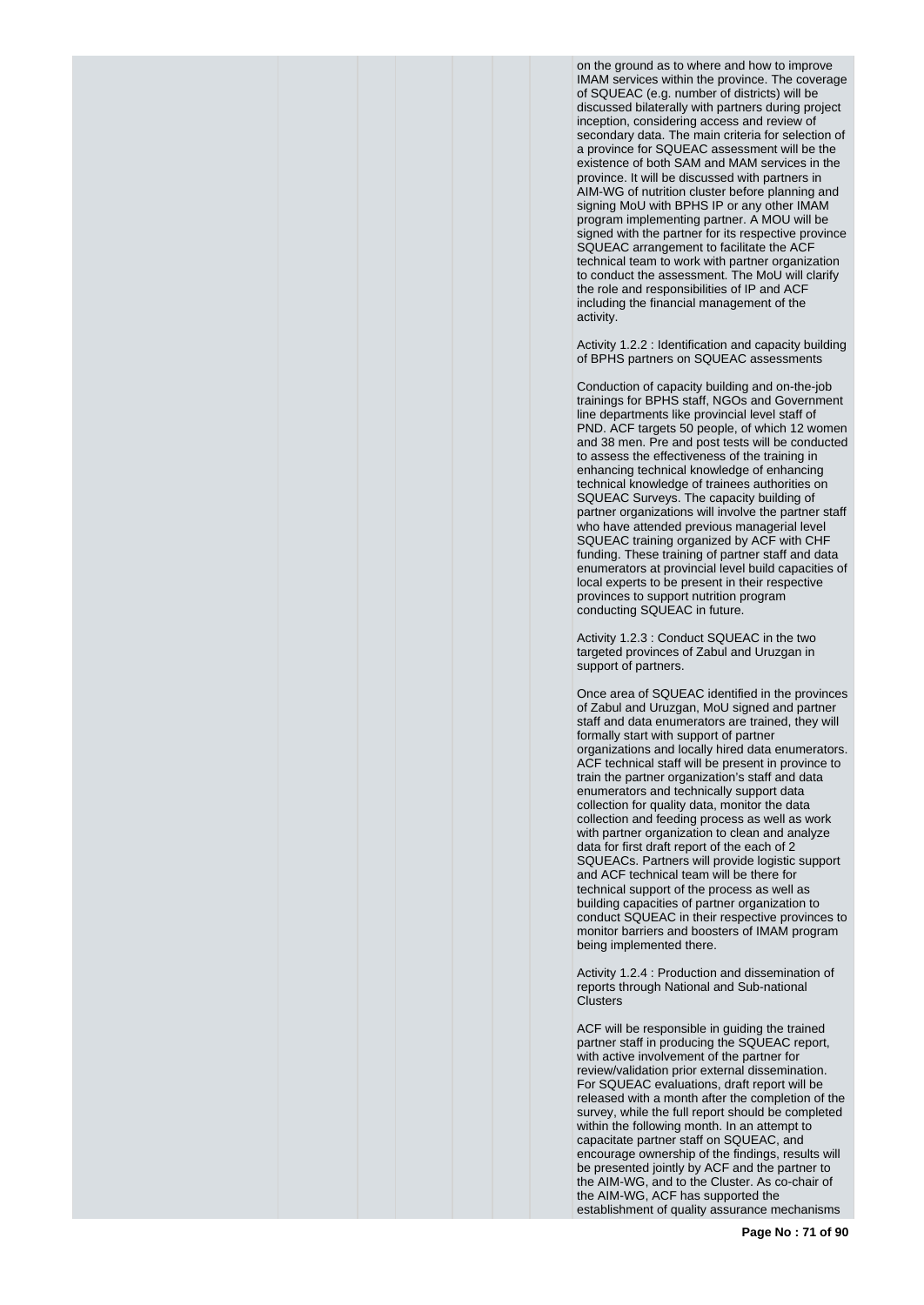on the ground as to where and how to improve IMAM services within the province. The coverage of SQUEAC (e.g. number of districts) will be discussed bilaterally with partners during project inception, considering access and review of secondary data. The main criteria for selection of a province for SQUEAC assessment will be the existence of both SAM and MAM services in the province. It will be discussed with partners in AIM-WG of nutrition cluster before planning and signing MoU with BPHS IP or any other IMAM program implementing partner. A MOU will be signed with the partner for its respective province SQUEAC arrangement to facilitate the ACF technical team to work with partner organization to conduct the assessment. The MoU will clarify the role and responsibilities of IP and ACF including the financial management of the activity.

Activity 1.2.2 : Identification and capacity building of BPHS partners on SQUEAC assessments

Conduction of capacity building and on-the-job trainings for BPHS staff, NGOs and Government line departments like provincial level staff of PND. ACF targets 50 people, of which 12 women and 38 men. Pre and post tests will be conducted to assess the effectiveness of the training in enhancing technical knowledge of enhancing technical knowledge of trainees authorities on SQUEAC Surveys. The capacity building of partner organizations will involve the partner staff who have attended previous managerial level SQUEAC training organized by ACF with CHF funding. These training of partner staff and data enumerators at provincial level build capacities of local experts to be present in their respective provinces to support nutrition program conducting SQUEAC in future.

Activity 1.2.3 : Conduct SQUEAC in the two targeted provinces of Zabul and Uruzgan in support of partners.

Once area of SQUEAC identified in the provinces of Zabul and Uruzgan, MoU signed and partner staff and data enumerators are trained, they will formally start with support of partner organizations and locally hired data enumerators. ACF technical staff will be present in province to train the partner organization's staff and data enumerators and technically support data collection for quality data, monitor the data collection and feeding process as well as work with partner organization to clean and analyze data for first draft report of the each of 2 SQUEACs. Partners will provide logistic support and ACF technical team will be there for technical support of the process as well as building capacities of partner organization to conduct SQUEAC in their respective provinces to monitor barriers and boosters of IMAM program being implemented there.

Activity 1.2.4 : Production and dissemination of reports through National and Sub-national Clusters

ACF will be responsible in guiding the trained partner staff in producing the SQUEAC report, with active involvement of the partner for review/validation prior external dissemination. For SQUEAC evaluations, draft report will be released with a month after the completion of the survey, while the full report should be completed within the following month. In an attempt to capacitate partner staff on SQUEAC, and encourage ownership of the findings, results will be presented jointly by ACF and the partner to the AIM-WG, and to the Cluster. As co-chair of the AIM-WG, ACF has supported the establishment of quality assurance mechanisms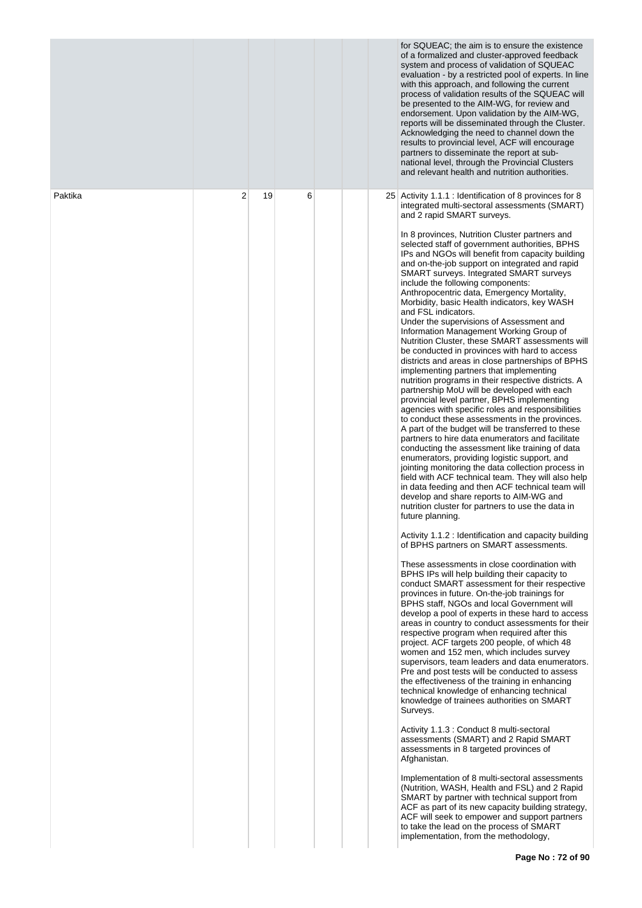| | | | | | | |
|---|---|---|---|---|---|---|
| | | | | | | for SQUEAC; the aim is to ensure the existence of a formalized and cluster-approved feedback system and process of validation of SQUEAC evaluation - by a restricted pool of experts. In line with this approach, and following the current process of validation results of the SQUEAC will be presented to the AIM-WG, for review and endorsement. Upon validation by the AIM-WG, reports will be disseminated through the Cluster. Acknowledging the need to channel down the results to provincial level, ACF will encourage partners to disseminate the report at sub-national level, through the Provincial Clusters and relevant health and nutrition authorities. |
| Paktika | 2 | 19 | 6 | | | 25 | Activity 1.1.1 : Identification of 8 provinces for 8 integrated multi-sectoral assessments (SMART) and 2 rapid SMART surveys.<br><br>In 8 provinces, Nutrition Cluster partners and selected staff of government authorities, BPHS IPs and NGOs will benefit from capacity building and on-the-job support on integrated and rapid SMART surveys. Integrated SMART surveys include the following components: Anthropocentric data, Emergency Mortality, Morbidity, basic Health indicators, key WASH and FSL indicators.<br>Under the supervisions of Assessment and Information Management Working Group of Nutrition Cluster, these SMART assessments will be conducted in provinces with hard to access districts and areas in close partnerships of BPHS implementing partners that implementing nutrition programs in their respective districts. A partnership MoU will be developed with each provincial level partner, BPHS implementing agencies with specific roles and responsibilities to conduct these assessments in the provinces. A part of the budget will be transferred to these partners to hire data enumerators and facilitate conducting the assessment like training of data enumerators, providing logistic support, and jointing monitoring the data collection process in field with ACF technical team. They will also help in data feeding and then ACF technical team will develop and share reports to AIM-WG and nutrition cluster for partners to use the data in future planning.<br><br>Activity 1.1.2 : Identification and capacity building of BPHS partners on SMART assessments.<br><br>These assessments in close coordination with BPHS IPs will help building their capacity to conduct SMART assessment for their respective provinces in future. On-the-job trainings for BPHS staff, NGOs and local Government will develop a pool of experts in these hard to access areas in country to conduct assessments for their respective program when required after this project. ACF targets 200 people, of which 48 women and 152 men, which includes survey supervisors, team leaders and data enumerators. Pre and post tests will be conducted to assess the effectiveness of the training in enhancing technical knowledge of enhancing technical knowledge of trainees authorities on SMART Surveys.<br><br>Activity 1.1.3 : Conduct 8 multi-sectoral assessments (SMART) and 2 Rapid SMART assessments in 8 targeted provinces of Afghanistan.<br><br>Implementation of 8 multi-sectoral assessments (Nutrition, WASH, Health and FSL) and 2 Rapid SMART by partner with technical support from ACF as part of its new capacity building strategy, ACF will seek to empower and support partners to take the lead on the process of SMART implementation, from the methodology, |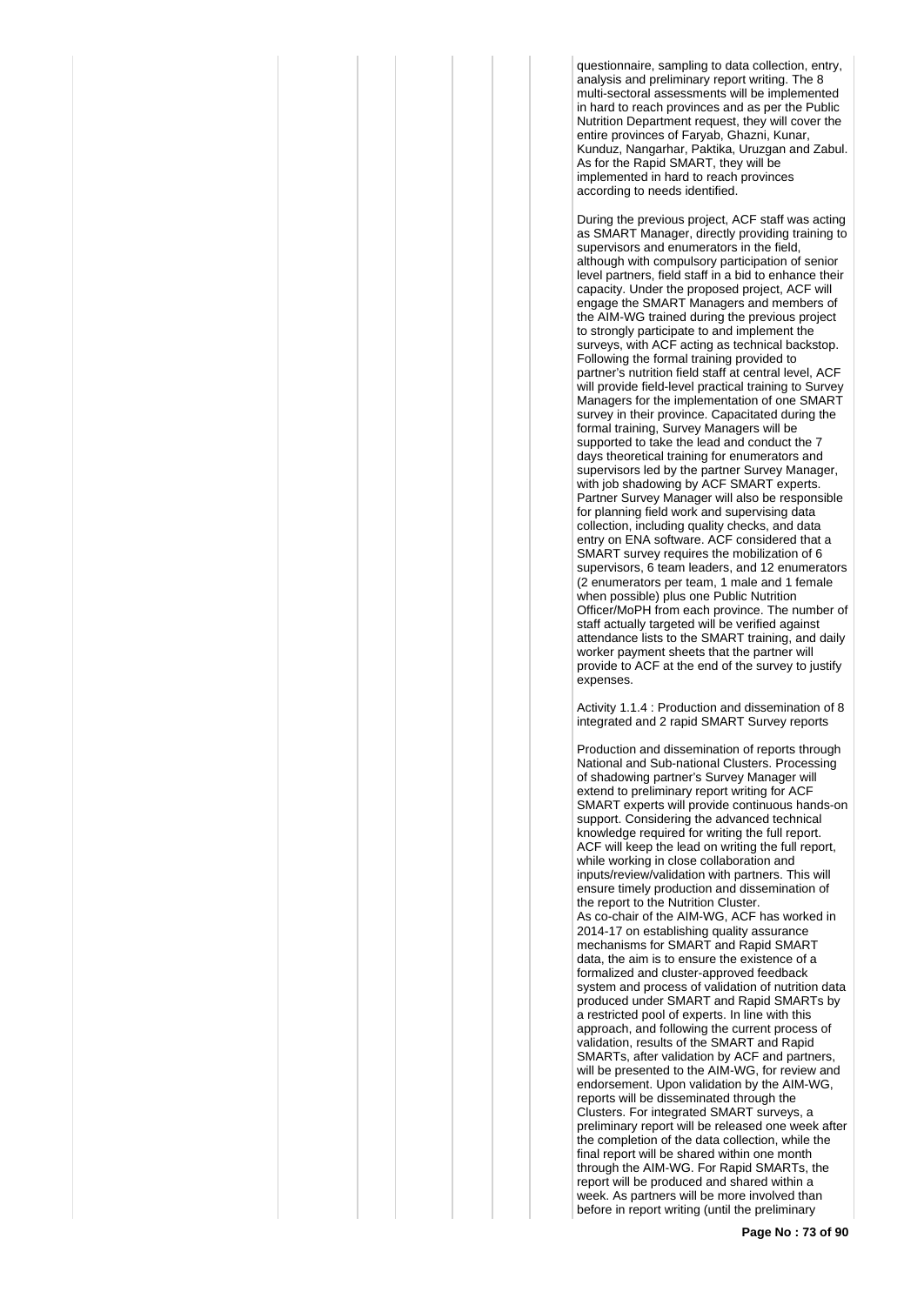questionnaire, sampling to data collection, entry, analysis and preliminary report writing. The 8 multi-sectoral assessments will be implemented in hard to reach provinces and as per the Public Nutrition Department request, they will cover the entire provinces of Faryab, Ghazni, Kunar, Kunduz, Nangarhar, Paktika, Uruzgan and Zabul. As for the Rapid SMART, they will be implemented in hard to reach provinces according to needs identified.

During the previous project, ACF staff was acting as SMART Manager, directly providing training to supervisors and enumerators in the field, although with compulsory participation of senior level partners, field staff in a bid to enhance their capacity. Under the proposed project, ACF will engage the SMART Managers and members of the AIM-WG trained during the previous project to strongly participate to and implement the surveys, with ACF acting as technical backstop. Following the formal training provided to partner's nutrition field staff at central level, ACF will provide field-level practical training to Survey Managers for the implementation of one SMART survey in their province. Capacitated during the formal training, Survey Managers will be supported to take the lead and conduct the 7 days theoretical training for enumerators and supervisors led by the partner Survey Manager, with job shadowing by ACF SMART experts. Partner Survey Manager will also be responsible for planning field work and supervising data collection, including quality checks, and data entry on ENA software. ACF considered that a SMART survey requires the mobilization of 6 supervisors, 6 team leaders, and 12 enumerators (2 enumerators per team, 1 male and 1 female when possible) plus one Public Nutrition Officer/MoPH from each province. The number of staff actually targeted will be verified against attendance lists to the SMART training, and daily worker payment sheets that the partner will provide to ACF at the end of the survey to justify expenses.

Activity 1.1.4 : Production and dissemination of 8 integrated and 2 rapid SMART Survey reports

Production and dissemination of reports through National and Sub-national Clusters. Processing of shadowing partner's Survey Manager will extend to preliminary report writing for ACF SMART experts will provide continuous hands-on support. Considering the advanced technical knowledge required for writing the full report. ACF will keep the lead on writing the full report, while working in close collaboration and inputs/review/validation with partners. This will ensure timely production and dissemination of the report to the Nutrition Cluster.
As co-chair of the AIM-WG, ACF has worked in 2014-17 on establishing quality assurance mechanisms for SMART and Rapid SMART data, the aim is to ensure the existence of a formalized and cluster-approved feedback system and process of validation of nutrition data produced under SMART and Rapid SMARTs by a restricted pool of experts. In line with this approach, and following the current process of validation, results of the SMART and Rapid SMARTs, after validation by ACF and partners, will be presented to the AIM-WG, for review and endorsement. Upon validation by the AIM-WG, reports will be disseminated through the Clusters. For integrated SMART surveys, a preliminary report will be released one week after the completion of the data collection, while the final report will be shared within one month through the AIM-WG. For Rapid SMARTs, the report will be produced and shared within a week. As partners will be more involved than before in report writing (until the preliminary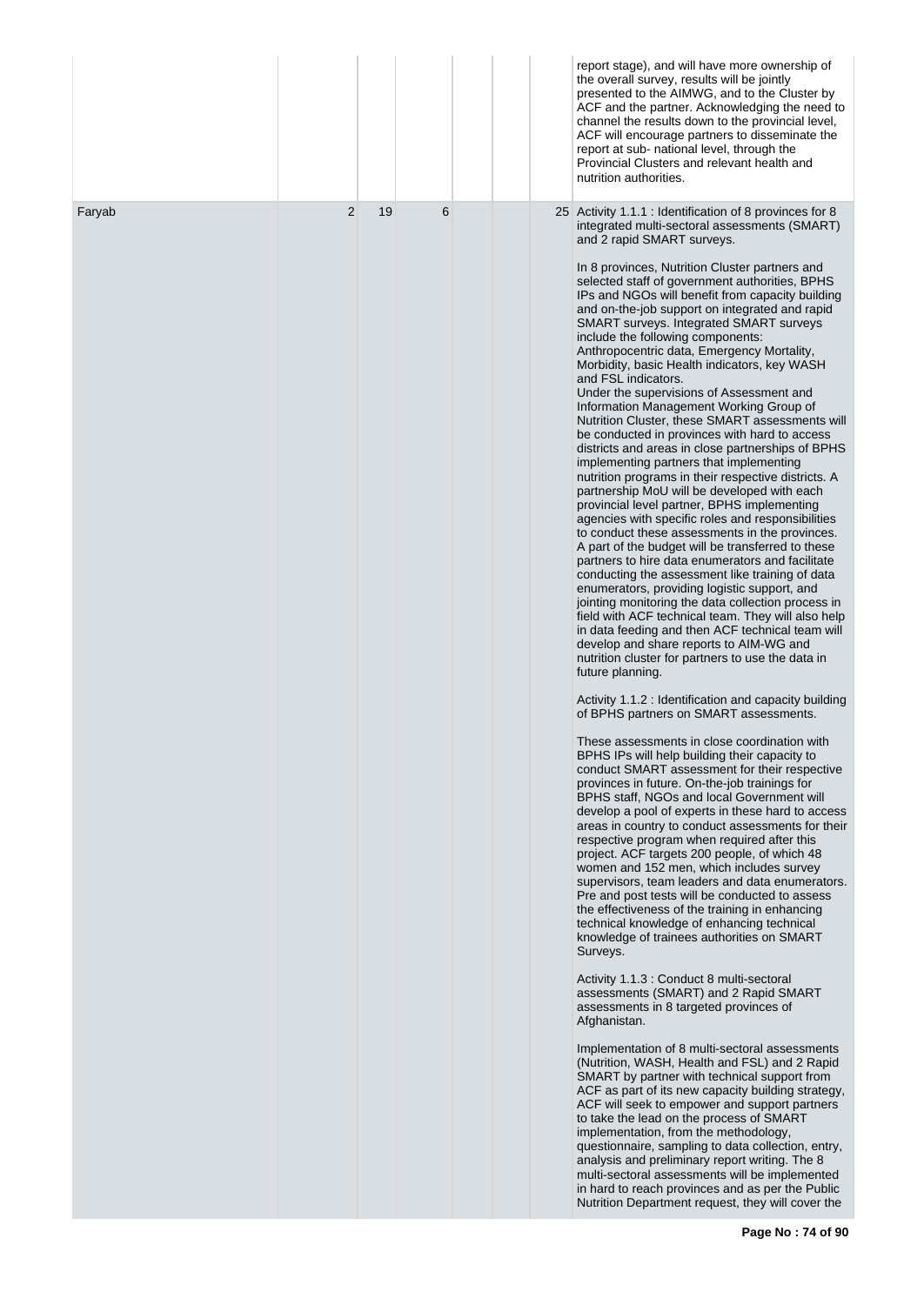| | | | | | | | |
|---|---|---|---|---|---|---|---|
| | | | | | | | report stage), and will have more ownership of the overall survey, results will be jointly presented to the AIMWG, and to the Cluster by ACF and the partner. Acknowledging the need to channel the results down to the provincial level, ACF will encourage partners to disseminate the report at sub- national level, through the Provincial Clusters and relevant health and nutrition authorities. |
| Faryab | 2 | 19 | 6 | | | 25 | Activity 1.1.1 : Identification of 8 provinces for 8 integrated multi-sectoral assessments (SMART) and 2 rapid SMART surveys.<br><br>In 8 provinces, Nutrition Cluster partners and selected staff of government authorities, BPHS IPs and NGOs will benefit from capacity building and on-the-job support on integrated and rapid SMART surveys. Integrated SMART surveys include the following components: Anthropocentric data, Emergency Mortality, Morbidity, basic Health indicators, key WASH and FSL indicators.<br>Under the supervisions of Assessment and Information Management Working Group of Nutrition Cluster, these SMART assessments will be conducted in provinces with hard to access districts and areas in close partnerships of BPHS implementing partners that implementing nutrition programs in their respective districts. A partnership MoU will be developed with each provincial level partner, BPHS implementing agencies with specific roles and responsibilities to conduct these assessments in the provinces. A part of the budget will be transferred to these partners to hire data enumerators and facilitate conducting the assessment like training of data enumerators, providing logistic support, and jointing monitoring the data collection process in field with ACF technical team. They will also help in data feeding and then ACF technical team will develop and share reports to AIM-WG and nutrition cluster for partners to use the data in future planning.<br><br>Activity 1.1.2 : Identification and capacity building of BPHS partners on SMART assessments.<br><br>These assessments in close coordination with BPHS IPs will help building their capacity to conduct SMART assessment for their respective provinces in future. On-the-job trainings for BPHS staff, NGOs and local Government will develop a pool of experts in these hard to access areas in country to conduct assessments for their respective program when required after this project. ACF targets 200 people, of which 48 women and 152 men, which includes survey supervisors, team leaders and data enumerators. Pre and post tests will be conducted to assess the effectiveness of the training in enhancing technical knowledge of enhancing technical knowledge of trainees authorities on SMART Surveys.<br><br>Activity 1.1.3 : Conduct 8 multi-sectoral assessments (SMART) and 2 Rapid SMART assessments in 8 targeted provinces of Afghanistan.<br><br>Implementation of 8 multi-sectoral assessments (Nutrition, WASH, Health and FSL) and 2 Rapid SMART by partner with technical support from ACF as part of its new capacity building strategy, ACF will seek to empower and support partners to take the lead on the process of SMART implementation, from the methodology, questionnaire, sampling to data collection, entry, analysis and preliminary report writing. The 8 multi-sectoral assessments will be implemented in hard to reach provinces and as per the Public Nutrition Department request, they will cover the |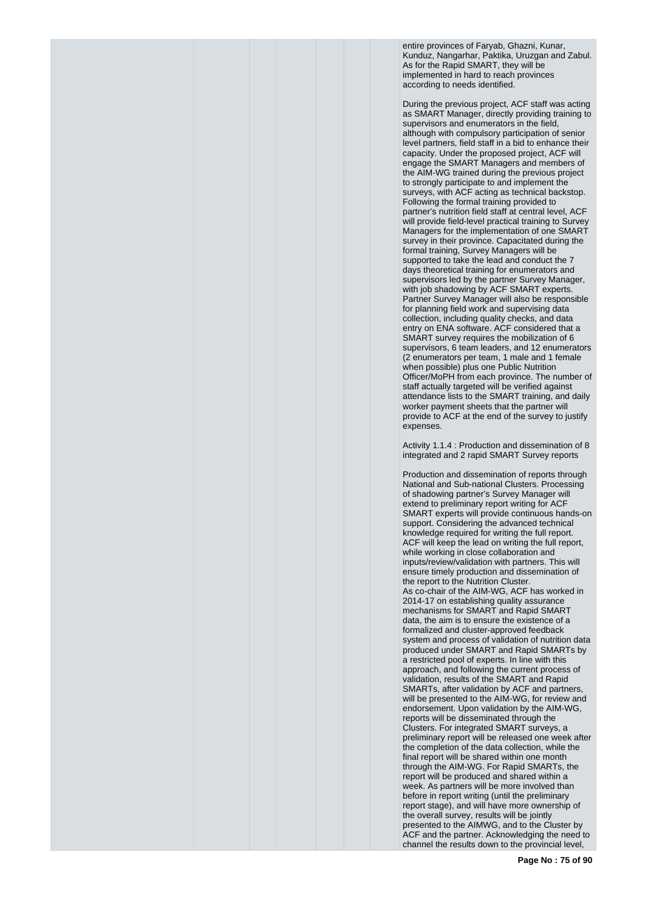entire provinces of Faryab, Ghazni, Kunar, Kunduz, Nangarhar, Paktika, Uruzgan and Zabul. As for the Rapid SMART, they will be implemented in hard to reach provinces according to needs identified.

During the previous project, ACF staff was acting as SMART Manager, directly providing training to supervisors and enumerators in the field, although with compulsory participation of senior level partners, field staff in a bid to enhance their capacity. Under the proposed project, ACF will engage the SMART Managers and members of the AIM-WG trained during the previous project to strongly participate to and implement the surveys, with ACF acting as technical backstop. Following the formal training provided to partner's nutrition field staff at central level, ACF will provide field-level practical training to Survey Managers for the implementation of one SMART survey in their province. Capacitated during the formal training, Survey Managers will be supported to take the lead and conduct the 7 days theoretical training for enumerators and supervisors led by the partner Survey Manager, with job shadowing by ACF SMART experts. Partner Survey Manager will also be responsible for planning field work and supervising data collection, including quality checks, and data entry on ENA software. ACF considered that a SMART survey requires the mobilization of 6 supervisors, 6 team leaders, and 12 enumerators (2 enumerators per team, 1 male and 1 female when possible) plus one Public Nutrition Officer/MoPH from each province. The number of staff actually targeted will be verified against attendance lists to the SMART training, and daily worker payment sheets that the partner will provide to ACF at the end of the survey to justify expenses.

Activity 1.1.4 : Production and dissemination of 8 integrated and 2 rapid SMART Survey reports

Production and dissemination of reports through National and Sub-national Clusters. Processing of shadowing partner's Survey Manager will extend to preliminary report writing for ACF SMART experts will provide continuous hands-on support. Considering the advanced technical knowledge required for writing the full report. ACF will keep the lead on writing the full report, while working in close collaboration and inputs/review/validation with partners. This will ensure timely production and dissemination of the report to the Nutrition Cluster.
As co-chair of the AIM-WG, ACF has worked in 2014-17 on establishing quality assurance mechanisms for SMART and Rapid SMART data, the aim is to ensure the existence of a formalized and cluster-approved feedback system and process of validation of nutrition data produced under SMART and Rapid SMARTs by a restricted pool of experts. In line with this approach, and following the current process of validation, results of the SMART and Rapid SMARTs, after validation by ACF and partners, will be presented to the AIM-WG, for review and endorsement. Upon validation by the AIM-WG, reports will be disseminated through the Clusters. For integrated SMART surveys, a preliminary report will be released one week after the completion of the data collection, while the final report will be shared within one month through the AIM-WG. For Rapid SMARTs, the report will be produced and shared within a week. As partners will be more involved than before in report writing (until the preliminary report stage), and will have more ownership of the overall survey, results will be jointly presented to the AIMWG, and to the Cluster by ACF and the partner. Acknowledging the need to channel the results down to the provincial level,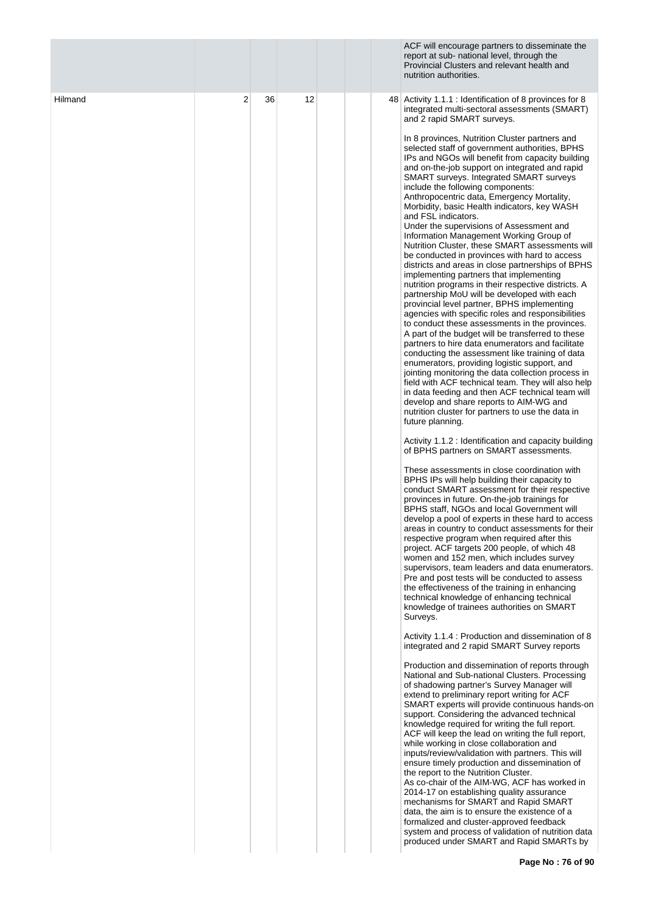| | | | | | | |
|---|---|---|---|---|---|---|
| | | | | | | ACF will encourage partners to disseminate the report at sub- national level, through the Provincial Clusters and relevant health and nutrition authorities. |
| Hilmand | 2 | 36 | 12 | | 48 | Activity 1.1.1 : Identification of 8 provinces for 8 integrated multi-sectoral assessments (SMART) and 2 rapid SMART surveys.<br><br>In 8 provinces, Nutrition Cluster partners and selected staff of government authorities, BPHS IPs and NGOs will benefit from capacity building and on-the-job support on integrated and rapid SMART surveys. Integrated SMART surveys include the following components: Anthropocentric data, Emergency Mortality, Morbidity, basic Health indicators, key WASH and FSL indicators.<br>Under the supervisions of Assessment and Information Management Working Group of Nutrition Cluster, these SMART assessments will be conducted in provinces with hard to access districts and areas in close partnerships of BPHS implementing partners that implementing nutrition programs in their respective districts. A partnership MoU will be developed with each provincial level partner, BPHS implementing agencies with specific roles and responsibilities to conduct these assessments in the provinces. A part of the budget will be transferred to these partners to hire data enumerators and facilitate conducting the assessment like training of data enumerators, providing logistic support, and jointing monitoring the data collection process in field with ACF technical team. They will also help in data feeding and then ACF technical team will develop and share reports to AIM-WG and nutrition cluster for partners to use the data in future planning.<br><br>Activity 1.1.2 : Identification and capacity building of BPHS partners on SMART assessments.<br><br>These assessments in close coordination with BPHS IPs will help building their capacity to conduct SMART assessment for their respective provinces in future. On-the-job trainings for BPHS staff, NGOs and local Government will develop a pool of experts in these hard to access areas in country to conduct assessments for their respective program when required after this project. ACF targets 200 people, of which 48 women and 152 men, which includes survey supervisors, team leaders and data enumerators. Pre and post tests will be conducted to assess the effectiveness of the training in enhancing technical knowledge of enhancing technical knowledge of trainees authorities on SMART Surveys.<br><br>Activity 1.1.4 : Production and dissemination of 8 integrated and 2 rapid SMART Survey reports<br><br>Production and dissemination of reports through National and Sub-national Clusters. Processing of shadowing partner's Survey Manager will extend to preliminary report writing for ACF SMART experts will provide continuous hands-on support. Considering the advanced technical knowledge required for writing the full report. ACF will keep the lead on writing the full report, while working in close collaboration and inputs/review/validation with partners. This will ensure timely production and dissemination of the report to the Nutrition Cluster.<br>As co-chair of the AIM-WG, ACF has worked in 2014-17 on establishing quality assurance mechanisms for SMART and Rapid SMART data, the aim is to ensure the existence of a formalized and cluster-approved feedback system and process of validation of nutrition data produced under SMART and Rapid SMARTs by |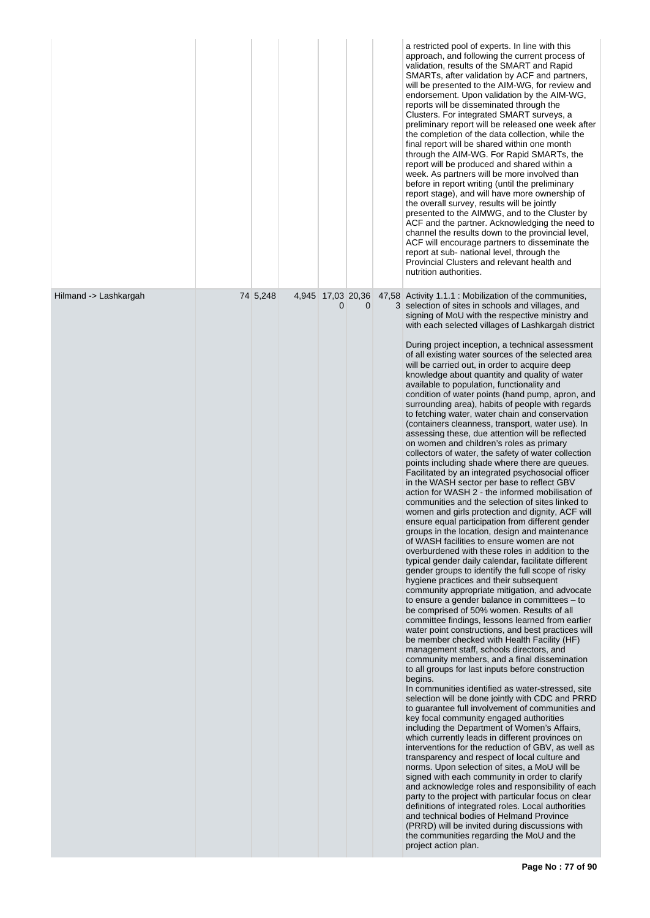| | | | | | | | |
|---|---|---|---|---|---|---|---|
| | | | | | | | a restricted pool of experts. In line with this approach, and following the current process of validation, results of the SMART and Rapid SMARTs, after validation by ACF and partners, will be presented to the AIM-WG, for review and endorsement. Upon validation by the AIM-WG, reports will be disseminated through the Clusters. For integrated SMART surveys, a preliminary report will be released one week after the completion of the data collection, while the final report will be shared within one month through the AIM-WG. For Rapid SMARTs, the report will be produced and shared within a week. As partners will be more involved than before in report writing (until the preliminary report stage), and will have more ownership of the overall survey, results will be jointly presented to the AIMWG, and to the Cluster by ACF and the partner. Acknowledging the need to channel the results down to the provincial level, ACF will encourage partners to disseminate the report at sub- national level, through the Provincial Clusters and relevant health and nutrition authorities. |
| Hilmand -> Lashkargah | | 74 | 5,248 | 4,945 | 17,030 | 20,360 | 47,583 | Activity 1.1.1 : Mobilization of the communities, selection of sites in schools and villages, and signing of MoU with the respective ministry and with each selected villages of Lashkargah district<br><br>During project inception, a technical assessment of all existing water sources of the selected area will be carried out, in order to acquire deep knowledge about quantity and quality of water available to population, functionality and condition of water points (hand pump, apron, and surrounding area), habits of people with regards to fetching water, water chain and conservation (containers cleanness, transport, water use). In assessing these, due attention will be reflected on women and children's roles as primary collectors of water, the safety of water collection points including shade where there are queues. Facilitated by an integrated psychosocial officer in the WASH sector per base to reflect GBV action for WASH 2 - the informed mobilisation of communities and the selection of sites linked to women and girls protection and dignity, ACF will ensure equal participation from different gender groups in the location, design and maintenance of WASH facilities to ensure women are not overburdened with these roles in addition to the typical gender daily calendar, facilitate different gender groups to identify the full scope of risky hygiene practices and their subsequent community appropriate mitigation, and advocate to ensure a gender balance in committees – to be comprised of 50% women. Results of all committee findings, lessons learned from earlier water point constructions, and best practices will be member checked with Health Facility (HF) management staff, schools directors, and community members, and a final dissemination to all groups for last inputs before construction begins.<br>In communities identified as water-stressed, site selection will be done jointly with CDC and PRRD to guarantee full involvement of communities and key focal community engaged authorities including the Department of Women's Affairs, which currently leads in different provinces on interventions for the reduction of GBV, as well as transparency and respect of local culture and norms. Upon selection of sites, a MoU will be signed with each community in order to clarify and acknowledge roles and responsibility of each party to the project with particular focus on clear definitions of integrated roles. Local authorities and technical bodies of Helmand Province (PRRD) will be invited during discussions with the communities regarding the MoU and the project action plan. |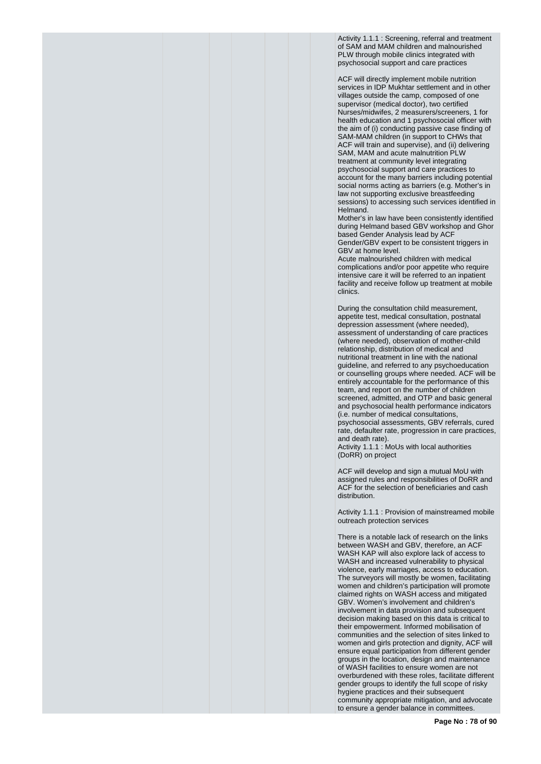Activity 1.1.1 : Screening, referral and treatment of SAM and MAM children and malnourished PLW through mobile clinics integrated with psychosocial support and care practices

ACF will directly implement mobile nutrition services in IDP Mukhtar settlement and in other villages outside the camp, composed of one supervisor (medical doctor), two certified Nurses/midwifes, 2 measurers/screeners, 1 for health education and 1 psychosocial officer with the aim of (i) conducting passive case finding of SAM-MAM children (in support to CHWs that ACF will train and supervise), and (ii) delivering SAM, MAM and acute malnutrition PLW treatment at community level integrating psychosocial support and care practices to account for the many barriers including potential social norms acting as barriers (e.g. Mother's in law not supporting exclusive breastfeeding sessions) to accessing such services identified in Helmand.
Mother's in law have been consistently identified during Helmand based GBV workshop and Ghor based Gender Analysis lead by ACF Gender/GBV expert to be consistent triggers in GBV at home level.
Acute malnourished children with medical complications and/or poor appetite who require intensive care it will be referred to an inpatient facility and receive follow up treatment at mobile clinics.

During the consultation child measurement, appetite test, medical consultation, postnatal depression assessment (where needed), assessment of understanding of care practices (where needed), observation of mother-child relationship, distribution of medical and nutritional treatment in line with the national guideline, and referred to any psychoeducation or counselling groups where needed. ACF will be entirely accountable for the performance of this team, and report on the number of children screened, admitted, and OTP and basic general and psychosocial health performance indicators (i.e. number of medical consultations, psychosocial assessments, GBV referrals, cured rate, defaulter rate, progression in care practices, and death rate).
Activity 1.1.1 : MoUs with local authorities (DoRR) on project

ACF will develop and sign a mutual MoU with assigned rules and responsibilities of DoRR and ACF for the selection of beneficiaries and cash distribution.

Activity 1.1.1 : Provision of mainstreamed mobile outreach protection services

There is a notable lack of research on the links between WASH and GBV, therefore, an ACF WASH KAP will also explore lack of access to WASH and increased vulnerability to physical violence, early marriages, access to education. The surveyors will mostly be women, facilitating women and children's participation will promote claimed rights on WASH access and mitigated GBV. Women's involvement and children's involvement in data provision and subsequent decision making based on this data is critical to their empowerment. Informed mobilisation of communities and the selection of sites linked to women and girls protection and dignity, ACF will ensure equal participation from different gender groups in the location, design and maintenance of WASH facilities to ensure women are not overburdened with these roles, facilitate different gender groups to identify the full scope of risky hygiene practices and their subsequent community appropriate mitigation, and advocate to ensure a gender balance in committees.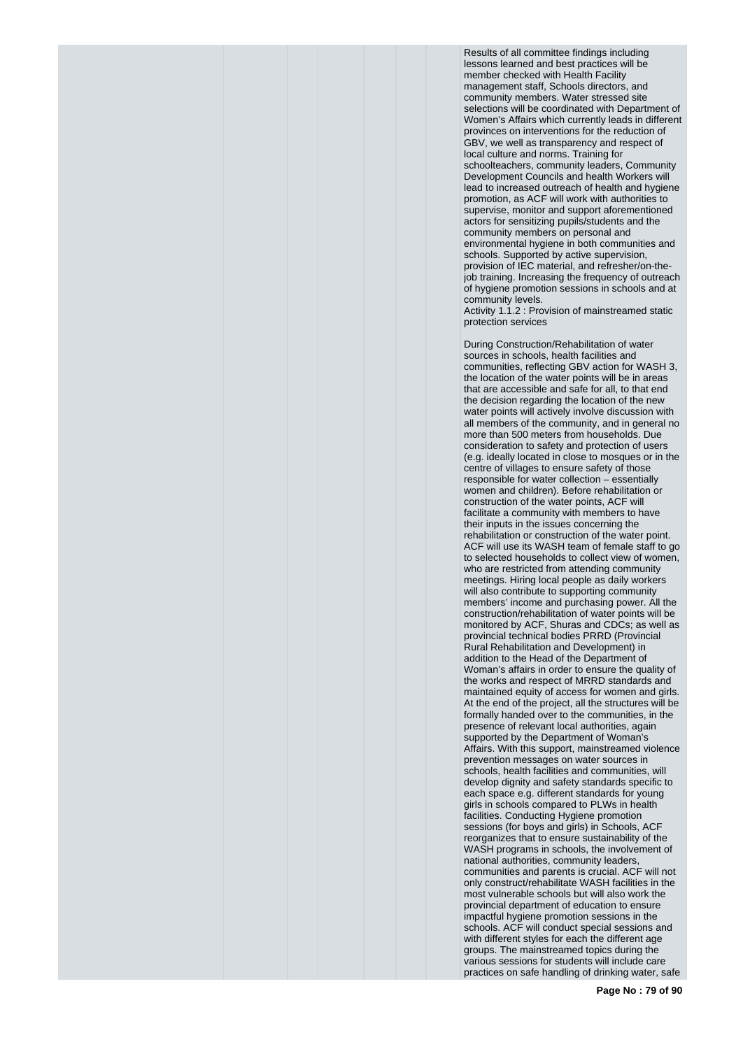Results of all committee findings including lessons learned and best practices will be member checked with Health Facility management staff, Schools directors, and community members. Water stressed site selections will be coordinated with Department of Women's Affairs which currently leads in different provinces on interventions for the reduction of GBV, we well as transparency and respect of local culture and norms. Training for schoolteachers, community leaders, Community Development Councils and health Workers will lead to increased outreach of health and hygiene promotion, as ACF will work with authorities to supervise, monitor and support aforementioned actors for sensitizing pupils/students and the community members on personal and environmental hygiene in both communities and schools. Supported by active supervision, provision of IEC material, and refresher/on-the-job training. Increasing the frequency of outreach of hygiene promotion sessions in schools and at community levels.

Activity 1.1.2 : Provision of mainstreamed static protection services

During Construction/Rehabilitation of water sources in schools, health facilities and communities, reflecting GBV action for WASH 3, the location of the water points will be in areas that are accessible and safe for all, to that end the decision regarding the location of the new water points will actively involve discussion with all members of the community, and in general no more than 500 meters from households. Due consideration to safety and protection of users (e.g. ideally located in close to mosques or in the centre of villages to ensure safety of those responsible for water collection – essentially women and children). Before rehabilitation or construction of the water points, ACF will facilitate a community with members to have their inputs in the issues concerning the rehabilitation or construction of the water point. ACF will use its WASH team of female staff to go to selected households to collect view of women, who are restricted from attending community meetings. Hiring local people as daily workers will also contribute to supporting community members' income and purchasing power. All the construction/rehabilitation of water points will be monitored by ACF, Shuras and CDCs; as well as provincial technical bodies PRRD (Provincial Rural Rehabilitation and Development) in addition to the Head of the Department of Woman's affairs in order to ensure the quality of the works and respect of MRRD standards and maintained equity of access for women and girls. At the end of the project, all the structures will be formally handed over to the communities, in the presence of relevant local authorities, again supported by the Department of Woman's Affairs. With this support, mainstreamed violence prevention messages on water sources in schools, health facilities and communities, will develop dignity and safety standards specific to each space e.g. different standards for young girls in schools compared to PLWs in health facilities. Conducting Hygiene promotion sessions (for boys and girls) in Schools, ACF reorganizes that to ensure sustainability of the WASH programs in schools, the involvement of national authorities, community leaders, communities and parents is crucial. ACF will not only construct/rehabilitate WASH facilities in the most vulnerable schools but will also work the provincial department of education to ensure impactful hygiene promotion sessions in the schools. ACF will conduct special sessions and with different styles for each the different age groups. The mainstreamed topics during the various sessions for students will include care practices on safe handling of drinking water, safe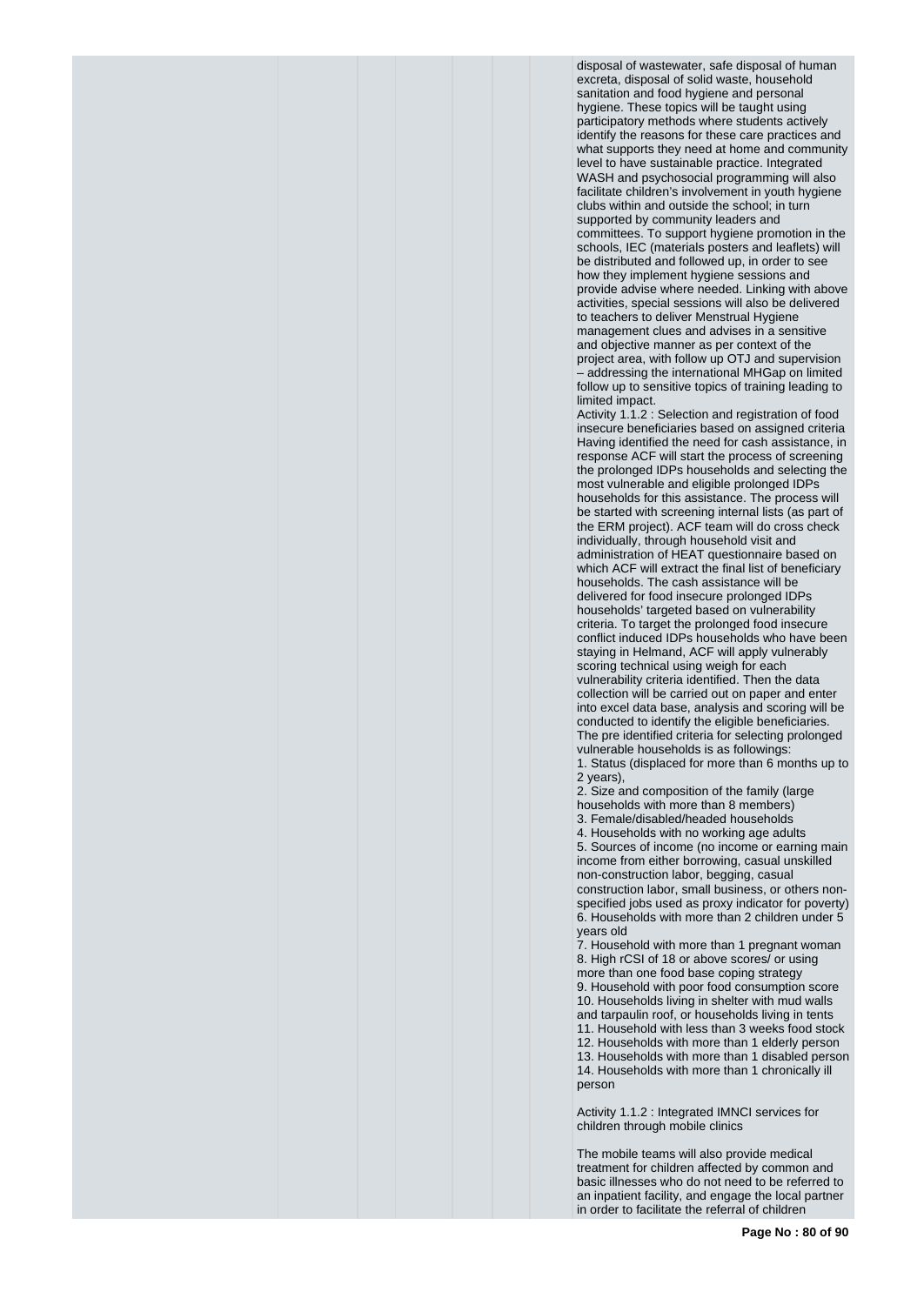disposal of wastewater, safe disposal of human excreta, disposal of solid waste, household sanitation and food hygiene and personal hygiene. These topics will be taught using participatory methods where students actively identify the reasons for these care practices and what supports they need at home and community level to have sustainable practice. Integrated WASH and psychosocial programming will also facilitate children's involvement in youth hygiene clubs within and outside the school; in turn supported by community leaders and committees. To support hygiene promotion in the schools, IEC (materials posters and leaflets) will be distributed and followed up, in order to see how they implement hygiene sessions and provide advise where needed. Linking with above activities, special sessions will also be delivered to teachers to deliver Menstrual Hygiene management clues and advises in a sensitive and objective manner as per context of the project area, with follow up OTJ and supervision – addressing the international MHGap on limited follow up to sensitive topics of training leading to limited impact.

Activity 1.1.2 : Selection and registration of food insecure beneficiaries based on assigned criteria
Having identified the need for cash assistance, in response ACF will start the process of screening the prolonged IDPs households and selecting the most vulnerable and eligible prolonged IDPs households for this assistance. The process will be started with screening internal lists (as part of the ERM project). ACF team will do cross check individually, through household visit and administration of HEAT questionnaire based on which ACF will extract the final list of beneficiary households. The cash assistance will be delivered for food insecure prolonged IDPs households' targeted based on vulnerability criteria. To target the prolonged food insecure conflict induced IDPs households who have been staying in Helmand, ACF will apply vulnerably scoring technical using weigh for each vulnerability criteria identified. Then the data collection will be carried out on paper and enter into excel data base, analysis and scoring will be conducted to identify the eligible beneficiaries. The pre identified criteria for selecting prolonged vulnerable households is as followings:

1. Status (displaced for more than 6 months up to 2 years),
2. Size and composition of the family (large households with more than 8 members)
3. Female/disabled/headed households
4. Households with no working age adults
5. Sources of income (no income or earning main income from either borrowing, casual unskilled non-construction labor, begging, casual construction labor, small business, or others non-specified jobs used as proxy indicator for poverty)
6. Households with more than 2 children under 5 years old
7. Household with more than 1 pregnant woman
8. High rCSI of 18 or above scores/ or using more than one food base coping strategy
9. Household with poor food consumption score
10. Households living in shelter with mud walls and tarpaulin roof, or households living in tents
11. Household with less than 3 weeks food stock
12. Households with more than 1 elderly person
13. Households with more than 1 disabled person
14. Households with more than 1 chronically ill person

Activity 1.1.2 : Integrated IMNCI services for children through mobile clinics

The mobile teams will also provide medical treatment for children affected by common and basic illnesses who do not need to be referred to an inpatient facility, and engage the local partner in order to facilitate the referral of children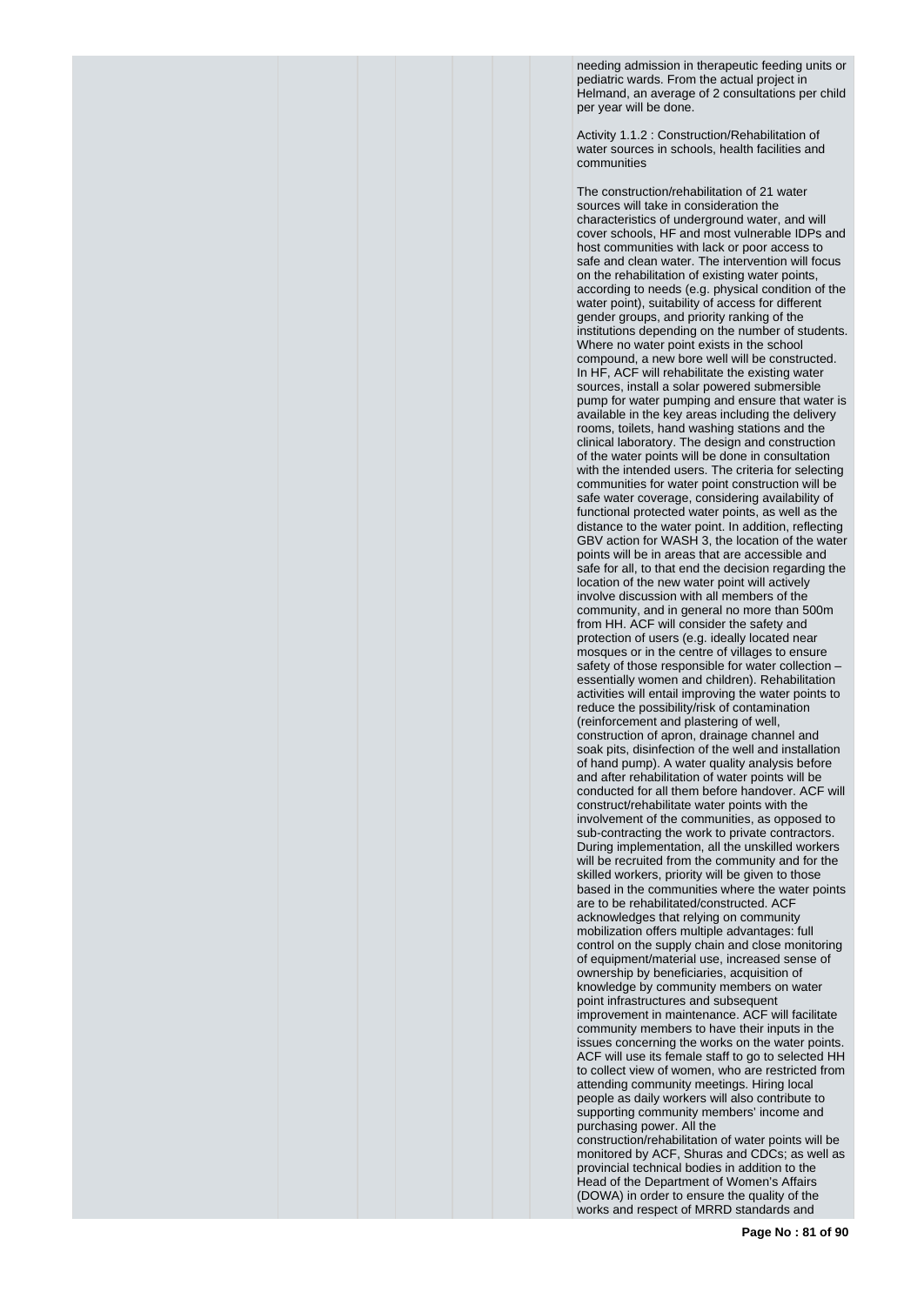needing admission in therapeutic feeding units or pediatric wards. From the actual project in Helmand, an average of 2 consultations per child per year will be done.

Activity 1.1.2 : Construction/Rehabilitation of water sources in schools, health facilities and communities

The construction/rehabilitation of 21 water sources will take in consideration the characteristics of underground water, and will cover schools, HF and most vulnerable IDPs and host communities with lack or poor access to safe and clean water. The intervention will focus on the rehabilitation of existing water points, according to needs (e.g. physical condition of the water point), suitability of access for different gender groups, and priority ranking of the institutions depending on the number of students. Where no water point exists in the school compound, a new bore well will be constructed. In HF, ACF will rehabilitate the existing water sources, install a solar powered submersible pump for water pumping and ensure that water is available in the key areas including the delivery rooms, toilets, hand washing stations and the clinical laboratory. The design and construction of the water points will be done in consultation with the intended users. The criteria for selecting communities for water point construction will be safe water coverage, considering availability of functional protected water points, as well as the distance to the water point. In addition, reflecting GBV action for WASH 3, the location of the water points will be in areas that are accessible and safe for all, to that end the decision regarding the location of the new water point will actively involve discussion with all members of the community, and in general no more than 500m from HH. ACF will consider the safety and protection of users (e.g. ideally located near mosques or in the centre of villages to ensure safety of those responsible for water collection – essentially women and children). Rehabilitation activities will entail improving the water points to reduce the possibility/risk of contamination (reinforcement and plastering of well, construction of apron, drainage channel and soak pits, disinfection of the well and installation of hand pump). A water quality analysis before and after rehabilitation of water points will be conducted for all them before handover. ACF will construct/rehabilitate water points with the involvement of the communities, as opposed to sub-contracting the work to private contractors. During implementation, all the unskilled workers will be recruited from the community and for the skilled workers, priority will be given to those based in the communities where the water points are to be rehabilitated/constructed. ACF acknowledges that relying on community mobilization offers multiple advantages: full control on the supply chain and close monitoring of equipment/material use, increased sense of ownership by beneficiaries, acquisition of knowledge by community members on water point infrastructures and subsequent improvement in maintenance. ACF will facilitate community members to have their inputs in the issues concerning the works on the water points. ACF will use its female staff to go to selected HH to collect view of women, who are restricted from attending community meetings. Hiring local people as daily workers will also contribute to supporting community members' income and purchasing power. All the construction/rehabilitation of water points will be monitored by ACF, Shuras and CDCs; as well as provincial technical bodies in addition to the Head of the Department of Women's Affairs (DOWA) in order to ensure the quality of the works and respect of MRRD standards and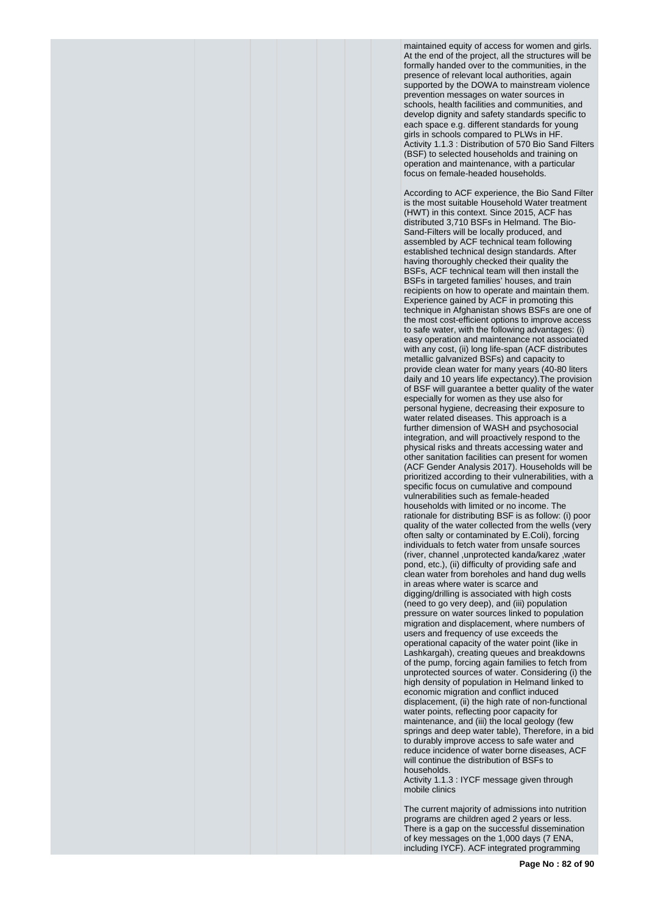maintained equity of access for women and girls. At the end of the project, all the structures will be formally handed over to the communities, in the presence of relevant local authorities, again supported by the DOWA to mainstream violence prevention messages on water sources in schools, health facilities and communities, and develop dignity and safety standards specific to each space e.g. different standards for young girls in schools compared to PLWs in HF.
Activity 1.1.3 : Distribution of 570 Bio Sand Filters (BSF) to selected households and training on operation and maintenance, with a particular focus on female-headed households.

According to ACF experience, the Bio Sand Filter is the most suitable Household Water treatment (HWT) in this context. Since 2015, ACF has distributed 3,710 BSFs in Helmand. The Bio-Sand-Filters will be locally produced, and assembled by ACF technical team following established technical design standards. After having thoroughly checked their quality the BSFs, ACF technical team will then install the BSFs in targeted families' houses, and train recipients on how to operate and maintain them. Experience gained by ACF in promoting this technique in Afghanistan shows BSFs are one of the most cost-efficient options to improve access to safe water, with the following advantages: (i) easy operation and maintenance not associated with any cost, (ii) long life-span (ACF distributes metallic galvanized BSFs) and capacity to provide clean water for many years (40-80 liters daily and 10 years life expectancy).The provision of BSF will guarantee a better quality of the water especially for women as they use also for personal hygiene, decreasing their exposure to water related diseases. This approach is a further dimension of WASH and psychosocial integration, and will proactively respond to the physical risks and threats accessing water and other sanitation facilities can present for women (ACF Gender Analysis 2017). Households will be prioritized according to their vulnerabilities, with a specific focus on cumulative and compound vulnerabilities such as female-headed households with limited or no income. The rationale for distributing BSF is as follow: (i) poor quality of the water collected from the wells (very often salty or contaminated by E.Coli), forcing individuals to fetch water from unsafe sources (river, channel ,unprotected kanda/karez ,water pond, etc.), (ii) difficulty of providing safe and clean water from boreholes and hand dug wells in areas where water is scarce and digging/drilling is associated with high costs (need to go very deep), and (iii) population pressure on water sources linked to population migration and displacement, where numbers of users and frequency of use exceeds the operational capacity of the water point (like in Lashkargah), creating queues and breakdowns of the pump, forcing again families to fetch from unprotected sources of water. Considering (i) the high density of population in Helmand linked to economic migration and conflict induced displacement, (ii) the high rate of non-functional water points, reflecting poor capacity for maintenance, and (iii) the local geology (few springs and deep water table), Therefore, in a bid to durably improve access to safe water and reduce incidence of water borne diseases, ACF will continue the distribution of BSFs to households.
Activity 1.1.3 : IYCF message given through mobile clinics

The current majority of admissions into nutrition programs are children aged 2 years or less. There is a gap on the successful dissemination of key messages on the 1,000 days (7 ENA, including IYCF). ACF integrated programming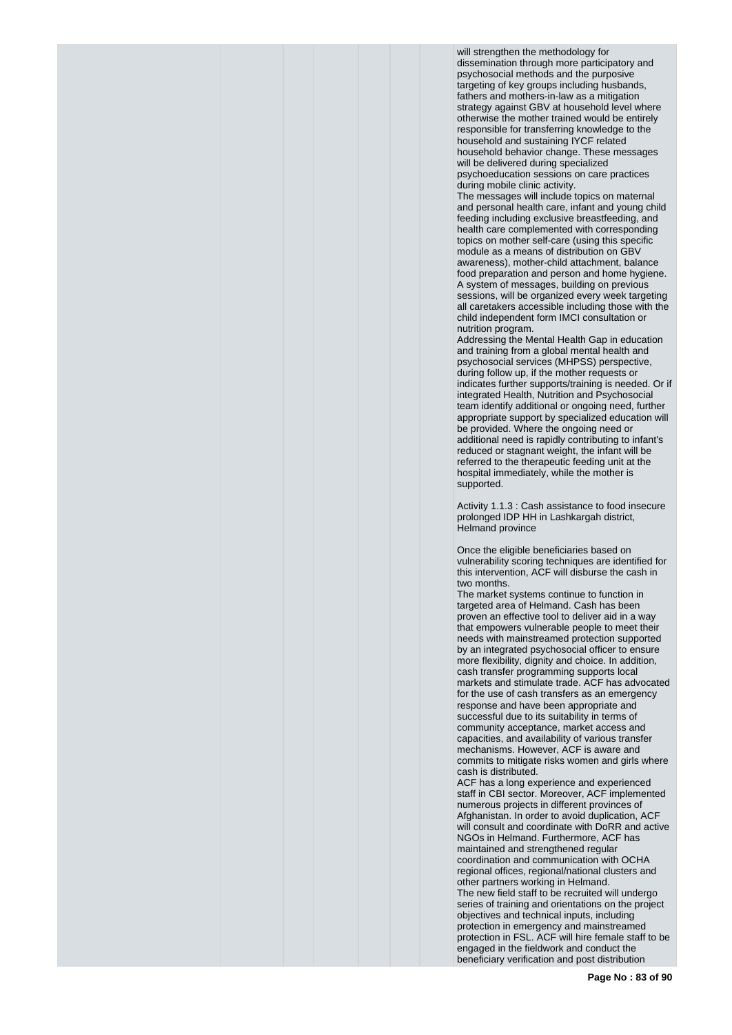will strengthen the methodology for dissemination through more participatory and psychosocial methods and the purposive targeting of key groups including husbands, fathers and mothers-in-law as a mitigation strategy against GBV at household level where otherwise the mother trained would be entirely responsible for transferring knowledge to the household and sustaining IYCF related household behavior change. These messages will be delivered during specialized psychoeducation sessions on care practices during mobile clinic activity.
The messages will include topics on maternal and personal health care, infant and young child feeding including exclusive breastfeeding, and health care complemented with corresponding topics on mother self-care (using this specific module as a means of distribution on GBV awareness), mother-child attachment, balance food preparation and person and home hygiene. A system of messages, building on previous sessions, will be organized every week targeting all caretakers accessible including those with the child independent form IMCI consultation or nutrition program.
Addressing the Mental Health Gap in education and training from a global mental health and psychosocial services (MHPSS) perspective, during follow up, if the mother requests or indicates further supports/training is needed. Or if integrated Health, Nutrition and Psychosocial team identify additional or ongoing need, further appropriate support by specialized education will be provided. Where the ongoing need or additional need is rapidly contributing to infant's reduced or stagnant weight, the infant will be referred to the therapeutic feeding unit at the hospital immediately, while the mother is supported.

Activity 1.1.3 : Cash assistance to food insecure prolonged IDP HH in Lashkargah district, Helmand province

Once the eligible beneficiaries based on vulnerability scoring techniques are identified for this intervention, ACF will disburse the cash in two months.
The market systems continue to function in targeted area of Helmand. Cash has been proven an effective tool to deliver aid in a way that empowers vulnerable people to meet their needs with mainstreamed protection supported by an integrated psychosocial officer to ensure more flexibility, dignity and choice. In addition, cash transfer programming supports local markets and stimulate trade. ACF has advocated for the use of cash transfers as an emergency response and have been appropriate and successful due to its suitability in terms of community acceptance, market access and capacities, and availability of various transfer mechanisms. However, ACF is aware and commits to mitigate risks women and girls where cash is distributed.
ACF has a long experience and experienced staff in CBI sector. Moreover, ACF implemented numerous projects in different provinces of Afghanistan. In order to avoid duplication, ACF will consult and coordinate with DoRR and active NGOs in Helmand. Furthermore, ACF has maintained and strengthened regular coordination and communication with OCHA regional offices, regional/national clusters and other partners working in Helmand.
The new field staff to be recruited will undergo series of training and orientations on the project objectives and technical inputs, including protection in emergency and mainstreamed protection in FSL. ACF will hire female staff to be engaged in the fieldwork and conduct the beneficiary verification and post distribution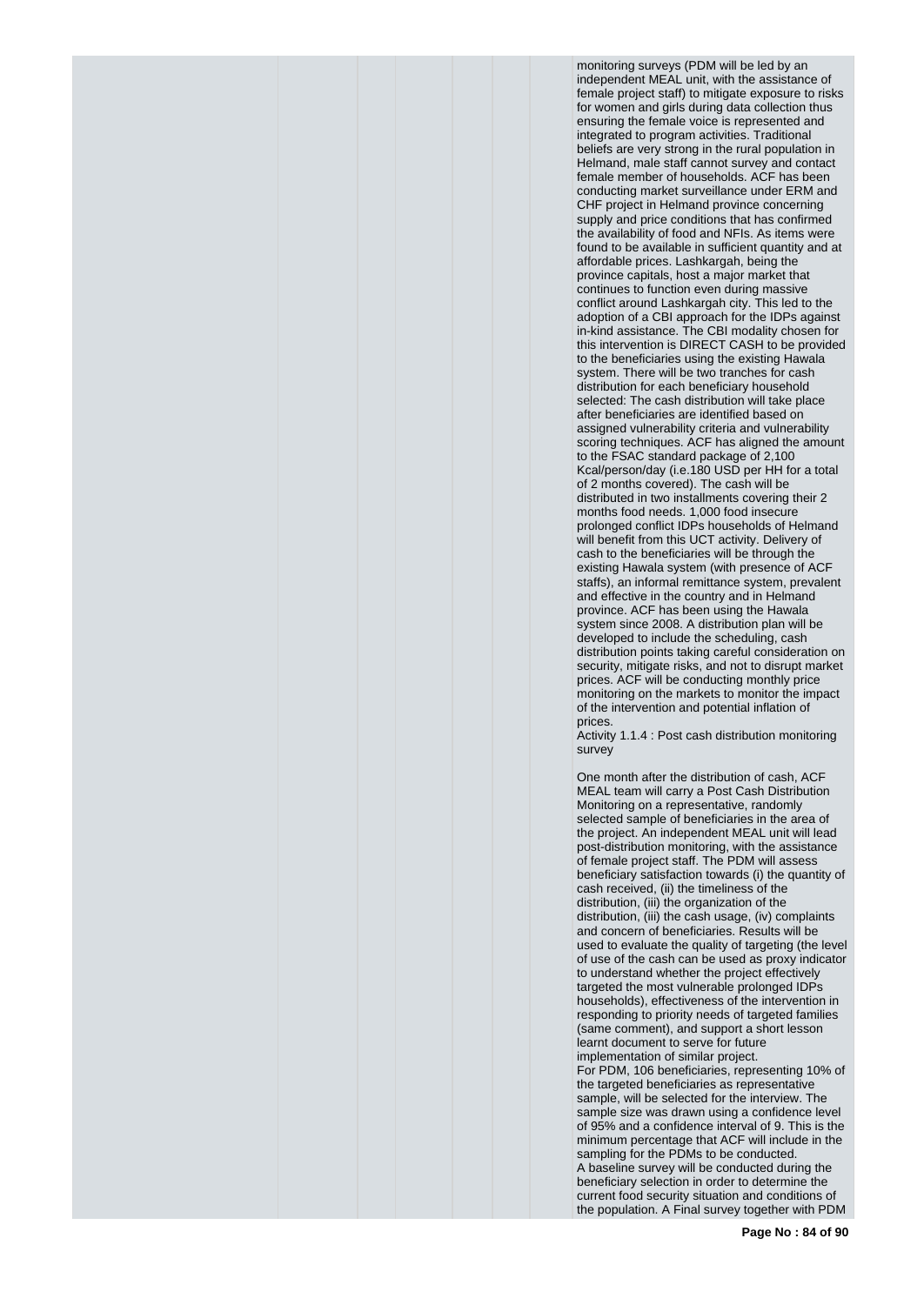monitoring surveys (PDM will be led by an independent MEAL unit, with the assistance of female project staff) to mitigate exposure to risks for women and girls during data collection thus ensuring the female voice is represented and integrated to program activities. Traditional beliefs are very strong in the rural population in Helmand, male staff cannot survey and contact female member of households. ACF has been conducting market surveillance under ERM and CHF project in Helmand province concerning supply and price conditions that has confirmed the availability of food and NFIs. As items were found to be available in sufficient quantity and at affordable prices. Lashkargah, being the province capitals, host a major market that continues to function even during massive conflict around Lashkargah city. This led to the adoption of a CBI approach for the IDPs against in-kind assistance. The CBI modality chosen for this intervention is DIRECT CASH to be provided to the beneficiaries using the existing Hawala system. There will be two tranches for cash distribution for each beneficiary household selected: The cash distribution will take place after beneficiaries are identified based on assigned vulnerability criteria and vulnerability scoring techniques. ACF has aligned the amount to the FSAC standard package of 2,100 Kcal/person/day (i.e.180 USD per HH for a total of 2 months covered). The cash will be distributed in two installments covering their 2 months food needs. 1,000 food insecure prolonged conflict IDPs households of Helmand will benefit from this UCT activity. Delivery of cash to the beneficiaries will be through the existing Hawala system (with presence of ACF staffs), an informal remittance system, prevalent and effective in the country and in Helmand province. ACF has been using the Hawala system since 2008. A distribution plan will be developed to include the scheduling, cash distribution points taking careful consideration on security, mitigate risks, and not to disrupt market prices. ACF will be conducting monthly price monitoring on the markets to monitor the impact of the intervention and potential inflation of prices.

Activity 1.1.4 : Post cash distribution monitoring survey

One month after the distribution of cash, ACF MEAL team will carry a Post Cash Distribution Monitoring on a representative, randomly selected sample of beneficiaries in the area of the project. An independent MEAL unit will lead post-distribution monitoring, with the assistance of female project staff. The PDM will assess beneficiary satisfaction towards (i) the quantity of cash received, (ii) the timeliness of the distribution, (iii) the organization of the distribution, (iii) the cash usage, (iv) complaints and concern of beneficiaries. Results will be used to evaluate the quality of targeting (the level of use of the cash can be used as proxy indicator to understand whether the project effectively targeted the most vulnerable prolonged IDPs households), effectiveness of the intervention in responding to priority needs of targeted families (same comment), and support a short lesson learnt document to serve for future implementation of similar project.

For PDM, 106 beneficiaries, representing 10% of the targeted beneficiaries as representative sample, will be selected for the interview. The sample size was drawn using a confidence level of 95% and a confidence interval of 9. This is the minimum percentage that ACF will include in the sampling for the PDMs to be conducted.

A baseline survey will be conducted during the beneficiary selection in order to determine the current food security situation and conditions of the population. A Final survey together with PDM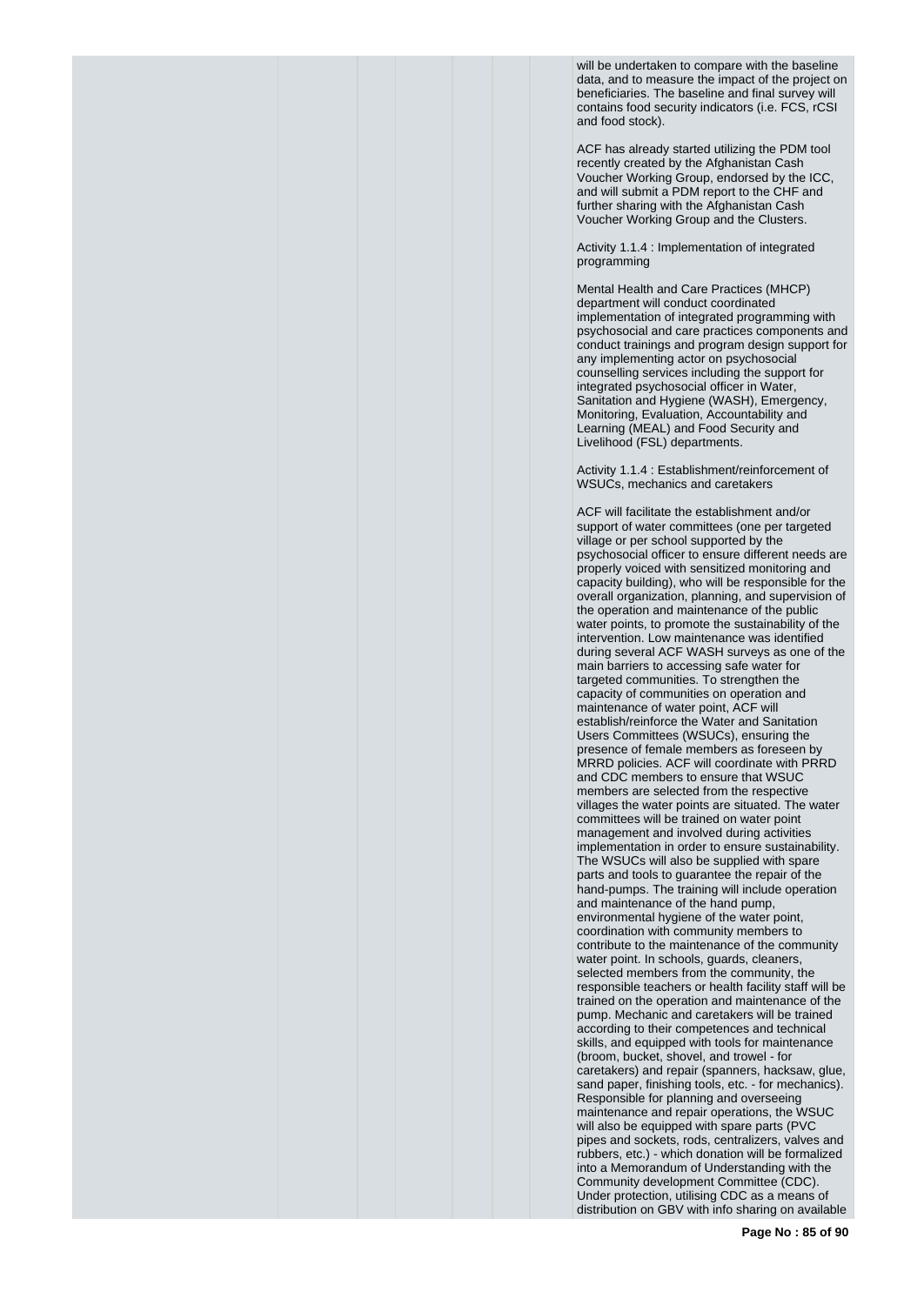will be undertaken to compare with the baseline data, and to measure the impact of the project on beneficiaries. The baseline and final survey will contains food security indicators (i.e. FCS, rCSI and food stock).

ACF has already started utilizing the PDM tool recently created by the Afghanistan Cash Voucher Working Group, endorsed by the ICC, and will submit a PDM report to the CHF and further sharing with the Afghanistan Cash Voucher Working Group and the Clusters.

Activity 1.1.4 : Implementation of integrated programming

Mental Health and Care Practices (MHCP) department will conduct coordinated implementation of integrated programming with psychosocial and care practices components and conduct trainings and program design support for any implementing actor on psychosocial counselling services including the support for integrated psychosocial officer in Water, Sanitation and Hygiene (WASH), Emergency, Monitoring, Evaluation, Accountability and Learning (MEAL) and Food Security and Livelihood (FSL) departments.

Activity 1.1.4 : Establishment/reinforcement of WSUCs, mechanics and caretakers

ACF will facilitate the establishment and/or support of water committees (one per targeted village or per school supported by the psychosocial officer to ensure different needs are properly voiced with sensitized monitoring and capacity building), who will be responsible for the overall organization, planning, and supervision of the operation and maintenance of the public water points, to promote the sustainability of the intervention. Low maintenance was identified during several ACF WASH surveys as one of the main barriers to accessing safe water for targeted communities. To strengthen the capacity of communities on operation and maintenance of water point, ACF will establish/reinforce the Water and Sanitation Users Committees (WSUCs), ensuring the presence of female members as foreseen by MRRD policies. ACF will coordinate with PRRD and CDC members to ensure that WSUC members are selected from the respective villages the water points are situated. The water committees will be trained on water point management and involved during activities implementation in order to ensure sustainability. The WSUCs will also be supplied with spare parts and tools to guarantee the repair of the hand-pumps. The training will include operation and maintenance of the hand pump, environmental hygiene of the water point, coordination with community members to contribute to the maintenance of the community water point. In schools, guards, cleaners, selected members from the community, the responsible teachers or health facility staff will be trained on the operation and maintenance of the pump. Mechanic and caretakers will be trained according to their competences and technical skills, and equipped with tools for maintenance (broom, bucket, shovel, and trowel - for caretakers) and repair (spanners, hacksaw, glue, sand paper, finishing tools, etc. - for mechanics). Responsible for planning and overseeing maintenance and repair operations, the WSUC will also be equipped with spare parts (PVC pipes and sockets, rods, centralizers, valves and rubbers, etc.) - which donation will be formalized into a Memorandum of Understanding with the Community development Committee (CDC). Under protection, utilising CDC as a means of distribution on GBV with info sharing on available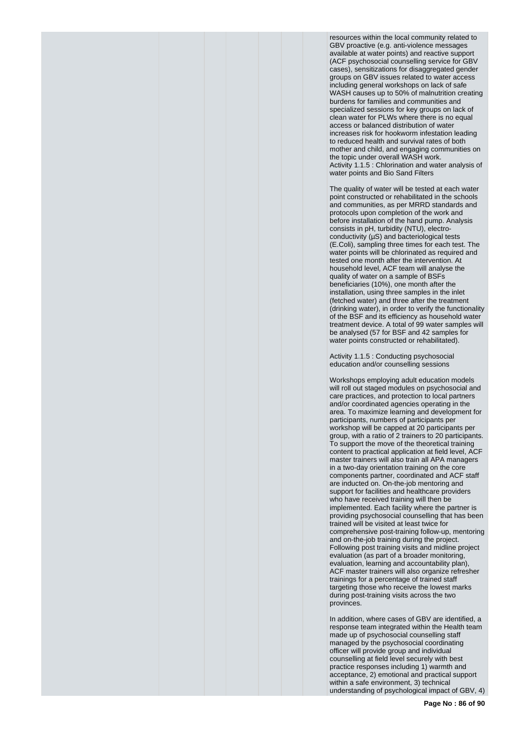resources within the local community related to GBV proactive (e.g. anti-violence messages available at water points) and reactive support (ACF psychosocial counselling service for GBV cases), sensitizations for disaggregated gender groups on GBV issues related to water access including general workshops on lack of safe WASH causes up to 50% of malnutrition creating burdens for families and communities and specialized sessions for key groups on lack of clean water for PLWs where there is no equal access or balanced distribution of water increases risk for hookworm infestation leading to reduced health and survival rates of both mother and child, and engaging communities on the topic under overall WASH work.
Activity 1.1.5 : Chlorination and water analysis of water points and Bio Sand Filters

The quality of water will be tested at each water point constructed or rehabilitated in the schools and communities, as per MRRD standards and protocols upon completion of the work and before installation of the hand pump. Analysis consists in pH, turbidity (NTU), electro-conductivity (µS) and bacteriological tests (E.Coli), sampling three times for each test. The water points will be chlorinated as required and tested one month after the intervention. At household level, ACF team will analyse the quality of water on a sample of BSFs beneficiaries (10%), one month after the installation, using three samples in the inlet (fetched water) and three after the treatment (drinking water), in order to verify the functionality of the BSF and its efficiency as household water treatment device. A total of 99 water samples will be analysed (57 for BSF and 42 samples for water points constructed or rehabilitated).

Activity 1.1.5 : Conducting psychosocial education and/or counselling sessions

Workshops employing adult education models will roll out staged modules on psychosocial and care practices, and protection to local partners and/or coordinated agencies operating in the area. To maximize learning and development for participants, numbers of participants per workshop will be capped at 20 participants per group, with a ratio of 2 trainers to 20 participants. To support the move of the theoretical training content to practical application at field level, ACF master trainers will also train all APA managers in a two-day orientation training on the core components partner, coordinated and ACF staff are inducted on. On-the-job mentoring and support for facilities and healthcare providers who have received training will then be implemented. Each facility where the partner is providing psychosocial counselling that has been trained will be visited at least twice for comprehensive post-training follow-up, mentoring and on-the-job training during the project. Following post training visits and midline project evaluation (as part of a broader monitoring, evaluation, learning and accountability plan), ACF master trainers will also organize refresher trainings for a percentage of trained staff targeting those who receive the lowest marks during post-training visits across the two provinces.

In addition, where cases of GBV are identified, a response team integrated within the Health team made up of psychosocial counselling staff managed by the psychosocial coordinating officer will provide group and individual counselling at field level securely with best practice responses including 1) warmth and acceptance, 2) emotional and practical support within a safe environment, 3) technical understanding of psychological impact of GBV, 4)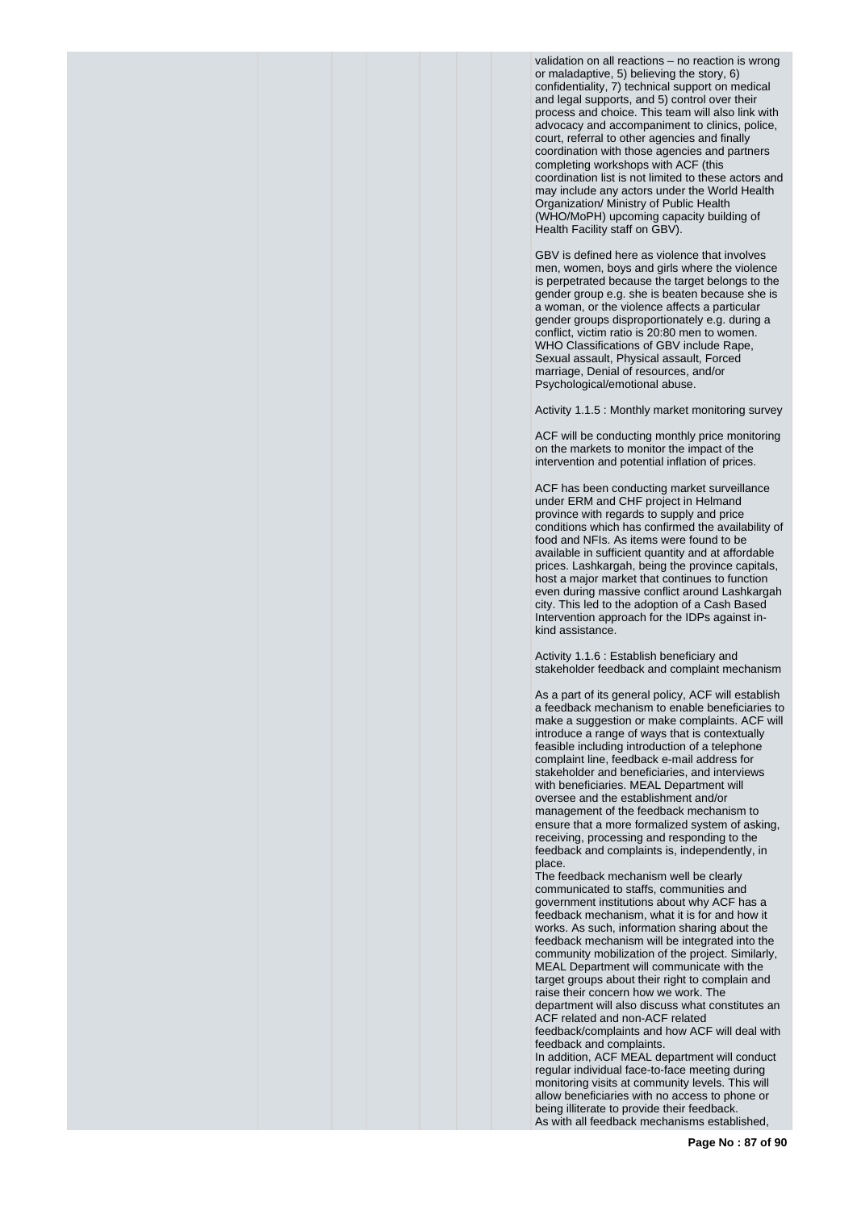validation on all reactions – no reaction is wrong or maladaptive, 5) believing the story, 6) confidentiality, 7) technical support on medical and legal supports, and 5) control over their process and choice. This team will also link with advocacy and accompaniment to clinics, police, court, referral to other agencies and finally coordination with those agencies and partners completing workshops with ACF (this coordination list is not limited to these actors and may include any actors under the World Health Organization/ Ministry of Public Health (WHO/MoPH) upcoming capacity building of Health Facility staff on GBV).

GBV is defined here as violence that involves men, women, boys and girls where the violence is perpetrated because the target belongs to the gender group e.g. she is beaten because she is a woman, or the violence affects a particular gender groups disproportionately e.g. during a conflict, victim ratio is 20:80 men to women. WHO Classifications of GBV include Rape, Sexual assault, Physical assault, Forced marriage, Denial of resources, and/or Psychological/emotional abuse.

Activity 1.1.5 : Monthly market monitoring survey

ACF will be conducting monthly price monitoring on the markets to monitor the impact of the intervention and potential inflation of prices.

ACF has been conducting market surveillance under ERM and CHF project in Helmand province with regards to supply and price conditions which has confirmed the availability of food and NFIs. As items were found to be available in sufficient quantity and at affordable prices. Lashkargah, being the province capitals, host a major market that continues to function even during massive conflict around Lashkargah city. This led to the adoption of a Cash Based Intervention approach for the IDPs against in-kind assistance.

Activity 1.1.6 : Establish beneficiary and stakeholder feedback and complaint mechanism

As a part of its general policy, ACF will establish a feedback mechanism to enable beneficiaries to make a suggestion or make complaints. ACF will introduce a range of ways that is contextually feasible including introduction of a telephone complaint line, feedback e-mail address for stakeholder and beneficiaries, and interviews with beneficiaries. MEAL Department will oversee and the establishment and/or management of the feedback mechanism to ensure that a more formalized system of asking, receiving, processing and responding to the feedback and complaints is, independently, in place.
The feedback mechanism well be clearly communicated to staffs, communities and government institutions about why ACF has a feedback mechanism, what it is for and how it works. As such, information sharing about the feedback mechanism will be integrated into the community mobilization of the project. Similarly, MEAL Department will communicate with the target groups about their right to complain and raise their concern how we work. The department will also discuss what constitutes an ACF related and non-ACF related feedback/complaints and how ACF will deal with feedback and complaints.
In addition, ACF MEAL department will conduct regular individual face-to-face meeting during monitoring visits at community levels. This will allow beneficiaries with no access to phone or being illiterate to provide their feedback.
As with all feedback mechanisms established,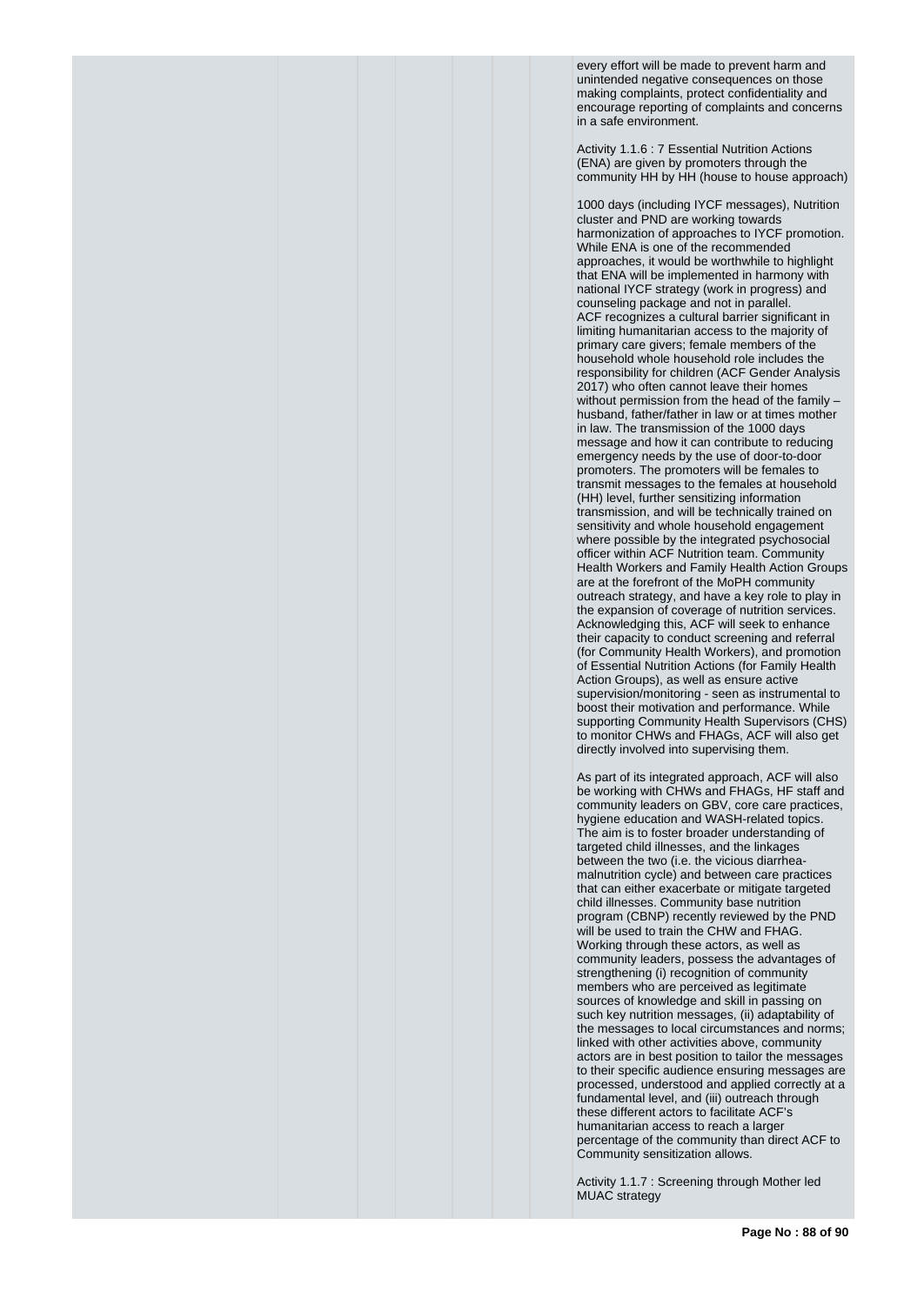every effort will be made to prevent harm and unintended negative consequences on those making complaints, protect confidentiality and encourage reporting of complaints and concerns in a safe environment.

Activity 1.1.6 : 7 Essential Nutrition Actions (ENA) are given by promoters through the community HH by HH (house to house approach)

1000 days (including IYCF messages), Nutrition cluster and PND are working towards harmonization of approaches to IYCF promotion. While ENA is one of the recommended approaches, it would be worthwhile to highlight that ENA will be implemented in harmony with national IYCF strategy (work in progress) and counseling package and not in parallel.
ACF recognizes a cultural barrier significant in limiting humanitarian access to the majority of primary care givers; female members of the household whole household role includes the responsibility for children (ACF Gender Analysis 2017) who often cannot leave their homes without permission from the head of the family – husband, father/father in law or at times mother in law. The transmission of the 1000 days message and how it can contribute to reducing emergency needs by the use of door-to-door promoters. The promoters will be females to transmit messages to the females at household (HH) level, further sensitizing information transmission, and will be technically trained on sensitivity and whole household engagement where possible by the integrated psychosocial officer within ACF Nutrition team. Community Health Workers and Family Health Action Groups are at the forefront of the MoPH community outreach strategy, and have a key role to play in the expansion of coverage of nutrition services. Acknowledging this, ACF will seek to enhance their capacity to conduct screening and referral (for Community Health Workers), and promotion of Essential Nutrition Actions (for Family Health Action Groups), as well as ensure active supervision/monitoring - seen as instrumental to boost their motivation and performance. While supporting Community Health Supervisors (CHS) to monitor CHWs and FHAGs, ACF will also get directly involved into supervising them.

As part of its integrated approach, ACF will also be working with CHWs and FHAGs, HF staff and community leaders on GBV, core care practices, hygiene education and WASH-related topics. The aim is to foster broader understanding of targeted child illnesses, and the linkages between the two (i.e. the vicious diarrhea-malnutrition cycle) and between care practices that can either exacerbate or mitigate targeted child illnesses. Community base nutrition program (CBNP) recently reviewed by the PND will be used to train the CHW and FHAG. Working through these actors, as well as community leaders, possess the advantages of strengthening (i) recognition of community members who are perceived as legitimate sources of knowledge and skill in passing on such key nutrition messages, (ii) adaptability of the messages to local circumstances and norms; linked with other activities above, community actors are in best position to tailor the messages to their specific audience ensuring messages are processed, understood and applied correctly at a fundamental level, and (iii) outreach through these different actors to facilitate ACF's humanitarian access to reach a larger percentage of the community than direct ACF to Community sensitization allows.

Activity 1.1.7 : Screening through Mother led MUAC strategy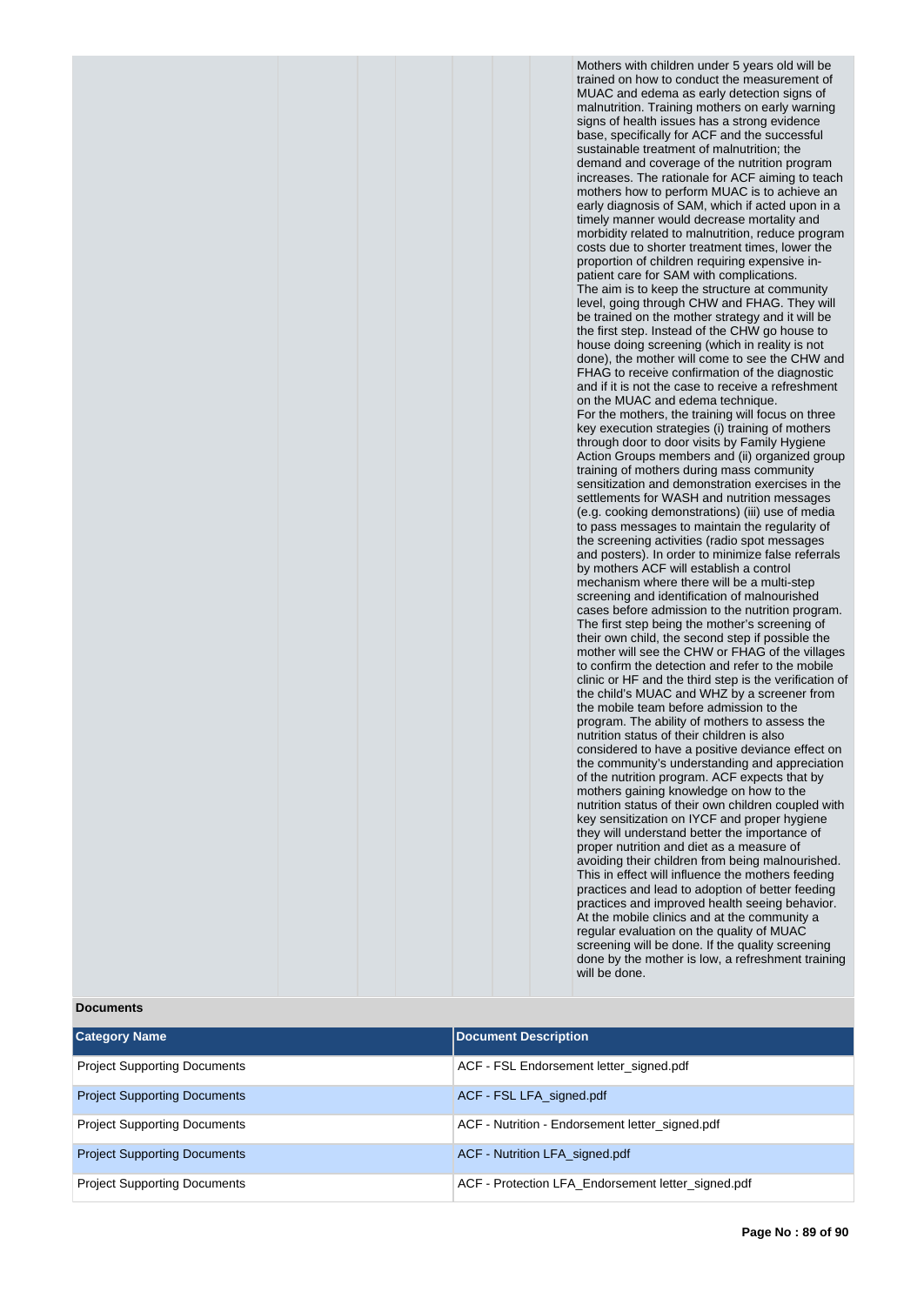Mothers with children under 5 years old will be trained on how to conduct the measurement of MUAC and edema as early detection signs of malnutrition. Training mothers on early warning signs of health issues has a strong evidence base, specifically for ACF and the successful sustainable treatment of malnutrition; the demand and coverage of the nutrition program increases. The rationale for ACF aiming to teach mothers how to perform MUAC is to achieve an early diagnosis of SAM, which if acted upon in a timely manner would decrease mortality and morbidity related to malnutrition, reduce program costs due to shorter treatment times, lower the proportion of children requiring expensive in-patient care for SAM with complications.
The aim is to keep the structure at community level, going through CHW and FHAG. They will be trained on the mother strategy and it will be the first step. Instead of the CHW go house to house doing screening (which in reality is not done), the mother will come to see the CHW and FHAG to receive confirmation of the diagnostic and if it is not the case to receive a refreshment on the MUAC and edema technique.
For the mothers, the training will focus on three key execution strategies (i) training of mothers through door to door visits by Family Hygiene Action Groups members and (ii) organized group training of mothers during mass community sensitization and demonstration exercises in the settlements for WASH and nutrition messages (e.g. cooking demonstrations) (iii) use of media to pass messages to maintain the regularity of the screening activities (radio spot messages and posters). In order to minimize false referrals by mothers ACF will establish a control mechanism where there will be a multi-step screening and identification of malnourished cases before admission to the nutrition program. The first step being the mother's screening of their own child, the second step if possible the mother will see the CHW or FHAG of the villages to confirm the detection and refer to the mobile clinic or HF and the third step is the verification of the child's MUAC and WHZ by a screener from the mobile team before admission to the program. The ability of mothers to assess the nutrition status of their children is also considered to have a positive deviance effect on the community's understanding and appreciation of the nutrition program. ACF expects that by mothers gaining knowledge on how to the nutrition status of their own children coupled with key sensitization on IYCF and proper hygiene they will understand better the importance of proper nutrition and diet as a measure of avoiding their children from being malnourished. This in effect will influence the mothers feeding practices and lead to adoption of better feeding practices and improved health seeing behavior. At the mobile clinics and at the community a regular evaluation on the quality of MUAC screening will be done. If the quality screening done by the mother is low, a refreshment training will be done.

**Documents**

| Category Name | Document Description |
|---|---|
| Project Supporting Documents | ACF - FSL Endorsement letter_signed.pdf |
| Project Supporting Documents | ACF - FSL LFA_signed.pdf |
| Project Supporting Documents | ACF - Nutrition - Endorsement letter_signed.pdf |
| Project Supporting Documents | ACF - Nutrition LFA_signed.pdf |
| Project Supporting Documents | ACF - Protection LFA_Endorsement letter_signed.pdf |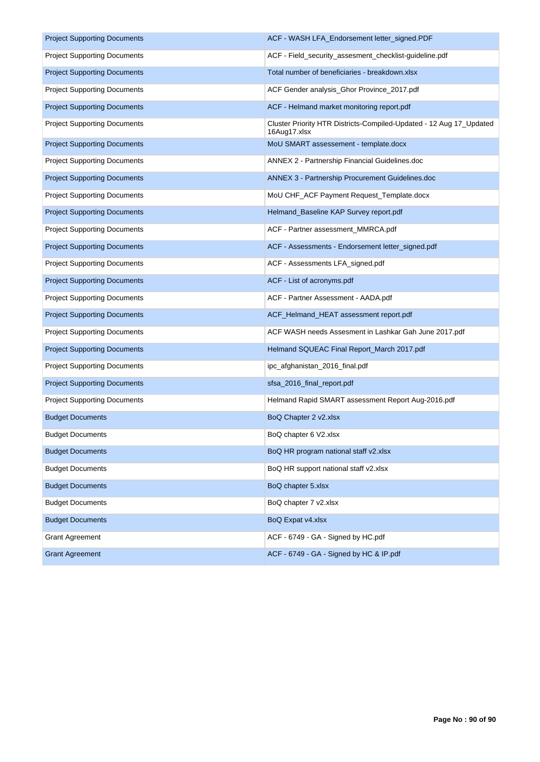| | |
|---|---|
| Project Supporting Documents | ACF - WASH LFA_Endorsement letter_signed.PDF |
| Project Supporting Documents | ACF - Field_security_assesment_checklist-guideline.pdf |
| Project Supporting Documents | Total number of beneficiaries - breakdown.xlsx |
| Project Supporting Documents | ACF Gender analysis_Ghor Province_2017.pdf |
| Project Supporting Documents | ACF - Helmand market monitoring report.pdf |
| Project Supporting Documents | Cluster Priority HTR Districts-Compiled-Updated - 12 Aug 17_Updated 16Aug17.xlsx |
| Project Supporting Documents | MoU SMART assessement - template.docx |
| Project Supporting Documents | ANNEX 2 - Partnership Financial Guidelines.doc |
| Project Supporting Documents | ANNEX 3 - Partnership Procurement Guidelines.doc |
| Project Supporting Documents | MoU CHF_ACF Payment Request_Template.docx |
| Project Supporting Documents | Helmand_Baseline KAP Survey report.pdf |
| Project Supporting Documents | ACF - Partner assessment_MMRCA.pdf |
| Project Supporting Documents | ACF - Assessments - Endorsement letter_signed.pdf |
| Project Supporting Documents | ACF - Assessments LFA_signed.pdf |
| Project Supporting Documents | ACF - List of acronyms.pdf |
| Project Supporting Documents | ACF - Partner Assessment - AADA.pdf |
| Project Supporting Documents | ACF_Helmand_HEAT assessment report.pdf |
| Project Supporting Documents | ACF WASH needs Assesment in Lashkar Gah June 2017.pdf |
| Project Supporting Documents | Helmand SQUEAC Final Report_March 2017.pdf |
| Project Supporting Documents | ipc_afghanistan_2016_final.pdf |
| Project Supporting Documents | sfsa_2016_final_report.pdf |
| Project Supporting Documents | Helmand Rapid SMART assessment Report Aug-2016.pdf |
| Budget Documents | BoQ Chapter 2 v2.xlsx |
| Budget Documents | BoQ chapter 6 V2.xlsx |
| Budget Documents | BoQ HR program national staff v2.xlsx |
| Budget Documents | BoQ HR support national staff v2.xlsx |
| Budget Documents | BoQ chapter 5.xlsx |
| Budget Documents | BoQ chapter 7 v2.xlsx |
| Budget Documents | BoQ Expat v4.xlsx |
| Grant Agreement | ACF - 6749 - GA - Signed by HC.pdf |
| Grant Agreement | ACF - 6749 - GA - Signed by HC & IP.pdf |